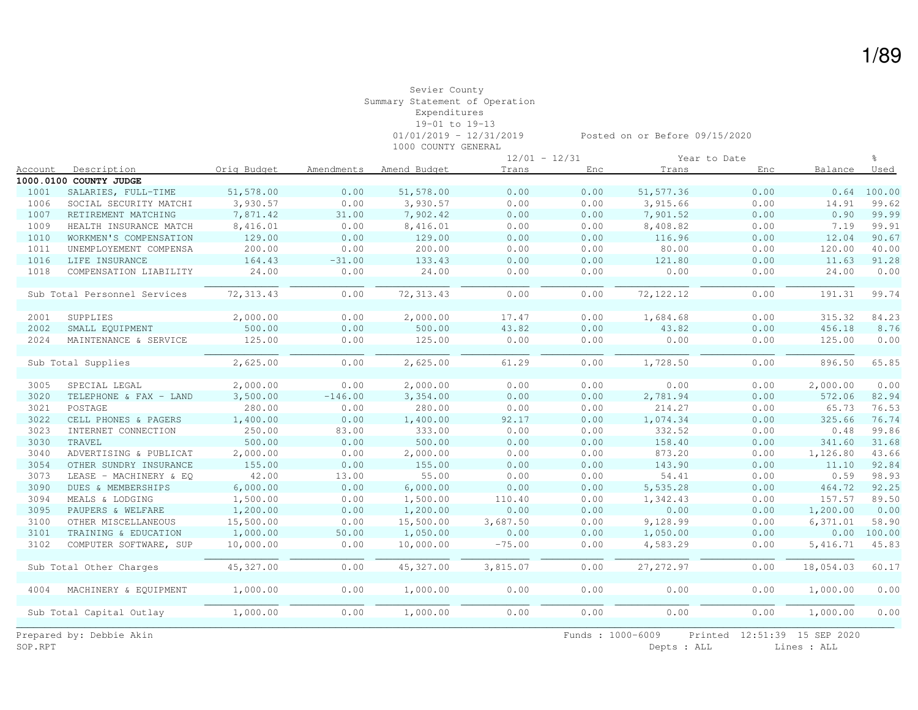Sevier County
Summary Statement of Operation
Expenditures
19-01 to 19-13
01/01/2019 - 12/31/2019    Posted on or Before 09/15/2020
1000 COUNTY GENERAL

| Account | Description | Orig Budget | Amendments | Amend Budget | 12/01 - 12/31 Trans | 12/01 - 12/31 Enc | Year to Date Trans | Year to Date Enc | Balance | % Used |
|---|---|---|---|---|---|---|---|---|---|---|
| **1000.0100 COUNTY JUDGE** | | | | | | | | | | |
| 1001 | SALARIES, FULL-TIME | 51,578.00 | 0.00 | 51,578.00 | 0.00 | 0.00 | 51,577.36 | 0.00 | 0.64 | 100.00 |
| 1006 | SOCIAL SECURITY MATCHI | 3,930.57 | 0.00 | 3,930.57 | 0.00 | 0.00 | 3,915.66 | 0.00 | 14.91 | 99.62 |
| 1007 | RETIREMENT MATCHING | 7,871.42 | 31.00 | 7,902.42 | 0.00 | 0.00 | 7,901.52 | 0.00 | 0.90 | 99.99 |
| 1009 | HEALTH INSURANCE MATCH | 8,416.01 | 0.00 | 8,416.01 | 0.00 | 0.00 | 8,408.82 | 0.00 | 7.19 | 99.91 |
| 1010 | WORKMEN'S COMPENSATION | 129.00 | 0.00 | 129.00 | 0.00 | 0.00 | 116.96 | 0.00 | 12.04 | 90.67 |
| 1011 | UNEMPLOYEMENT COMPENSA | 200.00 | 0.00 | 200.00 | 0.00 | 0.00 | 80.00 | 0.00 | 120.00 | 40.00 |
| 1016 | LIFE INSURANCE | 164.43 | -31.00 | 133.43 | 0.00 | 0.00 | 121.80 | 0.00 | 11.63 | 91.28 |
| 1018 | COMPENSATION LIABILITY | 24.00 | 0.00 | 24.00 | 0.00 | 0.00 | 0.00 | 0.00 | 24.00 | 0.00 |
| | Sub Total Personnel Services | 72,313.43 | 0.00 | 72,313.43 | 0.00 | 0.00 | 72,122.12 | 0.00 | 191.31 | 99.74 |
| 2001 | SUPPLIES | 2,000.00 | 0.00 | 2,000.00 | 17.47 | 0.00 | 1,684.68 | 0.00 | 315.32 | 84.23 |
| 2002 | SMALL EQUIPMENT | 500.00 | 0.00 | 500.00 | 43.82 | 0.00 | 43.82 | 0.00 | 456.18 | 8.76 |
| 2024 | MAINTENANCE & SERVICE | 125.00 | 0.00 | 125.00 | 0.00 | 0.00 | 0.00 | 0.00 | 125.00 | 0.00 |
| | Sub Total Supplies | 2,625.00 | 0.00 | 2,625.00 | 61.29 | 0.00 | 1,728.50 | 0.00 | 896.50 | 65.85 |
| 3005 | SPECIAL LEGAL | 2,000.00 | 0.00 | 2,000.00 | 0.00 | 0.00 | 0.00 | 0.00 | 2,000.00 | 0.00 |
| 3020 | TELEPHONE & FAX - LAND | 3,500.00 | -146.00 | 3,354.00 | 0.00 | 0.00 | 2,781.94 | 0.00 | 572.06 | 82.94 |
| 3021 | POSTAGE | 280.00 | 0.00 | 280.00 | 0.00 | 0.00 | 214.27 | 0.00 | 65.73 | 76.53 |
| 3022 | CELL PHONES & PAGERS | 1,400.00 | 0.00 | 1,400.00 | 92.17 | 0.00 | 1,074.34 | 0.00 | 325.66 | 76.74 |
| 3023 | INTERNET CONNECTION | 250.00 | 83.00 | 333.00 | 0.00 | 0.00 | 332.52 | 0.00 | 0.48 | 99.86 |
| 3030 | TRAVEL | 500.00 | 0.00 | 500.00 | 0.00 | 0.00 | 158.40 | 0.00 | 341.60 | 31.68 |
| 3040 | ADVERTISING & PUBLICAT | 2,000.00 | 0.00 | 2,000.00 | 0.00 | 0.00 | 873.20 | 0.00 | 1,126.80 | 43.66 |
| 3054 | OTHER SUNDRY INSURANCE | 155.00 | 0.00 | 155.00 | 0.00 | 0.00 | 143.90 | 0.00 | 11.10 | 92.84 |
| 3073 | LEASE - MACHINERY & EQ | 42.00 | 13.00 | 55.00 | 0.00 | 0.00 | 54.41 | 0.00 | 0.59 | 98.93 |
| 3090 | DUES & MEMBERSHIPS | 6,000.00 | 0.00 | 6,000.00 | 0.00 | 0.00 | 5,535.28 | 0.00 | 464.72 | 92.25 |
| 3094 | MEALS & LODGING | 1,500.00 | 0.00 | 1,500.00 | 110.40 | 0.00 | 1,342.43 | 0.00 | 157.57 | 89.50 |
| 3095 | PAUPERS & WELFARE | 1,200.00 | 0.00 | 1,200.00 | 0.00 | 0.00 | 0.00 | 0.00 | 1,200.00 | 0.00 |
| 3100 | OTHER MISCELLANEOUS | 15,500.00 | 0.00 | 15,500.00 | 3,687.50 | 0.00 | 9,128.99 | 0.00 | 6,371.01 | 58.90 |
| 3101 | TRAINING & EDUCATION | 1,000.00 | 50.00 | 1,050.00 | 0.00 | 0.00 | 1,050.00 | 0.00 | 0.00 | 100.00 |
| 3102 | COMPUTER SOFTWARE, SUP | 10,000.00 | 0.00 | 10,000.00 | -75.00 | 0.00 | 4,583.29 | 0.00 | 5,416.71 | 45.83 |
| | Sub Total Other Charges | 45,327.00 | 0.00 | 45,327.00 | 3,815.07 | 0.00 | 27,272.97 | 0.00 | 18,054.03 | 60.17 |
| 4004 | MACHINERY & EQUIPMENT | 1,000.00 | 0.00 | 1,000.00 | 0.00 | 0.00 | 0.00 | 0.00 | 1,000.00 | 0.00 |
| | Sub Total Capital Outlay | 1,000.00 | 0.00 | 1,000.00 | 0.00 | 0.00 | 0.00 | 0.00 | 1,000.00 | 0.00 |

Prepared by: Debbie Akin    Funds : 1000-6009    Printed 12:51:39 15 SEP 2020
SOP.RPT    Depts : ALL    Lines : ALL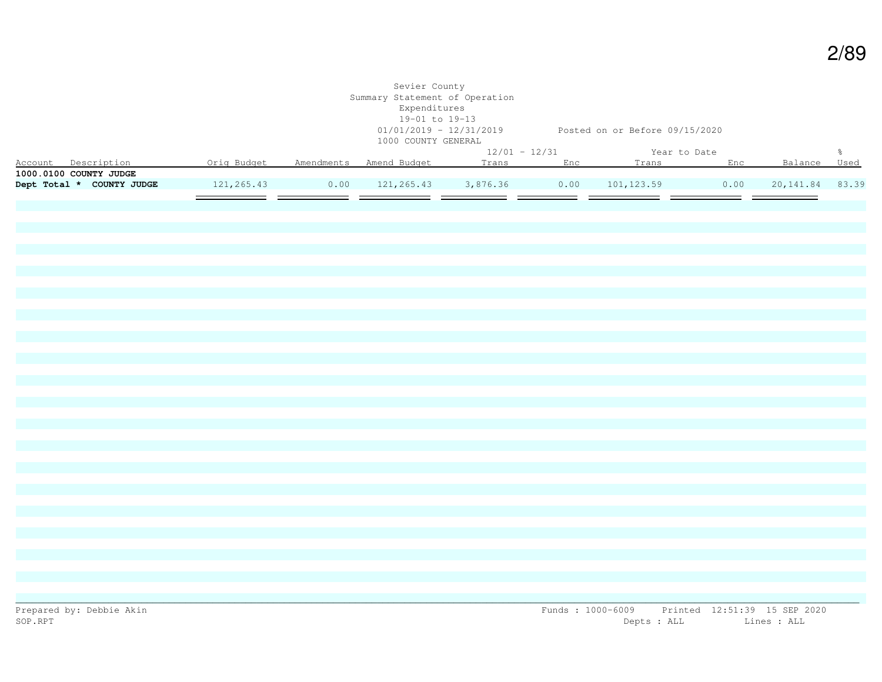Sevier County
Summary Statement of Operation
Expenditures
19-01 to 19-13
01/01/2019 - 12/31/2019 Posted on or Before 09/15/2020
1000 COUNTY GENERAL

| Account Description | Orig Budget | Amendments | Amend Budget | 12/01 - 12/31 Trans | Enc | Year to Date Trans | Enc | Balance | % Used |
|---|---|---|---|---|---|---|---|---|---|
| **1000.0100 COUNTY JUDGE** | | | | | | | | | |
| **Dept Total * COUNTY JUDGE** | 121,265.43 | 0.00 | 121,265.43 | 3,876.36 | 0.00 | 101,123.59 | 0.00 | 20,141.84 | 83.39 |

Prepared by: Debbie Akin
SOP.RPT

Funds : 1000-6009 Printed 12:51:39 15 SEP 2020
Depts : ALL Lines : ALL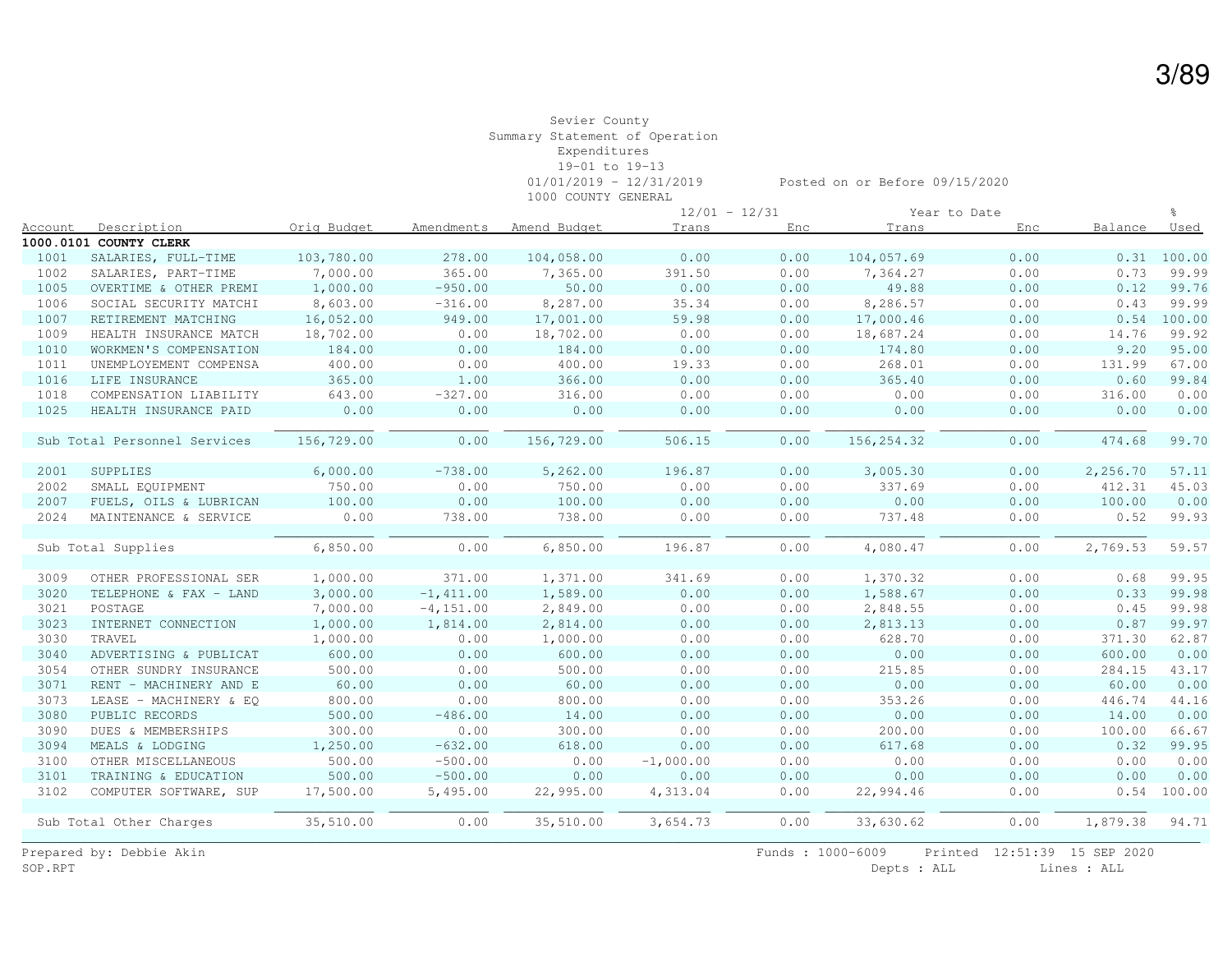Sevier County
Summary Statement of Operation
Expenditures
19-01 to 19-13
01/01/2019 - 12/31/2019
Posted on or Before 09/15/2020
1000 COUNTY GENERAL

| Account | Description | Orig Budget | Amendments | Amend Budget | 12/01 - 12/31 Trans | 12/01 - 12/31 Enc | Year to Date Trans | Year to Date Enc | Balance | % Used |
|---|---|---|---|---|---|---|---|---|---|---|
| **1000.0101 COUNTY CLERK** | | | | | | | | | | |
| 1001 | SALARIES, FULL-TIME | 103,780.00 | 278.00 | 104,058.00 | 0.00 | 0.00 | 104,057.69 | 0.00 | 0.31 | 100.00 |
| 1002 | SALARIES, PART-TIME | 7,000.00 | 365.00 | 7,365.00 | 391.50 | 0.00 | 7,364.27 | 0.00 | 0.73 | 99.99 |
| 1005 | OVERTIME & OTHER PREMI | 1,000.00 | -950.00 | 50.00 | 0.00 | 0.00 | 49.88 | 0.00 | 0.12 | 99.76 |
| 1006 | SOCIAL SECURITY MATCHI | 8,603.00 | -316.00 | 8,287.00 | 35.34 | 0.00 | 8,286.57 | 0.00 | 0.43 | 99.99 |
| 1007 | RETIREMENT MATCHING | 16,052.00 | 949.00 | 17,001.00 | 59.98 | 0.00 | 17,000.46 | 0.00 | 0.54 | 100.00 |
| 1009 | HEALTH INSURANCE MATCH | 18,702.00 | 0.00 | 18,702.00 | 0.00 | 0.00 | 18,687.24 | 0.00 | 14.76 | 99.92 |
| 1010 | WORKMEN'S COMPENSATION | 184.00 | 0.00 | 184.00 | 0.00 | 0.00 | 174.80 | 0.00 | 9.20 | 95.00 |
| 1011 | UNEMPLOYEMENT COMPENSA | 400.00 | 0.00 | 400.00 | 19.33 | 0.00 | 268.01 | 0.00 | 131.99 | 67.00 |
| 1016 | LIFE INSURANCE | 365.00 | 1.00 | 366.00 | 0.00 | 0.00 | 365.40 | 0.00 | 0.60 | 99.84 |
| 1018 | COMPENSATION LIABILITY | 643.00 | -327.00 | 316.00 | 0.00 | 0.00 | 0.00 | 0.00 | 316.00 | 0.00 |
| 1025 | HEALTH INSURANCE PAID | 0.00 | 0.00 | 0.00 | 0.00 | 0.00 | 0.00 | 0.00 | 0.00 | 0.00 |
| | Sub Total Personnel Services | 156,729.00 | 0.00 | 156,729.00 | 506.15 | 0.00 | 156,254.32 | 0.00 | 474.68 | 99.70 |
| 2001 | SUPPLIES | 6,000.00 | -738.00 | 5,262.00 | 196.87 | 0.00 | 3,005.30 | 0.00 | 2,256.70 | 57.11 |
| 2002 | SMALL EQUIPMENT | 750.00 | 0.00 | 750.00 | 0.00 | 0.00 | 337.69 | 0.00 | 412.31 | 45.03 |
| 2007 | FUELS, OILS & LUBRICAN | 100.00 | 0.00 | 100.00 | 0.00 | 0.00 | 0.00 | 0.00 | 100.00 | 0.00 |
| 2024 | MAINTENANCE & SERVICE | 0.00 | 738.00 | 738.00 | 0.00 | 0.00 | 737.48 | 0.00 | 0.52 | 99.93 |
| | Sub Total Supplies | 6,850.00 | 0.00 | 6,850.00 | 196.87 | 0.00 | 4,080.47 | 0.00 | 2,769.53 | 59.57 |
| 3009 | OTHER PROFESSIONAL SER | 1,000.00 | 371.00 | 1,371.00 | 341.69 | 0.00 | 1,370.32 | 0.00 | 0.68 | 99.95 |
| 3020 | TELEPHONE & FAX - LAND | 3,000.00 | -1,411.00 | 1,589.00 | 0.00 | 0.00 | 1,588.67 | 0.00 | 0.33 | 99.98 |
| 3021 | POSTAGE | 7,000.00 | -4,151.00 | 2,849.00 | 0.00 | 0.00 | 2,848.55 | 0.00 | 0.45 | 99.98 |
| 3023 | INTERNET CONNECTION | 1,000.00 | 1,814.00 | 2,814.00 | 0.00 | 0.00 | 2,813.13 | 0.00 | 0.87 | 99.97 |
| 3030 | TRAVEL | 1,000.00 | 0.00 | 1,000.00 | 0.00 | 0.00 | 628.70 | 0.00 | 371.30 | 62.87 |
| 3040 | ADVERTISING & PUBLICAT | 600.00 | 0.00 | 600.00 | 0.00 | 0.00 | 0.00 | 0.00 | 600.00 | 0.00 |
| 3054 | OTHER SUNDRY INSURANCE | 500.00 | 0.00 | 500.00 | 0.00 | 0.00 | 215.85 | 0.00 | 284.15 | 43.17 |
| 3071 | RENT - MACHINERY AND E | 60.00 | 0.00 | 60.00 | 0.00 | 0.00 | 0.00 | 0.00 | 60.00 | 0.00 |
| 3073 | LEASE - MACHINERY & EQ | 800.00 | 0.00 | 800.00 | 0.00 | 0.00 | 353.26 | 0.00 | 446.74 | 44.16 |
| 3080 | PUBLIC RECORDS | 500.00 | -486.00 | 14.00 | 0.00 | 0.00 | 0.00 | 0.00 | 14.00 | 0.00 |
| 3090 | DUES & MEMBERSHIPS | 300.00 | 0.00 | 300.00 | 0.00 | 0.00 | 200.00 | 0.00 | 100.00 | 66.67 |
| 3094 | MEALS & LODGING | 1,250.00 | -632.00 | 618.00 | 0.00 | 0.00 | 617.68 | 0.00 | 0.32 | 99.95 |
| 3100 | OTHER MISCELLANEOUS | 500.00 | -500.00 | 0.00 | -1,000.00 | 0.00 | 0.00 | 0.00 | 0.00 | 0.00 |
| 3101 | TRAINING & EDUCATION | 500.00 | -500.00 | 0.00 | 0.00 | 0.00 | 0.00 | 0.00 | 0.00 | 0.00 |
| 3102 | COMPUTER SOFTWARE, SUP | 17,500.00 | 5,495.00 | 22,995.00 | 4,313.04 | 0.00 | 22,994.46 | 0.00 | 0.54 | 100.00 |
| | Sub Total Other Charges | 35,510.00 | 0.00 | 35,510.00 | 3,654.73 | 0.00 | 33,630.62 | 0.00 | 1,879.38 | 94.71 |

Prepared by: Debbie Akin
SOP.RPT

Funds : 1000-6009 Printed 12:51:39 15 SEP 2020
Depts : ALL Lines : ALL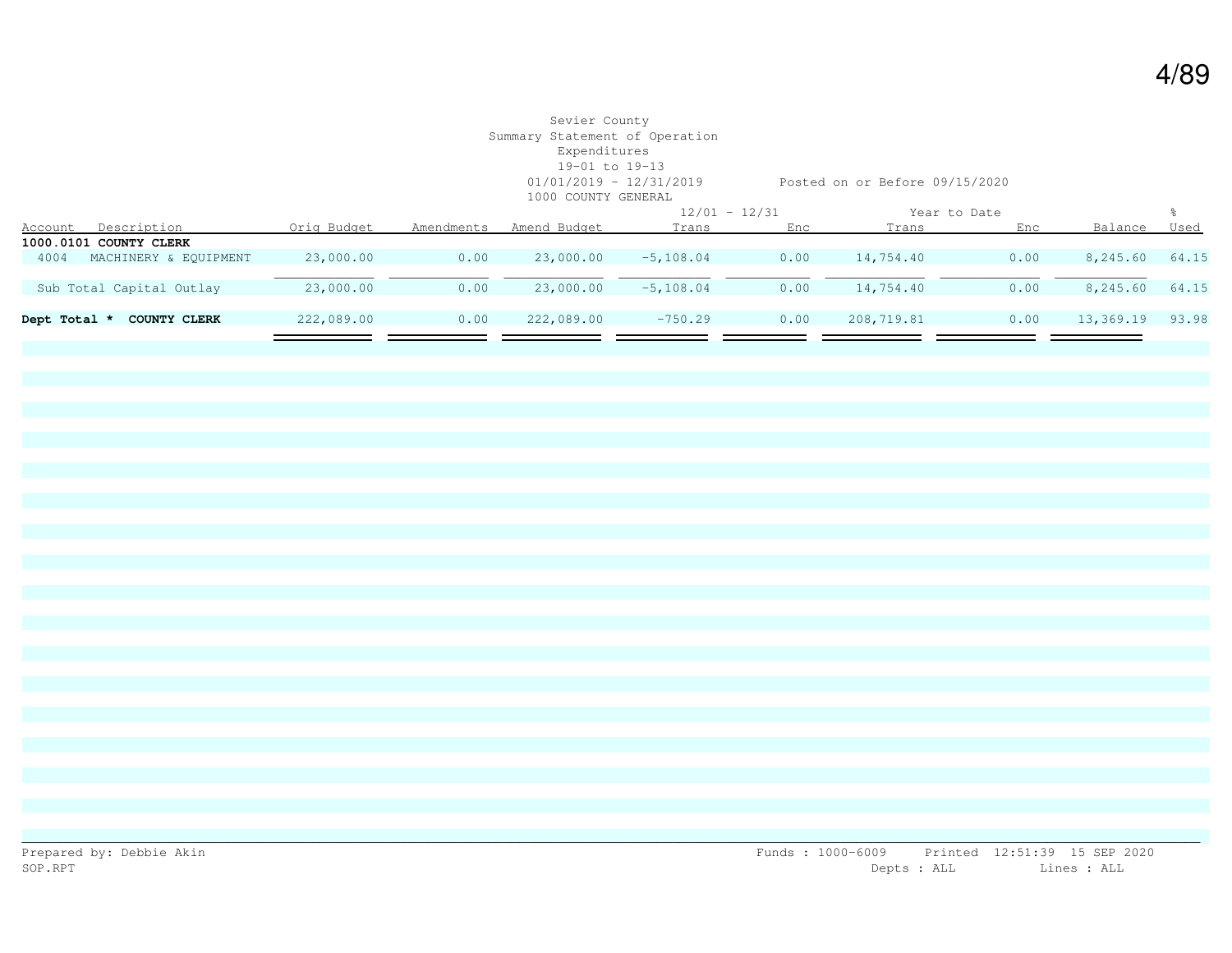Sevier County
Summary Statement of Operation
Expenditures
19-01 to 19-13
01/01/2019 - 12/31/2019 Posted on or Before 09/15/2020
1000 COUNTY GENERAL

| Account | Description | Orig Budget | Amendments | Amend Budget | 12/01 - 12/31 Trans | 12/01 - 12/31 Enc | Year to Date Trans | Year to Date Enc | Balance | % Used |
|---|---|---|---|---|---|---|---|---|---|---|
| **1000.0101 COUNTY CLERK** | | | | | | | | | | |
| 4004 | MACHINERY & EQUIPMENT | 23,000.00 | 0.00 | 23,000.00 | -5,108.04 | 0.00 | 14,754.40 | 0.00 | 8,245.60 | 64.15 |
| | Sub Total Capital Outlay | 23,000.00 | 0.00 | 23,000.00 | -5,108.04 | 0.00 | 14,754.40 | 0.00 | 8,245.60 | 64.15 |
| **Dept Total *** | **COUNTY CLERK** | 222,089.00 | 0.00 | 222,089.00 | -750.29 | 0.00 | 208,719.81 | 0.00 | 13,369.19 | 93.98 |

Prepared by: Debbie Akin
SOP.RPT

Funds : 1000-6009 Printed 12:51:39 15 SEP 2020
Depts : ALL Lines : ALL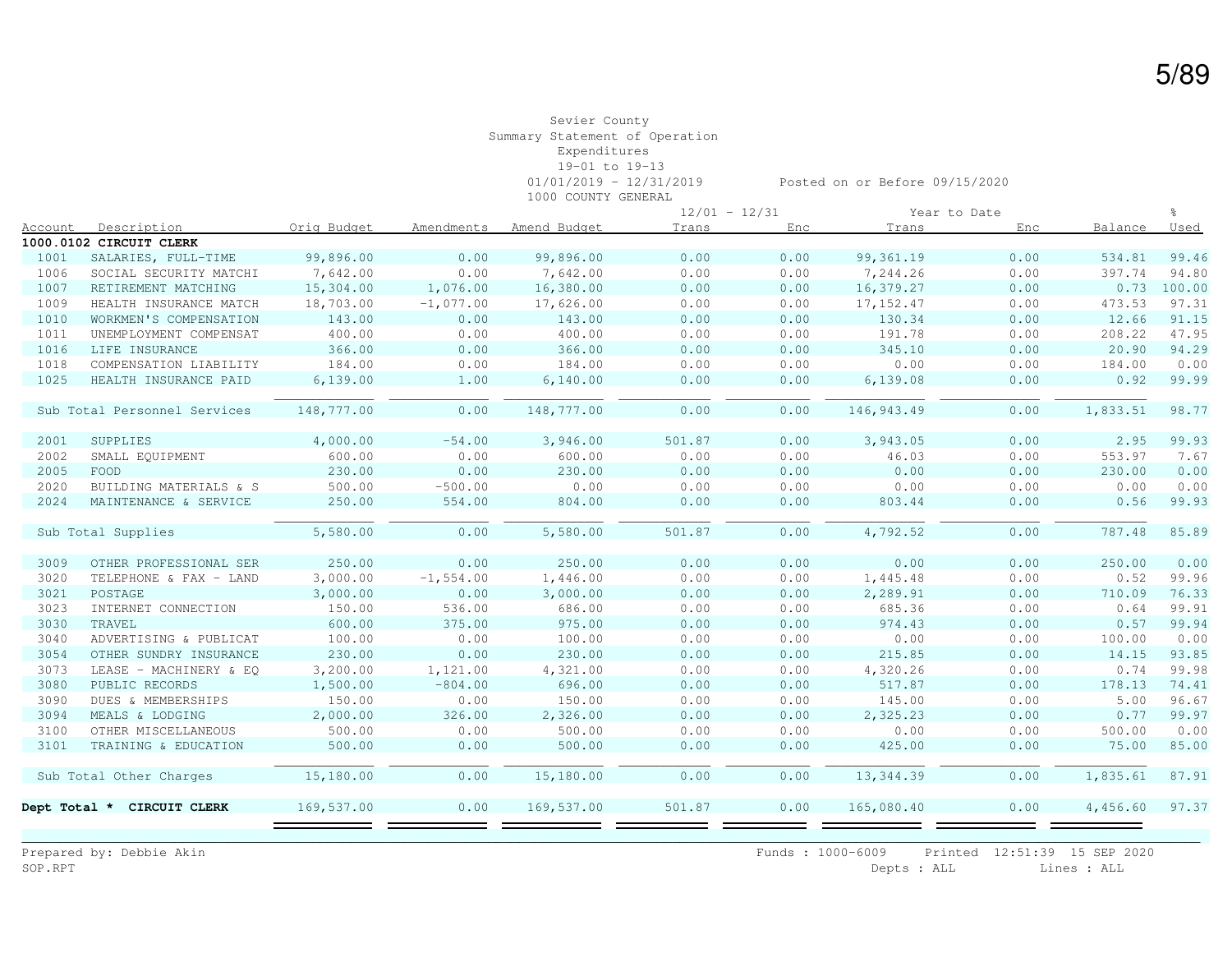Sevier County
Summary Statement of Operation
Expenditures
19-01 to 19-13
01/01/2019 - 12/31/2019 Posted on or Before 09/15/2020
1000 COUNTY GENERAL

| Account | Description | Orig Budget | Amendments | Amend Budget | 12/01 - 12/31 Trans | 12/01 - 12/31 Enc | Year to Date Trans | Year to Date Enc | Balance | % Used |
|---|---|---|---|---|---|---|---|---|---|---|
| **1000.0102 CIRCUIT CLERK** | | | | | | | | | | |
| 1001 | SALARIES, FULL-TIME | 99,896.00 | 0.00 | 99,896.00 | 0.00 | 0.00 | 99,361.19 | 0.00 | 534.81 | 99.46 |
| 1006 | SOCIAL SECURITY MATCHI | 7,642.00 | 0.00 | 7,642.00 | 0.00 | 0.00 | 7,244.26 | 0.00 | 397.74 | 94.80 |
| 1007 | RETIREMENT MATCHING | 15,304.00 | 1,076.00 | 16,380.00 | 0.00 | 0.00 | 16,379.27 | 0.00 | 0.73 | 100.00 |
| 1009 | HEALTH INSURANCE MATCH | 18,703.00 | -1,077.00 | 17,626.00 | 0.00 | 0.00 | 17,152.47 | 0.00 | 473.53 | 97.31 |
| 1010 | WORKMEN'S COMPENSATION | 143.00 | 0.00 | 143.00 | 0.00 | 0.00 | 130.34 | 0.00 | 12.66 | 91.15 |
| 1011 | UNEMPLOYMENT COMPENSAT | 400.00 | 0.00 | 400.00 | 0.00 | 0.00 | 191.78 | 0.00 | 208.22 | 47.95 |
| 1016 | LIFE INSURANCE | 366.00 | 0.00 | 366.00 | 0.00 | 0.00 | 345.10 | 0.00 | 20.90 | 94.29 |
| 1018 | COMPENSATION LIABILITY | 184.00 | 0.00 | 184.00 | 0.00 | 0.00 | 0.00 | 0.00 | 184.00 | 0.00 |
| 1025 | HEALTH INSURANCE PAID | 6,139.00 | 1.00 | 6,140.00 | 0.00 | 0.00 | 6,139.08 | 0.00 | 0.92 | 99.99 |
| | Sub Total Personnel Services | 148,777.00 | 0.00 | 148,777.00 | 0.00 | 0.00 | 146,943.49 | 0.00 | 1,833.51 | 98.77 |
| 2001 | SUPPLIES | 4,000.00 | -54.00 | 3,946.00 | 501.87 | 0.00 | 3,943.05 | 0.00 | 2.95 | 99.93 |
| 2002 | SMALL EQUIPMENT | 600.00 | 0.00 | 600.00 | 0.00 | 0.00 | 46.03 | 0.00 | 553.97 | 7.67 |
| 2005 | FOOD | 230.00 | 0.00 | 230.00 | 0.00 | 0.00 | 0.00 | 0.00 | 230.00 | 0.00 |
| 2020 | BUILDING MATERIALS & S | 500.00 | -500.00 | 0.00 | 0.00 | 0.00 | 0.00 | 0.00 | 0.00 | 0.00 |
| 2024 | MAINTENANCE & SERVICE | 250.00 | 554.00 | 804.00 | 0.00 | 0.00 | 803.44 | 0.00 | 0.56 | 99.93 |
| | Sub Total Supplies | 5,580.00 | 0.00 | 5,580.00 | 501.87 | 0.00 | 4,792.52 | 0.00 | 787.48 | 85.89 |
| 3009 | OTHER PROFESSIONAL SER | 250.00 | 0.00 | 250.00 | 0.00 | 0.00 | 0.00 | 0.00 | 250.00 | 0.00 |
| 3020 | TELEPHONE & FAX - LAND | 3,000.00 | -1,554.00 | 1,446.00 | 0.00 | 0.00 | 1,445.48 | 0.00 | 0.52 | 99.96 |
| 3021 | POSTAGE | 3,000.00 | 0.00 | 3,000.00 | 0.00 | 0.00 | 2,289.91 | 0.00 | 710.09 | 76.33 |
| 3023 | INTERNET CONNECTION | 150.00 | 536.00 | 686.00 | 0.00 | 0.00 | 685.36 | 0.00 | 0.64 | 99.91 |
| 3030 | TRAVEL | 600.00 | 375.00 | 975.00 | 0.00 | 0.00 | 974.43 | 0.00 | 0.57 | 99.94 |
| 3040 | ADVERTISING & PUBLICAT | 100.00 | 0.00 | 100.00 | 0.00 | 0.00 | 0.00 | 0.00 | 100.00 | 0.00 |
| 3054 | OTHER SUNDRY INSURANCE | 230.00 | 0.00 | 230.00 | 0.00 | 0.00 | 215.85 | 0.00 | 14.15 | 93.85 |
| 3073 | LEASE - MACHINERY & EQ | 3,200.00 | 1,121.00 | 4,321.00 | 0.00 | 0.00 | 4,320.26 | 0.00 | 0.74 | 99.98 |
| 3080 | PUBLIC RECORDS | 1,500.00 | -804.00 | 696.00 | 0.00 | 0.00 | 517.87 | 0.00 | 178.13 | 74.41 |
| 3090 | DUES & MEMBERSHIPS | 150.00 | 0.00 | 150.00 | 0.00 | 0.00 | 145.00 | 0.00 | 5.00 | 96.67 |
| 3094 | MEALS & LODGING | 2,000.00 | 326.00 | 2,326.00 | 0.00 | 0.00 | 2,325.23 | 0.00 | 0.77 | 99.97 |
| 3100 | OTHER MISCELLANEOUS | 500.00 | 0.00 | 500.00 | 0.00 | 0.00 | 0.00 | 0.00 | 500.00 | 0.00 |
| 3101 | TRAINING & EDUCATION | 500.00 | 0.00 | 500.00 | 0.00 | 0.00 | 425.00 | 0.00 | 75.00 | 85.00 |
| | Sub Total Other Charges | 15,180.00 | 0.00 | 15,180.00 | 0.00 | 0.00 | 13,344.39 | 0.00 | 1,835.61 | 87.91 |
| **Dept Total *** | **CIRCUIT CLERK** | 169,537.00 | 0.00 | 169,537.00 | 501.87 | 0.00 | 165,080.40 | 0.00 | 4,456.60 | 97.37 |

Prepared by: Debbie Akin
SOP.RPT

Funds : 1000-6009 Printed 12:51:39 15 SEP 2020
Depts : ALL Lines : ALL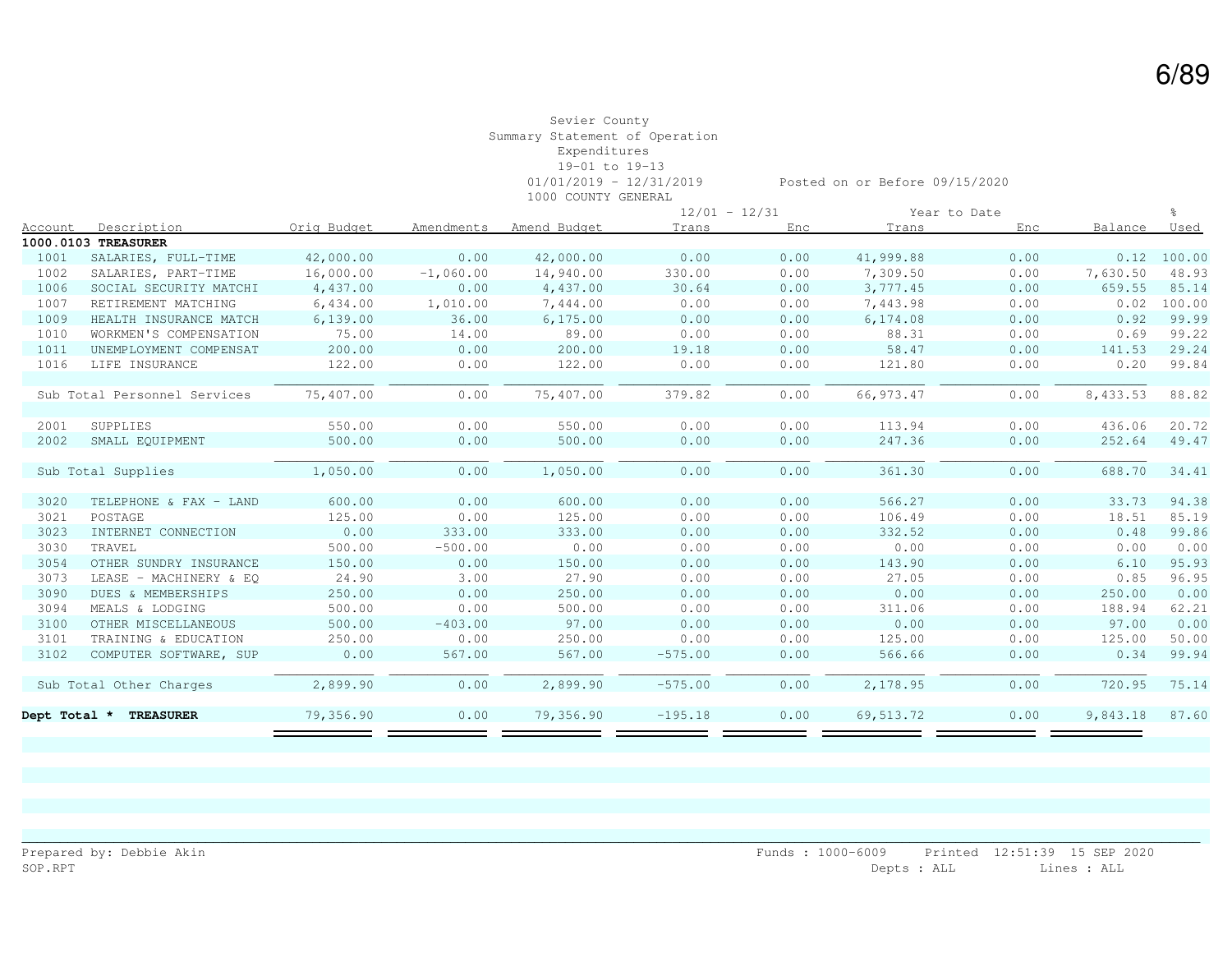Sevier County
Summary Statement of Operation
Expenditures
19-01 to 19-13
01/01/2019 - 12/31/2019 Posted on or Before 09/15/2020
1000 COUNTY GENERAL

| Account | Description | Orig Budget | Amendments | Amend Budget | 12/01 - 12/31 Trans | 12/01 - 12/31 Enc | Year to Date Trans | Year to Date Enc | Balance | % Used |
|---|---|---|---|---|---|---|---|---|---|---|
| **1000.0103 TREASURER** | | | | | | | | | | |
| 1001 | SALARIES, FULL-TIME | 42,000.00 | 0.00 | 42,000.00 | 0.00 | 0.00 | 41,999.88 | 0.00 | 0.12 | 100.00 |
| 1002 | SALARIES, PART-TIME | 16,000.00 | -1,060.00 | 14,940.00 | 330.00 | 0.00 | 7,309.50 | 0.00 | 7,630.50 | 48.93 |
| 1006 | SOCIAL SECURITY MATCHI | 4,437.00 | 0.00 | 4,437.00 | 30.64 | 0.00 | 3,777.45 | 0.00 | 659.55 | 85.14 |
| 1007 | RETIREMENT MATCHING | 6,434.00 | 1,010.00 | 7,444.00 | 0.00 | 0.00 | 7,443.98 | 0.00 | 0.02 | 100.00 |
| 1009 | HEALTH INSURANCE MATCH | 6,139.00 | 36.00 | 6,175.00 | 0.00 | 0.00 | 6,174.08 | 0.00 | 0.92 | 99.99 |
| 1010 | WORKMEN'S COMPENSATION | 75.00 | 14.00 | 89.00 | 0.00 | 0.00 | 88.31 | 0.00 | 0.69 | 99.22 |
| 1011 | UNEMPLOYMENT COMPENSAT | 200.00 | 0.00 | 200.00 | 19.18 | 0.00 | 58.47 | 0.00 | 141.53 | 29.24 |
| 1016 | LIFE INSURANCE | 122.00 | 0.00 | 122.00 | 0.00 | 0.00 | 121.80 | 0.00 | 0.20 | 99.84 |
| | Sub Total Personnel Services | 75,407.00 | 0.00 | 75,407.00 | 379.82 | 0.00 | 66,973.47 | 0.00 | 8,433.53 | 88.82 |
| 2001 | SUPPLIES | 550.00 | 0.00 | 550.00 | 0.00 | 0.00 | 113.94 | 0.00 | 436.06 | 20.72 |
| 2002 | SMALL EQUIPMENT | 500.00 | 0.00 | 500.00 | 0.00 | 0.00 | 247.36 | 0.00 | 252.64 | 49.47 |
| | Sub Total Supplies | 1,050.00 | 0.00 | 1,050.00 | 0.00 | 0.00 | 361.30 | 0.00 | 688.70 | 34.41 |
| 3020 | TELEPHONE & FAX - LAND | 600.00 | 0.00 | 600.00 | 0.00 | 0.00 | 566.27 | 0.00 | 33.73 | 94.38 |
| 3021 | POSTAGE | 125.00 | 0.00 | 125.00 | 0.00 | 0.00 | 106.49 | 0.00 | 18.51 | 85.19 |
| 3023 | INTERNET CONNECTION | 0.00 | 333.00 | 333.00 | 0.00 | 0.00 | 332.52 | 0.00 | 0.48 | 99.86 |
| 3030 | TRAVEL | 500.00 | -500.00 | 0.00 | 0.00 | 0.00 | 0.00 | 0.00 | 0.00 | 0.00 |
| 3054 | OTHER SUNDRY INSURANCE | 150.00 | 0.00 | 150.00 | 0.00 | 0.00 | 143.90 | 0.00 | 6.10 | 95.93 |
| 3073 | LEASE - MACHINERY & EQ | 24.90 | 3.00 | 27.90 | 0.00 | 0.00 | 27.05 | 0.00 | 0.85 | 96.95 |
| 3090 | DUES & MEMBERSHIPS | 250.00 | 0.00 | 250.00 | 0.00 | 0.00 | 0.00 | 0.00 | 250.00 | 0.00 |
| 3094 | MEALS & LODGING | 500.00 | 0.00 | 500.00 | 0.00 | 0.00 | 311.06 | 0.00 | 188.94 | 62.21 |
| 3100 | OTHER MISCELLANEOUS | 500.00 | -403.00 | 97.00 | 0.00 | 0.00 | 0.00 | 0.00 | 97.00 | 0.00 |
| 3101 | TRAINING & EDUCATION | 250.00 | 0.00 | 250.00 | 0.00 | 0.00 | 125.00 | 0.00 | 125.00 | 50.00 |
| 3102 | COMPUTER SOFTWARE, SUP | 0.00 | 567.00 | 567.00 | -575.00 | 0.00 | 566.66 | 0.00 | 0.34 | 99.94 |
| | Sub Total Other Charges | 2,899.90 | 0.00 | 2,899.90 | -575.00 | 0.00 | 2,178.95 | 0.00 | 720.95 | 75.14 |
| **Dept Total *** | **TREASURER** | 79,356.90 | 0.00 | 79,356.90 | -195.18 | 0.00 | 69,513.72 | 0.00 | 9,843.18 | 87.60 |

Prepared by: Debbie Akin
SOP.RPT

Funds : 1000-6009 Printed 12:51:39 15 SEP 2020
Depts : ALL Lines : ALL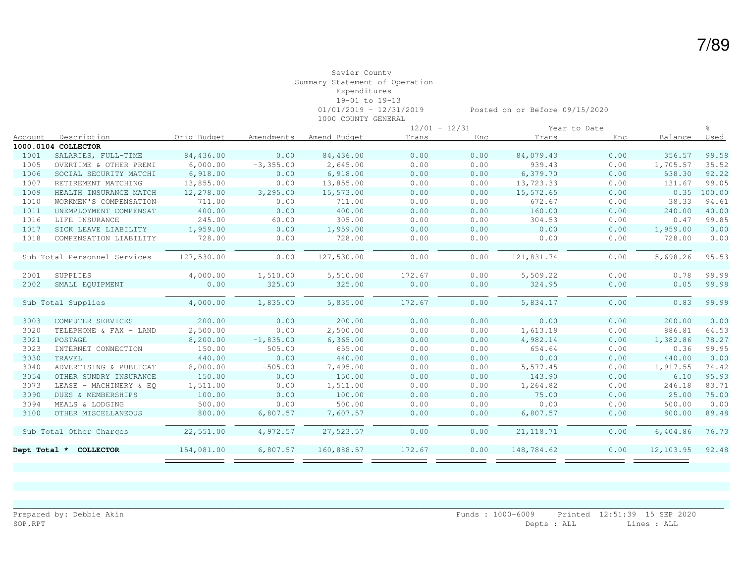Sevier County
Summary Statement of Operation
Expenditures
19-01 to 19-13
01/01/2019 - 12/31/2019 Posted on or Before 09/15/2020
1000 COUNTY GENERAL

| Account | Description | Orig Budget | Amendments | Amend Budget | 12/01 - 12/31 Trans | 12/01 - 12/31 Enc | Year to Date Trans | Year to Date Enc | Balance | % Used |
|---|---|---|---|---|---|---|---|---|---|---|
| **1000.0104 COLLECTOR** | | | | | | | | | | |
| 1001 | SALARIES, FULL-TIME | 84,436.00 | 0.00 | 84,436.00 | 0.00 | 0.00 | 84,079.43 | 0.00 | 356.57 | 99.58 |
| 1005 | OVERTIME & OTHER PREMI | 6,000.00 | -3,355.00 | 2,645.00 | 0.00 | 0.00 | 939.43 | 0.00 | 1,705.57 | 35.52 |
| 1006 | SOCIAL SECURITY MATCHI | 6,918.00 | 0.00 | 6,918.00 | 0.00 | 0.00 | 6,379.70 | 0.00 | 538.30 | 92.22 |
| 1007 | RETIREMENT MATCHING | 13,855.00 | 0.00 | 13,855.00 | 0.00 | 0.00 | 13,723.33 | 0.00 | 131.67 | 99.05 |
| 1009 | HEALTH INSURANCE MATCH | 12,278.00 | 3,295.00 | 15,573.00 | 0.00 | 0.00 | 15,572.65 | 0.00 | 0.35 | 100.00 |
| 1010 | WORKMEN'S COMPENSATION | 711.00 | 0.00 | 711.00 | 0.00 | 0.00 | 672.67 | 0.00 | 38.33 | 94.61 |
| 1011 | UNEMPLOYMENT COMPENSAT | 400.00 | 0.00 | 400.00 | 0.00 | 0.00 | 160.00 | 0.00 | 240.00 | 40.00 |
| 1016 | LIFE INSURANCE | 245.00 | 60.00 | 305.00 | 0.00 | 0.00 | 304.53 | 0.00 | 0.47 | 99.85 |
| 1017 | SICK LEAVE LIABILITY | 1,959.00 | 0.00 | 1,959.00 | 0.00 | 0.00 | 0.00 | 0.00 | 1,959.00 | 0.00 |
| 1018 | COMPENSATION LIABILITY | 728.00 | 0.00 | 728.00 | 0.00 | 0.00 | 0.00 | 0.00 | 728.00 | 0.00 |
| | Sub Total Personnel Services | 127,530.00 | 0.00 | 127,530.00 | 0.00 | 0.00 | 121,831.74 | 0.00 | 5,698.26 | 95.53 |
| 2001 | SUPPLIES | 4,000.00 | 1,510.00 | 5,510.00 | 172.67 | 0.00 | 5,509.22 | 0.00 | 0.78 | 99.99 |
| 2002 | SMALL EQUIPMENT | 0.00 | 325.00 | 325.00 | 0.00 | 0.00 | 324.95 | 0.00 | 0.05 | 99.98 |
| | Sub Total Supplies | 4,000.00 | 1,835.00 | 5,835.00 | 172.67 | 0.00 | 5,834.17 | 0.00 | 0.83 | 99.99 |
| 3003 | COMPUTER SERVICES | 200.00 | 0.00 | 200.00 | 0.00 | 0.00 | 0.00 | 0.00 | 200.00 | 0.00 |
| 3020 | TELEPHONE & FAX - LAND | 2,500.00 | 0.00 | 2,500.00 | 0.00 | 0.00 | 1,613.19 | 0.00 | 886.81 | 64.53 |
| 3021 | POSTAGE | 8,200.00 | -1,835.00 | 6,365.00 | 0.00 | 0.00 | 4,982.14 | 0.00 | 1,382.86 | 78.27 |
| 3023 | INTERNET CONNECTION | 150.00 | 505.00 | 655.00 | 0.00 | 0.00 | 654.64 | 0.00 | 0.36 | 99.95 |
| 3030 | TRAVEL | 440.00 | 0.00 | 440.00 | 0.00 | 0.00 | 0.00 | 0.00 | 440.00 | 0.00 |
| 3040 | ADVERTISING & PUBLICAT | 8,000.00 | -505.00 | 7,495.00 | 0.00 | 0.00 | 5,577.45 | 0.00 | 1,917.55 | 74.42 |
| 3054 | OTHER SUNDRY INSURANCE | 150.00 | 0.00 | 150.00 | 0.00 | 0.00 | 143.90 | 0.00 | 6.10 | 95.93 |
| 3073 | LEASE - MACHINERY & EQ | 1,511.00 | 0.00 | 1,511.00 | 0.00 | 0.00 | 1,264.82 | 0.00 | 246.18 | 83.71 |
| 3090 | DUES & MEMBERSHIPS | 100.00 | 0.00 | 100.00 | 0.00 | 0.00 | 75.00 | 0.00 | 25.00 | 75.00 |
| 3094 | MEALS & LODGING | 500.00 | 0.00 | 500.00 | 0.00 | 0.00 | 0.00 | 0.00 | 500.00 | 0.00 |
| 3100 | OTHER MISCELLANEOUS | 800.00 | 6,807.57 | 7,607.57 | 0.00 | 0.00 | 6,807.57 | 0.00 | 800.00 | 89.48 |
| | Sub Total Other Charges | 22,551.00 | 4,972.57 | 27,523.57 | 0.00 | 0.00 | 21,118.71 | 0.00 | 6,404.86 | 76.73 |
| **Dept Total *** | **COLLECTOR** | 154,081.00 | 6,807.57 | 160,888.57 | 172.67 | 0.00 | 148,784.62 | 0.00 | 12,103.95 | 92.48 |

Prepared by: Debbie Akin
SOP.RPT
Funds : 1000-6009 Printed 12:51:39 15 SEP 2020
Depts : ALL Lines : ALL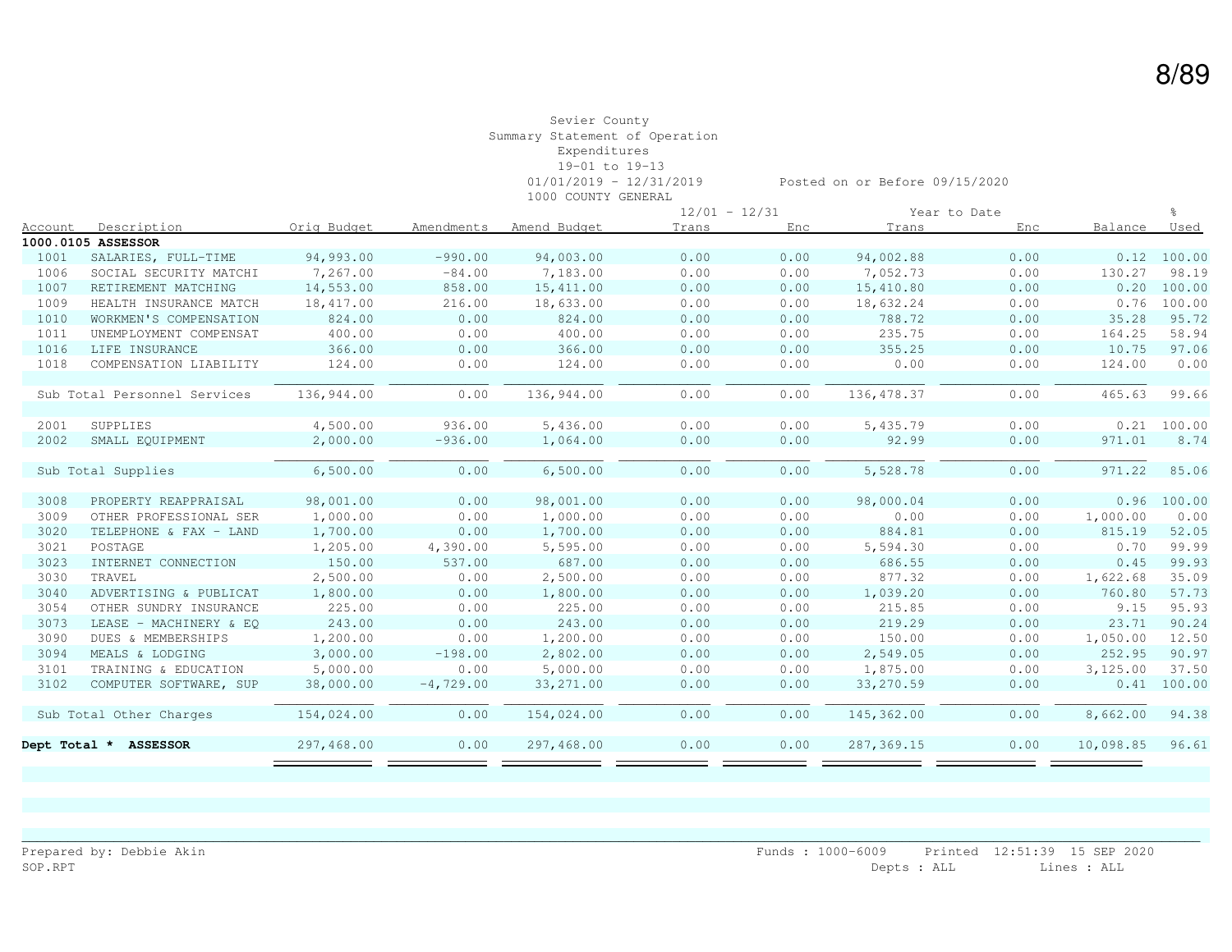Sevier County
Summary Statement of Operation
Expenditures
19-01 to 19-13
01/01/2019 - 12/31/2019 Posted on or Before 09/15/2020
1000 COUNTY GENERAL

| Account | Description | Orig Budget | Amendments | Amend Budget | 12/01 - 12/31 Trans | 12/01 - 12/31 Enc | Year to Date Trans | Year to Date Enc | Balance | % Used |
|---|---|---|---|---|---|---|---|---|---|---|
| **1000.0105 ASSESSOR** | | | | | | | | | | |
| 1001 | SALARIES, FULL-TIME | 94,993.00 | -990.00 | 94,003.00 | 0.00 | 0.00 | 94,002.88 | 0.00 | 0.12 | 100.00 |
| 1006 | SOCIAL SECURITY MATCHI | 7,267.00 | -84.00 | 7,183.00 | 0.00 | 0.00 | 7,052.73 | 0.00 | 130.27 | 98.19 |
| 1007 | RETIREMENT MATCHING | 14,553.00 | 858.00 | 15,411.00 | 0.00 | 0.00 | 15,410.80 | 0.00 | 0.20 | 100.00 |
| 1009 | HEALTH INSURANCE MATCH | 18,417.00 | 216.00 | 18,633.00 | 0.00 | 0.00 | 18,632.24 | 0.00 | 0.76 | 100.00 |
| 1010 | WORKMEN'S COMPENSATION | 824.00 | 0.00 | 824.00 | 0.00 | 0.00 | 788.72 | 0.00 | 35.28 | 95.72 |
| 1011 | UNEMPLOYMENT COMPENSAT | 400.00 | 0.00 | 400.00 | 0.00 | 0.00 | 235.75 | 0.00 | 164.25 | 58.94 |
| 1016 | LIFE INSURANCE | 366.00 | 0.00 | 366.00 | 0.00 | 0.00 | 355.25 | 0.00 | 10.75 | 97.06 |
| 1018 | COMPENSATION LIABILITY | 124.00 | 0.00 | 124.00 | 0.00 | 0.00 | 0.00 | 0.00 | 124.00 | 0.00 |
| | Sub Total Personnel Services | 136,944.00 | 0.00 | 136,944.00 | 0.00 | 0.00 | 136,478.37 | 0.00 | 465.63 | 99.66 |
| 2001 | SUPPLIES | 4,500.00 | 936.00 | 5,436.00 | 0.00 | 0.00 | 5,435.79 | 0.00 | 0.21 | 100.00 |
| 2002 | SMALL EQUIPMENT | 2,000.00 | -936.00 | 1,064.00 | 0.00 | 0.00 | 92.99 | 0.00 | 971.01 | 8.74 |
| | Sub Total Supplies | 6,500.00 | 0.00 | 6,500.00 | 0.00 | 0.00 | 5,528.78 | 0.00 | 971.22 | 85.06 |
| 3008 | PROPERTY REAPPRAISAL | 98,001.00 | 0.00 | 98,001.00 | 0.00 | 0.00 | 98,000.04 | 0.00 | 0.96 | 100.00 |
| 3009 | OTHER PROFESSIONAL SER | 1,000.00 | 0.00 | 1,000.00 | 0.00 | 0.00 | 0.00 | 0.00 | 1,000.00 | 0.00 |
| 3020 | TELEPHONE & FAX - LAND | 1,700.00 | 0.00 | 1,700.00 | 0.00 | 0.00 | 884.81 | 0.00 | 815.19 | 52.05 |
| 3021 | POSTAGE | 1,205.00 | 4,390.00 | 5,595.00 | 0.00 | 0.00 | 5,594.30 | 0.00 | 0.70 | 99.99 |
| 3023 | INTERNET CONNECTION | 150.00 | 537.00 | 687.00 | 0.00 | 0.00 | 686.55 | 0.00 | 0.45 | 99.93 |
| 3030 | TRAVEL | 2,500.00 | 0.00 | 2,500.00 | 0.00 | 0.00 | 877.32 | 0.00 | 1,622.68 | 35.09 |
| 3040 | ADVERTISING & PUBLICAT | 1,800.00 | 0.00 | 1,800.00 | 0.00 | 0.00 | 1,039.20 | 0.00 | 760.80 | 57.73 |
| 3054 | OTHER SUNDRY INSURANCE | 225.00 | 0.00 | 225.00 | 0.00 | 0.00 | 215.85 | 0.00 | 9.15 | 95.93 |
| 3073 | LEASE - MACHINERY & EQ | 243.00 | 0.00 | 243.00 | 0.00 | 0.00 | 219.29 | 0.00 | 23.71 | 90.24 |
| 3090 | DUES & MEMBERSHIPS | 1,200.00 | 0.00 | 1,200.00 | 0.00 | 0.00 | 150.00 | 0.00 | 1,050.00 | 12.50 |
| 3094 | MEALS & LODGING | 3,000.00 | -198.00 | 2,802.00 | 0.00 | 0.00 | 2,549.05 | 0.00 | 252.95 | 90.97 |
| 3101 | TRAINING & EDUCATION | 5,000.00 | 0.00 | 5,000.00 | 0.00 | 0.00 | 1,875.00 | 0.00 | 3,125.00 | 37.50 |
| 3102 | COMPUTER SOFTWARE, SUP | 38,000.00 | -4,729.00 | 33,271.00 | 0.00 | 0.00 | 33,270.59 | 0.00 | 0.41 | 100.00 |
| | Sub Total Other Charges | 154,024.00 | 0.00 | 154,024.00 | 0.00 | 0.00 | 145,362.00 | 0.00 | 8,662.00 | 94.38 |
| **Dept Total *** | **ASSESSOR** | 297,468.00 | 0.00 | 297,468.00 | 0.00 | 0.00 | 287,369.15 | 0.00 | 10,098.85 | 96.61 |

Prepared by: Debbie Akin
SOP.RPT

Funds : 1000-6009 Printed 12:51:39 15 SEP 2020
Depts : ALL Lines : ALL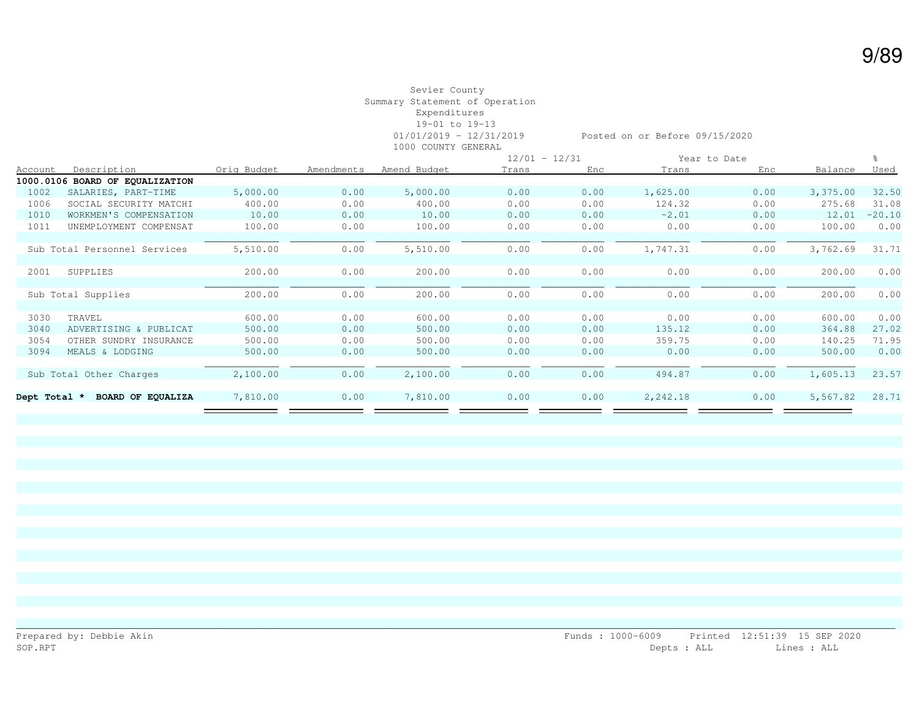Sevier County
Summary Statement of Operation
Expenditures
19-01 to 19-13
01/01/2019 - 12/31/2019 Posted on or Before 09/15/2020
1000 COUNTY GENERAL

| Account | Description | Orig Budget | Amendments | Amend Budget | 12/01 - 12/31 Trans | 12/01 - 12/31 Enc | Year to Date Trans | Year to Date Enc | Balance | % Used |
|---|---|---|---|---|---|---|---|---|---|---|
| **1000.0106 BOARD OF EQUALIZATION** | | | | | | | | | | |
| 1002 | SALARIES, PART-TIME | 5,000.00 | 0.00 | 5,000.00 | 0.00 | 0.00 | 1,625.00 | 0.00 | 3,375.00 | 32.50 |
| 1006 | SOCIAL SECURITY MATCHI | 400.00 | 0.00 | 400.00 | 0.00 | 0.00 | 124.32 | 0.00 | 275.68 | 31.08 |
| 1010 | WORKMEN'S COMPENSATION | 10.00 | 0.00 | 10.00 | 0.00 | 0.00 | -2.01 | 0.00 | 12.01 | -20.10 |
| 1011 | UNEMPLOYMENT COMPENSAT | 100.00 | 0.00 | 100.00 | 0.00 | 0.00 | 0.00 | 0.00 | 100.00 | 0.00 |
| | Sub Total Personnel Services | 5,510.00 | 0.00 | 5,510.00 | 0.00 | 0.00 | 1,747.31 | 0.00 | 3,762.69 | 31.71 |
| 2001 | SUPPLIES | 200.00 | 0.00 | 200.00 | 0.00 | 0.00 | 0.00 | 0.00 | 200.00 | 0.00 |
| | Sub Total Supplies | 200.00 | 0.00 | 200.00 | 0.00 | 0.00 | 0.00 | 0.00 | 200.00 | 0.00 |
| 3030 | TRAVEL | 600.00 | 0.00 | 600.00 | 0.00 | 0.00 | 0.00 | 0.00 | 600.00 | 0.00 |
| 3040 | ADVERTISING & PUBLICAT | 500.00 | 0.00 | 500.00 | 0.00 | 0.00 | 135.12 | 0.00 | 364.88 | 27.02 |
| 3054 | OTHER SUNDRY INSURANCE | 500.00 | 0.00 | 500.00 | 0.00 | 0.00 | 359.75 | 0.00 | 140.25 | 71.95 |
| 3094 | MEALS & LODGING | 500.00 | 0.00 | 500.00 | 0.00 | 0.00 | 0.00 | 0.00 | 500.00 | 0.00 |
| | Sub Total Other Charges | 2,100.00 | 0.00 | 2,100.00 | 0.00 | 0.00 | 494.87 | 0.00 | 1,605.13 | 23.57 |
| **Dept Total *** | **BOARD OF EQUALIZA** | 7,810.00 | 0.00 | 7,810.00 | 0.00 | 0.00 | 2,242.18 | 0.00 | 5,567.82 | 28.71 |

Prepared by: Debbie Akin
SOP.RPT

Funds : 1000-6009 Printed 12:51:39 15 SEP 2020
Depts : ALL Lines : ALL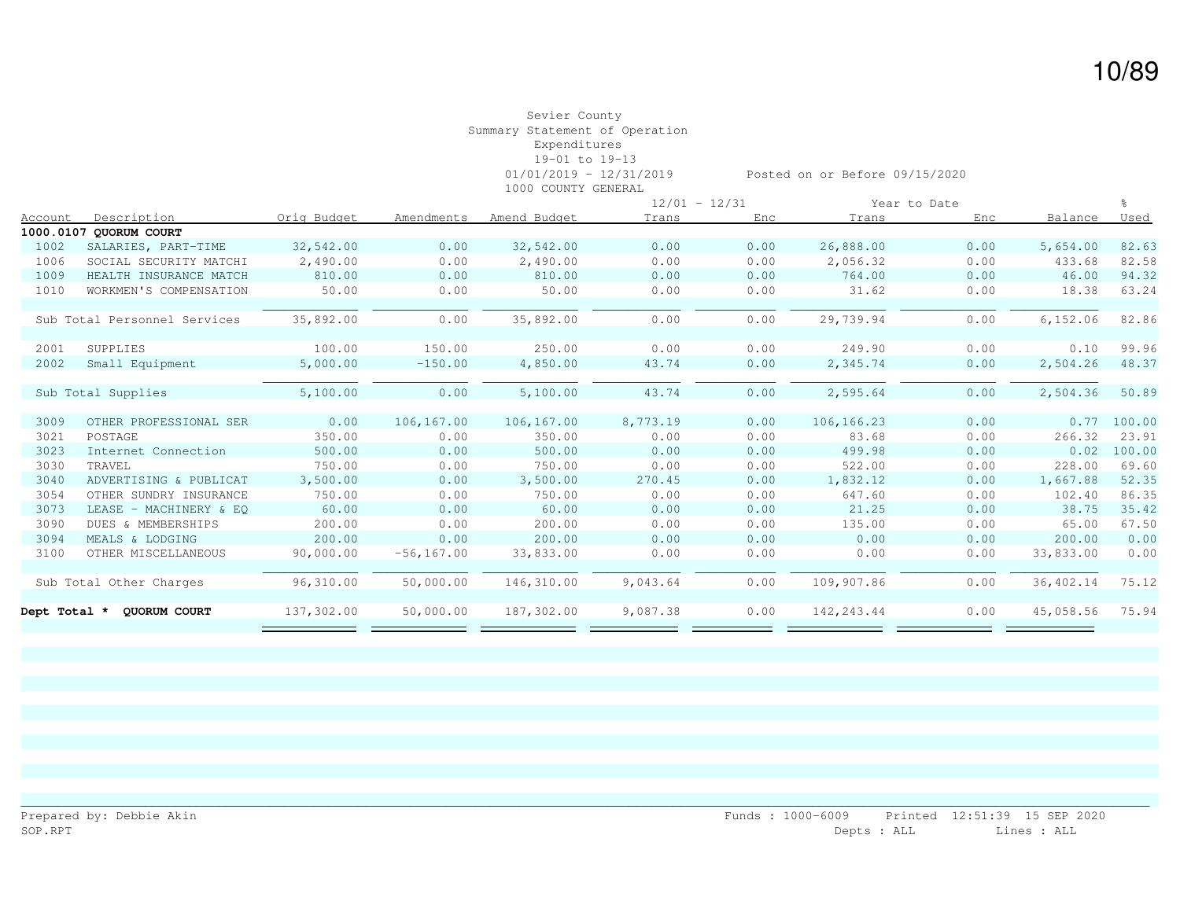Sevier County
Summary Statement of Operation
Expenditures
19-01 to 19-13
01/01/2019 - 12/31/2019 Posted on or Before 09/15/2020
1000 COUNTY GENERAL

| Account | Description | Orig Budget | Amendments | Amend Budget | 12/01 - 12/31 Trans | 12/01 - 12/31 Enc | Year to Date Trans | Year to Date Enc | Balance | % Used |
|---|---|---|---|---|---|---|---|---|---|---|
| **1000.0107** | **QUORUM COURT** | | | | | | | | | |
| 1002 | SALARIES, PART-TIME | 32,542.00 | 0.00 | 32,542.00 | 0.00 | 0.00 | 26,888.00 | 0.00 | 5,654.00 | 82.63 |
| 1006 | SOCIAL SECURITY MATCHI | 2,490.00 | 0.00 | 2,490.00 | 0.00 | 0.00 | 2,056.32 | 0.00 | 433.68 | 82.58 |
| 1009 | HEALTH INSURANCE MATCH | 810.00 | 0.00 | 810.00 | 0.00 | 0.00 | 764.00 | 0.00 | 46.00 | 94.32 |
| 1010 | WORKMEN'S COMPENSATION | 50.00 | 0.00 | 50.00 | 0.00 | 0.00 | 31.62 | 0.00 | 18.38 | 63.24 |
| | Sub Total Personnel Services | 35,892.00 | 0.00 | 35,892.00 | 0.00 | 0.00 | 29,739.94 | 0.00 | 6,152.06 | 82.86 |
| 2001 | SUPPLIES | 100.00 | 150.00 | 250.00 | 0.00 | 0.00 | 249.90 | 0.00 | 0.10 | 99.96 |
| 2002 | Small Equipment | 5,000.00 | -150.00 | 4,850.00 | 43.74 | 0.00 | 2,345.74 | 0.00 | 2,504.26 | 48.37 |
| | Sub Total Supplies | 5,100.00 | 0.00 | 5,100.00 | 43.74 | 0.00 | 2,595.64 | 0.00 | 2,504.36 | 50.89 |
| 3009 | OTHER PROFESSIONAL SER | 0.00 | 106,167.00 | 106,167.00 | 8,773.19 | 0.00 | 106,166.23 | 0.00 | 0.77 | 100.00 |
| 3021 | POSTAGE | 350.00 | 0.00 | 350.00 | 0.00 | 0.00 | 83.68 | 0.00 | 266.32 | 23.91 |
| 3023 | Internet Connection | 500.00 | 0.00 | 500.00 | 0.00 | 0.00 | 499.98 | 0.00 | 0.02 | 100.00 |
| 3030 | TRAVEL | 750.00 | 0.00 | 750.00 | 0.00 | 0.00 | 522.00 | 0.00 | 228.00 | 69.60 |
| 3040 | ADVERTISING & PUBLICAT | 3,500.00 | 0.00 | 3,500.00 | 270.45 | 0.00 | 1,832.12 | 0.00 | 1,667.88 | 52.35 |
| 3054 | OTHER SUNDRY INSURANCE | 750.00 | 0.00 | 750.00 | 0.00 | 0.00 | 647.60 | 0.00 | 102.40 | 86.35 |
| 3073 | LEASE - MACHINERY & EQ | 60.00 | 0.00 | 60.00 | 0.00 | 0.00 | 21.25 | 0.00 | 38.75 | 35.42 |
| 3090 | DUES & MEMBERSHIPS | 200.00 | 0.00 | 200.00 | 0.00 | 0.00 | 135.00 | 0.00 | 65.00 | 67.50 |
| 3094 | MEALS & LODGING | 200.00 | 0.00 | 200.00 | 0.00 | 0.00 | 0.00 | 0.00 | 200.00 | 0.00 |
| 3100 | OTHER MISCELLANEOUS | 90,000.00 | -56,167.00 | 33,833.00 | 0.00 | 0.00 | 0.00 | 0.00 | 33,833.00 | 0.00 |
| | Sub Total Other Charges | 96,310.00 | 50,000.00 | 146,310.00 | 9,043.64 | 0.00 | 109,907.86 | 0.00 | 36,402.14 | 75.12 |
| **Dept Total *** | **QUORUM COURT** | 137,302.00 | 50,000.00 | 187,302.00 | 9,087.38 | 0.00 | 142,243.44 | 0.00 | 45,058.56 | 75.94 |

Prepared by: Debbie Akin
SOP.RPT

Funds : 1000-6009 Printed 12:51:39 15 SEP 2020
Depts : ALL Lines : ALL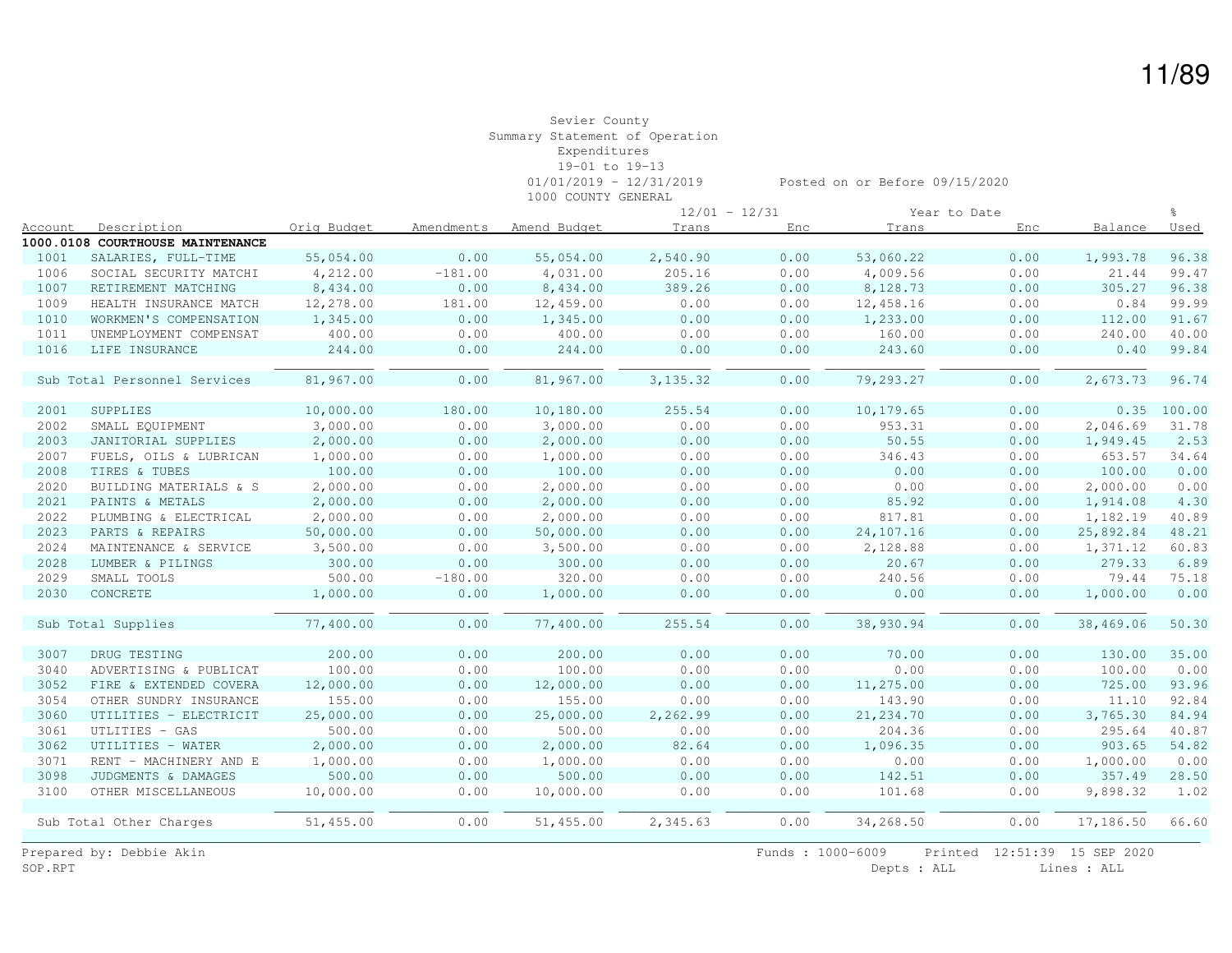Sevier County
Summary Statement of Operation
Expenditures
19-01 to 19-13
01/01/2019 - 12/31/2019 Posted on or Before 09/15/2020
1000 COUNTY GENERAL

| Account | Description | Orig Budget | Amendments | Amend Budget | 12/01 - 12/31 Trans | 12/01 - 12/31 Enc | Year to Date Trans | Year to Date Enc | Balance | % Used |
|---|---|---|---|---|---|---|---|---|---|---|
| **1000.0108 COURTHOUSE MAINTENANCE** | | | | | | | | | | |
| 1001 | SALARIES, FULL-TIME | 55,054.00 | 0.00 | 55,054.00 | 2,540.90 | 0.00 | 53,060.22 | 0.00 | 1,993.78 | 96.38 |
| 1006 | SOCIAL SECURITY MATCHI | 4,212.00 | -181.00 | 4,031.00 | 205.16 | 0.00 | 4,009.56 | 0.00 | 21.44 | 99.47 |
| 1007 | RETIREMENT MATCHING | 8,434.00 | 0.00 | 8,434.00 | 389.26 | 0.00 | 8,128.73 | 0.00 | 305.27 | 96.38 |
| 1009 | HEALTH INSURANCE MATCH | 12,278.00 | 181.00 | 12,459.00 | 0.00 | 0.00 | 12,458.16 | 0.00 | 0.84 | 99.99 |
| 1010 | WORKMEN'S COMPENSATION | 1,345.00 | 0.00 | 1,345.00 | 0.00 | 0.00 | 1,233.00 | 0.00 | 112.00 | 91.67 |
| 1011 | UNEMPLOYMENT COMPENSAT | 400.00 | 0.00 | 400.00 | 0.00 | 0.00 | 160.00 | 0.00 | 240.00 | 40.00 |
| 1016 | LIFE INSURANCE | 244.00 | 0.00 | 244.00 | 0.00 | 0.00 | 243.60 | 0.00 | 0.40 | 99.84 |
| | Sub Total Personnel Services | 81,967.00 | 0.00 | 81,967.00 | 3,135.32 | 0.00 | 79,293.27 | 0.00 | 2,673.73 | 96.74 |
| 2001 | SUPPLIES | 10,000.00 | 180.00 | 10,180.00 | 255.54 | 0.00 | 10,179.65 | 0.00 | 0.35 | 100.00 |
| 2002 | SMALL EQUIPMENT | 3,000.00 | 0.00 | 3,000.00 | 0.00 | 0.00 | 953.31 | 0.00 | 2,046.69 | 31.78 |
| 2003 | JANITORIAL SUPPLIES | 2,000.00 | 0.00 | 2,000.00 | 0.00 | 0.00 | 50.55 | 0.00 | 1,949.45 | 2.53 |
| 2007 | FUELS, OILS & LUBRICAN | 1,000.00 | 0.00 | 1,000.00 | 0.00 | 0.00 | 346.43 | 0.00 | 653.57 | 34.64 |
| 2008 | TIRES & TUBES | 100.00 | 0.00 | 100.00 | 0.00 | 0.00 | 0.00 | 0.00 | 100.00 | 0.00 |
| 2020 | BUILDING MATERIALS & S | 2,000.00 | 0.00 | 2,000.00 | 0.00 | 0.00 | 0.00 | 0.00 | 2,000.00 | 0.00 |
| 2021 | PAINTS & METALS | 2,000.00 | 0.00 | 2,000.00 | 0.00 | 0.00 | 85.92 | 0.00 | 1,914.08 | 4.30 |
| 2022 | PLUMBING & ELECTRICAL | 2,000.00 | 0.00 | 2,000.00 | 0.00 | 0.00 | 817.81 | 0.00 | 1,182.19 | 40.89 |
| 2023 | PARTS & REPAIRS | 50,000.00 | 0.00 | 50,000.00 | 0.00 | 0.00 | 24,107.16 | 0.00 | 25,892.84 | 48.21 |
| 2024 | MAINTENANCE & SERVICE | 3,500.00 | 0.00 | 3,500.00 | 0.00 | 0.00 | 2,128.88 | 0.00 | 1,371.12 | 60.83 |
| 2028 | LUMBER & PILINGS | 300.00 | 0.00 | 300.00 | 0.00 | 0.00 | 20.67 | 0.00 | 279.33 | 6.89 |
| 2029 | SMALL TOOLS | 500.00 | -180.00 | 320.00 | 0.00 | 0.00 | 240.56 | 0.00 | 79.44 | 75.18 |
| 2030 | CONCRETE | 1,000.00 | 0.00 | 1,000.00 | 0.00 | 0.00 | 0.00 | 0.00 | 1,000.00 | 0.00 |
| | Sub Total Supplies | 77,400.00 | 0.00 | 77,400.00 | 255.54 | 0.00 | 38,930.94 | 0.00 | 38,469.06 | 50.30 |
| 3007 | DRUG TESTING | 200.00 | 0.00 | 200.00 | 0.00 | 0.00 | 70.00 | 0.00 | 130.00 | 35.00 |
| 3040 | ADVERTISING & PUBLICAT | 100.00 | 0.00 | 100.00 | 0.00 | 0.00 | 0.00 | 0.00 | 100.00 | 0.00 |
| 3052 | FIRE & EXTENDED COVERA | 12,000.00 | 0.00 | 12,000.00 | 0.00 | 0.00 | 11,275.00 | 0.00 | 725.00 | 93.96 |
| 3054 | OTHER SUNDRY INSURANCE | 155.00 | 0.00 | 155.00 | 0.00 | 0.00 | 143.90 | 0.00 | 11.10 | 92.84 |
| 3060 | UTILITIES - ELECTRICIT | 25,000.00 | 0.00 | 25,000.00 | 2,262.99 | 0.00 | 21,234.70 | 0.00 | 3,765.30 | 84.94 |
| 3061 | UTILITIES - GAS | 500.00 | 0.00 | 500.00 | 0.00 | 0.00 | 204.36 | 0.00 | 295.64 | 40.87 |
| 3062 | UTILITIES - WATER | 2,000.00 | 0.00 | 2,000.00 | 82.64 | 0.00 | 1,096.35 | 0.00 | 903.65 | 54.82 |
| 3071 | RENT - MACHINERY AND E | 1,000.00 | 0.00 | 1,000.00 | 0.00 | 0.00 | 0.00 | 0.00 | 1,000.00 | 0.00 |
| 3098 | JUDGMENTS & DAMAGES | 500.00 | 0.00 | 500.00 | 0.00 | 0.00 | 142.51 | 0.00 | 357.49 | 28.50 |
| 3100 | OTHER MISCELLANEOUS | 10,000.00 | 0.00 | 10,000.00 | 0.00 | 0.00 | 101.68 | 0.00 | 9,898.32 | 1.02 |
| | Sub Total Other Charges | 51,455.00 | 0.00 | 51,455.00 | 2,345.63 | 0.00 | 34,268.50 | 0.00 | 17,186.50 | 66.60 |

Prepared by: Debbie Akin
SOP.RPT
Funds : 1000-6009 Printed 12:51:39 15 SEP 2020
Depts : ALL Lines : ALL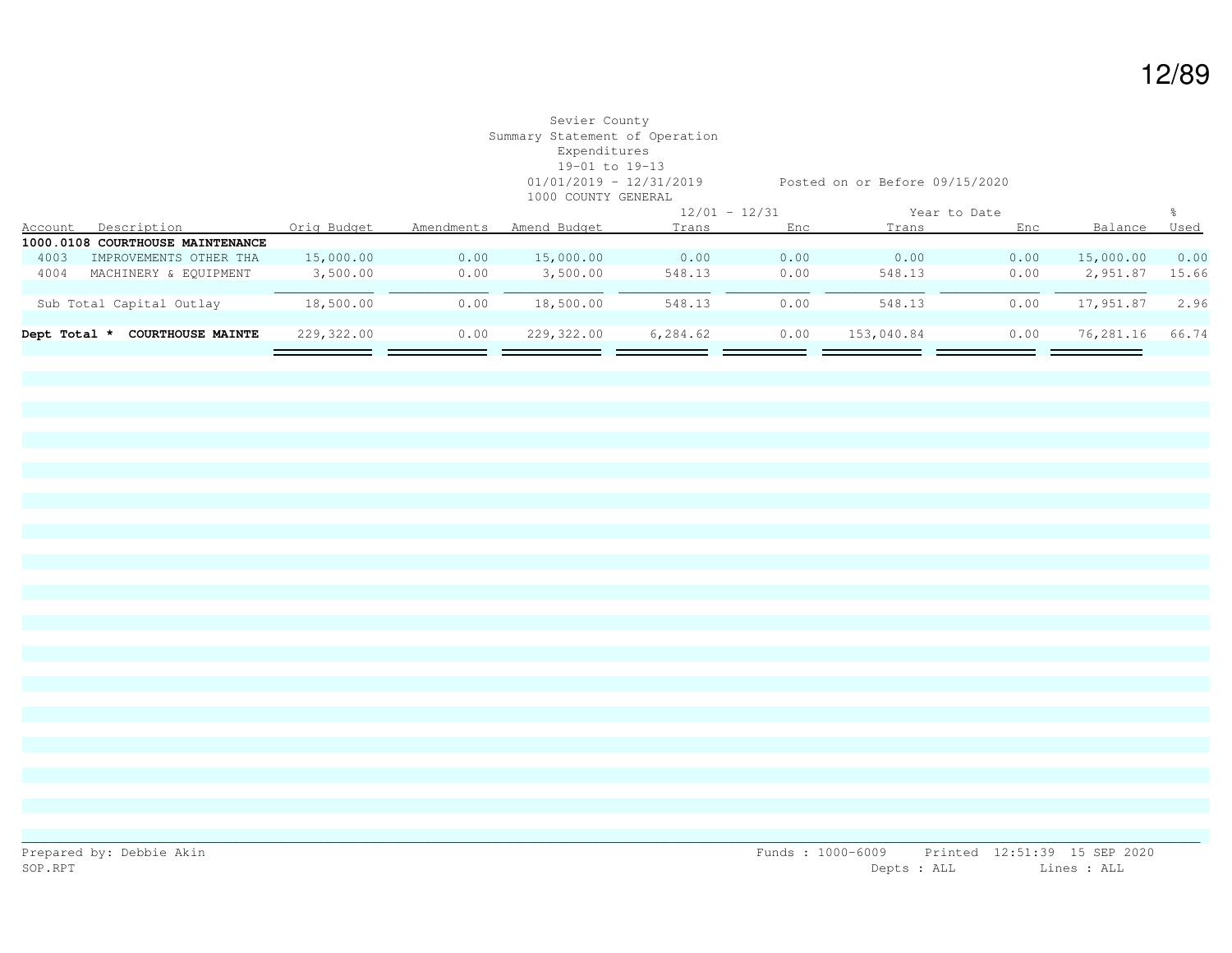Sevier County
Summary Statement of Operation
Expenditures
19-01 to 19-13
01/01/2019 - 12/31/2019 Posted on or Before 09/15/2020
1000 COUNTY GENERAL

| Account | Description | Orig Budget | Amendments | Amend Budget | 12/01 - 12/31 Trans | 12/01 - 12/31 Enc | Year to Date Trans | Year to Date Enc | Balance | % Used |
|---|---|---|---|---|---|---|---|---|---|---|
| **1000.0108** | **COURTHOUSE MAINTENANCE** | | | | | | | | | |
| 4003 | IMPROVEMENTS OTHER THA | 15,000.00 | 0.00 | 15,000.00 | 0.00 | 0.00 | 0.00 | 0.00 | 15,000.00 | 0.00 |
| 4004 | MACHINERY & EQUIPMENT | 3,500.00 | 0.00 | 3,500.00 | 548.13 | 0.00 | 548.13 | 0.00 | 2,951.87 | 15.66 |
| | Sub Total Capital Outlay | 18,500.00 | 0.00 | 18,500.00 | 548.13 | 0.00 | 548.13 | 0.00 | 17,951.87 | 2.96 |
| **Dept Total *** | **COURTHOUSE MAINTE** | 229,322.00 | 0.00 | 229,322.00 | 6,284.62 | 0.00 | 153,040.84 | 0.00 | 76,281.16 | 66.74 |

Prepared by: Debbie Akin
SOP.RPT

Funds : 1000-6009 Printed 12:51:39 15 SEP 2020
Depts : ALL Lines : ALL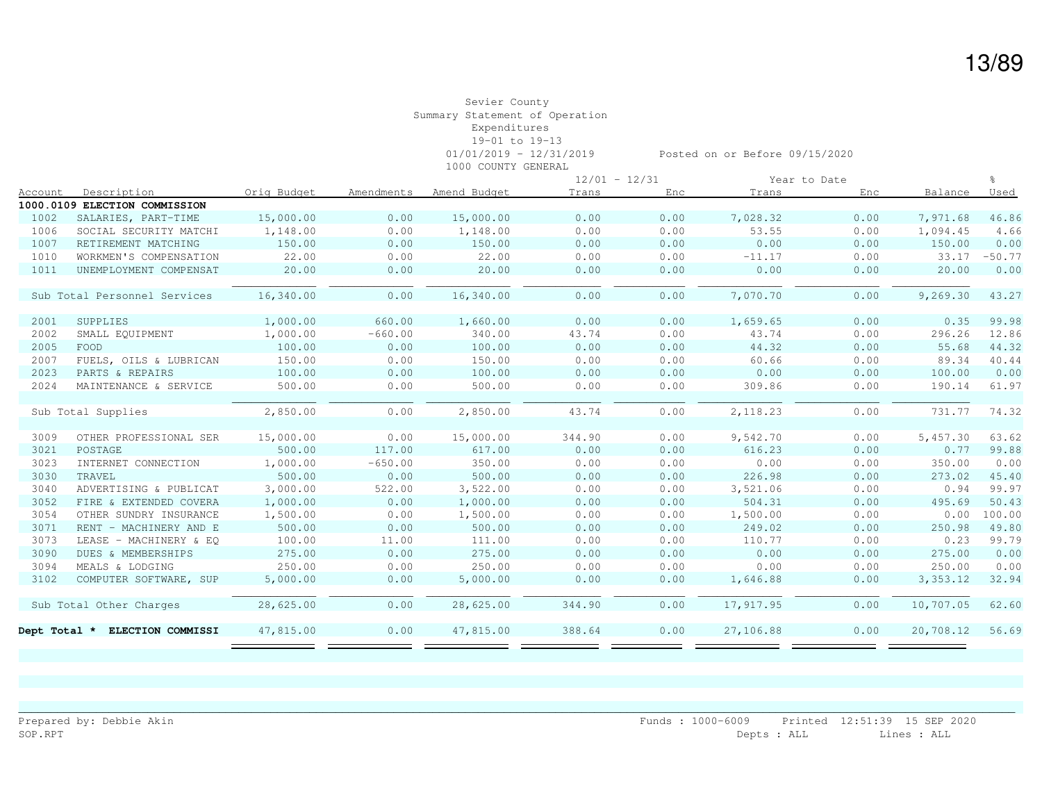Sevier County
Summary Statement of Operation
Expenditures
19-01 to 19-13
01/01/2019 - 12/31/2019 Posted on or Before 09/15/2020
1000 COUNTY GENERAL

| Account | Description | Orig Budget | Amendments | Amend Budget | 12/01 - 12/31 Trans | 12/01 - 12/31 Enc | Year to Date Trans | Year to Date Enc | Balance | % Used |
|---|---|---|---|---|---|---|---|---|---|---|
| **1000.0109 ELECTION COMMISSION** | | | | | | | | | | |
| 1002 | SALARIES, PART-TIME | 15,000.00 | 0.00 | 15,000.00 | 0.00 | 0.00 | 7,028.32 | 0.00 | 7,971.68 | 46.86 |
| 1006 | SOCIAL SECURITY MATCHI | 1,148.00 | 0.00 | 1,148.00 | 0.00 | 0.00 | 53.55 | 0.00 | 1,094.45 | 4.66 |
| 1007 | RETIREMENT MATCHING | 150.00 | 0.00 | 150.00 | 0.00 | 0.00 | 0.00 | 0.00 | 150.00 | 0.00 |
| 1010 | WORKMEN'S COMPENSATION | 22.00 | 0.00 | 22.00 | 0.00 | 0.00 | -11.17 | 0.00 | 33.17 | -50.77 |
| 1011 | UNEMPLOYMENT COMPENSAT | 20.00 | 0.00 | 20.00 | 0.00 | 0.00 | 0.00 | 0.00 | 20.00 | 0.00 |
| | Sub Total Personnel Services | 16,340.00 | 0.00 | 16,340.00 | 0.00 | 0.00 | 7,070.70 | 0.00 | 9,269.30 | 43.27 |
| 2001 | SUPPLIES | 1,000.00 | 660.00 | 1,660.00 | 0.00 | 0.00 | 1,659.65 | 0.00 | 0.35 | 99.98 |
| 2002 | SMALL EQUIPMENT | 1,000.00 | -660.00 | 340.00 | 43.74 | 0.00 | 43.74 | 0.00 | 296.26 | 12.86 |
| 2005 | FOOD | 100.00 | 0.00 | 100.00 | 0.00 | 0.00 | 44.32 | 0.00 | 55.68 | 44.32 |
| 2007 | FUELS, OILS & LUBRICAN | 150.00 | 0.00 | 150.00 | 0.00 | 0.00 | 60.66 | 0.00 | 89.34 | 40.44 |
| 2023 | PARTS & REPAIRS | 100.00 | 0.00 | 100.00 | 0.00 | 0.00 | 0.00 | 0.00 | 100.00 | 0.00 |
| 2024 | MAINTENANCE & SERVICE | 500.00 | 0.00 | 500.00 | 0.00 | 0.00 | 309.86 | 0.00 | 190.14 | 61.97 |
| | Sub Total Supplies | 2,850.00 | 0.00 | 2,850.00 | 43.74 | 0.00 | 2,118.23 | 0.00 | 731.77 | 74.32 |
| 3009 | OTHER PROFESSIONAL SER | 15,000.00 | 0.00 | 15,000.00 | 344.90 | 0.00 | 9,542.70 | 0.00 | 5,457.30 | 63.62 |
| 3021 | POSTAGE | 500.00 | 117.00 | 617.00 | 0.00 | 0.00 | 616.23 | 0.00 | 0.77 | 99.88 |
| 3023 | INTERNET CONNECTION | 1,000.00 | -650.00 | 350.00 | 0.00 | 0.00 | 0.00 | 0.00 | 350.00 | 0.00 |
| 3030 | TRAVEL | 500.00 | 0.00 | 500.00 | 0.00 | 0.00 | 226.98 | 0.00 | 273.02 | 45.40 |
| 3040 | ADVERTISING & PUBLICAT | 3,000.00 | 522.00 | 3,522.00 | 0.00 | 0.00 | 3,521.06 | 0.00 | 0.94 | 99.97 |
| 3052 | FIRE & EXTENDED COVERA | 1,000.00 | 0.00 | 1,000.00 | 0.00 | 0.00 | 504.31 | 0.00 | 495.69 | 50.43 |
| 3054 | OTHER SUNDRY INSURANCE | 1,500.00 | 0.00 | 1,500.00 | 0.00 | 0.00 | 1,500.00 | 0.00 | 0.00 | 100.00 |
| 3071 | RENT - MACHINERY AND E | 500.00 | 0.00 | 500.00 | 0.00 | 0.00 | 249.02 | 0.00 | 250.98 | 49.80 |
| 3073 | LEASE - MACHINERY & EQ | 100.00 | 11.00 | 111.00 | 0.00 | 0.00 | 110.77 | 0.00 | 0.23 | 99.79 |
| 3090 | DUES & MEMBERSHIPS | 275.00 | 0.00 | 275.00 | 0.00 | 0.00 | 0.00 | 0.00 | 275.00 | 0.00 |
| 3094 | MEALS & LODGING | 250.00 | 0.00 | 250.00 | 0.00 | 0.00 | 0.00 | 0.00 | 250.00 | 0.00 |
| 3102 | COMPUTER SOFTWARE, SUP | 5,000.00 | 0.00 | 5,000.00 | 0.00 | 0.00 | 1,646.88 | 0.00 | 3,353.12 | 32.94 |
| | Sub Total Other Charges | 28,625.00 | 0.00 | 28,625.00 | 344.90 | 0.00 | 17,917.95 | 0.00 | 10,707.05 | 62.60 |
| **Dept Total *** | **ELECTION COMMISSI** | 47,815.00 | 0.00 | 47,815.00 | 388.64 | 0.00 | 27,106.88 | 0.00 | 20,708.12 | 56.69 |

Prepared by: Debbie Akin
SOP.RPT

Funds : 1000-6009 Printed 12:51:39 15 SEP 2020
Depts : ALL Lines : ALL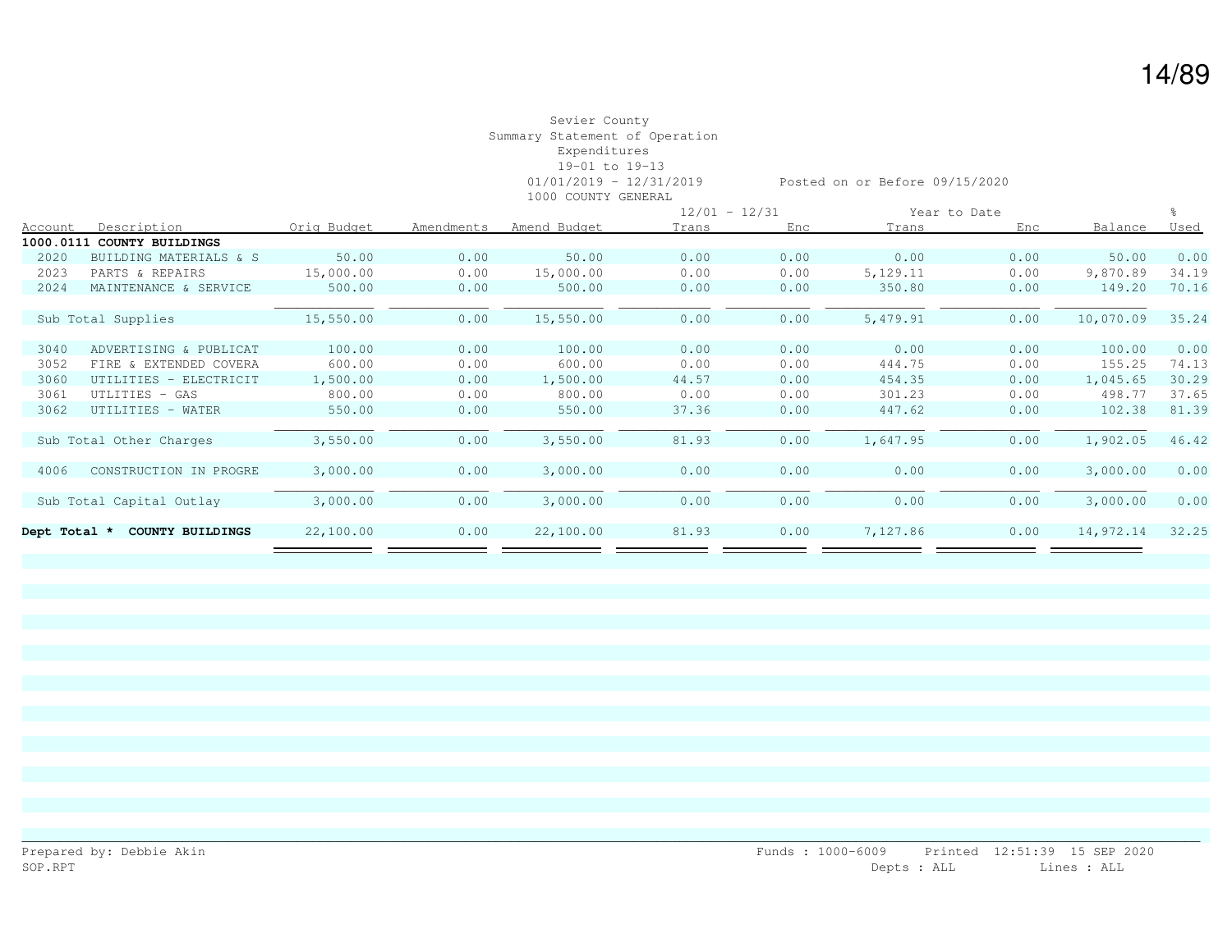Sevier County
Summary Statement of Operation
Expenditures
19-01 to 19-13
01/01/2019 - 12/31/2019 Posted on or Before 09/15/2020
1000 COUNTY GENERAL

| Account | Description | Orig Budget | Amendments | Amend Budget | 12/01 - 12/31 Trans | Enc | Year to Date Trans | Enc | Balance | % Used |
|---|---|---|---|---|---|---|---|---|---|---|
| **1000.0111** | **COUNTY BUILDINGS** | | | | | | | | | |
| 2020 | BUILDING MATERIALS & S | 50.00 | 0.00 | 50.00 | 0.00 | 0.00 | 0.00 | 0.00 | 50.00 | 0.00 |
| 2023 | PARTS & REPAIRS | 15,000.00 | 0.00 | 15,000.00 | 0.00 | 0.00 | 5,129.11 | 0.00 | 9,870.89 | 34.19 |
| 2024 | MAINTENANCE & SERVICE | 500.00 | 0.00 | 500.00 | 0.00 | 0.00 | 350.80 | 0.00 | 149.20 | 70.16 |
| | Sub Total Supplies | 15,550.00 | 0.00 | 15,550.00 | 0.00 | 0.00 | 5,479.91 | 0.00 | 10,070.09 | 35.24 |
| 3040 | ADVERTISING & PUBLICAT | 100.00 | 0.00 | 100.00 | 0.00 | 0.00 | 0.00 | 0.00 | 100.00 | 0.00 |
| 3052 | FIRE & EXTENDED COVERA | 600.00 | 0.00 | 600.00 | 0.00 | 0.00 | 444.75 | 0.00 | 155.25 | 74.13 |
| 3060 | UTILITIES - ELECTRICIT | 1,500.00 | 0.00 | 1,500.00 | 44.57 | 0.00 | 454.35 | 0.00 | 1,045.65 | 30.29 |
| 3061 | UTLITIES - GAS | 800.00 | 0.00 | 800.00 | 0.00 | 0.00 | 301.23 | 0.00 | 498.77 | 37.65 |
| 3062 | UTILITIES - WATER | 550.00 | 0.00 | 550.00 | 37.36 | 0.00 | 447.62 | 0.00 | 102.38 | 81.39 |
| | Sub Total Other Charges | 3,550.00 | 0.00 | 3,550.00 | 81.93 | 0.00 | 1,647.95 | 0.00 | 1,902.05 | 46.42 |
| 4006 | CONSTRUCTION IN PROGRE | 3,000.00 | 0.00 | 3,000.00 | 0.00 | 0.00 | 0.00 | 0.00 | 3,000.00 | 0.00 |
| | Sub Total Capital Outlay | 3,000.00 | 0.00 | 3,000.00 | 0.00 | 0.00 | 0.00 | 0.00 | 3,000.00 | 0.00 |
| **Dept Total *** | **COUNTY BUILDINGS** | 22,100.00 | 0.00 | 22,100.00 | 81.93 | 0.00 | 7,127.86 | 0.00 | 14,972.14 | 32.25 |

Prepared by: Debbie Akin
SOP.RPT

Funds : 1000-6009 Printed 12:51:39 15 SEP 2020
Depts : ALL Lines : ALL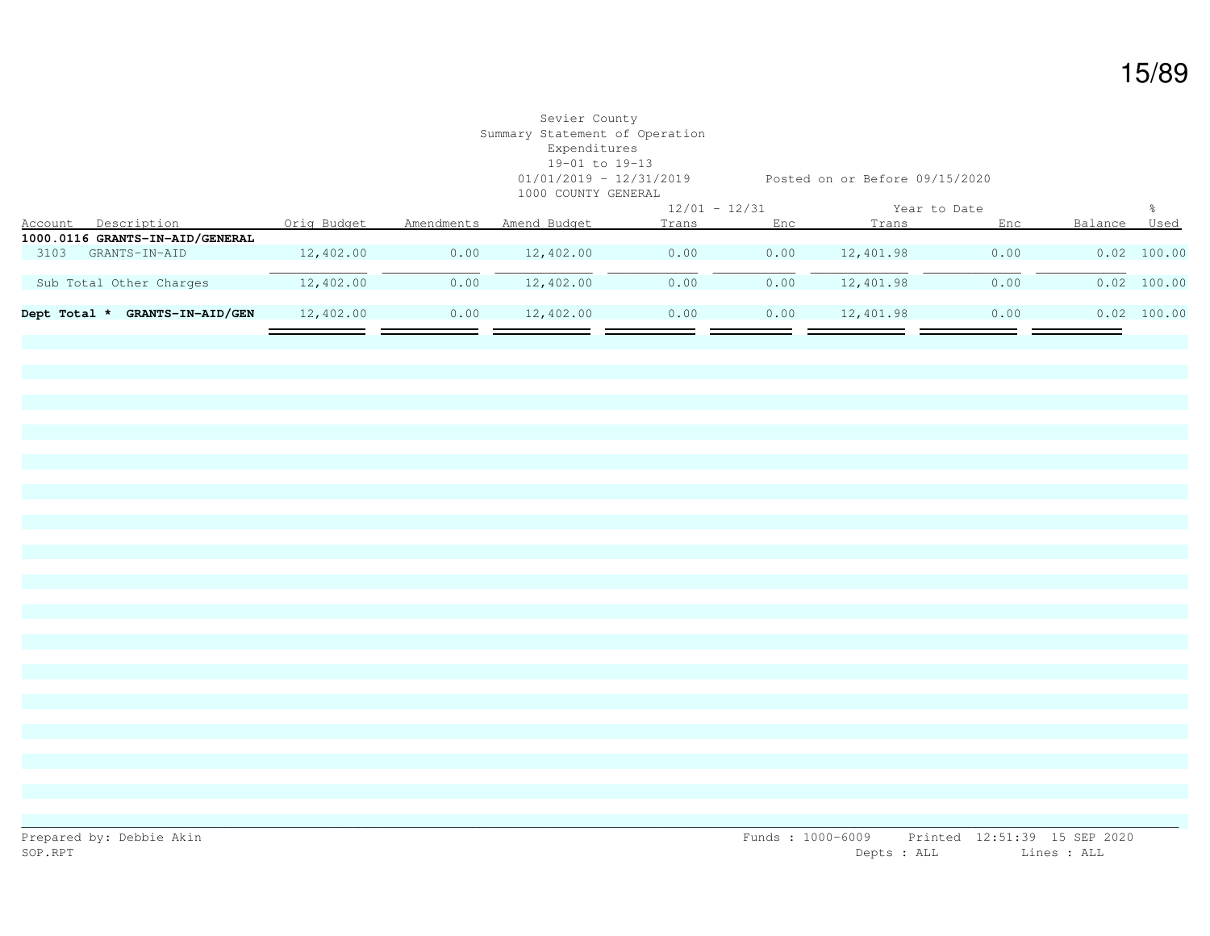Sevier County
Summary Statement of Operation
Expenditures
19-01 to 19-13
01/01/2019 - 12/31/2019 Posted on or Before 09/15/2020
1000 COUNTY GENERAL

| Account | Description | Orig Budget | Amendments | Amend Budget | 12/01 - 12/31 Trans | 12/01 - 12/31 Enc | Year to Date Trans | Year to Date Enc | Balance | % Used |
|---|---|---|---|---|---|---|---|---|---|---|
| **1000.0116** | **GRANTS-IN-AID/GENERAL** | | | | | | | | | |
| 3103 | GRANTS-IN-AID | 12,402.00 | 0.00 | 12,402.00 | 0.00 | 0.00 | 12,401.98 | 0.00 | 0.02 | 100.00 |
| | Sub Total Other Charges | 12,402.00 | 0.00 | 12,402.00 | 0.00 | 0.00 | 12,401.98 | 0.00 | 0.02 | 100.00 |
| **Dept Total *** | **GRANTS-IN-AID/GEN** | 12,402.00 | 0.00 | 12,402.00 | 0.00 | 0.00 | 12,401.98 | 0.00 | 0.02 | 100.00 |

Prepared by: Debbie Akin
SOP.RPT

Funds : 1000-6009 Printed 12:51:39 15 SEP 2020
Depts : ALL Lines : ALL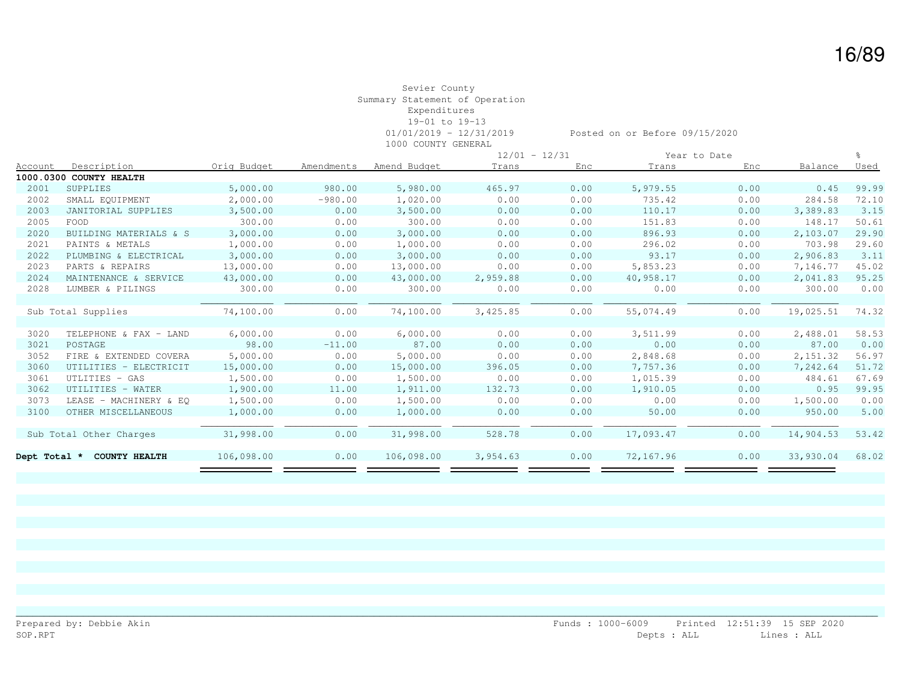Sevier County
Summary Statement of Operation
Expenditures
19-01 to 19-13
01/01/2019 - 12/31/2019 Posted on or Before 09/15/2020
1000 COUNTY GENERAL

| Account | Description | Orig Budget | Amendments | Amend Budget | 12/01 - 12/31 Trans | 12/01 - 12/31 Enc | Year to Date Trans | Year to Date Enc | Balance | % Used |
|---|---|---|---|---|---|---|---|---|---|---|
| **1000.0300** | **COUNTY HEALTH** | | | | | | | | | |
| 2001 | SUPPLIES | 5,000.00 | 980.00 | 5,980.00 | 465.97 | 0.00 | 5,979.55 | 0.00 | 0.45 | 99.99 |
| 2002 | SMALL EQUIPMENT | 2,000.00 | -980.00 | 1,020.00 | 0.00 | 0.00 | 735.42 | 0.00 | 284.58 | 72.10 |
| 2003 | JANITORIAL SUPPLIES | 3,500.00 | 0.00 | 3,500.00 | 0.00 | 0.00 | 110.17 | 0.00 | 3,389.83 | 3.15 |
| 2005 | FOOD | 300.00 | 0.00 | 300.00 | 0.00 | 0.00 | 151.83 | 0.00 | 148.17 | 50.61 |
| 2020 | BUILDING MATERIALS & S | 3,000.00 | 0.00 | 3,000.00 | 0.00 | 0.00 | 896.93 | 0.00 | 2,103.07 | 29.90 |
| 2021 | PAINTS & METALS | 1,000.00 | 0.00 | 1,000.00 | 0.00 | 0.00 | 296.02 | 0.00 | 703.98 | 29.60 |
| 2022 | PLUMBING & ELECTRICAL | 3,000.00 | 0.00 | 3,000.00 | 0.00 | 0.00 | 93.17 | 0.00 | 2,906.83 | 3.11 |
| 2023 | PARTS & REPAIRS | 13,000.00 | 0.00 | 13,000.00 | 0.00 | 0.00 | 5,853.23 | 0.00 | 7,146.77 | 45.02 |
| 2024 | MAINTENANCE & SERVICE | 43,000.00 | 0.00 | 43,000.00 | 2,959.88 | 0.00 | 40,958.17 | 0.00 | 2,041.83 | 95.25 |
| 2028 | LUMBER & PILINGS | 300.00 | 0.00 | 300.00 | 0.00 | 0.00 | 0.00 | 0.00 | 300.00 | 0.00 |
| | Sub Total Supplies | 74,100.00 | 0.00 | 74,100.00 | 3,425.85 | 0.00 | 55,074.49 | 0.00 | 19,025.51 | 74.32 |
| 3020 | TELEPHONE & FAX - LAND | 6,000.00 | 0.00 | 6,000.00 | 0.00 | 0.00 | 3,511.99 | 0.00 | 2,488.01 | 58.53 |
| 3021 | POSTAGE | 98.00 | -11.00 | 87.00 | 0.00 | 0.00 | 0.00 | 0.00 | 87.00 | 0.00 |
| 3052 | FIRE & EXTENDED COVERA | 5,000.00 | 0.00 | 5,000.00 | 0.00 | 0.00 | 2,848.68 | 0.00 | 2,151.32 | 56.97 |
| 3060 | UTILITIES - ELECTRICIT | 15,000.00 | 0.00 | 15,000.00 | 396.05 | 0.00 | 7,757.36 | 0.00 | 7,242.64 | 51.72 |
| 3061 | UTLITIES - GAS | 1,500.00 | 0.00 | 1,500.00 | 0.00 | 0.00 | 1,015.39 | 0.00 | 484.61 | 67.69 |
| 3062 | UTILITIES - WATER | 1,900.00 | 11.00 | 1,911.00 | 132.73 | 0.00 | 1,910.05 | 0.00 | 0.95 | 99.95 |
| 3073 | LEASE - MACHINERY & EQ | 1,500.00 | 0.00 | 1,500.00 | 0.00 | 0.00 | 0.00 | 0.00 | 1,500.00 | 0.00 |
| 3100 | OTHER MISCELLANEOUS | 1,000.00 | 0.00 | 1,000.00 | 0.00 | 0.00 | 50.00 | 0.00 | 950.00 | 5.00 |
| | Sub Total Other Charges | 31,998.00 | 0.00 | 31,998.00 | 528.78 | 0.00 | 17,093.47 | 0.00 | 14,904.53 | 53.42 |
| **Dept Total *** | **COUNTY HEALTH** | 106,098.00 | 0.00 | 106,098.00 | 3,954.63 | 0.00 | 72,167.96 | 0.00 | 33,930.04 | 68.02 |

Prepared by: Debbie Akin
SOP.RPT

Funds : 1000-6009 Printed 12:51:39 15 SEP 2020
Depts : ALL Lines : ALL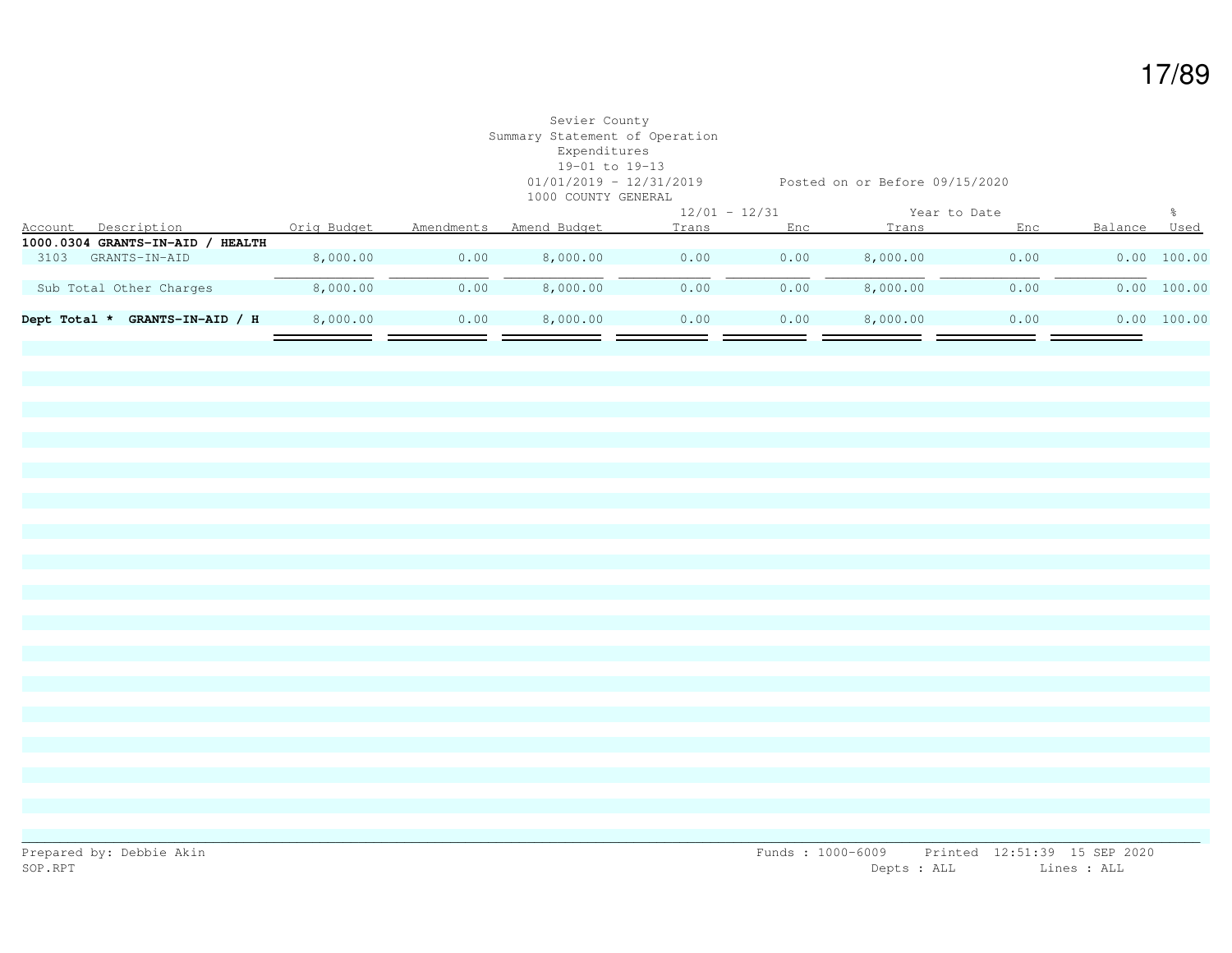Sevier County
Summary Statement of Operation
Expenditures
19-01 to 19-13
01/01/2019 - 12/31/2019 Posted on or Before 09/15/2020
1000 COUNTY GENERAL

| Account | Description | Orig Budget | Amendments | Amend Budget | 12/01 - 12/31 Trans | 12/01 - 12/31 Enc | Year to Date Trans | Year to Date Enc | Balance | % Used |
|---|---|---|---|---|---|---|---|---|---|---|
| **1000.0304 GRANTS-IN-AID / HEALTH** | | | | | | | | | | |
| 3103 | GRANTS-IN-AID | 8,000.00 | 0.00 | 8,000.00 | 0.00 | 0.00 | 8,000.00 | 0.00 | 0.00 | 100.00 |
| | Sub Total Other Charges | 8,000.00 | 0.00 | 8,000.00 | 0.00 | 0.00 | 8,000.00 | 0.00 | 0.00 | 100.00 |
| **Dept Total *** | **GRANTS-IN-AID / H** | 8,000.00 | 0.00 | 8,000.00 | 0.00 | 0.00 | 8,000.00 | 0.00 | 0.00 | 100.00 |

Prepared by: Debbie Akin
SOP.RPT

Funds : 1000-6009 Printed 12:51:39 15 SEP 2020
Depts : ALL Lines : ALL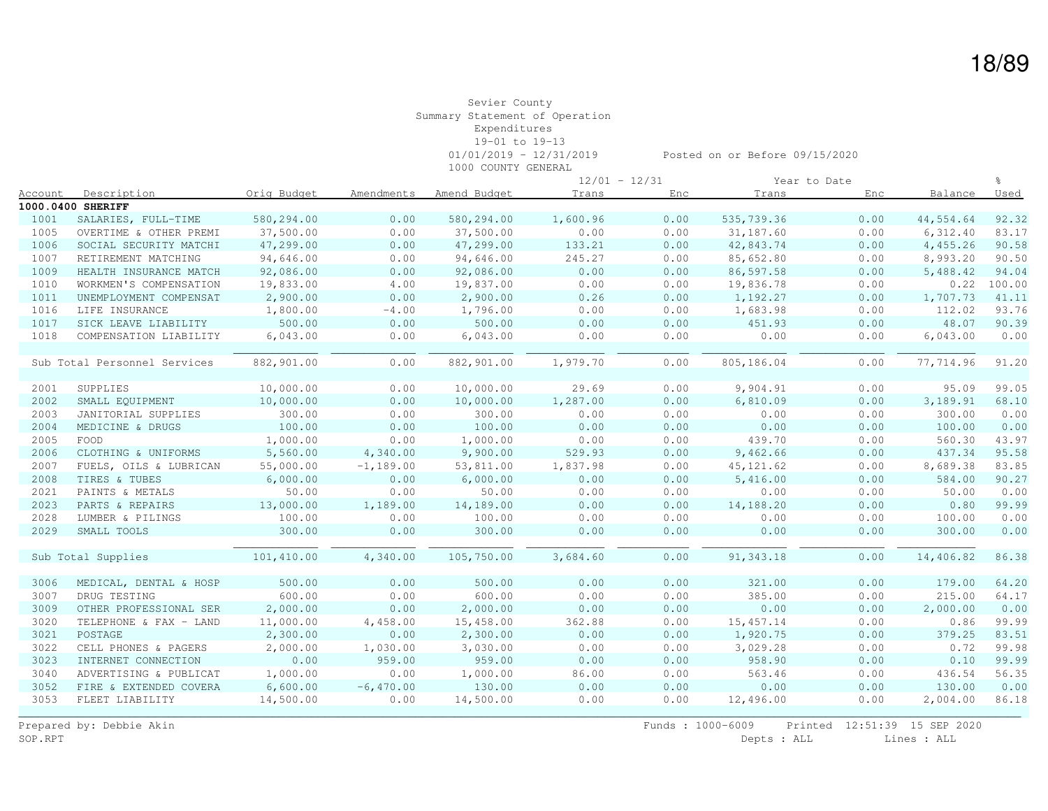Sevier County
Summary Statement of Operation
Expenditures
19-01 to 19-13
01/01/2019 - 12/31/2019 Posted on or Before 09/15/2020
1000 COUNTY GENERAL

| Account | Description | Orig Budget | Amendments | Amend Budget | 12/01 - 12/31 Trans | 12/01 - 12/31 Enc | Year to Date Trans | Year to Date Enc | Balance | % Used |
|---|---|---|---|---|---|---|---|---|---|---|
| **1000.0400 SHERIFF** | | | | | | | | | | |
| 1001 | SALARIES, FULL-TIME | 580,294.00 | 0.00 | 580,294.00 | 1,600.96 | 0.00 | 535,739.36 | 0.00 | 44,554.64 | 92.32 |
| 1005 | OVERTIME & OTHER PREMI | 37,500.00 | 0.00 | 37,500.00 | 0.00 | 0.00 | 31,187.60 | 0.00 | 6,312.40 | 83.17 |
| 1006 | SOCIAL SECURITY MATCHI | 47,299.00 | 0.00 | 47,299.00 | 133.21 | 0.00 | 42,843.74 | 0.00 | 4,455.26 | 90.58 |
| 1007 | RETIREMENT MATCHING | 94,646.00 | 0.00 | 94,646.00 | 245.27 | 0.00 | 85,652.80 | 0.00 | 8,993.20 | 90.50 |
| 1009 | HEALTH INSURANCE MATCH | 92,086.00 | 0.00 | 92,086.00 | 0.00 | 0.00 | 86,597.58 | 0.00 | 5,488.42 | 94.04 |
| 1010 | WORKMEN'S COMPENSATION | 19,833.00 | 4.00 | 19,837.00 | 0.00 | 0.00 | 19,836.78 | 0.00 | 0.22 | 100.00 |
| 1011 | UNEMPLOYMENT COMPENSAT | 2,900.00 | 0.00 | 2,900.00 | 0.26 | 0.00 | 1,192.27 | 0.00 | 1,707.73 | 41.11 |
| 1016 | LIFE INSURANCE | 1,800.00 | -4.00 | 1,796.00 | 0.00 | 0.00 | 1,683.98 | 0.00 | 112.02 | 93.76 |
| 1017 | SICK LEAVE LIABILITY | 500.00 | 0.00 | 500.00 | 0.00 | 0.00 | 451.93 | 0.00 | 48.07 | 90.39 |
| 1018 | COMPENSATION LIABILITY | 6,043.00 | 0.00 | 6,043.00 | 0.00 | 0.00 | 0.00 | 0.00 | 6,043.00 | 0.00 |
| | Sub Total Personnel Services | 882,901.00 | 0.00 | 882,901.00 | 1,979.70 | 0.00 | 805,186.04 | 0.00 | 77,714.96 | 91.20 |
| 2001 | SUPPLIES | 10,000.00 | 0.00 | 10,000.00 | 29.69 | 0.00 | 9,904.91 | 0.00 | 95.09 | 99.05 |
| 2002 | SMALL EQUIPMENT | 10,000.00 | 0.00 | 10,000.00 | 1,287.00 | 0.00 | 6,810.09 | 0.00 | 3,189.91 | 68.10 |
| 2003 | JANITORIAL SUPPLIES | 300.00 | 0.00 | 300.00 | 0.00 | 0.00 | 0.00 | 0.00 | 300.00 | 0.00 |
| 2004 | MEDICINE & DRUGS | 100.00 | 0.00 | 100.00 | 0.00 | 0.00 | 0.00 | 0.00 | 100.00 | 0.00 |
| 2005 | FOOD | 1,000.00 | 0.00 | 1,000.00 | 0.00 | 0.00 | 439.70 | 0.00 | 560.30 | 43.97 |
| 2006 | CLOTHING & UNIFORMS | 5,560.00 | 4,340.00 | 9,900.00 | 529.93 | 0.00 | 9,462.66 | 0.00 | 437.34 | 95.58 |
| 2007 | FUELS, OILS & LUBRICAN | 55,000.00 | -1,189.00 | 53,811.00 | 1,837.98 | 0.00 | 45,121.62 | 0.00 | 8,689.38 | 83.85 |
| 2008 | TIRES & TUBES | 6,000.00 | 0.00 | 6,000.00 | 0.00 | 0.00 | 5,416.00 | 0.00 | 584.00 | 90.27 |
| 2021 | PAINTS & METALS | 50.00 | 0.00 | 50.00 | 0.00 | 0.00 | 0.00 | 0.00 | 50.00 | 0.00 |
| 2023 | PARTS & REPAIRS | 13,000.00 | 1,189.00 | 14,189.00 | 0.00 | 0.00 | 14,188.20 | 0.00 | 0.80 | 99.99 |
| 2028 | LUMBER & PILINGS | 100.00 | 0.00 | 100.00 | 0.00 | 0.00 | 0.00 | 0.00 | 100.00 | 0.00 |
| 2029 | SMALL TOOLS | 300.00 | 0.00 | 300.00 | 0.00 | 0.00 | 0.00 | 0.00 | 300.00 | 0.00 |
| | Sub Total Supplies | 101,410.00 | 4,340.00 | 105,750.00 | 3,684.60 | 0.00 | 91,343.18 | 0.00 | 14,406.82 | 86.38 |
| 3006 | MEDICAL, DENTAL & HOSP | 500.00 | 0.00 | 500.00 | 0.00 | 0.00 | 321.00 | 0.00 | 179.00 | 64.20 |
| 3007 | DRUG TESTING | 600.00 | 0.00 | 600.00 | 0.00 | 0.00 | 385.00 | 0.00 | 215.00 | 64.17 |
| 3009 | OTHER PROFESSIONAL SER | 2,000.00 | 0.00 | 2,000.00 | 0.00 | 0.00 | 0.00 | 0.00 | 2,000.00 | 0.00 |
| 3020 | TELEPHONE & FAX - LAND | 11,000.00 | 4,458.00 | 15,458.00 | 362.88 | 0.00 | 15,457.14 | 0.00 | 0.86 | 99.99 |
| 3021 | POSTAGE | 2,300.00 | 0.00 | 2,300.00 | 0.00 | 0.00 | 1,920.75 | 0.00 | 379.25 | 83.51 |
| 3022 | CELL PHONES & PAGERS | 2,000.00 | 1,030.00 | 3,030.00 | 0.00 | 0.00 | 3,029.28 | 0.00 | 0.72 | 99.98 |
| 3023 | INTERNET CONNECTION | 0.00 | 959.00 | 959.00 | 0.00 | 0.00 | 958.90 | 0.00 | 0.10 | 99.99 |
| 3040 | ADVERTISING & PUBLICAT | 1,000.00 | 0.00 | 1,000.00 | 86.00 | 0.00 | 563.46 | 0.00 | 436.54 | 56.35 |
| 3052 | FIRE & EXTENDED COVERA | 6,600.00 | -6,470.00 | 130.00 | 0.00 | 0.00 | 0.00 | 0.00 | 130.00 | 0.00 |
| 3053 | FLEET LIABILITY | 14,500.00 | 0.00 | 14,500.00 | 0.00 | 0.00 | 12,496.00 | 0.00 | 2,004.00 | 86.18 |

Prepared by: Debbie Akin
SOP.RPT

Funds : 1000-6009 Printed 12:51:39 15 SEP 2020
Depts : ALL Lines : ALL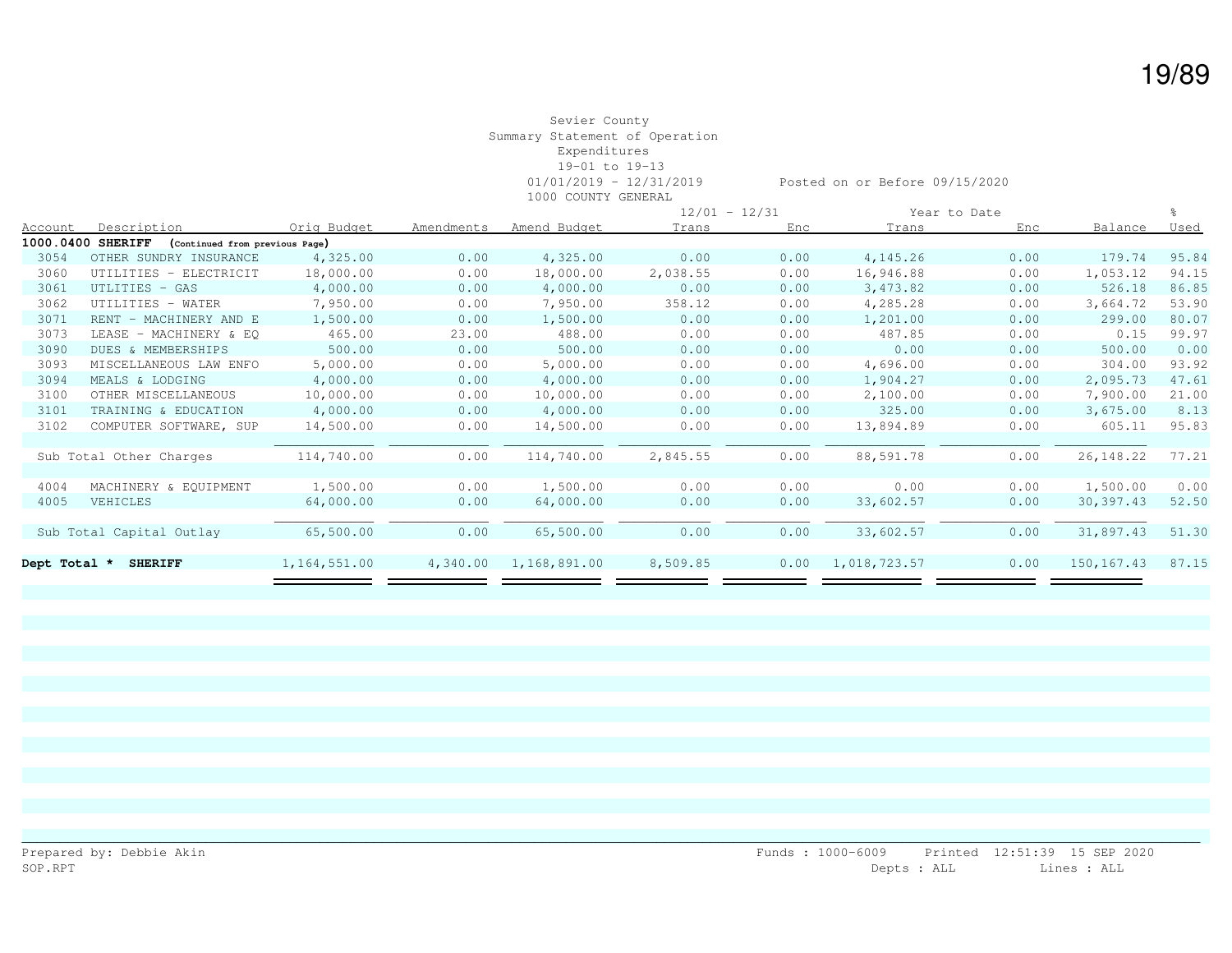Sevier County
Summary Statement of Operation
Expenditures
19-01 to 19-13
01/01/2019 - 12/31/2019 Posted on or Before 09/15/2020
1000 COUNTY GENERAL

| Account | Description | Orig Budget | Amendments | Amend Budget | 12/01 - 12/31 Trans | 12/01 - 12/31 Enc | Year to Date Trans | Year to Date Enc | Balance | % Used |
|---|---|---|---|---|---|---|---|---|---|---|
| **1000.0400 SHERIFF** | (Continued from previous Page) | | | | | | | | | |
| 3054 | OTHER SUNDRY INSURANCE | 4,325.00 | 0.00 | 4,325.00 | 0.00 | 0.00 | 4,145.26 | 0.00 | 179.74 | 95.84 |
| 3060 | UTILITIES - ELECTRICIT | 18,000.00 | 0.00 | 18,000.00 | 2,038.55 | 0.00 | 16,946.88 | 0.00 | 1,053.12 | 94.15 |
| 3061 | UTILITIES - GAS | 4,000.00 | 0.00 | 4,000.00 | 0.00 | 0.00 | 3,473.82 | 0.00 | 526.18 | 86.85 |
| 3062 | UTILITIES - WATER | 7,950.00 | 0.00 | 7,950.00 | 358.12 | 0.00 | 4,285.28 | 0.00 | 3,664.72 | 53.90 |
| 3071 | RENT - MACHINERY AND E | 1,500.00 | 0.00 | 1,500.00 | 0.00 | 0.00 | 1,201.00 | 0.00 | 299.00 | 80.07 |
| 3073 | LEASE - MACHINERY & EQ | 465.00 | 23.00 | 488.00 | 0.00 | 0.00 | 487.85 | 0.00 | 0.15 | 99.97 |
| 3090 | DUES & MEMBERSHIPS | 500.00 | 0.00 | 500.00 | 0.00 | 0.00 | 0.00 | 0.00 | 500.00 | 0.00 |
| 3093 | MISCELLANEOUS LAW ENFO | 5,000.00 | 0.00 | 5,000.00 | 0.00 | 0.00 | 4,696.00 | 0.00 | 304.00 | 93.92 |
| 3094 | MEALS & LODGING | 4,000.00 | 0.00 | 4,000.00 | 0.00 | 0.00 | 1,904.27 | 0.00 | 2,095.73 | 47.61 |
| 3100 | OTHER MISCELLANEOUS | 10,000.00 | 0.00 | 10,000.00 | 0.00 | 0.00 | 2,100.00 | 0.00 | 7,900.00 | 21.00 |
| 3101 | TRAINING & EDUCATION | 4,000.00 | 0.00 | 4,000.00 | 0.00 | 0.00 | 325.00 | 0.00 | 3,675.00 | 8.13 |
| 3102 | COMPUTER SOFTWARE, SUP | 14,500.00 | 0.00 | 14,500.00 | 0.00 | 0.00 | 13,894.89 | 0.00 | 605.11 | 95.83 |
| | Sub Total Other Charges | 114,740.00 | 0.00 | 114,740.00 | 2,845.55 | 0.00 | 88,591.78 | 0.00 | 26,148.22 | 77.21 |
| 4004 | MACHINERY & EQUIPMENT | 1,500.00 | 0.00 | 1,500.00 | 0.00 | 0.00 | 0.00 | 0.00 | 1,500.00 | 0.00 |
| 4005 | VEHICLES | 64,000.00 | 0.00 | 64,000.00 | 0.00 | 0.00 | 33,602.57 | 0.00 | 30,397.43 | 52.50 |
| | Sub Total Capital Outlay | 65,500.00 | 0.00 | 65,500.00 | 0.00 | 0.00 | 33,602.57 | 0.00 | 31,897.43 | 51.30 |
| **Dept Total *** | **SHERIFF** | 1,164,551.00 | 4,340.00 | 1,168,891.00 | 8,509.85 | 0.00 | 1,018,723.57 | 0.00 | 150,167.43 | 87.15 |

Prepared by: Debbie Akin
SOP.RPT
Funds : 1000-6009 Printed 12:51:39 15 SEP 2020
Depts : ALL Lines : ALL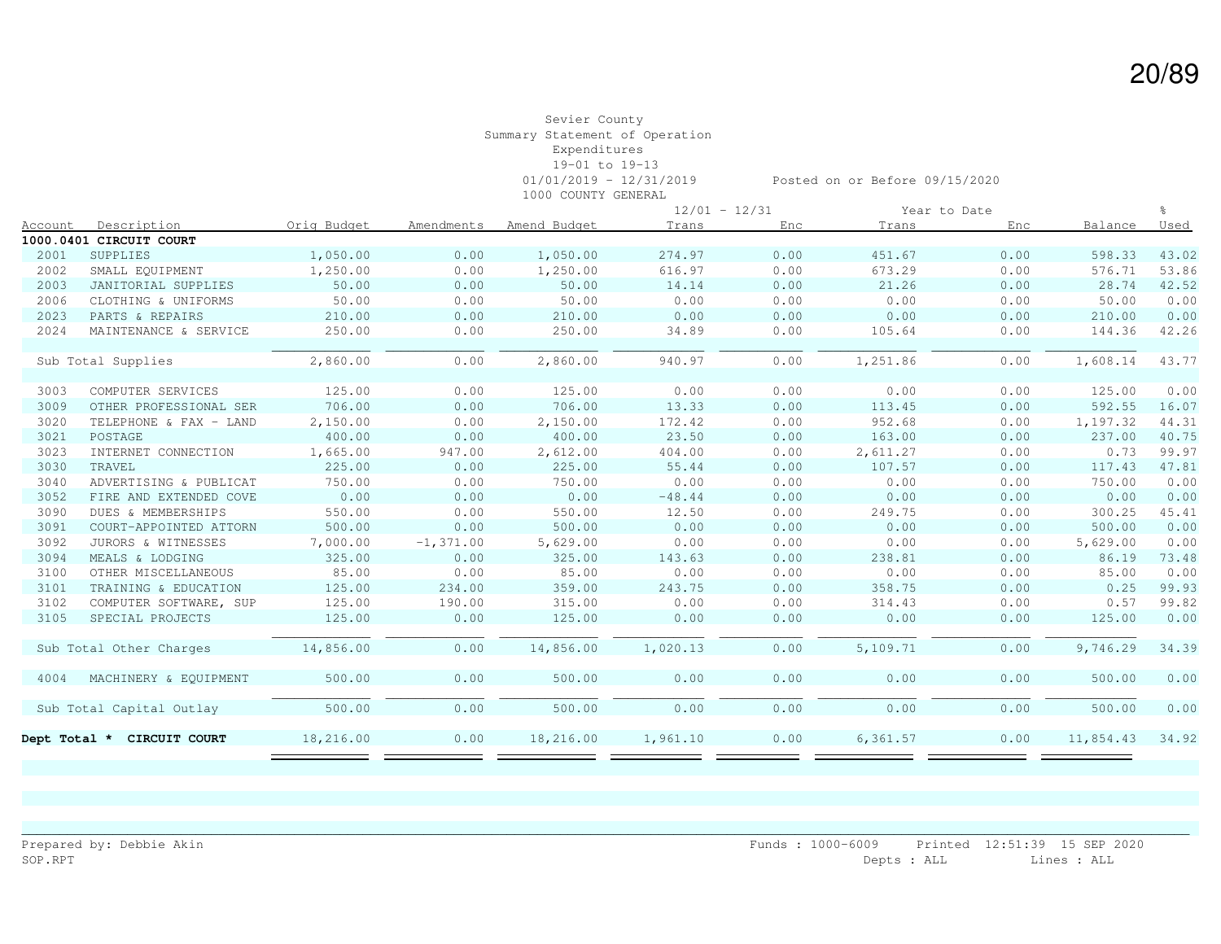Sevier County
Summary Statement of Operation
Expenditures
19-01 to 19-13
01/01/2019 - 12/31/2019 Posted on or Before 09/15/2020
1000 COUNTY GENERAL

| Account | Description | Orig Budget | Amendments | Amend Budget | 12/01 - 12/31 Trans | 12/01 - 12/31 Enc | Year to Date Trans | Year to Date Enc | Balance | % Used |
|---|---|---|---|---|---|---|---|---|---|---|
| **1000.0401 CIRCUIT COURT** | | | | | | | | | | |
| 2001 | SUPPLIES | 1,050.00 | 0.00 | 1,050.00 | 274.97 | 0.00 | 451.67 | 0.00 | 598.33 | 43.02 |
| 2002 | SMALL EQUIPMENT | 1,250.00 | 0.00 | 1,250.00 | 616.97 | 0.00 | 673.29 | 0.00 | 576.71 | 53.86 |
| 2003 | JANITORIAL SUPPLIES | 50.00 | 0.00 | 50.00 | 14.14 | 0.00 | 21.26 | 0.00 | 28.74 | 42.52 |
| 2006 | CLOTHING & UNIFORMS | 50.00 | 0.00 | 50.00 | 0.00 | 0.00 | 0.00 | 0.00 | 50.00 | 0.00 |
| 2023 | PARTS & REPAIRS | 210.00 | 0.00 | 210.00 | 0.00 | 0.00 | 0.00 | 0.00 | 210.00 | 0.00 |
| 2024 | MAINTENANCE & SERVICE | 250.00 | 0.00 | 250.00 | 34.89 | 0.00 | 105.64 | 0.00 | 144.36 | 42.26 |
| | Sub Total Supplies | 2,860.00 | 0.00 | 2,860.00 | 940.97 | 0.00 | 1,251.86 | 0.00 | 1,608.14 | 43.77 |
| 3003 | COMPUTER SERVICES | 125.00 | 0.00 | 125.00 | 0.00 | 0.00 | 0.00 | 0.00 | 125.00 | 0.00 |
| 3009 | OTHER PROFESSIONAL SER | 706.00 | 0.00 | 706.00 | 13.33 | 0.00 | 113.45 | 0.00 | 592.55 | 16.07 |
| 3020 | TELEPHONE & FAX - LAND | 2,150.00 | 0.00 | 2,150.00 | 172.42 | 0.00 | 952.68 | 0.00 | 1,197.32 | 44.31 |
| 3021 | POSTAGE | 400.00 | 0.00 | 400.00 | 23.50 | 0.00 | 163.00 | 0.00 | 237.00 | 40.75 |
| 3023 | INTERNET CONNECTION | 1,665.00 | 947.00 | 2,612.00 | 404.00 | 0.00 | 2,611.27 | 0.00 | 0.73 | 99.97 |
| 3030 | TRAVEL | 225.00 | 0.00 | 225.00 | 55.44 | 0.00 | 107.57 | 0.00 | 117.43 | 47.81 |
| 3040 | ADVERTISING & PUBLICAT | 750.00 | 0.00 | 750.00 | 0.00 | 0.00 | 0.00 | 0.00 | 750.00 | 0.00 |
| 3052 | FIRE AND EXTENDED COVE | 0.00 | 0.00 | 0.00 | -48.44 | 0.00 | 0.00 | 0.00 | 0.00 | 0.00 |
| 3090 | DUES & MEMBERSHIPS | 550.00 | 0.00 | 550.00 | 12.50 | 0.00 | 249.75 | 0.00 | 300.25 | 45.41 |
| 3091 | COURT-APPOINTED ATTORN | 500.00 | 0.00 | 500.00 | 0.00 | 0.00 | 0.00 | 0.00 | 500.00 | 0.00 |
| 3092 | JURORS & WITNESSES | 7,000.00 | -1,371.00 | 5,629.00 | 0.00 | 0.00 | 0.00 | 0.00 | 5,629.00 | 0.00 |
| 3094 | MEALS & LODGING | 325.00 | 0.00 | 325.00 | 143.63 | 0.00 | 238.81 | 0.00 | 86.19 | 73.48 |
| 3100 | OTHER MISCELLANEOUS | 85.00 | 0.00 | 85.00 | 0.00 | 0.00 | 0.00 | 0.00 | 85.00 | 0.00 |
| 3101 | TRAINING & EDUCATION | 125.00 | 234.00 | 359.00 | 243.75 | 0.00 | 358.75 | 0.00 | 0.25 | 99.93 |
| 3102 | COMPUTER SOFTWARE, SUP | 125.00 | 190.00 | 315.00 | 0.00 | 0.00 | 314.43 | 0.00 | 0.57 | 99.82 |
| 3105 | SPECIAL PROJECTS | 125.00 | 0.00 | 125.00 | 0.00 | 0.00 | 0.00 | 0.00 | 125.00 | 0.00 |
| | Sub Total Other Charges | 14,856.00 | 0.00 | 14,856.00 | 1,020.13 | 0.00 | 5,109.71 | 0.00 | 9,746.29 | 34.39 |
| 4004 | MACHINERY & EQUIPMENT | 500.00 | 0.00 | 500.00 | 0.00 | 0.00 | 0.00 | 0.00 | 500.00 | 0.00 |
| | Sub Total Capital Outlay | 500.00 | 0.00 | 500.00 | 0.00 | 0.00 | 0.00 | 0.00 | 500.00 | 0.00 |
| **Dept Total *** | **CIRCUIT COURT** | 18,216.00 | 0.00 | 18,216.00 | 1,961.10 | 0.00 | 6,361.57 | 0.00 | 11,854.43 | 34.92 |

Prepared by: Debbie Akin
SOP.RPT

Funds : 1000-6009 Printed 12:51:39 15 SEP 2020
Depts : ALL Lines : ALL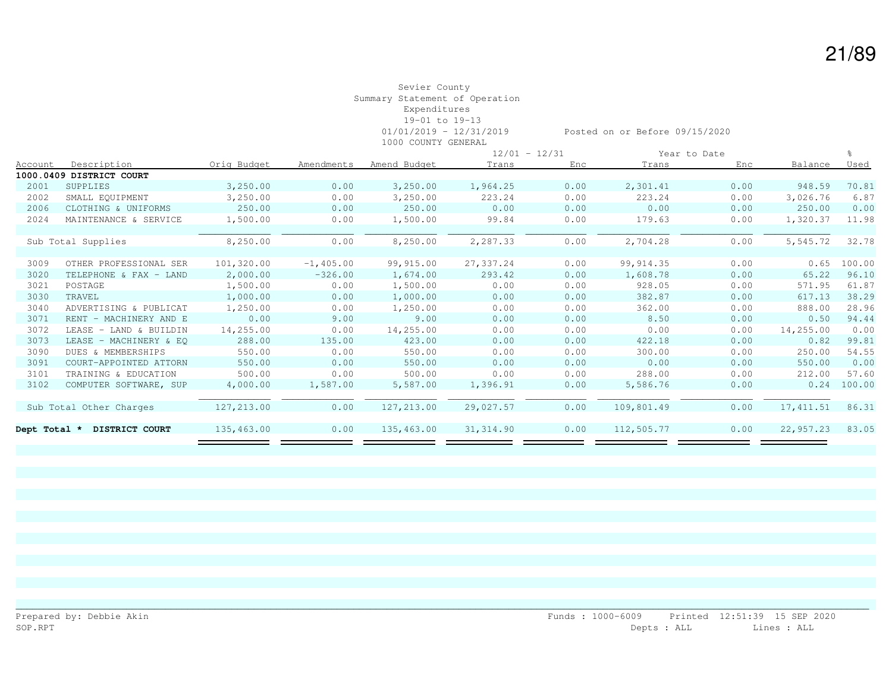Sevier County
Summary Statement of Operation
Expenditures
19-01 to 19-13
01/01/2019 - 12/31/2019 Posted on or Before 09/15/2020
1000 COUNTY GENERAL

| Account | Description | Orig Budget | Amendments | Amend Budget | 12/01 - 12/31 Trans | 12/01 - 12/31 Enc | Year to Date Trans | Year to Date Enc | Balance | % Used |
|---|---|---|---|---|---|---|---|---|---|---|
| **1000.0409 DISTRICT COURT** | | | | | | | | | | |
| 2001 | SUPPLIES | 3,250.00 | 0.00 | 3,250.00 | 1,964.25 | 0.00 | 2,301.41 | 0.00 | 948.59 | 70.81 |
| 2002 | SMALL EQUIPMENT | 3,250.00 | 0.00 | 3,250.00 | 223.24 | 0.00 | 223.24 | 0.00 | 3,026.76 | 6.87 |
| 2006 | CLOTHING & UNIFORMS | 250.00 | 0.00 | 250.00 | 0.00 | 0.00 | 0.00 | 0.00 | 250.00 | 0.00 |
| 2024 | MAINTENANCE & SERVICE | 1,500.00 | 0.00 | 1,500.00 | 99.84 | 0.00 | 179.63 | 0.00 | 1,320.37 | 11.98 |
| | Sub Total Supplies | 8,250.00 | 0.00 | 8,250.00 | 2,287.33 | 0.00 | 2,704.28 | 0.00 | 5,545.72 | 32.78 |
| 3009 | OTHER PROFESSIONAL SER | 101,320.00 | -1,405.00 | 99,915.00 | 27,337.24 | 0.00 | 99,914.35 | 0.00 | 0.65 | 100.00 |
| 3020 | TELEPHONE & FAX - LAND | 2,000.00 | -326.00 | 1,674.00 | 293.42 | 0.00 | 1,608.78 | 0.00 | 65.22 | 96.10 |
| 3021 | POSTAGE | 1,500.00 | 0.00 | 1,500.00 | 0.00 | 0.00 | 928.05 | 0.00 | 571.95 | 61.87 |
| 3030 | TRAVEL | 1,000.00 | 0.00 | 1,000.00 | 0.00 | 0.00 | 382.87 | 0.00 | 617.13 | 38.29 |
| 3040 | ADVERTISING & PUBLICAT | 1,250.00 | 0.00 | 1,250.00 | 0.00 | 0.00 | 362.00 | 0.00 | 888.00 | 28.96 |
| 3071 | RENT - MACHINERY AND E | 0.00 | 9.00 | 9.00 | 0.00 | 0.00 | 8.50 | 0.00 | 0.50 | 94.44 |
| 3072 | LEASE - LAND & BUILDIN | 14,255.00 | 0.00 | 14,255.00 | 0.00 | 0.00 | 0.00 | 0.00 | 14,255.00 | 0.00 |
| 3073 | LEASE - MACHINERY & EQ | 288.00 | 135.00 | 423.00 | 0.00 | 0.00 | 422.18 | 0.00 | 0.82 | 99.81 |
| 3090 | DUES & MEMBERSHIPS | 550.00 | 0.00 | 550.00 | 0.00 | 0.00 | 300.00 | 0.00 | 250.00 | 54.55 |
| 3091 | COURT-APPOINTED ATTORN | 550.00 | 0.00 | 550.00 | 0.00 | 0.00 | 0.00 | 0.00 | 550.00 | 0.00 |
| 3101 | TRAINING & EDUCATION | 500.00 | 0.00 | 500.00 | 0.00 | 0.00 | 288.00 | 0.00 | 212.00 | 57.60 |
| 3102 | COMPUTER SOFTWARE, SUP | 4,000.00 | 1,587.00 | 5,587.00 | 1,396.91 | 0.00 | 5,586.76 | 0.00 | 0.24 | 100.00 |
| | Sub Total Other Charges | 127,213.00 | 0.00 | 127,213.00 | 29,027.57 | 0.00 | 109,801.49 | 0.00 | 17,411.51 | 86.31 |
| **Dept Total *** | **DISTRICT COURT** | 135,463.00 | 0.00 | 135,463.00 | 31,314.90 | 0.00 | 112,505.77 | 0.00 | 22,957.23 | 83.05 |

Prepared by: Debbie Akin
SOP.RPT

Funds : 1000-6009 Printed 12:51:39 15 SEP 2020
Depts : ALL Lines : ALL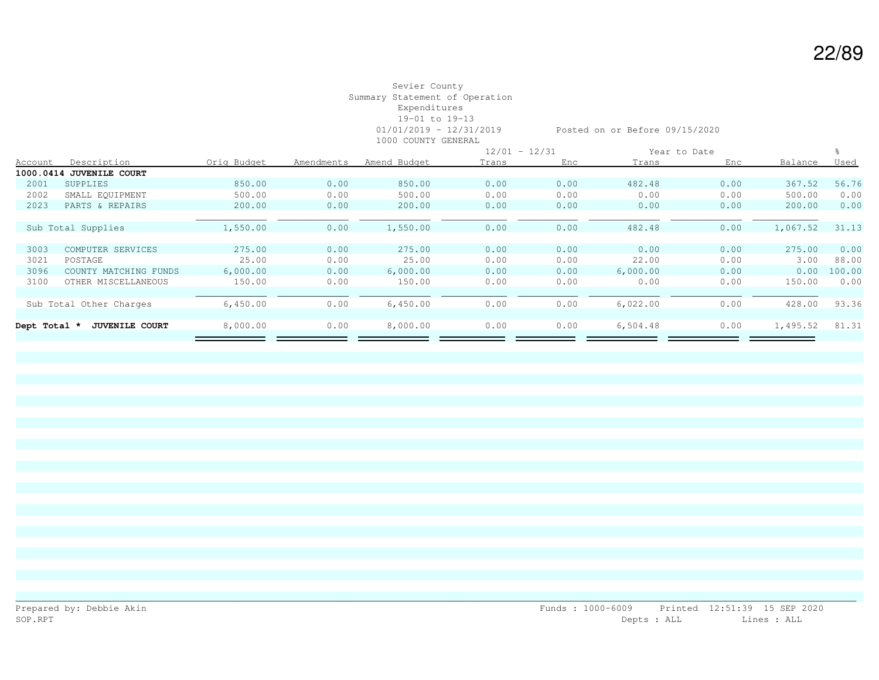Sevier County
Summary Statement of Operation
Expenditures
19-01 to 19-13
01/01/2019 - 12/31/2019 Posted on or Before 09/15/2020
1000 COUNTY GENERAL

| Account | Description | Orig Budget | Amendments | Amend Budget | 12/01 - 12/31 Trans | 12/01 - 12/31 Enc | Year to Date Trans | Year to Date Enc | Balance | % Used |
|---|---|---|---|---|---|---|---|---|---|---|
| **1000.0414** | **JUVENILE COURT** | | | | | | | | | |
| 2001 | SUPPLIES | 850.00 | 0.00 | 850.00 | 0.00 | 0.00 | 482.48 | 0.00 | 367.52 | 56.76 |
| 2002 | SMALL EQUIPMENT | 500.00 | 0.00 | 500.00 | 0.00 | 0.00 | 0.00 | 0.00 | 500.00 | 0.00 |
| 2023 | PARTS & REPAIRS | 200.00 | 0.00 | 200.00 | 0.00 | 0.00 | 0.00 | 0.00 | 200.00 | 0.00 |
| | Sub Total Supplies | 1,550.00 | 0.00 | 1,550.00 | 0.00 | 0.00 | 482.48 | 0.00 | 1,067.52 | 31.13 |
| 3003 | COMPUTER SERVICES | 275.00 | 0.00 | 275.00 | 0.00 | 0.00 | 0.00 | 0.00 | 275.00 | 0.00 |
| 3021 | POSTAGE | 25.00 | 0.00 | 25.00 | 0.00 | 0.00 | 22.00 | 0.00 | 3.00 | 88.00 |
| 3096 | COUNTY MATCHING FUNDS | 6,000.00 | 0.00 | 6,000.00 | 0.00 | 0.00 | 6,000.00 | 0.00 | 0.00 | 100.00 |
| 3100 | OTHER MISCELLANEOUS | 150.00 | 0.00 | 150.00 | 0.00 | 0.00 | 0.00 | 0.00 | 150.00 | 0.00 |
| | Sub Total Other Charges | 6,450.00 | 0.00 | 6,450.00 | 0.00 | 0.00 | 6,022.00 | 0.00 | 428.00 | 93.36 |
| **Dept Total *** | **JUVENILE COURT** | 8,000.00 | 0.00 | 8,000.00 | 0.00 | 0.00 | 6,504.48 | 0.00 | 1,495.52 | 81.31 |

Prepared by: Debbie Akin
SOP.RPT

Funds : 1000-6009 Printed 12:51:39 15 SEP 2020
Depts : ALL Lines : ALL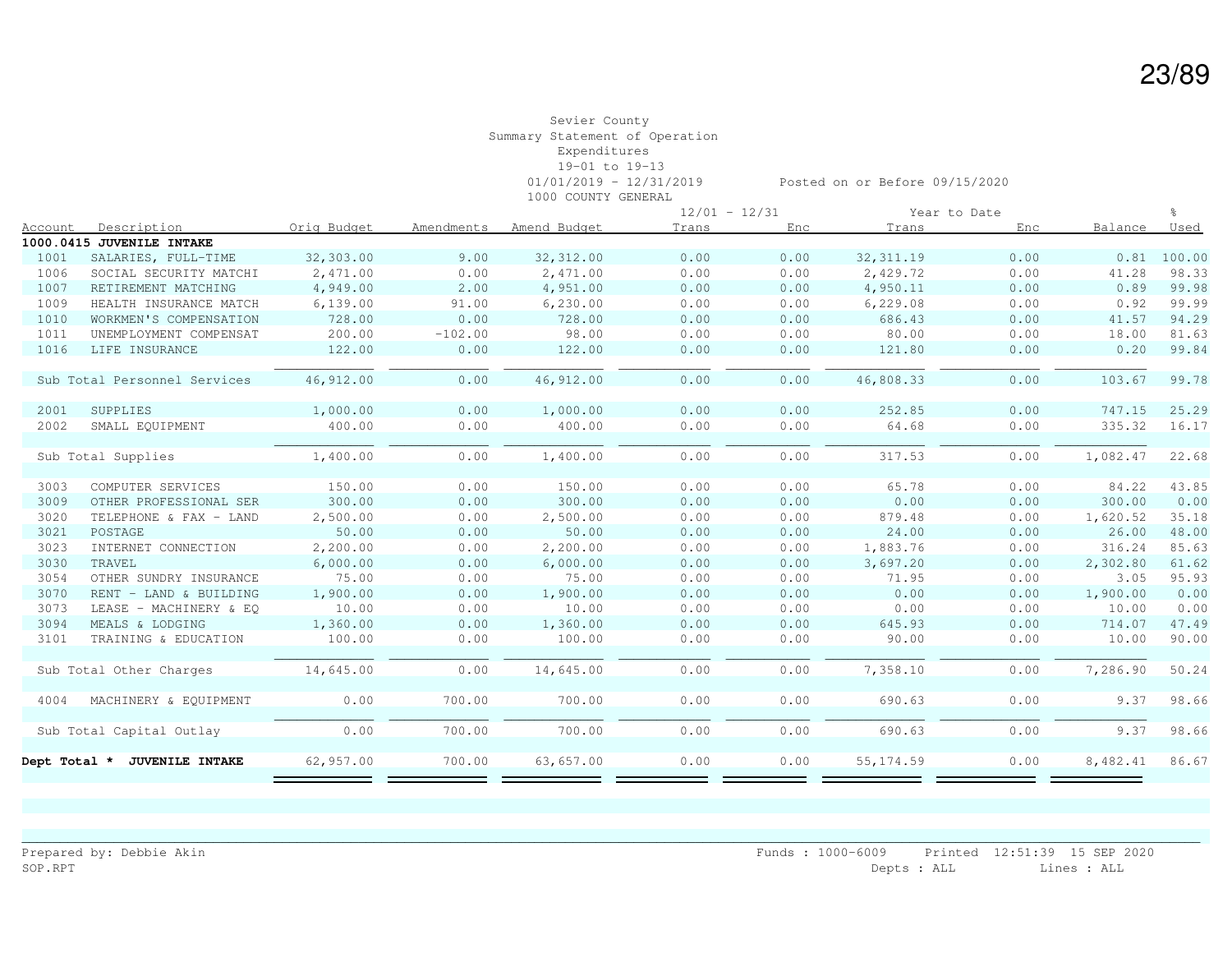Sevier County
Summary Statement of Operation
Expenditures
19-01 to 19-13
01/01/2019 - 12/31/2019 Posted on or Before 09/15/2020
1000 COUNTY GENERAL

| Account | Description | Orig Budget | Amendments | Amend Budget | 12/01 - 12/31 Trans | 12/01 - 12/31 Enc | Year to Date Trans | Year to Date Enc | Balance | % Used |
|---|---|---|---|---|---|---|---|---|---|---|
| **1000.0415 JUVENILE INTAKE** | | | | | | | | | | |
| 1001 | SALARIES, FULL-TIME | 32,303.00 | 9.00 | 32,312.00 | 0.00 | 0.00 | 32,311.19 | 0.00 | 0.81 | 100.00 |
| 1006 | SOCIAL SECURITY MATCHI | 2,471.00 | 0.00 | 2,471.00 | 0.00 | 0.00 | 2,429.72 | 0.00 | 41.28 | 98.33 |
| 1007 | RETIREMENT MATCHING | 4,949.00 | 2.00 | 4,951.00 | 0.00 | 0.00 | 4,950.11 | 0.00 | 0.89 | 99.98 |
| 1009 | HEALTH INSURANCE MATCH | 6,139.00 | 91.00 | 6,230.00 | 0.00 | 0.00 | 6,229.08 | 0.00 | 0.92 | 99.99 |
| 1010 | WORKMEN'S COMPENSATION | 728.00 | 0.00 | 728.00 | 0.00 | 0.00 | 686.43 | 0.00 | 41.57 | 94.29 |
| 1011 | UNEMPLOYMENT COMPENSAT | 200.00 | -102.00 | 98.00 | 0.00 | 0.00 | 80.00 | 0.00 | 18.00 | 81.63 |
| 1016 | LIFE INSURANCE | 122.00 | 0.00 | 122.00 | 0.00 | 0.00 | 121.80 | 0.00 | 0.20 | 99.84 |
| | Sub Total Personnel Services | 46,912.00 | 0.00 | 46,912.00 | 0.00 | 0.00 | 46,808.33 | 0.00 | 103.67 | 99.78 |
| 2001 | SUPPLIES | 1,000.00 | 0.00 | 1,000.00 | 0.00 | 0.00 | 252.85 | 0.00 | 747.15 | 25.29 |
| 2002 | SMALL EQUIPMENT | 400.00 | 0.00 | 400.00 | 0.00 | 0.00 | 64.68 | 0.00 | 335.32 | 16.17 |
| | Sub Total Supplies | 1,400.00 | 0.00 | 1,400.00 | 0.00 | 0.00 | 317.53 | 0.00 | 1,082.47 | 22.68 |
| 3003 | COMPUTER SERVICES | 150.00 | 0.00 | 150.00 | 0.00 | 0.00 | 65.78 | 0.00 | 84.22 | 43.85 |
| 3009 | OTHER PROFESSIONAL SER | 300.00 | 0.00 | 300.00 | 0.00 | 0.00 | 0.00 | 0.00 | 300.00 | 0.00 |
| 3020 | TELEPHONE & FAX - LAND | 2,500.00 | 0.00 | 2,500.00 | 0.00 | 0.00 | 879.48 | 0.00 | 1,620.52 | 35.18 |
| 3021 | POSTAGE | 50.00 | 0.00 | 50.00 | 0.00 | 0.00 | 24.00 | 0.00 | 26.00 | 48.00 |
| 3023 | INTERNET CONNECTION | 2,200.00 | 0.00 | 2,200.00 | 0.00 | 0.00 | 1,883.76 | 0.00 | 316.24 | 85.63 |
| 3030 | TRAVEL | 6,000.00 | 0.00 | 6,000.00 | 0.00 | 0.00 | 3,697.20 | 0.00 | 2,302.80 | 61.62 |
| 3054 | OTHER SUNDRY INSURANCE | 75.00 | 0.00 | 75.00 | 0.00 | 0.00 | 71.95 | 0.00 | 3.05 | 95.93 |
| 3070 | RENT - LAND & BUILDING | 1,900.00 | 0.00 | 1,900.00 | 0.00 | 0.00 | 0.00 | 0.00 | 1,900.00 | 0.00 |
| 3073 | LEASE - MACHINERY & EQ | 10.00 | 0.00 | 10.00 | 0.00 | 0.00 | 0.00 | 0.00 | 10.00 | 0.00 |
| 3094 | MEALS & LODGING | 1,360.00 | 0.00 | 1,360.00 | 0.00 | 0.00 | 645.93 | 0.00 | 714.07 | 47.49 |
| 3101 | TRAINING & EDUCATION | 100.00 | 0.00 | 100.00 | 0.00 | 0.00 | 90.00 | 0.00 | 10.00 | 90.00 |
| | Sub Total Other Charges | 14,645.00 | 0.00 | 14,645.00 | 0.00 | 0.00 | 7,358.10 | 0.00 | 7,286.90 | 50.24 |
| 4004 | MACHINERY & EQUIPMENT | 0.00 | 700.00 | 700.00 | 0.00 | 0.00 | 690.63 | 0.00 | 9.37 | 98.66 |
| | Sub Total Capital Outlay | 0.00 | 700.00 | 700.00 | 0.00 | 0.00 | 690.63 | 0.00 | 9.37 | 98.66 |
| **Dept Total *** | **JUVENILE INTAKE** | 62,957.00 | 700.00 | 63,657.00 | 0.00 | 0.00 | 55,174.59 | 0.00 | 8,482.41 | 86.67 |

Prepared by: Debbie Akin
SOP.RPT

Funds : 1000-6009 Printed 12:51:39 15 SEP 2020
Depts : ALL Lines : ALL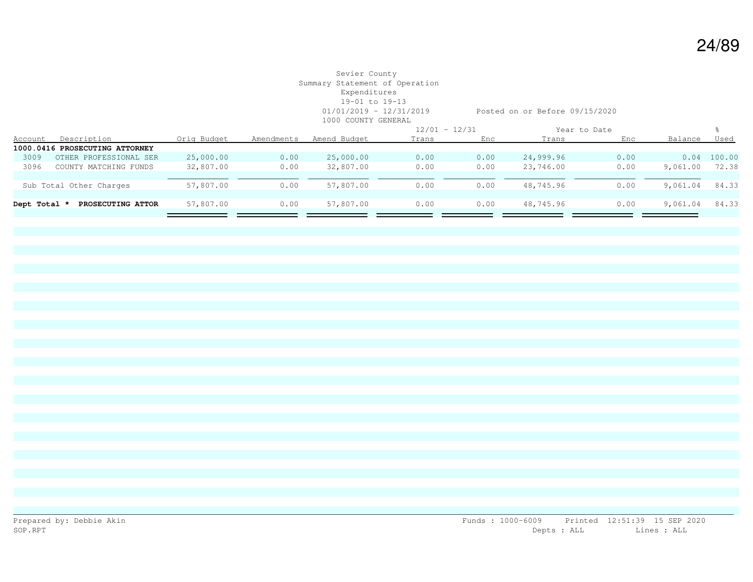Sevier County
Summary Statement of Operation
Expenditures
19-01 to 19-13
01/01/2019 - 12/31/2019 Posted on or Before 09/15/2020
1000 COUNTY GENERAL

| Account | Description | Orig Budget | Amendments | Amend Budget | 12/01 - 12/31 Trans | 12/01 - 12/31 Enc | Year to Date Trans | Year to Date Enc | Balance | % Used |
|---|---|---|---|---|---|---|---|---|---|---|
| **1000.0416** | **PROSECUTING ATTORNEY** | | | | | | | | | |
| 3009 | OTHER PROFESSIONAL SER | 25,000.00 | 0.00 | 25,000.00 | 0.00 | 0.00 | 24,999.96 | 0.00 | 0.04 | 100.00 |
| 3096 | COUNTY MATCHING FUNDS | 32,807.00 | 0.00 | 32,807.00 | 0.00 | 0.00 | 23,746.00 | 0.00 | 9,061.00 | 72.38 |
| | Sub Total Other Charges | 57,807.00 | 0.00 | 57,807.00 | 0.00 | 0.00 | 48,745.96 | 0.00 | 9,061.04 | 84.33 |
| **Dept Total \*** | **PROSECUTING ATTOR** | 57,807.00 | 0.00 | 57,807.00 | 0.00 | 0.00 | 48,745.96 | 0.00 | 9,061.04 | 84.33 |

Prepared by: Debbie Akin
SOP.RPT

Funds : 1000-6009 Printed 12:51:39 15 SEP 2020
Depts : ALL Lines : ALL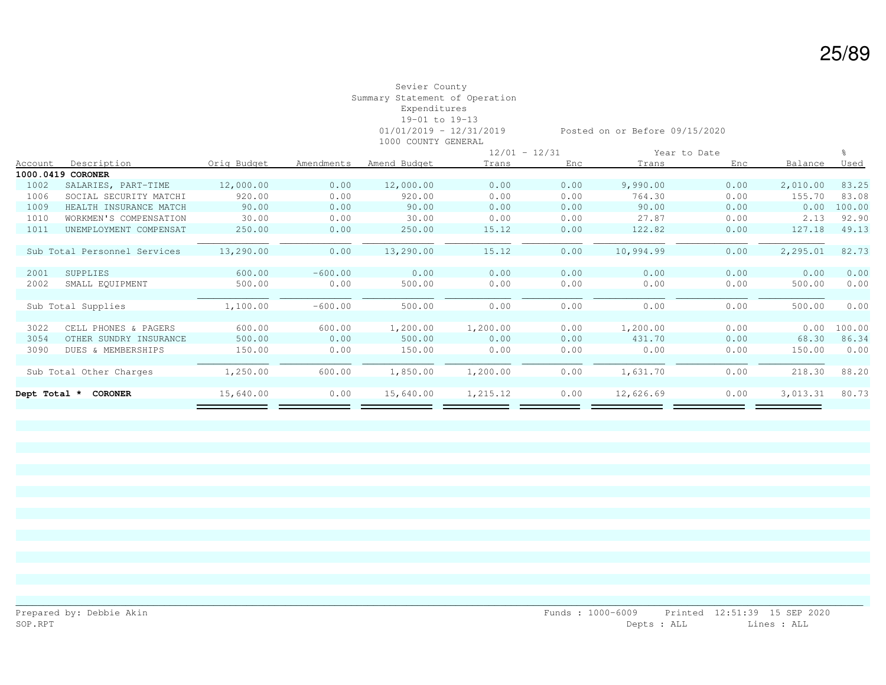Sevier County
Summary Statement of Operation
Expenditures
19-01 to 19-13
01/01/2019 - 12/31/2019 Posted on or Before 09/15/2020
1000 COUNTY GENERAL

| Account | Description | Orig Budget | Amendments | Amend Budget | 12/01 - 12/31 Trans | 12/01 - 12/31 Enc | Year to Date Trans | Year to Date Enc | Balance | % Used |
|---|---|---|---|---|---|---|---|---|---|---|
| **1000.0419 CORONER** | | | | | | | | | | |
| 1002 | SALARIES, PART-TIME | 12,000.00 | 0.00 | 12,000.00 | 0.00 | 0.00 | 9,990.00 | 0.00 | 2,010.00 | 83.25 |
| 1006 | SOCIAL SECURITY MATCHI | 920.00 | 0.00 | 920.00 | 0.00 | 0.00 | 764.30 | 0.00 | 155.70 | 83.08 |
| 1009 | HEALTH INSURANCE MATCH | 90.00 | 0.00 | 90.00 | 0.00 | 0.00 | 90.00 | 0.00 | 0.00 | 100.00 |
| 1010 | WORKMEN'S COMPENSATION | 30.00 | 0.00 | 30.00 | 0.00 | 0.00 | 27.87 | 0.00 | 2.13 | 92.90 |
| 1011 | UNEMPLOYMENT COMPENSAT | 250.00 | 0.00 | 250.00 | 15.12 | 0.00 | 122.82 | 0.00 | 127.18 | 49.13 |
| | Sub Total Personnel Services | 13,290.00 | 0.00 | 13,290.00 | 15.12 | 0.00 | 10,994.99 | 0.00 | 2,295.01 | 82.73 |
| 2001 | SUPPLIES | 600.00 | -600.00 | 0.00 | 0.00 | 0.00 | 0.00 | 0.00 | 0.00 | 0.00 |
| 2002 | SMALL EQUIPMENT | 500.00 | 0.00 | 500.00 | 0.00 | 0.00 | 0.00 | 0.00 | 500.00 | 0.00 |
| | Sub Total Supplies | 1,100.00 | -600.00 | 500.00 | 0.00 | 0.00 | 0.00 | 0.00 | 500.00 | 0.00 |
| 3022 | CELL PHONES & PAGERS | 600.00 | 600.00 | 1,200.00 | 1,200.00 | 0.00 | 1,200.00 | 0.00 | 0.00 | 100.00 |
| 3054 | OTHER SUNDRY INSURANCE | 500.00 | 0.00 | 500.00 | 0.00 | 0.00 | 431.70 | 0.00 | 68.30 | 86.34 |
| 3090 | DUES & MEMBERSHIPS | 150.00 | 0.00 | 150.00 | 0.00 | 0.00 | 0.00 | 0.00 | 150.00 | 0.00 |
| | Sub Total Other Charges | 1,250.00 | 600.00 | 1,850.00 | 1,200.00 | 0.00 | 1,631.70 | 0.00 | 218.30 | 88.20 |
| **Dept Total *** | **CORONER** | 15,640.00 | 0.00 | 15,640.00 | 1,215.12 | 0.00 | 12,626.69 | 0.00 | 3,013.31 | 80.73 |

Prepared by: Debbie Akin
SOP.RPT

Funds : 1000-6009 Printed 12:51:39 15 SEP 2020
Depts : ALL Lines : ALL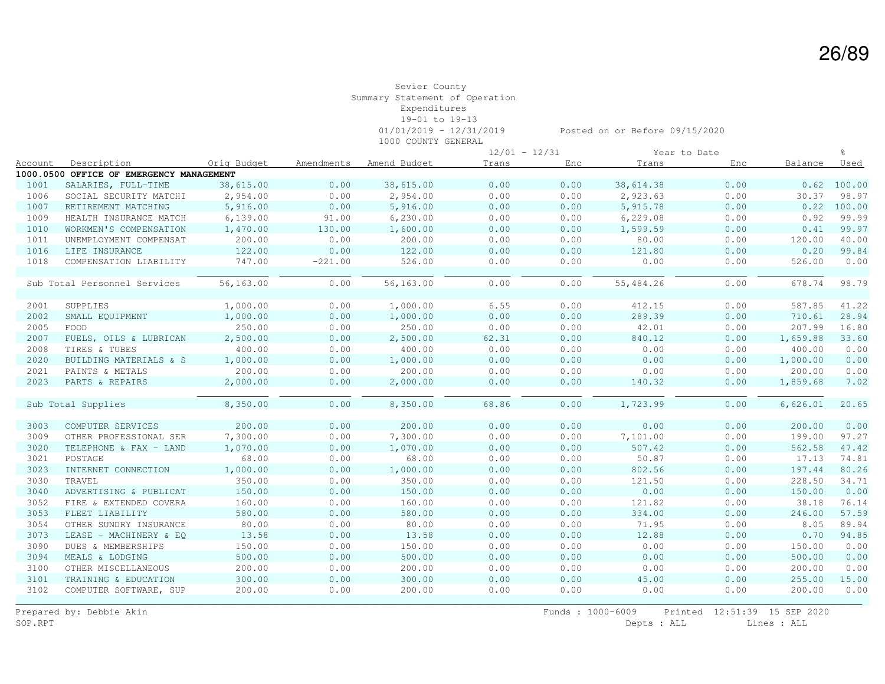Sevier County
Summary Statement of Operation
Expenditures
19-01 to 19-13
01/01/2019 - 12/31/2019 Posted on or Before 09/15/2020
1000 COUNTY GENERAL

| Account | Description | Orig Budget | Amendments | Amend Budget | 12/01 - 12/31 Trans | 12/01 - 12/31 Enc | Year to Date Trans | Year to Date Enc | Balance | % Used |
|---|---|---|---|---|---|---|---|---|---|---|
| **1000.0500 OFFICE OF EMERGENCY MANAGEMENT** | | | | | | | | | | |
| 1001 | SALARIES, FULL-TIME | 38,615.00 | 0.00 | 38,615.00 | 0.00 | 0.00 | 38,614.38 | 0.00 | 0.62 | 100.00 |
| 1006 | SOCIAL SECURITY MATCHI | 2,954.00 | 0.00 | 2,954.00 | 0.00 | 0.00 | 2,923.63 | 0.00 | 30.37 | 98.97 |
| 1007 | RETIREMENT MATCHING | 5,916.00 | 0.00 | 5,916.00 | 0.00 | 0.00 | 5,915.78 | 0.00 | 0.22 | 100.00 |
| 1009 | HEALTH INSURANCE MATCH | 6,139.00 | 91.00 | 6,230.00 | 0.00 | 0.00 | 6,229.08 | 0.00 | 0.92 | 99.99 |
| 1010 | WORKMEN'S COMPENSATION | 1,470.00 | 130.00 | 1,600.00 | 0.00 | 0.00 | 1,599.59 | 0.00 | 0.41 | 99.97 |
| 1011 | UNEMPLOYMENT COMPENSAT | 200.00 | 0.00 | 200.00 | 0.00 | 0.00 | 80.00 | 0.00 | 120.00 | 40.00 |
| 1016 | LIFE INSURANCE | 122.00 | 0.00 | 122.00 | 0.00 | 0.00 | 121.80 | 0.00 | 0.20 | 99.84 |
| 1018 | COMPENSATION LIABILITY | 747.00 | -221.00 | 526.00 | 0.00 | 0.00 | 0.00 | 0.00 | 526.00 | 0.00 |
| | Sub Total Personnel Services | 56,163.00 | 0.00 | 56,163.00 | 0.00 | 0.00 | 55,484.26 | 0.00 | 678.74 | 98.79 |
| 2001 | SUPPLIES | 1,000.00 | 0.00 | 1,000.00 | 6.55 | 0.00 | 412.15 | 0.00 | 587.85 | 41.22 |
| 2002 | SMALL EQUIPMENT | 1,000.00 | 0.00 | 1,000.00 | 0.00 | 0.00 | 289.39 | 0.00 | 710.61 | 28.94 |
| 2005 | FOOD | 250.00 | 0.00 | 250.00 | 0.00 | 0.00 | 42.01 | 0.00 | 207.99 | 16.80 |
| 2007 | FUELS, OILS & LUBRICAN | 2,500.00 | 0.00 | 2,500.00 | 62.31 | 0.00 | 840.12 | 0.00 | 1,659.88 | 33.60 |
| 2008 | TIRES & TUBES | 400.00 | 0.00 | 400.00 | 0.00 | 0.00 | 0.00 | 0.00 | 400.00 | 0.00 |
| 2020 | BUILDING MATERIALS & S | 1,000.00 | 0.00 | 1,000.00 | 0.00 | 0.00 | 0.00 | 0.00 | 1,000.00 | 0.00 |
| 2021 | PAINTS & METALS | 200.00 | 0.00 | 200.00 | 0.00 | 0.00 | 0.00 | 0.00 | 200.00 | 0.00 |
| 2023 | PARTS & REPAIRS | 2,000.00 | 0.00 | 2,000.00 | 0.00 | 0.00 | 140.32 | 0.00 | 1,859.68 | 7.02 |
| | Sub Total Supplies | 8,350.00 | 0.00 | 8,350.00 | 68.86 | 0.00 | 1,723.99 | 0.00 | 6,626.01 | 20.65 |
| 3003 | COMPUTER SERVICES | 200.00 | 0.00 | 200.00 | 0.00 | 0.00 | 0.00 | 0.00 | 200.00 | 0.00 |
| 3009 | OTHER PROFESSIONAL SER | 7,300.00 | 0.00 | 7,300.00 | 0.00 | 0.00 | 7,101.00 | 0.00 | 199.00 | 97.27 |
| 3020 | TELEPHONE & FAX - LAND | 1,070.00 | 0.00 | 1,070.00 | 0.00 | 0.00 | 507.42 | 0.00 | 562.58 | 47.42 |
| 3021 | POSTAGE | 68.00 | 0.00 | 68.00 | 0.00 | 0.00 | 50.87 | 0.00 | 17.13 | 74.81 |
| 3023 | INTERNET CONNECTION | 1,000.00 | 0.00 | 1,000.00 | 0.00 | 0.00 | 802.56 | 0.00 | 197.44 | 80.26 |
| 3030 | TRAVEL | 350.00 | 0.00 | 350.00 | 0.00 | 0.00 | 121.50 | 0.00 | 228.50 | 34.71 |
| 3040 | ADVERTISING & PUBLICAT | 150.00 | 0.00 | 150.00 | 0.00 | 0.00 | 0.00 | 0.00 | 150.00 | 0.00 |
| 3052 | FIRE & EXTENDED COVERA | 160.00 | 0.00 | 160.00 | 0.00 | 0.00 | 121.82 | 0.00 | 38.18 | 76.14 |
| 3053 | FLEET LIABILITY | 580.00 | 0.00 | 580.00 | 0.00 | 0.00 | 334.00 | 0.00 | 246.00 | 57.59 |
| 3054 | OTHER SUNDRY INSURANCE | 80.00 | 0.00 | 80.00 | 0.00 | 0.00 | 71.95 | 0.00 | 8.05 | 89.94 |
| 3073 | LEASE - MACHINERY & EQ | 13.58 | 0.00 | 13.58 | 0.00 | 0.00 | 12.88 | 0.00 | 0.70 | 94.85 |
| 3090 | DUES & MEMBERSHIPS | 150.00 | 0.00 | 150.00 | 0.00 | 0.00 | 0.00 | 0.00 | 150.00 | 0.00 |
| 3094 | MEALS & LODGING | 500.00 | 0.00 | 500.00 | 0.00 | 0.00 | 0.00 | 0.00 | 500.00 | 0.00 |
| 3100 | OTHER MISCELLANEOUS | 200.00 | 0.00 | 200.00 | 0.00 | 0.00 | 0.00 | 0.00 | 200.00 | 0.00 |
| 3101 | TRAINING & EDUCATION | 300.00 | 0.00 | 300.00 | 0.00 | 0.00 | 45.00 | 0.00 | 255.00 | 15.00 |
| 3102 | COMPUTER SOFTWARE, SUP | 200.00 | 0.00 | 200.00 | 0.00 | 0.00 | 0.00 | 0.00 | 200.00 | 0.00 |

Prepared by: Debbie Akin Funds : 1000-6009 Printed 12:51:39 15 SEP 2020
SOP.RPT Depts : ALL Lines : ALL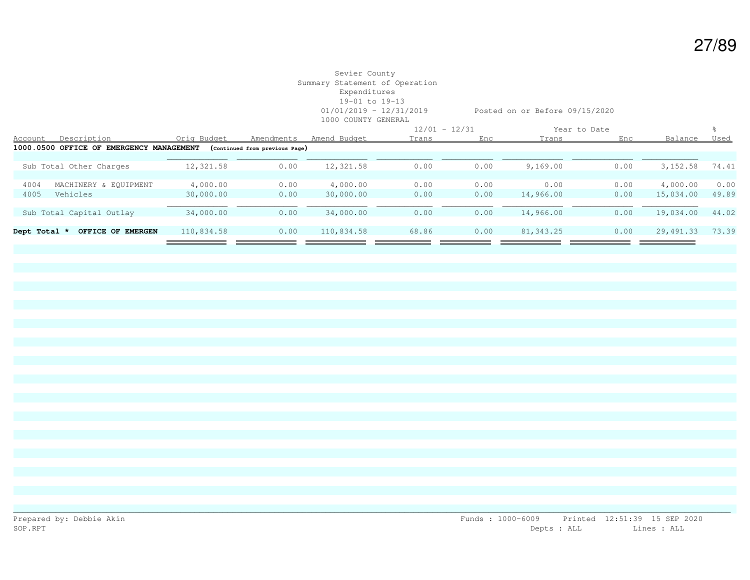Sevier County
Summary Statement of Operation
Expenditures
19-01 to 19-13
01/01/2019 - 12/31/2019 Posted on or Before 09/15/2020
1000 COUNTY GENERAL

| Account | Description | Orig Budget | Amendments | Amend Budget | 12/01 - 12/31 Trans | 12/01 - 12/31 Enc | Year to Date Trans | Year to Date Enc | Balance | % Used |
|---|---|---|---|---|---|---|---|---|---|---|
| **1000.0500 OFFICE OF EMERGENCY MANAGEMENT** | **(Continued from previous Page)** | | | | | | | | | |
| | Sub Total Other Charges | 12,321.58 | 0.00 | 12,321.58 | 0.00 | 0.00 | 9,169.00 | 0.00 | 3,152.58 | 74.41 |
| 4004 | MACHINERY & EQUIPMENT | 4,000.00 | 0.00 | 4,000.00 | 0.00 | 0.00 | 0.00 | 0.00 | 4,000.00 | 0.00 |
| 4005 | Vehicles | 30,000.00 | 0.00 | 30,000.00 | 0.00 | 0.00 | 14,966.00 | 0.00 | 15,034.00 | 49.89 |
| | Sub Total Capital Outlay | 34,000.00 | 0.00 | 34,000.00 | 0.00 | 0.00 | 14,966.00 | 0.00 | 19,034.00 | 44.02 |
| **Dept Total *** | **OFFICE OF EMERGEN** | 110,834.58 | 0.00 | 110,834.58 | 68.86 | 0.00 | 81,343.25 | 0.00 | 29,491.33 | 73.39 |

Prepared by: Debbie Akin
SOP.RPT

Funds : 1000-6009 Printed 12:51:39 15 SEP 2020
Depts : ALL Lines : ALL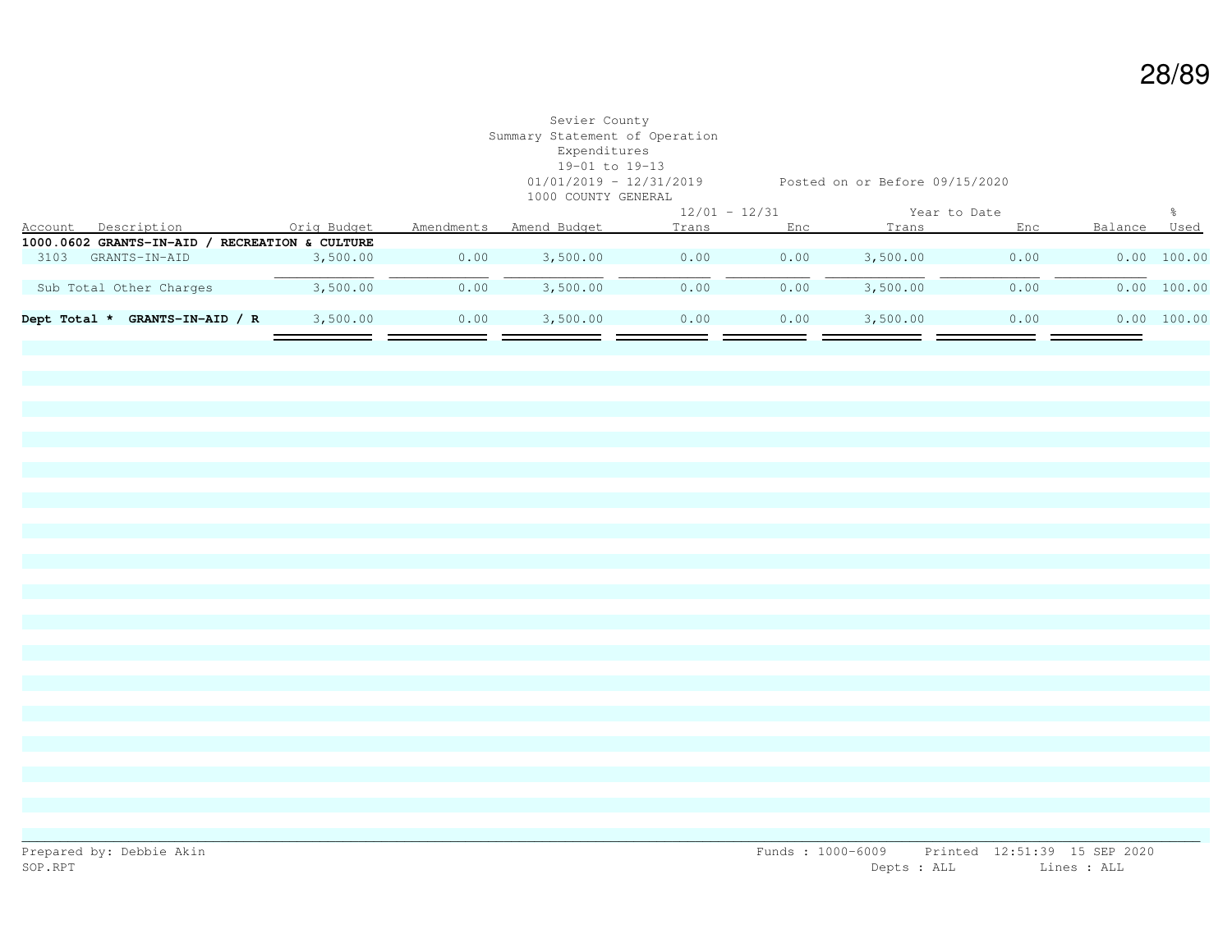Sevier County
Summary Statement of Operation
Expenditures
19-01 to 19-13
01/01/2019 - 12/31/2019 Posted on or Before 09/15/2020
1000 COUNTY GENERAL

| Account | Description | Orig Budget | Amendments | Amend Budget | 12/01 - 12/31 Trans | 12/01 - 12/31 Enc | Year to Date Trans | Year to Date Enc | Balance | % Used |
|---|---|---|---|---|---|---|---|---|---|---|
| **1000.0602** | **GRANTS-IN-AID / RECREATION & CULTURE** | | | | | | | | | |
| 3103 | GRANTS-IN-AID | 3,500.00 | 0.00 | 3,500.00 | 0.00 | 0.00 | 3,500.00 | 0.00 | 0.00 | 100.00 |
| | Sub Total Other Charges | 3,500.00 | 0.00 | 3,500.00 | 0.00 | 0.00 | 3,500.00 | 0.00 | 0.00 | 100.00 |
| **Dept Total *** | **GRANTS-IN-AID / R** | 3,500.00 | 0.00 | 3,500.00 | 0.00 | 0.00 | 3,500.00 | 0.00 | 0.00 | 100.00 |

Prepared by: Debbie Akin
SOP.RPT

Funds : 1000-6009 Printed 12:51:39 15 SEP 2020
Depts : ALL Lines : ALL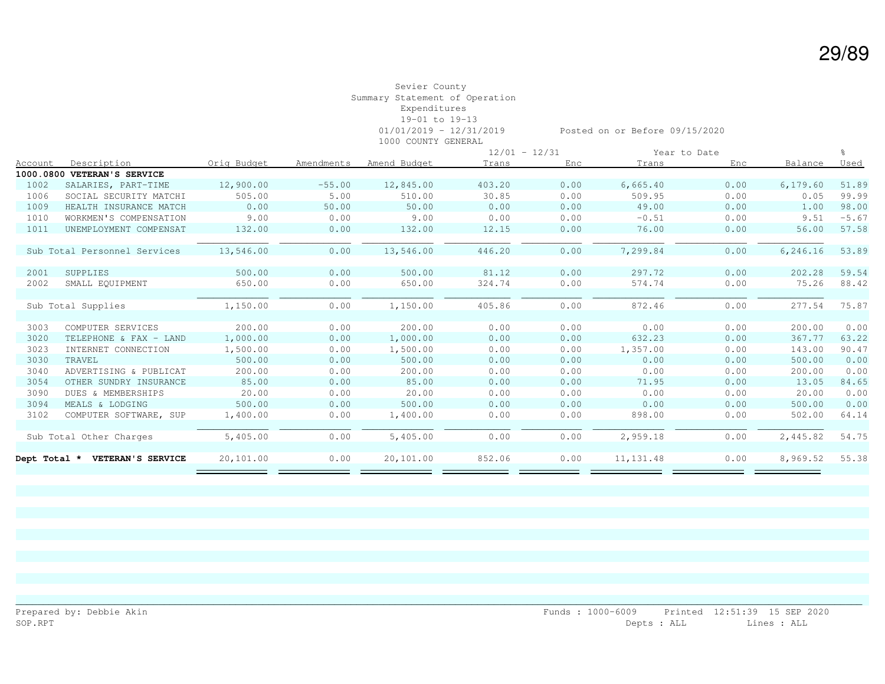Sevier County
Summary Statement of Operation
Expenditures
19-01 to 19-13
01/01/2019 - 12/31/2019 Posted on or Before 09/15/2020
1000 COUNTY GENERAL

| Account | Description | Orig Budget | Amendments | Amend Budget | 12/01 - 12/31 Trans | 12/01 - 12/31 Enc | Year to Date Trans | Year to Date Enc | Balance | % Used |
|---|---|---|---|---|---|---|---|---|---|---|
| **1000.0800** | **VETERAN'S SERVICE** | | | | | | | | | |
| 1002 | SALARIES, PART-TIME | 12,900.00 | -55.00 | 12,845.00 | 403.20 | 0.00 | 6,665.40 | 0.00 | 6,179.60 | 51.89 |
| 1006 | SOCIAL SECURITY MATCHI | 505.00 | 5.00 | 510.00 | 30.85 | 0.00 | 509.95 | 0.00 | 0.05 | 99.99 |
| 1009 | HEALTH INSURANCE MATCH | 0.00 | 50.00 | 50.00 | 0.00 | 0.00 | 49.00 | 0.00 | 1.00 | 98.00 |
| 1010 | WORKMEN'S COMPENSATION | 9.00 | 0.00 | 9.00 | 0.00 | 0.00 | -0.51 | 0.00 | 9.51 | -5.67 |
| 1011 | UNEMPLOYMENT COMPENSAT | 132.00 | 0.00 | 132.00 | 12.15 | 0.00 | 76.00 | 0.00 | 56.00 | 57.58 |
| | Sub Total Personnel Services | 13,546.00 | 0.00 | 13,546.00 | 446.20 | 0.00 | 7,299.84 | 0.00 | 6,246.16 | 53.89 |
| 2001 | SUPPLIES | 500.00 | 0.00 | 500.00 | 81.12 | 0.00 | 297.72 | 0.00 | 202.28 | 59.54 |
| 2002 | SMALL EQUIPMENT | 650.00 | 0.00 | 650.00 | 324.74 | 0.00 | 574.74 | 0.00 | 75.26 | 88.42 |
| | Sub Total Supplies | 1,150.00 | 0.00 | 1,150.00 | 405.86 | 0.00 | 872.46 | 0.00 | 277.54 | 75.87 |
| 3003 | COMPUTER SERVICES | 200.00 | 0.00 | 200.00 | 0.00 | 0.00 | 0.00 | 0.00 | 200.00 | 0.00 |
| 3020 | TELEPHONE & FAX - LAND | 1,000.00 | 0.00 | 1,000.00 | 0.00 | 0.00 | 632.23 | 0.00 | 367.77 | 63.22 |
| 3023 | INTERNET CONNECTION | 1,500.00 | 0.00 | 1,500.00 | 0.00 | 0.00 | 1,357.00 | 0.00 | 143.00 | 90.47 |
| 3030 | TRAVEL | 500.00 | 0.00 | 500.00 | 0.00 | 0.00 | 0.00 | 0.00 | 500.00 | 0.00 |
| 3040 | ADVERTISING & PUBLICAT | 200.00 | 0.00 | 200.00 | 0.00 | 0.00 | 0.00 | 0.00 | 200.00 | 0.00 |
| 3054 | OTHER SUNDRY INSURANCE | 85.00 | 0.00 | 85.00 | 0.00 | 0.00 | 71.95 | 0.00 | 13.05 | 84.65 |
| 3090 | DUES & MEMBERSHIPS | 20.00 | 0.00 | 20.00 | 0.00 | 0.00 | 0.00 | 0.00 | 20.00 | 0.00 |
| 3094 | MEALS & LODGING | 500.00 | 0.00 | 500.00 | 0.00 | 0.00 | 0.00 | 0.00 | 500.00 | 0.00 |
| 3102 | COMPUTER SOFTWARE, SUP | 1,400.00 | 0.00 | 1,400.00 | 0.00 | 0.00 | 898.00 | 0.00 | 502.00 | 64.14 |
| | Sub Total Other Charges | 5,405.00 | 0.00 | 5,405.00 | 0.00 | 0.00 | 2,959.18 | 0.00 | 2,445.82 | 54.75 |
| **Dept Total *** | **VETERAN'S SERVICE** | 20,101.00 | 0.00 | 20,101.00 | 852.06 | 0.00 | 11,131.48 | 0.00 | 8,969.52 | 55.38 |

Prepared by: Debbie Akin
SOP.RPT

Funds : 1000-6009 Printed 12:51:39 15 SEP 2020
Depts : ALL Lines : ALL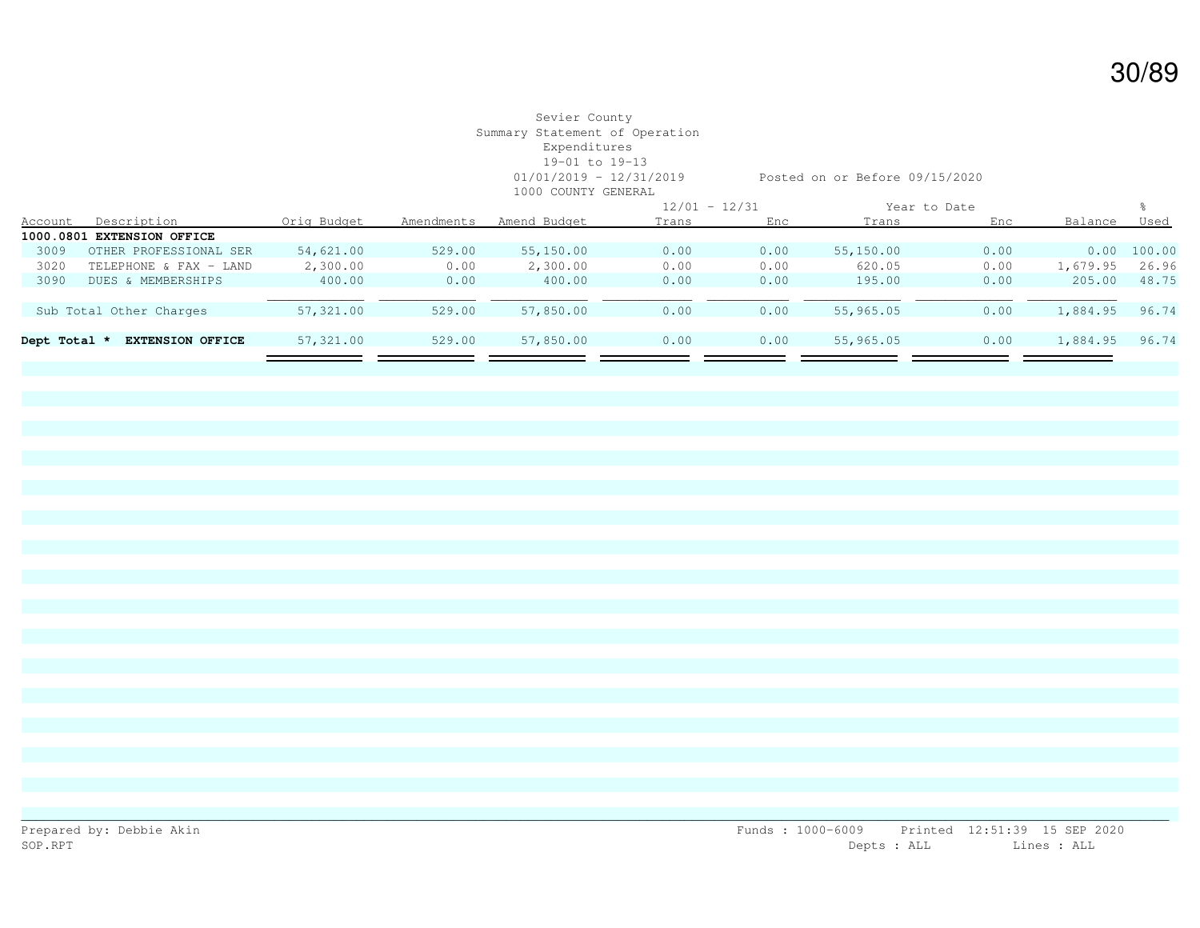Sevier County
Summary Statement of Operation
Expenditures
19-01 to 19-13
01/01/2019 - 12/31/2019 Posted on or Before 09/15/2020
1000 COUNTY GENERAL

| Account | Description | Orig Budget | Amendments | Amend Budget | 12/01 - 12/31 Trans | 12/01 - 12/31 Enc | Year to Date Trans | Year to Date Enc | Balance | % Used |
|---|---|---|---|---|---|---|---|---|---|---|
| **1000.0801** | **EXTENSION OFFICE** | | | | | | | | | |
| 3009 | OTHER PROFESSIONAL SER | 54,621.00 | 529.00 | 55,150.00 | 0.00 | 0.00 | 55,150.00 | 0.00 | 0.00 | 100.00 |
| 3020 | TELEPHONE & FAX - LAND | 2,300.00 | 0.00 | 2,300.00 | 0.00 | 0.00 | 620.05 | 0.00 | 1,679.95 | 26.96 |
| 3090 | DUES & MEMBERSHIPS | 400.00 | 0.00 | 400.00 | 0.00 | 0.00 | 195.00 | 0.00 | 205.00 | 48.75 |
| | Sub Total Other Charges | 57,321.00 | 529.00 | 57,850.00 | 0.00 | 0.00 | 55,965.05 | 0.00 | 1,884.95 | 96.74 |
| **Dept Total *** | **EXTENSION OFFICE** | 57,321.00 | 529.00 | 57,850.00 | 0.00 | 0.00 | 55,965.05 | 0.00 | 1,884.95 | 96.74 |

Prepared by: Debbie Akin
SOP.RPT

Funds : 1000-6009 Printed 12:51:39 15 SEP 2020
Depts : ALL Lines : ALL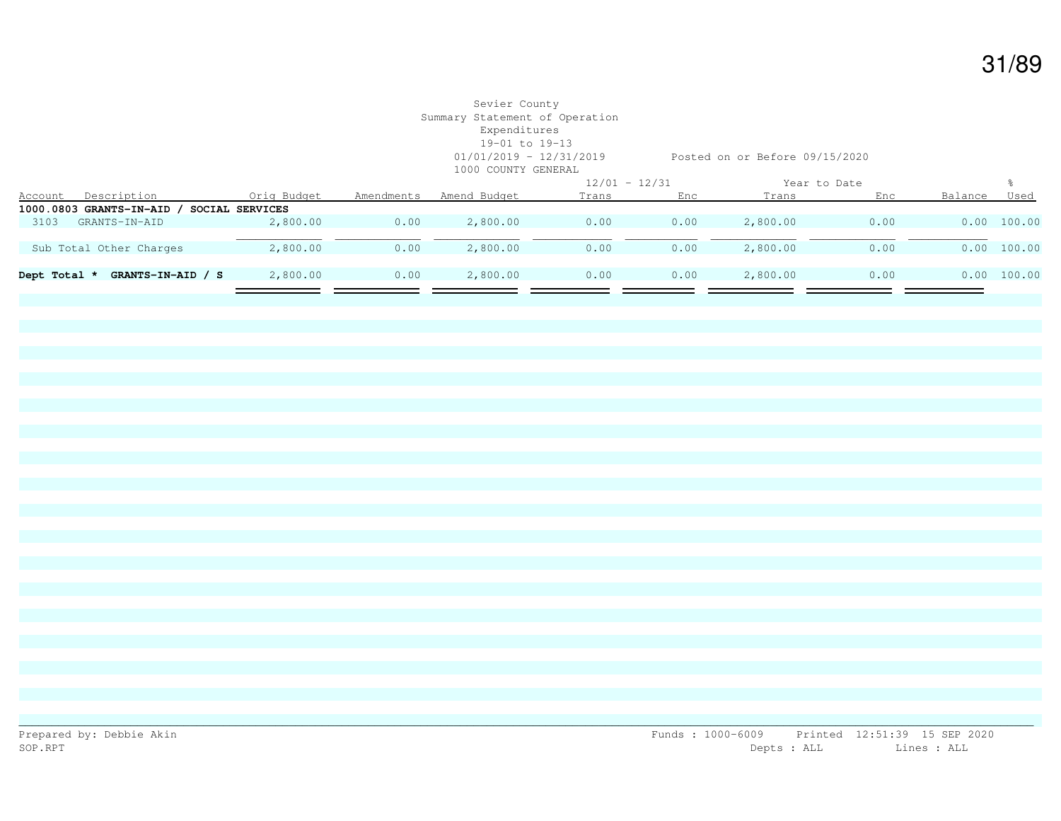Sevier County
Summary Statement of Operation
Expenditures
19-01 to 19-13
01/01/2019 - 12/31/2019 Posted on or Before 09/15/2020
1000 COUNTY GENERAL

| Account | Description | Orig Budget | Amendments | Amend Budget | 12/01 - 12/31 Trans | 12/01 - 12/31 Enc | Year to Date Trans | Year to Date Enc | Balance | % Used |
|---|---|---|---|---|---|---|---|---|---|---|
| **1000.0803** | **GRANTS-IN-AID / SOCIAL SERVICES** | | | | | | | | | |
| 3103 | GRANTS-IN-AID | 2,800.00 | 0.00 | 2,800.00 | 0.00 | 0.00 | 2,800.00 | 0.00 | 0.00 | 100.00 |
| | Sub Total Other Charges | 2,800.00 | 0.00 | 2,800.00 | 0.00 | 0.00 | 2,800.00 | 0.00 | 0.00 | 100.00 |
| **Dept Total *** | **GRANTS-IN-AID / S** | 2,800.00 | 0.00 | 2,800.00 | 0.00 | 0.00 | 2,800.00 | 0.00 | 0.00 | 100.00 |

Prepared by: Debbie Akin
SOP.RPT

Funds : 1000-6009 Printed 12:51:39 15 SEP 2020
Depts : ALL Lines : ALL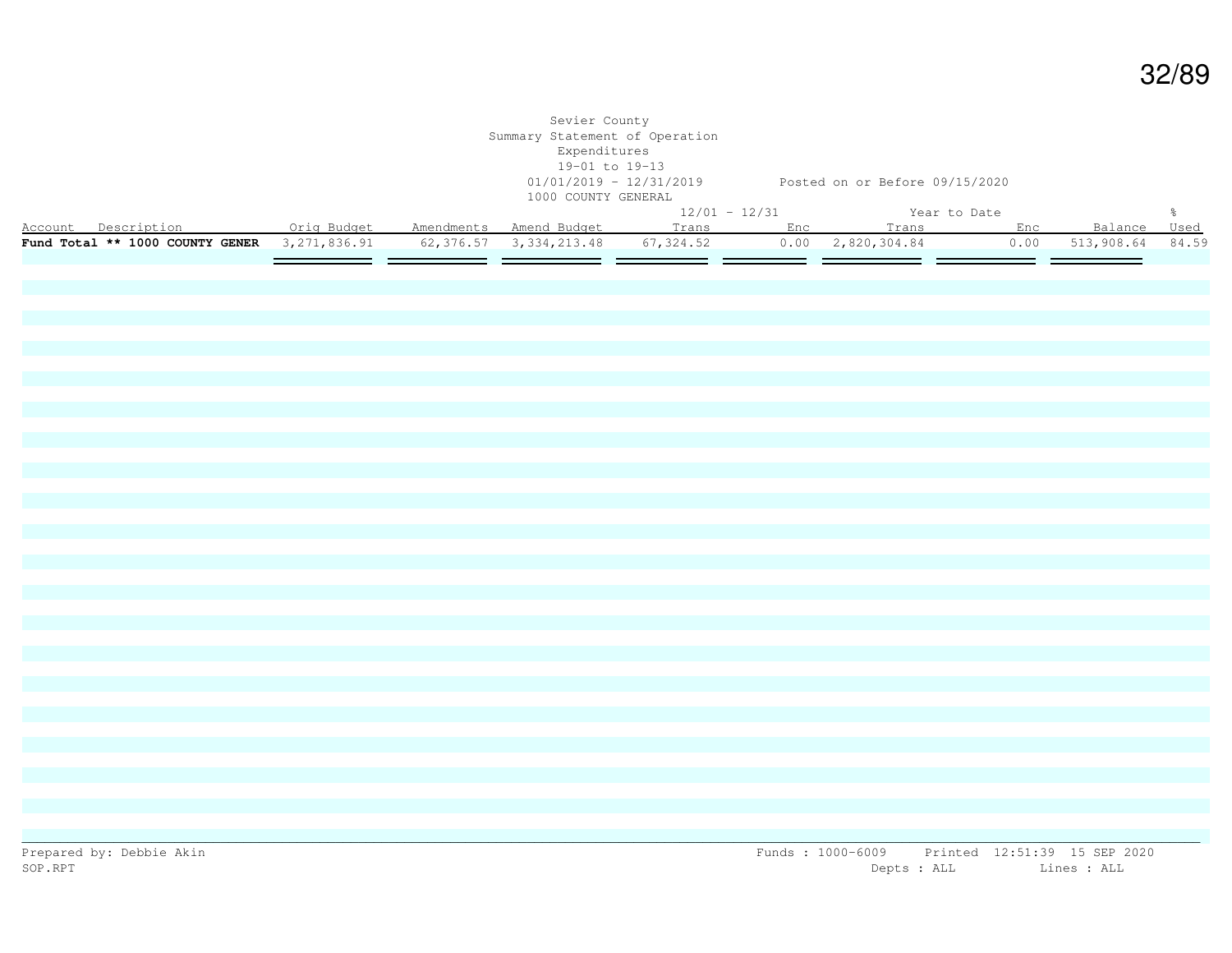Sevier County
Summary Statement of Operation
Expenditures
19-01 to 19-13
01/01/2019 - 12/31/2019 Posted on or Before 09/15/2020
1000 COUNTY GENERAL

| Account Description | Orig Budget | Amendments | Amend Budget | 12/01 - 12/31 Trans | Enc | Year to Date Trans | Enc | Balance | % Used |
|---|---|---|---|---|---|---|---|---|---|
| **Fund Total ** 1000 COUNTY GENER** | 3,271,836.91 | 62,376.57 | 3,334,213.48 | 67,324.52 | 0.00 | 2,820,304.84 | 0.00 | 513,908.64 | 84.59 |

Prepared by: Debbie Akin
SOP.RPT

Funds : 1000-6009 Printed 12:51:39 15 SEP 2020
Depts : ALL Lines : ALL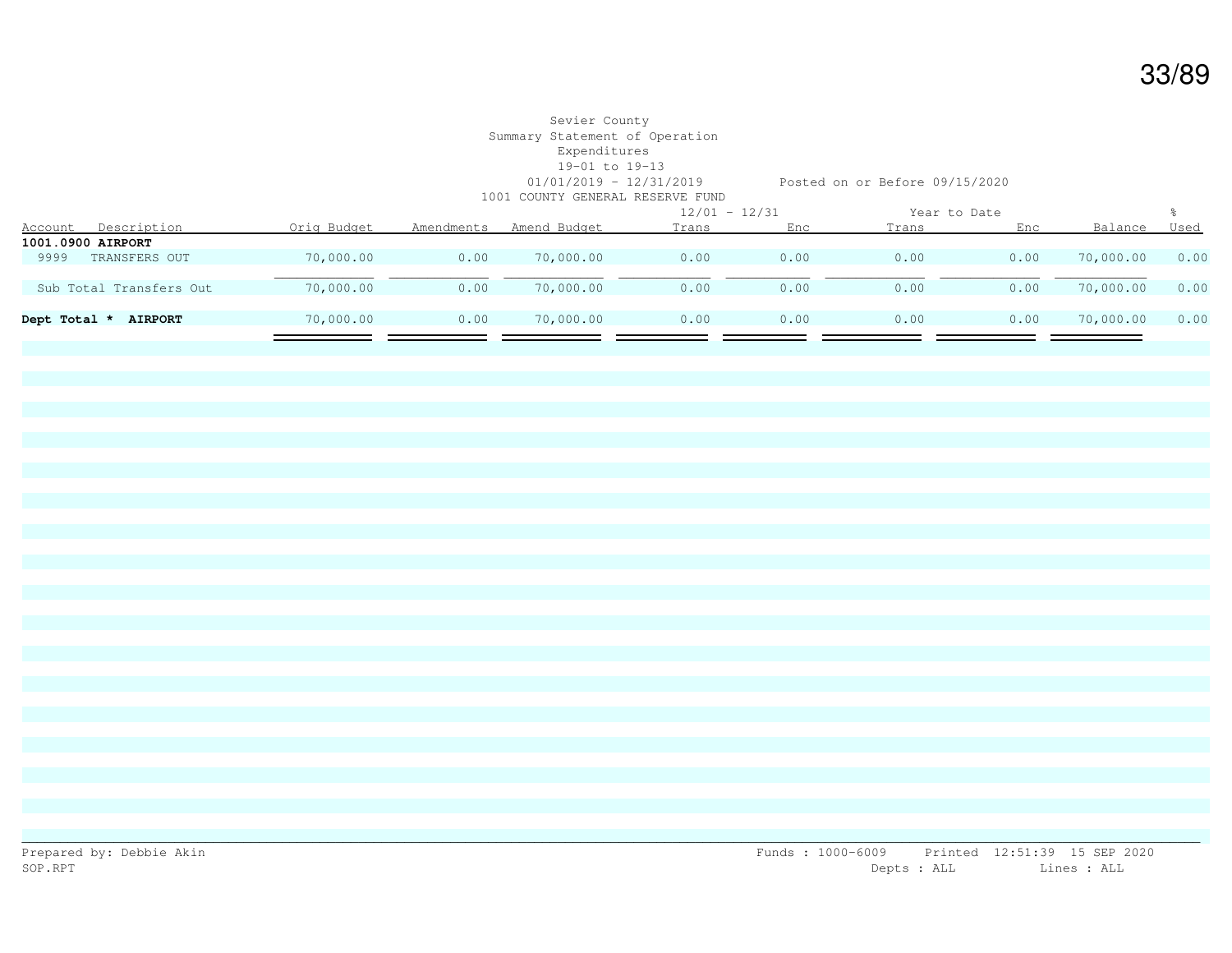Sevier County
Summary Statement of Operation
Expenditures
19-01 to 19-13
01/01/2019 - 12/31/2019 Posted on or Before 09/15/2020
1001 COUNTY GENERAL RESERVE FUND

| Account | Description | Orig Budget | Amendments | Amend Budget | 12/01 - 12/31 Trans | 12/01 - 12/31 Enc | Year to Date Trans | Year to Date Enc | Balance | % Used |
|---|---|---|---|---|---|---|---|---|---|---|
| **1001.0900 AIRPORT** | | | | | | | | | | |
| 9999 | TRANSFERS OUT | 70,000.00 | 0.00 | 70,000.00 | 0.00 | 0.00 | 0.00 | 0.00 | 70,000.00 | 0.00 |
| Sub Total Transfers Out | | 70,000.00 | 0.00 | 70,000.00 | 0.00 | 0.00 | 0.00 | 0.00 | 70,000.00 | 0.00 |
| **Dept Total * AIRPORT** | | 70,000.00 | 0.00 | 70,000.00 | 0.00 | 0.00 | 0.00 | 0.00 | 70,000.00 | 0.00 |

Prepared by: Debbie Akin
SOP.RPT

Funds : 1000-6009 Printed 12:51:39 15 SEP 2020
Depts : ALL Lines : ALL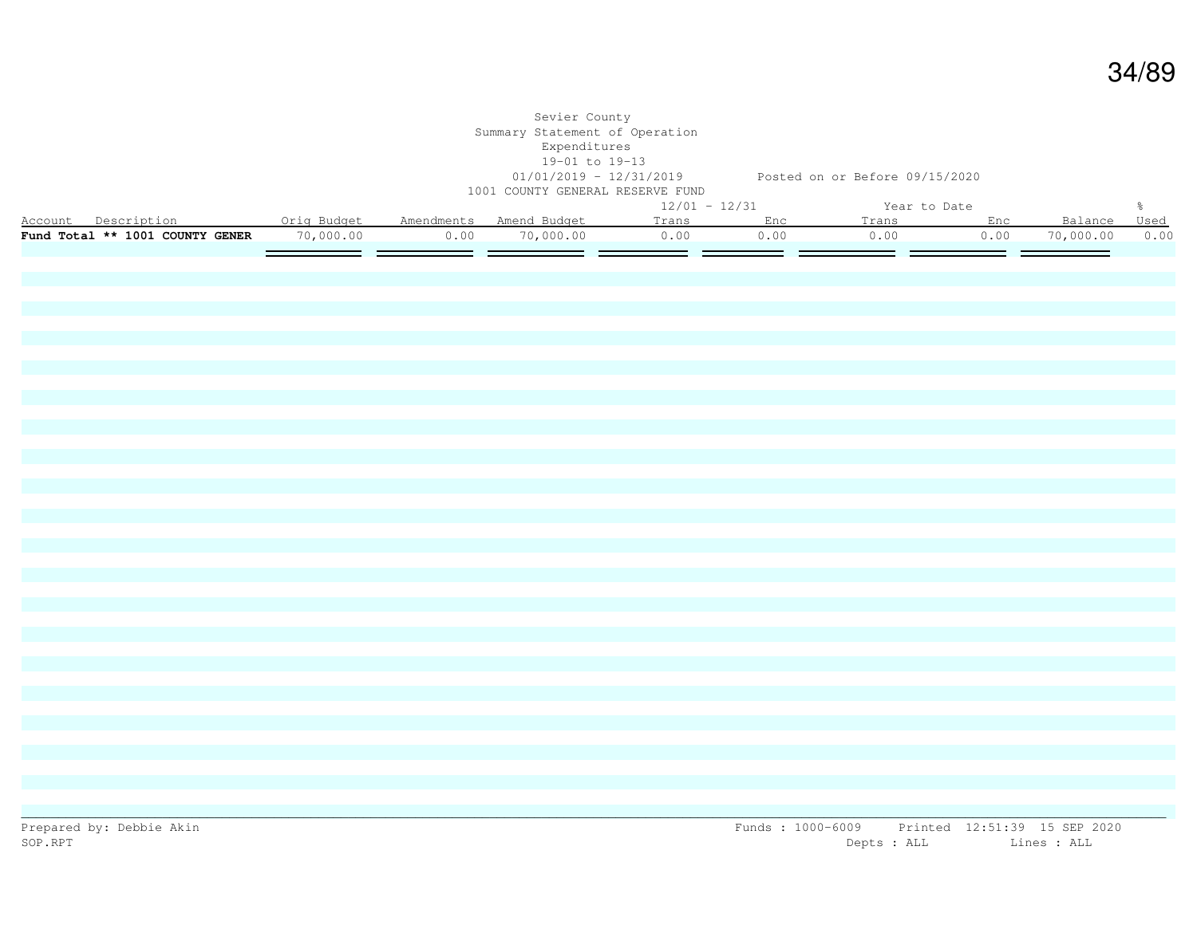Sevier County
Summary Statement of Operation
Expenditures
19-01 to 19-13
01/01/2019 - 12/31/2019 Posted on or Before 09/15/2020
1001 COUNTY GENERAL RESERVE FUND

| Account Description | Orig Budget | Amendments | Amend Budget | 12/01 - 12/31 Trans | Enc | Year to Date Trans | Enc | Balance | % Used |
|---|---|---|---|---|---|---|---|---|---|
| **Fund Total ** 1001 COUNTY GENER** | 70,000.00 | 0.00 | 70,000.00 | 0.00 | 0.00 | 0.00 | 0.00 | 70,000.00 | 0.00 |

Prepared by: Debbie Akin
SOP.RPT

Funds : 1000-6009 Printed 12:51:39 15 SEP 2020
Depts : ALL Lines : ALL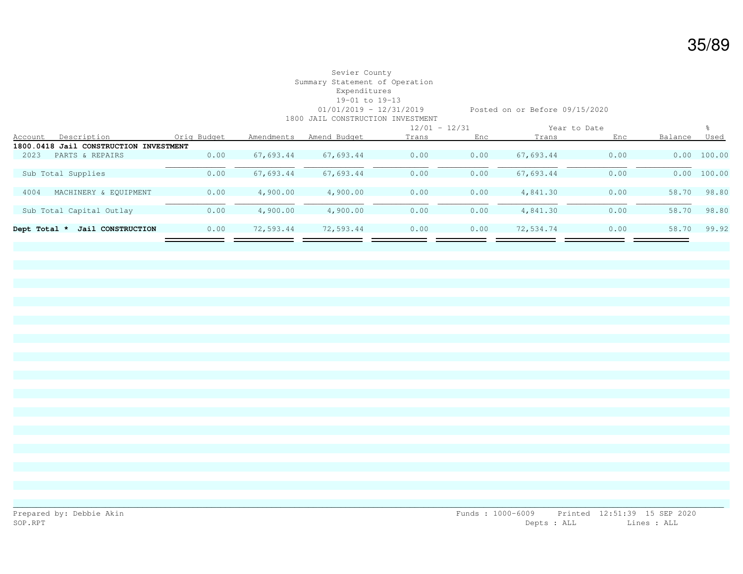Sevier County
Summary Statement of Operation
Expenditures
19-01 to 19-13
01/01/2019 - 12/31/2019 Posted on or Before 09/15/2020
1800 JAIL CONSTRUCTION INVESTMENT

| Account | Description | Orig Budget | Amendments | Amend Budget | 12/01 - 12/31 Trans | 12/01 - 12/31 Enc | Year to Date Trans | Year to Date Enc | Balance | % Used |
|---|---|---|---|---|---|---|---|---|---|---|
| **1800.0418 Jail CONSTRUCTION INVESTMENT** | | | | | | | | | | |
| 2023 | PARTS & REPAIRS | 0.00 | 67,693.44 | 67,693.44 | 0.00 | 0.00 | 67,693.44 | 0.00 | 0.00 | 100.00 |
| | Sub Total Supplies | 0.00 | 67,693.44 | 67,693.44 | 0.00 | 0.00 | 67,693.44 | 0.00 | 0.00 | 100.00 |
| 4004 | MACHINERY & EQUIPMENT | 0.00 | 4,900.00 | 4,900.00 | 0.00 | 0.00 | 4,841.30 | 0.00 | 58.70 | 98.80 |
| | Sub Total Capital Outlay | 0.00 | 4,900.00 | 4,900.00 | 0.00 | 0.00 | 4,841.30 | 0.00 | 58.70 | 98.80 |
| **Dept Total *** | **Jail CONSTRUCTION** | 0.00 | 72,593.44 | 72,593.44 | 0.00 | 0.00 | 72,534.74 | 0.00 | 58.70 | 99.92 |

Prepared by: Debbie Akin
SOP.RPT

Funds : 1000-6009 Printed 12:51:39 15 SEP 2020
Depts : ALL Lines : ALL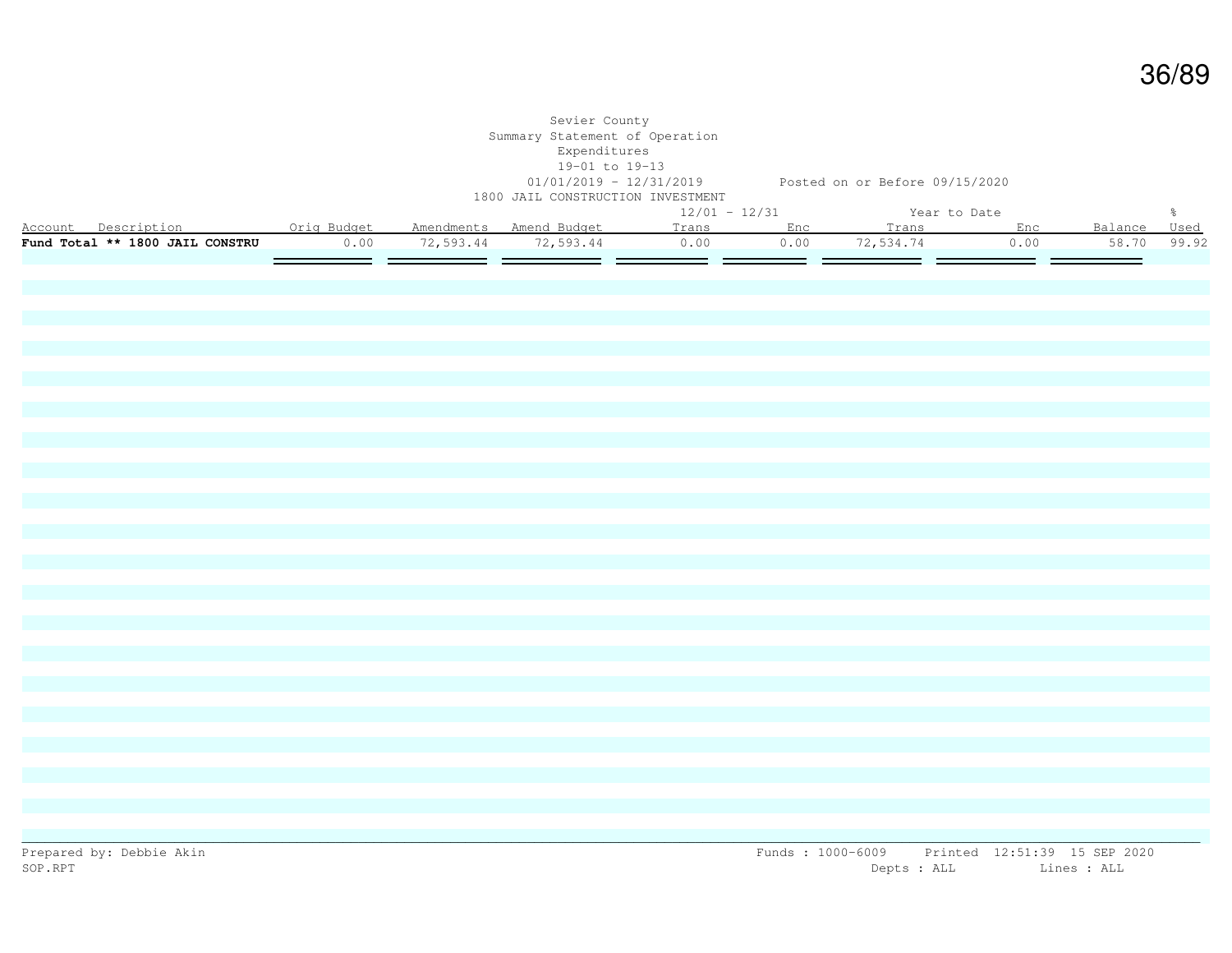Sevier County
Summary Statement of Operation
Expenditures
19-01 to 19-13
01/01/2019 - 12/31/2019 Posted on or Before 09/15/2020
1800 JAIL CONSTRUCTION INVESTMENT

| Account Description | Orig Budget | Amendments | Amend Budget | 12/01 - 12/31 Trans | Enc | Year to Date Trans | Enc | Balance | % Used |
|---|---|---|---|---|---|---|---|---|---|
| **Fund Total ** 1800 JAIL CONSTRU** | 0.00 | 72,593.44 | 72,593.44 | 0.00 | 0.00 | 72,534.74 | 0.00 | 58.70 | 99.92 |

Prepared by: Debbie Akin Funds : 1000-6009 Printed 12:51:39 15 SEP 2020
SOP.RPT Depts : ALL Lines : ALL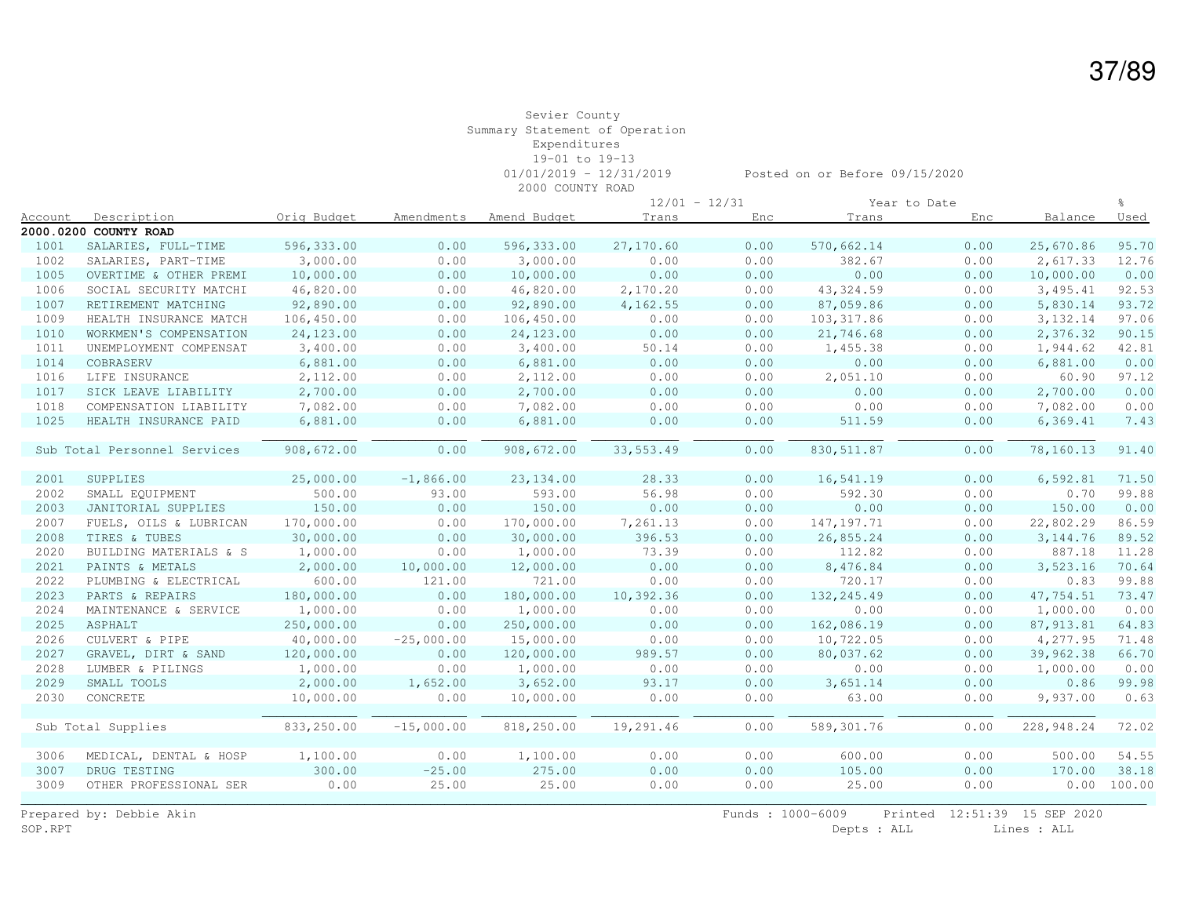Sevier County
Summary Statement of Operation
Expenditures
19-01 to 19-13
01/01/2019 - 12/31/2019 Posted on or Before 09/15/2020
2000 COUNTY ROAD

| Account | Description | Orig Budget | Amendments | Amend Budget | 12/01 - 12/31 Trans | 12/01 - 12/31 Enc | Year to Date Trans | Year to Date Enc | Balance | % Used |
|---|---|---|---|---|---|---|---|---|---|---|
| **2000.0200 COUNTY ROAD** | | | | | | | | | | |
| 1001 | SALARIES, FULL-TIME | 596,333.00 | 0.00 | 596,333.00 | 27,170.60 | 0.00 | 570,662.14 | 0.00 | 25,670.86 | 95.70 |
| 1002 | SALARIES, PART-TIME | 3,000.00 | 0.00 | 3,000.00 | 0.00 | 0.00 | 382.67 | 0.00 | 2,617.33 | 12.76 |
| 1005 | OVERTIME & OTHER PREMI | 10,000.00 | 0.00 | 10,000.00 | 0.00 | 0.00 | 0.00 | 0.00 | 10,000.00 | 0.00 |
| 1006 | SOCIAL SECURITY MATCHI | 46,820.00 | 0.00 | 46,820.00 | 2,170.20 | 0.00 | 43,324.59 | 0.00 | 3,495.41 | 92.53 |
| 1007 | RETIREMENT MATCHING | 92,890.00 | 0.00 | 92,890.00 | 4,162.55 | 0.00 | 87,059.86 | 0.00 | 5,830.14 | 93.72 |
| 1009 | HEALTH INSURANCE MATCH | 106,450.00 | 0.00 | 106,450.00 | 0.00 | 0.00 | 103,317.86 | 0.00 | 3,132.14 | 97.06 |
| 1010 | WORKMEN'S COMPENSATION | 24,123.00 | 0.00 | 24,123.00 | 0.00 | 0.00 | 21,746.68 | 0.00 | 2,376.32 | 90.15 |
| 1011 | UNEMPLOYMENT COMPENSAT | 3,400.00 | 0.00 | 3,400.00 | 50.14 | 0.00 | 1,455.38 | 0.00 | 1,944.62 | 42.81 |
| 1014 | COBRASERV | 6,881.00 | 0.00 | 6,881.00 | 0.00 | 0.00 | 0.00 | 0.00 | 6,881.00 | 0.00 |
| 1016 | LIFE INSURANCE | 2,112.00 | 0.00 | 2,112.00 | 0.00 | 0.00 | 2,051.10 | 0.00 | 60.90 | 97.12 |
| 1017 | SICK LEAVE LIABILITY | 2,700.00 | 0.00 | 2,700.00 | 0.00 | 0.00 | 0.00 | 0.00 | 2,700.00 | 0.00 |
| 1018 | COMPENSATION LIABILITY | 7,082.00 | 0.00 | 7,082.00 | 0.00 | 0.00 | 0.00 | 0.00 | 7,082.00 | 0.00 |
| 1025 | HEALTH INSURANCE PAID | 6,881.00 | 0.00 | 6,881.00 | 0.00 | 0.00 | 511.59 | 0.00 | 6,369.41 | 7.43 |
| Sub Total Personnel Services | | 908,672.00 | 0.00 | 908,672.00 | 33,553.49 | 0.00 | 830,511.87 | 0.00 | 78,160.13 | 91.40 |
| 2001 | SUPPLIES | 25,000.00 | -1,866.00 | 23,134.00 | 28.33 | 0.00 | 16,541.19 | 0.00 | 6,592.81 | 71.50 |
| 2002 | SMALL EQUIPMENT | 500.00 | 93.00 | 593.00 | 56.98 | 0.00 | 592.30 | 0.00 | 0.70 | 99.88 |
| 2003 | JANITORIAL SUPPLIES | 150.00 | 0.00 | 150.00 | 0.00 | 0.00 | 0.00 | 0.00 | 150.00 | 0.00 |
| 2007 | FUELS, OILS & LUBRICAN | 170,000.00 | 0.00 | 170,000.00 | 7,261.13 | 0.00 | 147,197.71 | 0.00 | 22,802.29 | 86.59 |
| 2008 | TIRES & TUBES | 30,000.00 | 0.00 | 30,000.00 | 396.53 | 0.00 | 26,855.24 | 0.00 | 3,144.76 | 89.52 |
| 2020 | BUILDING MATERIALS & S | 1,000.00 | 0.00 | 1,000.00 | 73.39 | 0.00 | 112.82 | 0.00 | 887.18 | 11.28 |
| 2021 | PAINTS & METALS | 2,000.00 | 10,000.00 | 12,000.00 | 0.00 | 0.00 | 8,476.84 | 0.00 | 3,523.16 | 70.64 |
| 2022 | PLUMBING & ELECTRICAL | 600.00 | 121.00 | 721.00 | 0.00 | 0.00 | 720.17 | 0.00 | 0.83 | 99.88 |
| 2023 | PARTS & REPAIRS | 180,000.00 | 0.00 | 180,000.00 | 10,392.36 | 0.00 | 132,245.49 | 0.00 | 47,754.51 | 73.47 |
| 2024 | MAINTENANCE & SERVICE | 1,000.00 | 0.00 | 1,000.00 | 0.00 | 0.00 | 0.00 | 0.00 | 1,000.00 | 0.00 |
| 2025 | ASPHALT | 250,000.00 | 0.00 | 250,000.00 | 0.00 | 0.00 | 162,086.19 | 0.00 | 87,913.81 | 64.83 |
| 2026 | CULVERT & PIPE | 40,000.00 | -25,000.00 | 15,000.00 | 0.00 | 0.00 | 10,722.05 | 0.00 | 4,277.95 | 71.48 |
| 2027 | GRAVEL, DIRT & SAND | 120,000.00 | 0.00 | 120,000.00 | 989.57 | 0.00 | 80,037.62 | 0.00 | 39,962.38 | 66.70 |
| 2028 | LUMBER & PILINGS | 1,000.00 | 0.00 | 1,000.00 | 0.00 | 0.00 | 0.00 | 0.00 | 1,000.00 | 0.00 |
| 2029 | SMALL TOOLS | 2,000.00 | 1,652.00 | 3,652.00 | 93.17 | 0.00 | 3,651.14 | 0.00 | 0.86 | 99.98 |
| 2030 | CONCRETE | 10,000.00 | 0.00 | 10,000.00 | 0.00 | 0.00 | 63.00 | 0.00 | 9,937.00 | 0.63 |
| Sub Total Supplies | | 833,250.00 | -15,000.00 | 818,250.00 | 19,291.46 | 0.00 | 589,301.76 | 0.00 | 228,948.24 | 72.02 |
| 3006 | MEDICAL, DENTAL & HOSP | 1,100.00 | 0.00 | 1,100.00 | 0.00 | 0.00 | 600.00 | 0.00 | 500.00 | 54.55 |
| 3007 | DRUG TESTING | 300.00 | -25.00 | 275.00 | 0.00 | 0.00 | 105.00 | 0.00 | 170.00 | 38.18 |
| 3009 | OTHER PROFESSIONAL SER | 0.00 | 25.00 | 25.00 | 0.00 | 0.00 | 25.00 | 0.00 | 0.00 | 100.00 |

Prepared by: Debbie Akin
SOP.RPT

Funds : 1000-6009 Printed 12:51:39 15 SEP 2020
Depts : ALL Lines : ALL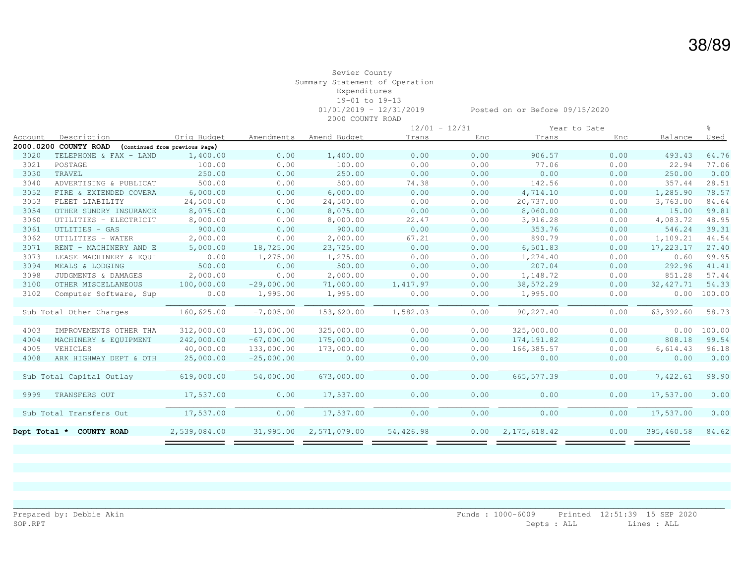Sevier County
Summary Statement of Operation
Expenditures
19-01 to 19-13
01/01/2019 - 12/31/2019 Posted on or Before 09/15/2020
2000 COUNTY ROAD

| Account | Description | Orig Budget | Amendments | Amend Budget | 12/01 - 12/31 Trans | 12/01 - 12/31 Enc | Year to Date Trans | Year to Date Enc | Balance | % Used |
|---|---|---|---|---|---|---|---|---|---|---|
| **2000.0200 COUNTY ROAD** | **(Continued from previous Page)** | | | | | | | | | |
| 3020 | TELEPHONE & FAX - LAND | 1,400.00 | 0.00 | 1,400.00 | 0.00 | 0.00 | 906.57 | 0.00 | 493.43 | 64.76 |
| 3021 | POSTAGE | 100.00 | 0.00 | 100.00 | 0.00 | 0.00 | 77.06 | 0.00 | 22.94 | 77.06 |
| 3030 | TRAVEL | 250.00 | 0.00 | 250.00 | 0.00 | 0.00 | 0.00 | 0.00 | 250.00 | 0.00 |
| 3040 | ADVERTISING & PUBLICAT | 500.00 | 0.00 | 500.00 | 74.38 | 0.00 | 142.56 | 0.00 | 357.44 | 28.51 |
| 3052 | FIRE & EXTENDED COVERA | 6,000.00 | 0.00 | 6,000.00 | 0.00 | 0.00 | 4,714.10 | 0.00 | 1,285.90 | 78.57 |
| 3053 | FLEET LIABILITY | 24,500.00 | 0.00 | 24,500.00 | 0.00 | 0.00 | 20,737.00 | 0.00 | 3,763.00 | 84.64 |
| 3054 | OTHER SUNDRY INSURANCE | 8,075.00 | 0.00 | 8,075.00 | 0.00 | 0.00 | 8,060.00 | 0.00 | 15.00 | 99.81 |
| 3060 | UTILITIES - ELECTRICIT | 8,000.00 | 0.00 | 8,000.00 | 22.47 | 0.00 | 3,916.28 | 0.00 | 4,083.72 | 48.95 |
| 3061 | UTLITIES - GAS | 900.00 | 0.00 | 900.00 | 0.00 | 0.00 | 353.76 | 0.00 | 546.24 | 39.31 |
| 3062 | UTILITIES - WATER | 2,000.00 | 0.00 | 2,000.00 | 67.21 | 0.00 | 890.79 | 0.00 | 1,109.21 | 44.54 |
| 3071 | RENT - MACHINERY AND E | 5,000.00 | 18,725.00 | 23,725.00 | 0.00 | 0.00 | 6,501.83 | 0.00 | 17,223.17 | 27.40 |
| 3073 | LEASE-MACHINERY & EQUI | 0.00 | 1,275.00 | 1,275.00 | 0.00 | 0.00 | 1,274.40 | 0.00 | 0.60 | 99.95 |
| 3094 | MEALS & LODGING | 500.00 | 0.00 | 500.00 | 0.00 | 0.00 | 207.04 | 0.00 | 292.96 | 41.41 |
| 3098 | JUDGMENTS & DAMAGES | 2,000.00 | 0.00 | 2,000.00 | 0.00 | 0.00 | 1,148.72 | 0.00 | 851.28 | 57.44 |
| 3100 | OTHER MISCELLANEOUS | 100,000.00 | -29,000.00 | 71,000.00 | 1,417.97 | 0.00 | 38,572.29 | 0.00 | 32,427.71 | 54.33 |
| 3102 | Computer Software, Sup | 0.00 | 1,995.00 | 1,995.00 | 0.00 | 0.00 | 1,995.00 | 0.00 | 0.00 | 100.00 |
| | Sub Total Other Charges | 160,625.00 | -7,005.00 | 153,620.00 | 1,582.03 | 0.00 | 90,227.40 | 0.00 | 63,392.60 | 58.73 |
| 4003 | IMPROVEMENTS OTHER THA | 312,000.00 | 13,000.00 | 325,000.00 | 0.00 | 0.00 | 325,000.00 | 0.00 | 0.00 | 100.00 |
| 4004 | MACHINERY & EQUIPMENT | 242,000.00 | -67,000.00 | 175,000.00 | 0.00 | 0.00 | 174,191.82 | 0.00 | 808.18 | 99.54 |
| 4005 | VEHICLES | 40,000.00 | 133,000.00 | 173,000.00 | 0.00 | 0.00 | 166,385.57 | 0.00 | 6,614.43 | 96.18 |
| 4008 | ARK HIGHWAY DEPT & OTH | 25,000.00 | -25,000.00 | 0.00 | 0.00 | 0.00 | 0.00 | 0.00 | 0.00 | 0.00 |
| | Sub Total Capital Outlay | 619,000.00 | 54,000.00 | 673,000.00 | 0.00 | 0.00 | 665,577.39 | 0.00 | 7,422.61 | 98.90 |
| 9999 | TRANSFERS OUT | 17,537.00 | 0.00 | 17,537.00 | 0.00 | 0.00 | 0.00 | 0.00 | 17,537.00 | 0.00 |
| | Sub Total Transfers Out | 17,537.00 | 0.00 | 17,537.00 | 0.00 | 0.00 | 0.00 | 0.00 | 17,537.00 | 0.00 |
| **Dept Total *** | **COUNTY ROAD** | 2,539,084.00 | 31,995.00 | 2,571,079.00 | 54,426.98 | 0.00 | 2,175,618.42 | 0.00 | 395,460.58 | 84.62 |

Prepared by: Debbie Akin
SOP.RPT
Funds : 1000-6009 Printed 12:51:39 15 SEP 2020
Depts : ALL Lines : ALL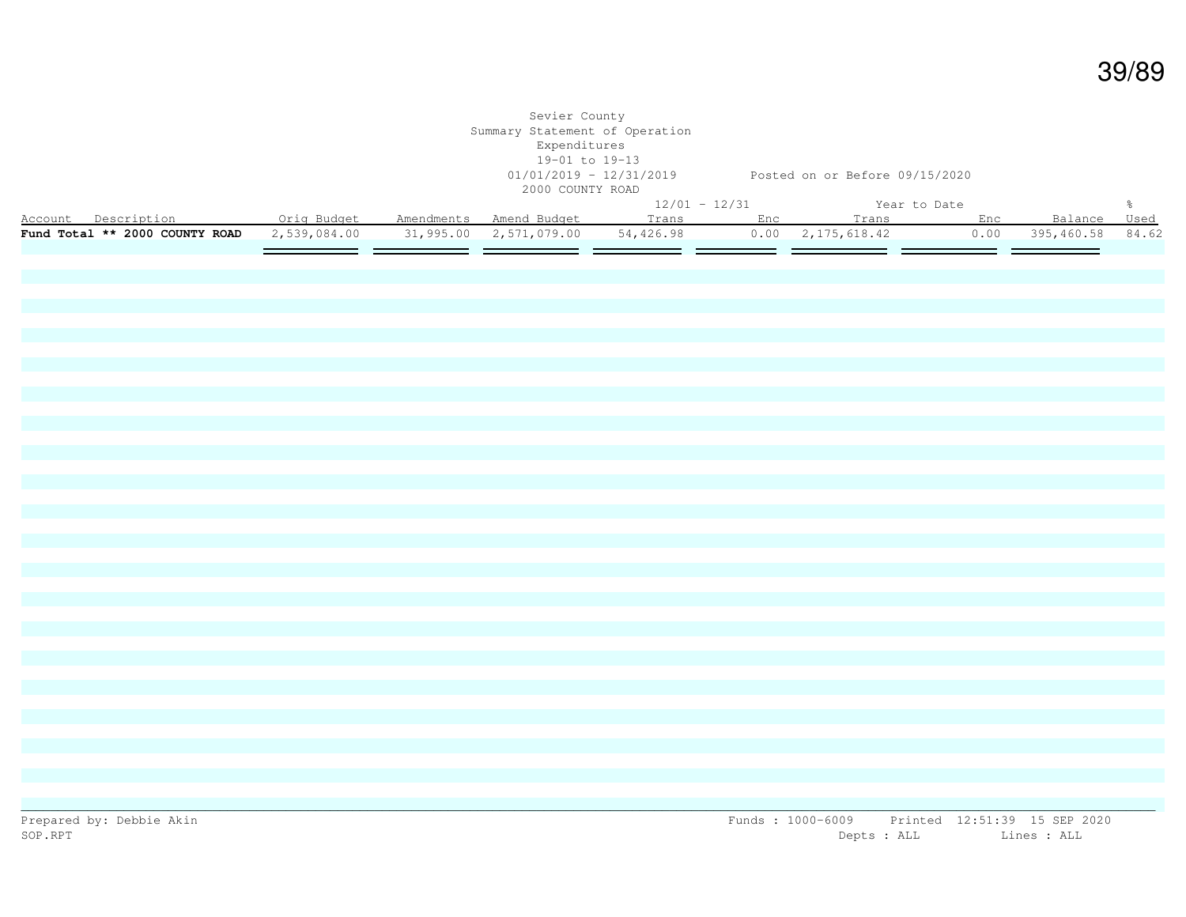Sevier County
Summary Statement of Operation
Expenditures
19-01 to 19-13
01/01/2019 - 12/31/2019 Posted on or Before 09/15/2020
2000 COUNTY ROAD

| Account Description | Orig Budget | Amendments | Amend Budget | 12/01 - 12/31 Trans | Enc | Year to Date Trans | Enc | Balance | % Used |
|---|---|---|---|---|---|---|---|---|---|
| **Fund Total ** 2000 COUNTY ROAD** | 2,539,084.00 | 31,995.00 | 2,571,079.00 | 54,426.98 | 0.00 | 2,175,618.42 | 0.00 | 395,460.58 | 84.62 |

Prepared by: Debbie Akin
SOP.RPT

Funds : 1000-6009 Printed 12:51:39 15 SEP 2020
Depts : ALL Lines : ALL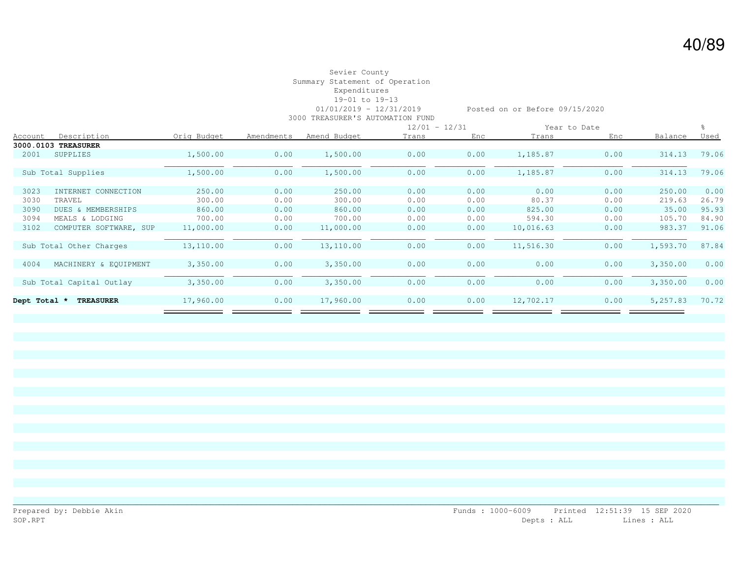Sevier County
Summary Statement of Operation
Expenditures
19-01 to 19-13
01/01/2019 - 12/31/2019 Posted on or Before 09/15/2020
3000 TREASURER'S AUTOMATION FUND

| Account | Description | Orig Budget | Amendments | Amend Budget | 12/01 - 12/31 Trans | 12/01 - 12/31 Enc | Year to Date Trans | Year to Date Enc | Balance | % Used |
|---|---|---|---|---|---|---|---|---|---|---|
| **3000.0103** | **TREASURER** | | | | | | | | | |
| 2001 | SUPPLIES | 1,500.00 | 0.00 | 1,500.00 | 0.00 | 0.00 | 1,185.87 | 0.00 | 314.13 | 79.06 |
| | Sub Total Supplies | 1,500.00 | 0.00 | 1,500.00 | 0.00 | 0.00 | 1,185.87 | 0.00 | 314.13 | 79.06 |
| 3023 | INTERNET CONNECTION | 250.00 | 0.00 | 250.00 | 0.00 | 0.00 | 0.00 | 0.00 | 250.00 | 0.00 |
| 3030 | TRAVEL | 300.00 | 0.00 | 300.00 | 0.00 | 0.00 | 80.37 | 0.00 | 219.63 | 26.79 |
| 3090 | DUES & MEMBERSHIPS | 860.00 | 0.00 | 860.00 | 0.00 | 0.00 | 825.00 | 0.00 | 35.00 | 95.93 |
| 3094 | MEALS & LODGING | 700.00 | 0.00 | 700.00 | 0.00 | 0.00 | 594.30 | 0.00 | 105.70 | 84.90 |
| 3102 | COMPUTER SOFTWARE, SUP | 11,000.00 | 0.00 | 11,000.00 | 0.00 | 0.00 | 10,016.63 | 0.00 | 983.37 | 91.06 |
| | Sub Total Other Charges | 13,110.00 | 0.00 | 13,110.00 | 0.00 | 0.00 | 11,516.30 | 0.00 | 1,593.70 | 87.84 |
| 4004 | MACHINERY & EQUIPMENT | 3,350.00 | 0.00 | 3,350.00 | 0.00 | 0.00 | 0.00 | 0.00 | 3,350.00 | 0.00 |
| | Sub Total Capital Outlay | 3,350.00 | 0.00 | 3,350.00 | 0.00 | 0.00 | 0.00 | 0.00 | 3,350.00 | 0.00 |
| **Dept Total *** | **TREASURER** | 17,960.00 | 0.00 | 17,960.00 | 0.00 | 0.00 | 12,702.17 | 0.00 | 5,257.83 | 70.72 |

Prepared by: Debbie Akin
SOP.RPT

Funds : 1000-6009 Printed 12:51:39 15 SEP 2020
Depts : ALL Lines : ALL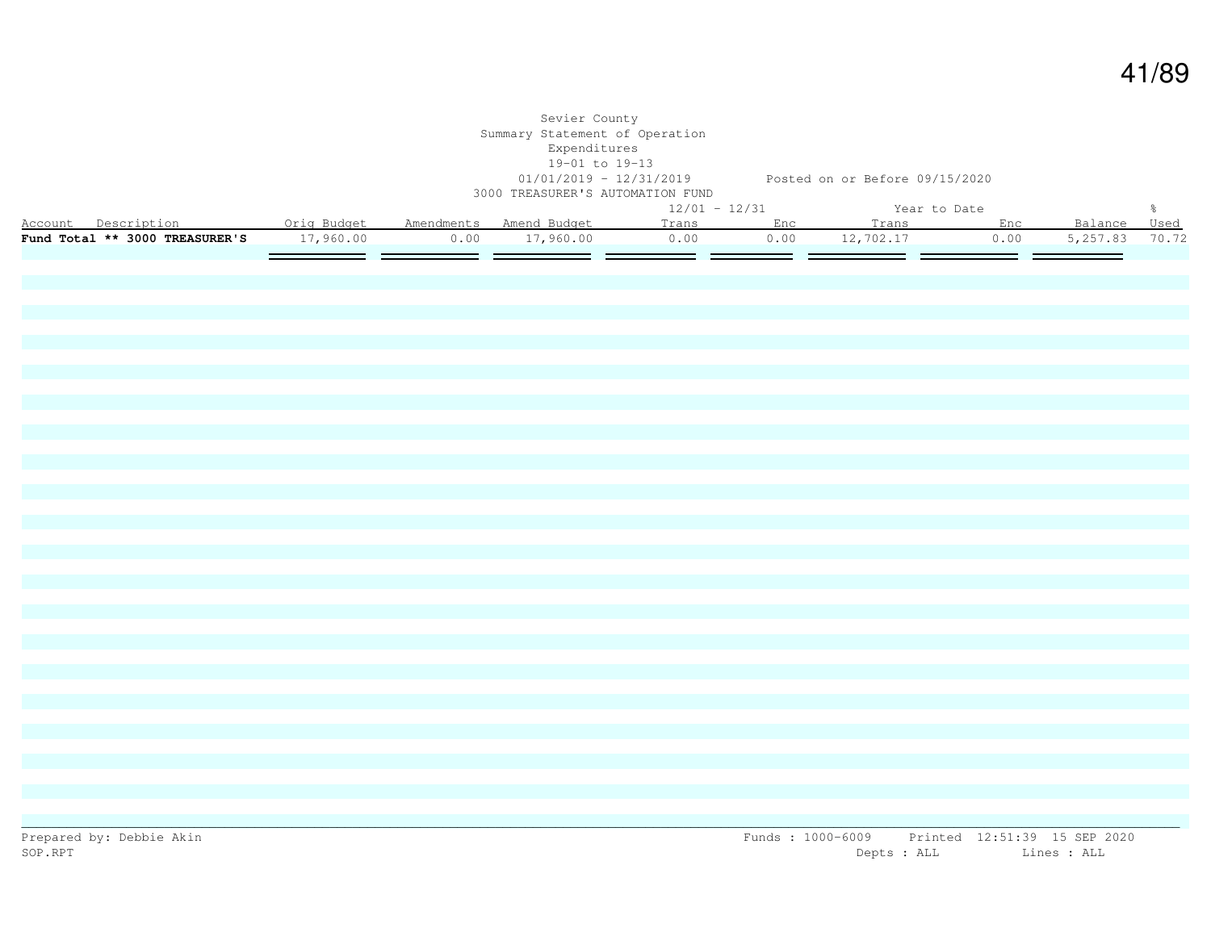Sevier County
Summary Statement of Operation
Expenditures
19-01 to 19-13
01/01/2019 - 12/31/2019 Posted on or Before 09/15/2020
3000 TREASURER'S AUTOMATION FUND

| Account Description | Orig Budget | Amendments | Amend Budget | 12/01 - 12/31 Trans | Enc | Year to Date Trans | Enc | Balance | % Used |
|---|---|---|---|---|---|---|---|---|---|
| **Fund Total ** 3000 TREASURER'S** | 17,960.00 | 0.00 | 17,960.00 | 0.00 | 0.00 | 12,702.17 | 0.00 | 5,257.83 | 70.72 |

Prepared by: Debbie Akin
SOP.RPT

Funds : 1000-6009 Printed 12:51:39 15 SEP 2020
Depts : ALL Lines : ALL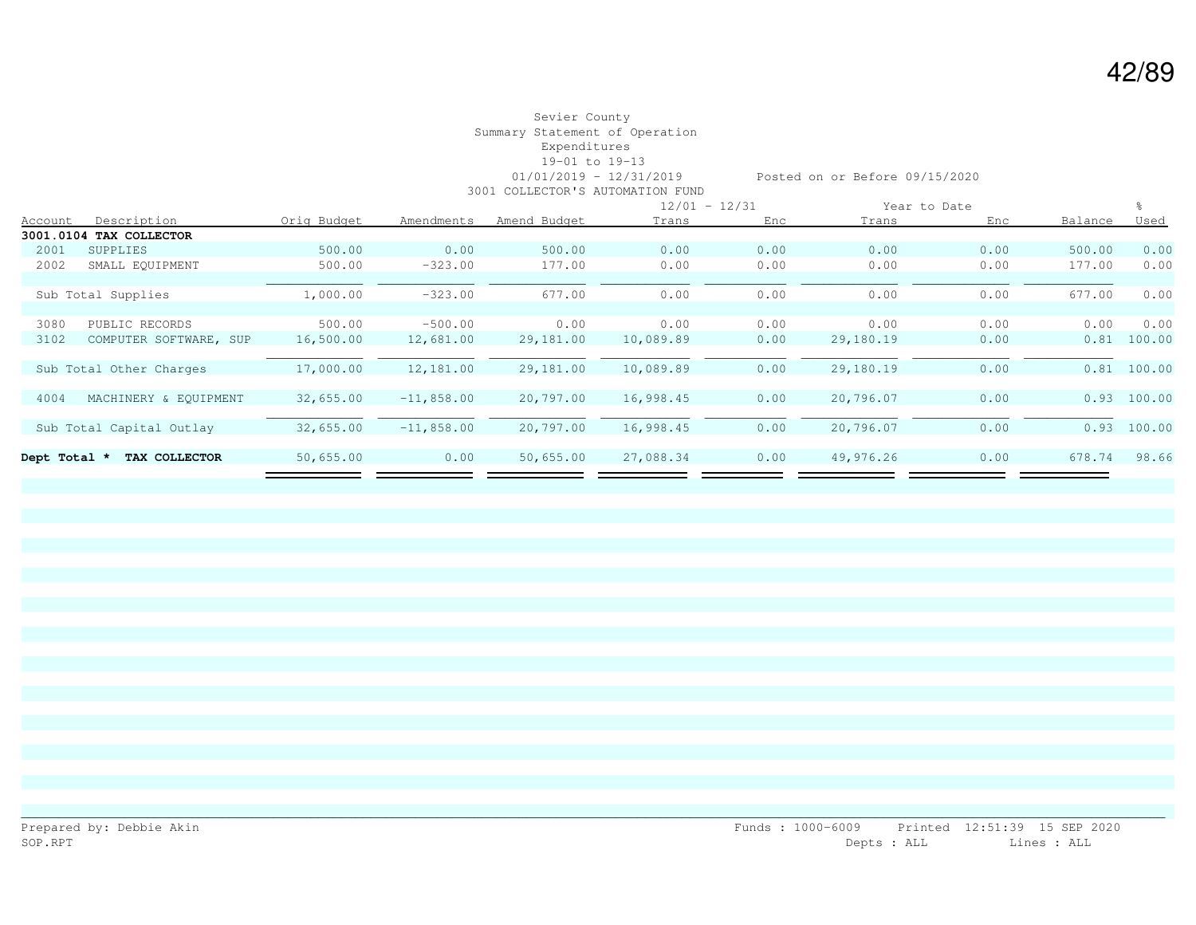Sevier County
Summary Statement of Operation
Expenditures
19-01 to 19-13
01/01/2019 - 12/31/2019 Posted on or Before 09/15/2020
3001 COLLECTOR'S AUTOMATION FUND

| Account | Description | Orig Budget | Amendments | Amend Budget | 12/01 - 12/31 Trans | 12/01 - 12/31 Enc | Year to Date Trans | Year to Date Enc | Balance | % Used |
|---|---|---|---|---|---|---|---|---|---|---|
| **3001.0104** | **TAX COLLECTOR** | | | | | | | | | |
| 2001 | SUPPLIES | 500.00 | 0.00 | 500.00 | 0.00 | 0.00 | 0.00 | 0.00 | 500.00 | 0.00 |
| 2002 | SMALL EQUIPMENT | 500.00 | -323.00 | 177.00 | 0.00 | 0.00 | 0.00 | 0.00 | 177.00 | 0.00 |
| | Sub Total Supplies | 1,000.00 | -323.00 | 677.00 | 0.00 | 0.00 | 0.00 | 0.00 | 677.00 | 0.00 |
| 3080 | PUBLIC RECORDS | 500.00 | -500.00 | 0.00 | 0.00 | 0.00 | 0.00 | 0.00 | 0.00 | 0.00 |
| 3102 | COMPUTER SOFTWARE, SUP | 16,500.00 | 12,681.00 | 29,181.00 | 10,089.89 | 0.00 | 29,180.19 | 0.00 | 0.81 | 100.00 |
| | Sub Total Other Charges | 17,000.00 | 12,181.00 | 29,181.00 | 10,089.89 | 0.00 | 29,180.19 | 0.00 | 0.81 | 100.00 |
| 4004 | MACHINERY & EQUIPMENT | 32,655.00 | -11,858.00 | 20,797.00 | 16,998.45 | 0.00 | 20,796.07 | 0.00 | 0.93 | 100.00 |
| | Sub Total Capital Outlay | 32,655.00 | -11,858.00 | 20,797.00 | 16,998.45 | 0.00 | 20,796.07 | 0.00 | 0.93 | 100.00 |
| **Dept Total *** | **TAX COLLECTOR** | 50,655.00 | 0.00 | 50,655.00 | 27,088.34 | 0.00 | 49,976.26 | 0.00 | 678.74 | 98.66 |

Prepared by: Debbie Akin
SOP.RPT

Funds : 1000-6009 Printed 12:51:39 15 SEP 2020
Depts : ALL Lines : ALL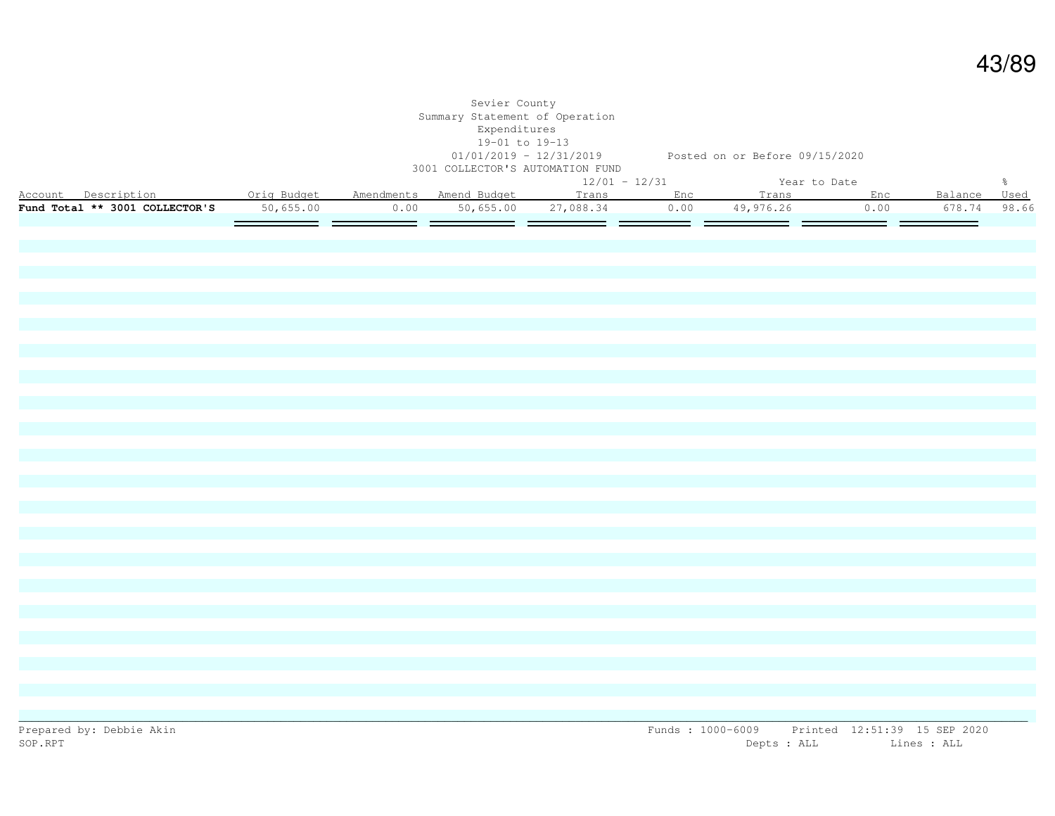Sevier County
Summary Statement of Operation
Expenditures
19-01 to 19-13
01/01/2019 - 12/31/2019 Posted on or Before 09/15/2020
3001 COLLECTOR'S AUTOMATION FUND

| Account Description | Orig Budget | Amendments | Amend Budget | 12/01 - 12/31 Trans | 12/01 - 12/31 Enc | Year to Date Trans | Year to Date Enc | Balance | % Used |
|---|---|---|---|---|---|---|---|---|---|
| **Fund Total ** 3001 COLLECTOR'S** | 50,655.00 | 0.00 | 50,655.00 | 27,088.34 | 0.00 | 49,976.26 | 0.00 | 678.74 | 98.66 |

Prepared by: Debbie Akin
SOP.RPT

Funds : 1000-6009 Printed 12:51:39 15 SEP 2020
Depts : ALL Lines : ALL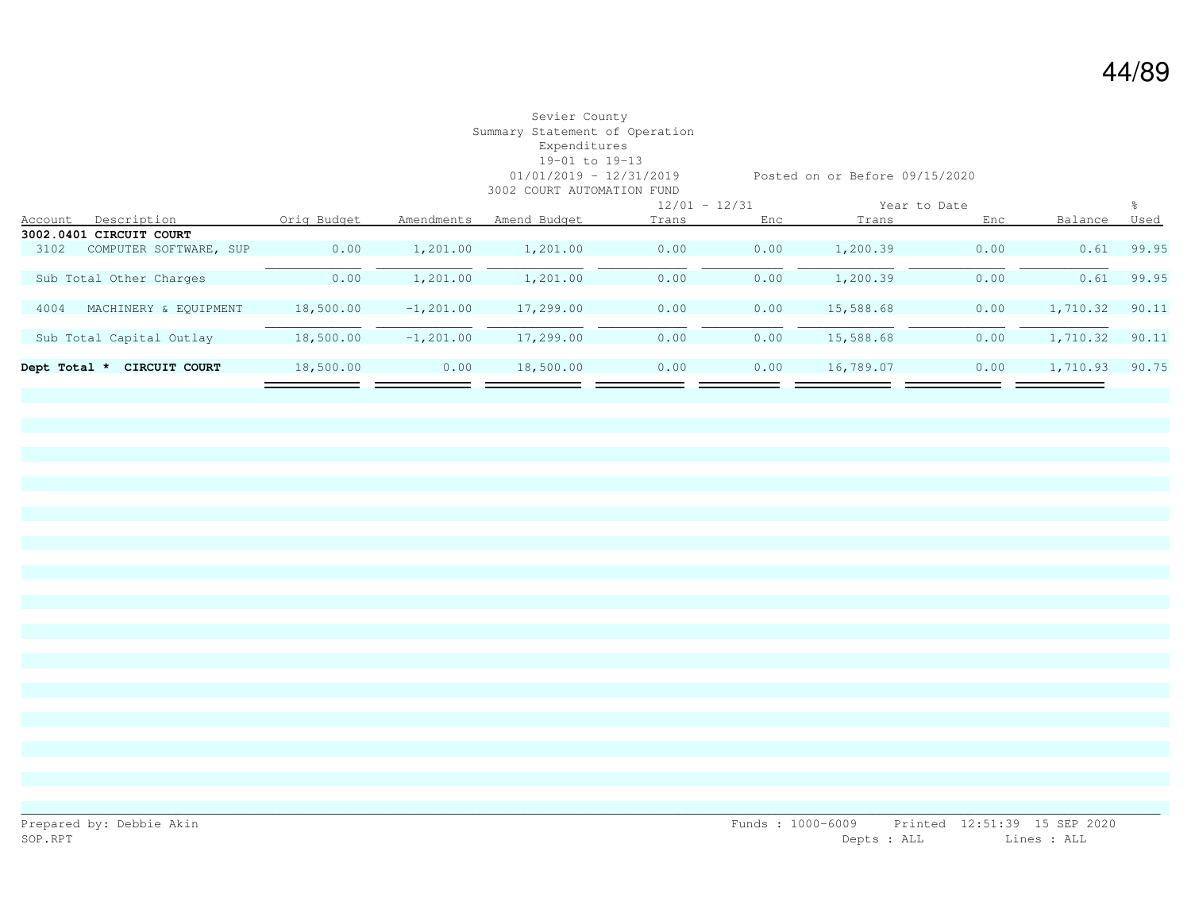Sevier County
Summary Statement of Operation
Expenditures
19-01 to 19-13
01/01/2019 - 12/31/2019 Posted on or Before 09/15/2020
3002 COURT AUTOMATION FUND

| Account | Description | Orig Budget | Amendments | Amend Budget | 12/01 - 12/31 Trans | 12/01 - 12/31 Enc | Year to Date Trans | Year to Date Enc | Balance | % Used |
|---|---|---|---|---|---|---|---|---|---|---|
| **3002.0401 CIRCUIT COURT** | | | | | | | | | | |
| 3102 | COMPUTER SOFTWARE, SUP | 0.00 | 1,201.00 | 1,201.00 | 0.00 | 0.00 | 1,200.39 | 0.00 | 0.61 | 99.95 |
| | Sub Total Other Charges | 0.00 | 1,201.00 | 1,201.00 | 0.00 | 0.00 | 1,200.39 | 0.00 | 0.61 | 99.95 |
| 4004 | MACHINERY & EQUIPMENT | 18,500.00 | -1,201.00 | 17,299.00 | 0.00 | 0.00 | 15,588.68 | 0.00 | 1,710.32 | 90.11 |
| | Sub Total Capital Outlay | 18,500.00 | -1,201.00 | 17,299.00 | 0.00 | 0.00 | 15,588.68 | 0.00 | 1,710.32 | 90.11 |
| **Dept Total \*** | **CIRCUIT COURT** | 18,500.00 | 0.00 | 18,500.00 | 0.00 | 0.00 | 16,789.07 | 0.00 | 1,710.93 | 90.75 |

Prepared by: Debbie Akin
SOP.RPT

Funds : 1000-6009 Printed 12:51:39 15 SEP 2020
Depts : ALL Lines : ALL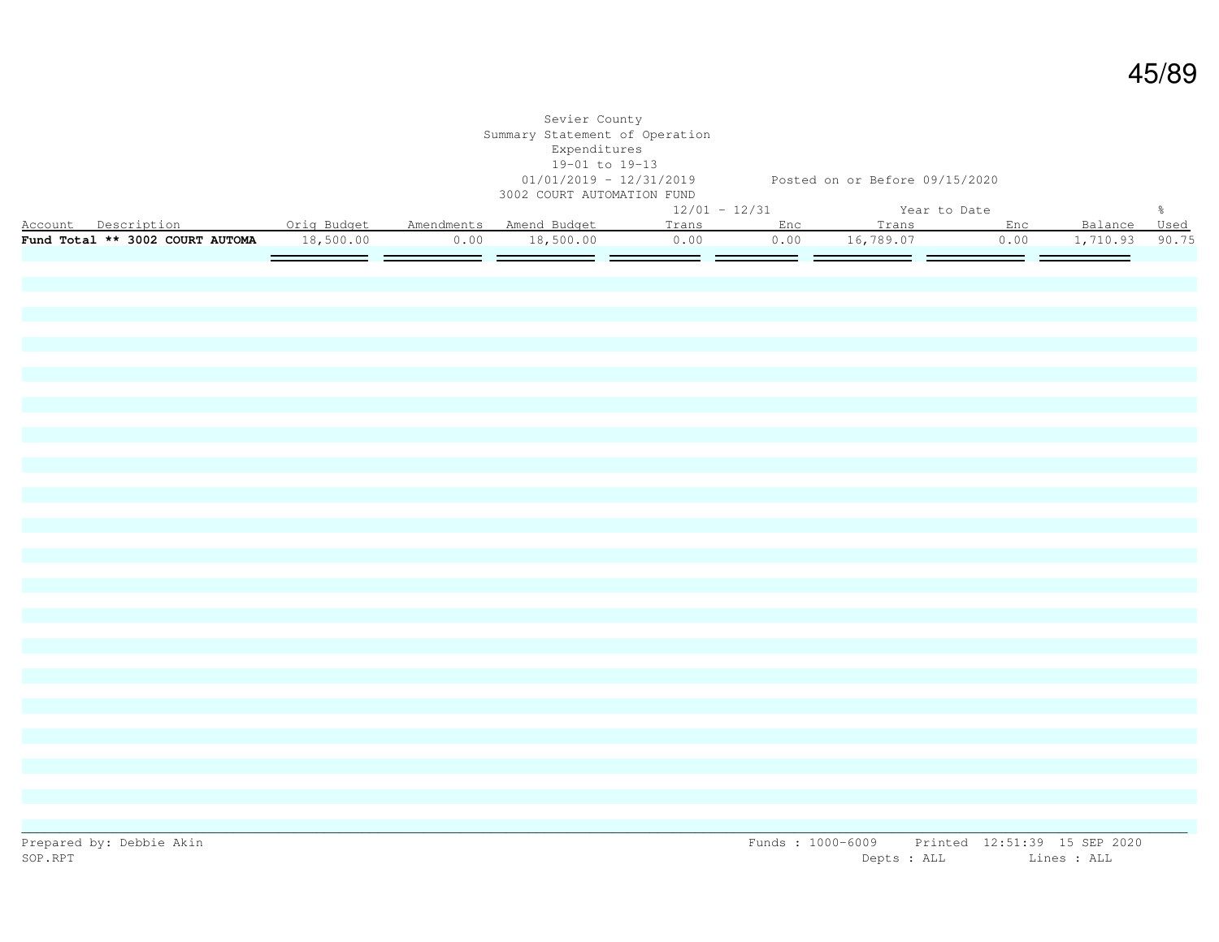Sevier County
Summary Statement of Operation
Expenditures
19-01 to 19-13
01/01/2019 - 12/31/2019 Posted on or Before 09/15/2020
3002 COURT AUTOMATION FUND

| | | | | 12/01 - 12/31 | | Year to Date | | | % |
|---|---|---|---|---|---|---|---|---|---|
| Account Description | Orig Budget | Amendments | Amend Budget | Trans | Enc | Trans | Enc | Balance | Used |
| **Fund Total ** 3002 COURT AUTOMA** | 18,500.00 | 0.00 | 18,500.00 | 0.00 | 0.00 | 16,789.07 | 0.00 | 1,710.93 | 90.75 |

Prepared by: Debbie Akin
SOP.RPT
Funds : 1000-6009 Printed 12:51:39 15 SEP 2020
Depts : ALL Lines : ALL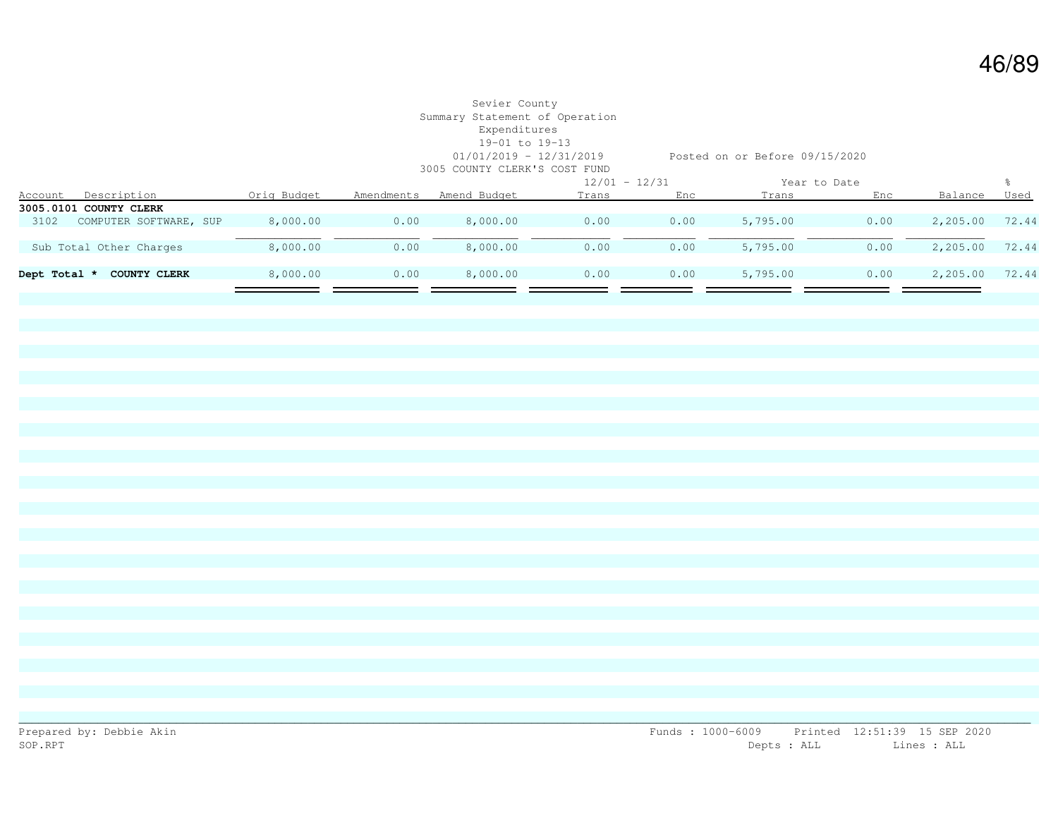Sevier County
Summary Statement of Operation
Expenditures
19-01 to 19-13
01/01/2019 - 12/31/2019 Posted on or Before 09/15/2020
3005 COUNTY CLERK'S COST FUND

| Account | Description | Orig Budget | Amendments | Amend Budget | 12/01 - 12/31 Trans | 12/01 - 12/31 Enc | Year to Date Trans | Year to Date Enc | Balance | % Used |
|---|---|---|---|---|---|---|---|---|---|---|
| **3005.0101 COUNTY CLERK** | | | | | | | | | | |
| 3102 | COMPUTER SOFTWARE, SUP | 8,000.00 | 0.00 | 8,000.00 | 0.00 | 0.00 | 5,795.00 | 0.00 | 2,205.00 | 72.44 |
| Sub Total Other Charges | | 8,000.00 | 0.00 | 8,000.00 | 0.00 | 0.00 | 5,795.00 | 0.00 | 2,205.00 | 72.44 |
| **Dept Total * COUNTY CLERK** | | 8,000.00 | 0.00 | 8,000.00 | 0.00 | 0.00 | 5,795.00 | 0.00 | 2,205.00 | 72.44 |

Prepared by: Debbie Akin
SOP.RPT

Funds : 1000-6009 Printed 12:51:39 15 SEP 2020
Depts : ALL Lines : ALL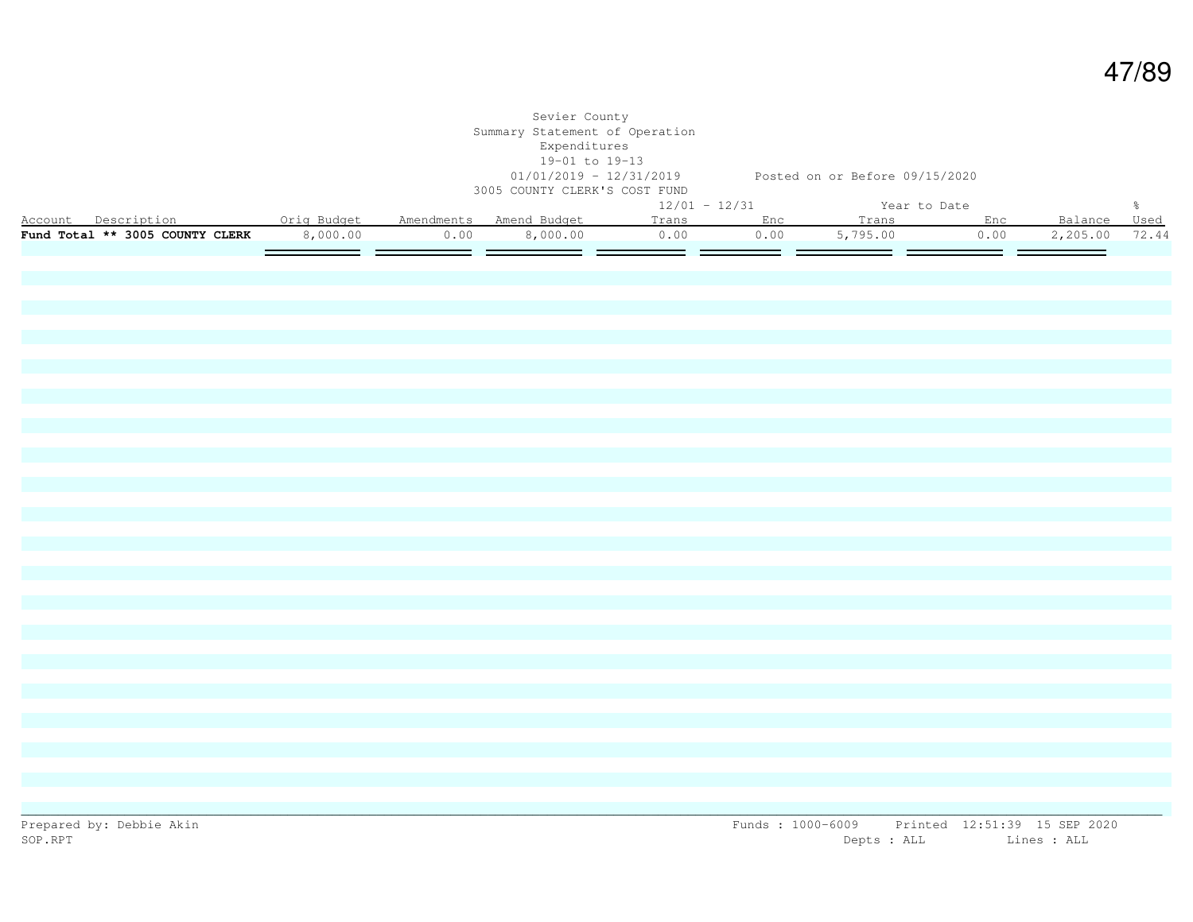Sevier County
Summary Statement of Operation
Expenditures
19-01 to 19-13
01/01/2019 - 12/31/2019 Posted on or Before 09/15/2020
3005 COUNTY CLERK'S COST FUND

| Account Description | Orig Budget | Amendments | Amend Budget | 12/01 - 12/31 Trans | 12/01 - 12/31 Enc | Year to Date Trans | Year to Date Enc | Balance | % Used |
|---|---|---|---|---|---|---|---|---|---|
| **Fund Total ** 3005 COUNTY CLERK** | 8,000.00 | 0.00 | 8,000.00 | 0.00 | 0.00 | 5,795.00 | 0.00 | 2,205.00 | 72.44 |

Prepared by: Debbie Akin
SOP.RPT

Funds : 1000-6009 Printed 12:51:39 15 SEP 2020
Depts : ALL Lines : ALL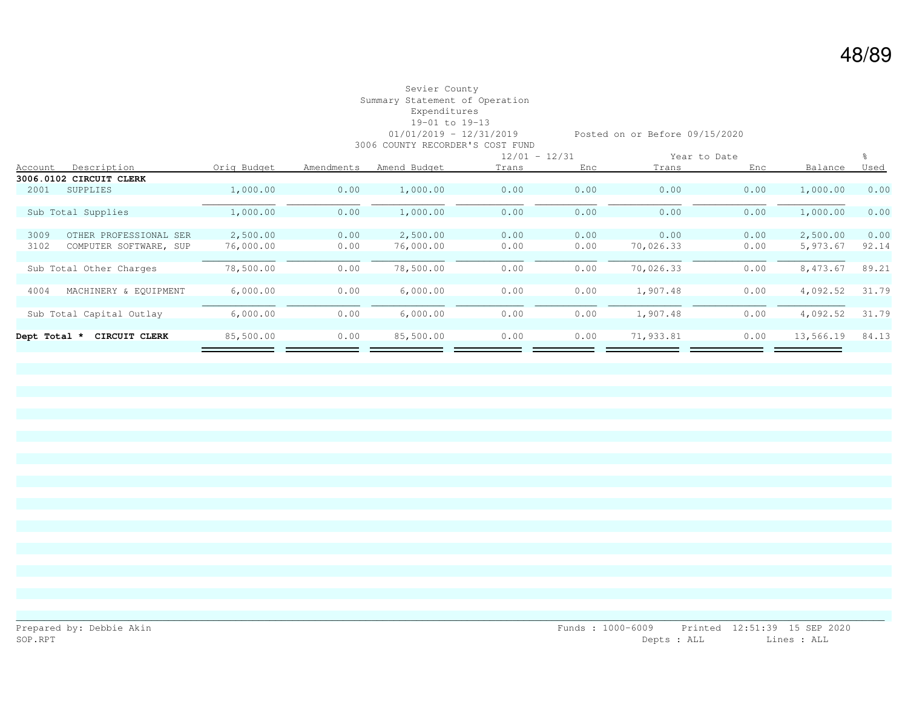Sevier County
Summary Statement of Operation
Expenditures
19-01 to 19-13
01/01/2019 - 12/31/2019 Posted on or Before 09/15/2020
3006 COUNTY RECORDER'S COST FUND

| Account | Description | Orig Budget | Amendments | Amend Budget | 12/01 - 12/31 Trans | 12/01 - 12/31 Enc | Year to Date Trans | Year to Date Enc | Balance | % Used |
|---|---|---|---|---|---|---|---|---|---|---|
| **3006.0102** | **CIRCUIT CLERK** | | | | | | | | | |
| 2001 | SUPPLIES | 1,000.00 | 0.00 | 1,000.00 | 0.00 | 0.00 | 0.00 | 0.00 | 1,000.00 | 0.00 |
| | Sub Total Supplies | 1,000.00 | 0.00 | 1,000.00 | 0.00 | 0.00 | 0.00 | 0.00 | 1,000.00 | 0.00 |
| 3009 | OTHER PROFESSIONAL SER | 2,500.00 | 0.00 | 2,500.00 | 0.00 | 0.00 | 0.00 | 0.00 | 2,500.00 | 0.00 |
| 3102 | COMPUTER SOFTWARE, SUP | 76,000.00 | 0.00 | 76,000.00 | 0.00 | 0.00 | 70,026.33 | 0.00 | 5,973.67 | 92.14 |
| | Sub Total Other Charges | 78,500.00 | 0.00 | 78,500.00 | 0.00 | 0.00 | 70,026.33 | 0.00 | 8,473.67 | 89.21 |
| 4004 | MACHINERY & EQUIPMENT | 6,000.00 | 0.00 | 6,000.00 | 0.00 | 0.00 | 1,907.48 | 0.00 | 4,092.52 | 31.79 |
| | Sub Total Capital Outlay | 6,000.00 | 0.00 | 6,000.00 | 0.00 | 0.00 | 1,907.48 | 0.00 | 4,092.52 | 31.79 |
| **Dept Total *** | **CIRCUIT CLERK** | 85,500.00 | 0.00 | 85,500.00 | 0.00 | 0.00 | 71,933.81 | 0.00 | 13,566.19 | 84.13 |

Prepared by: Debbie Akin
SOP.RPT

Funds : 1000-6009 Printed 12:51:39 15 SEP 2020
Depts : ALL Lines : ALL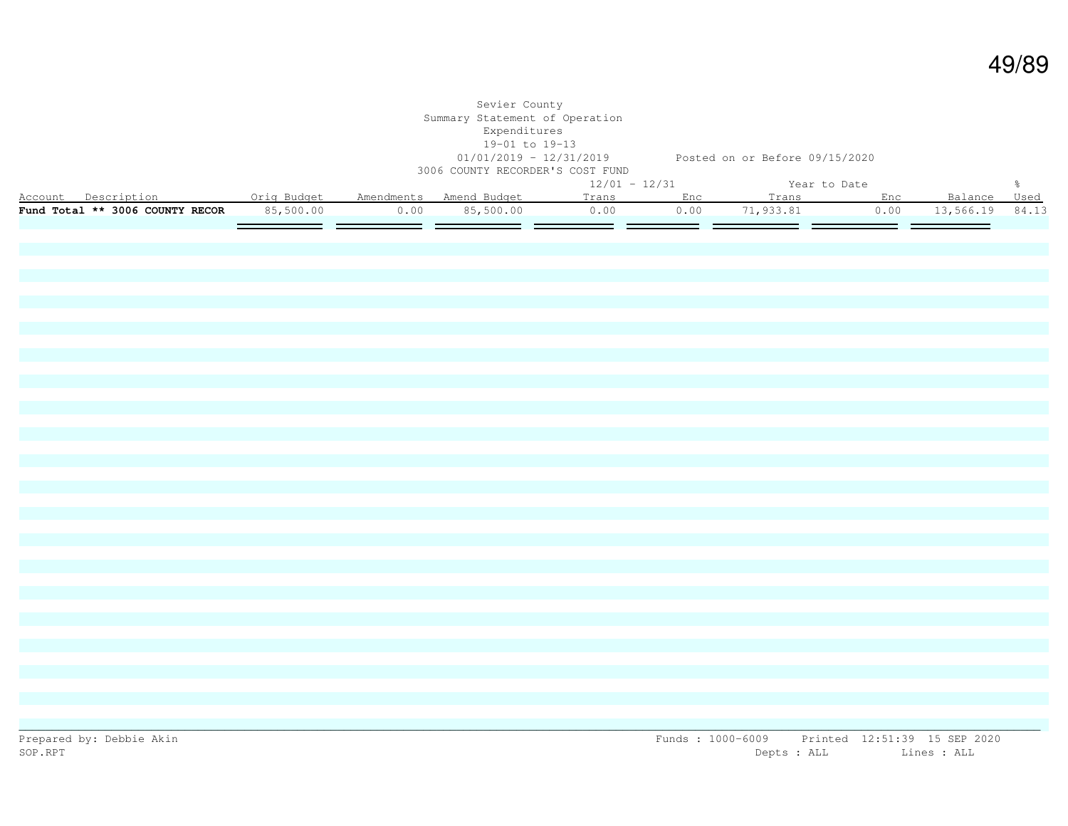Sevier County
Summary Statement of Operation
Expenditures
19-01 to 19-13
01/01/2019 - 12/31/2019 Posted on or Before 09/15/2020
3006 COUNTY RECORDER'S COST FUND

| Account Description | Orig Budget | Amendments | Amend Budget | 12/01 - 12/31 Trans | 12/01 - 12/31 Enc | Year to Date Trans | Year to Date Enc | Balance | % Used |
|---|---|---|---|---|---|---|---|---|---|
| **Fund Total ** 3006 COUNTY RECOR** | 85,500.00 | 0.00 | 85,500.00 | 0.00 | 0.00 | 71,933.81 | 0.00 | 13,566.19 | 84.13 |

Prepared by: Debbie Akin
SOP.RPT

Funds : 1000-6009 Printed 12:51:39 15 SEP 2020
Depts : ALL Lines : ALL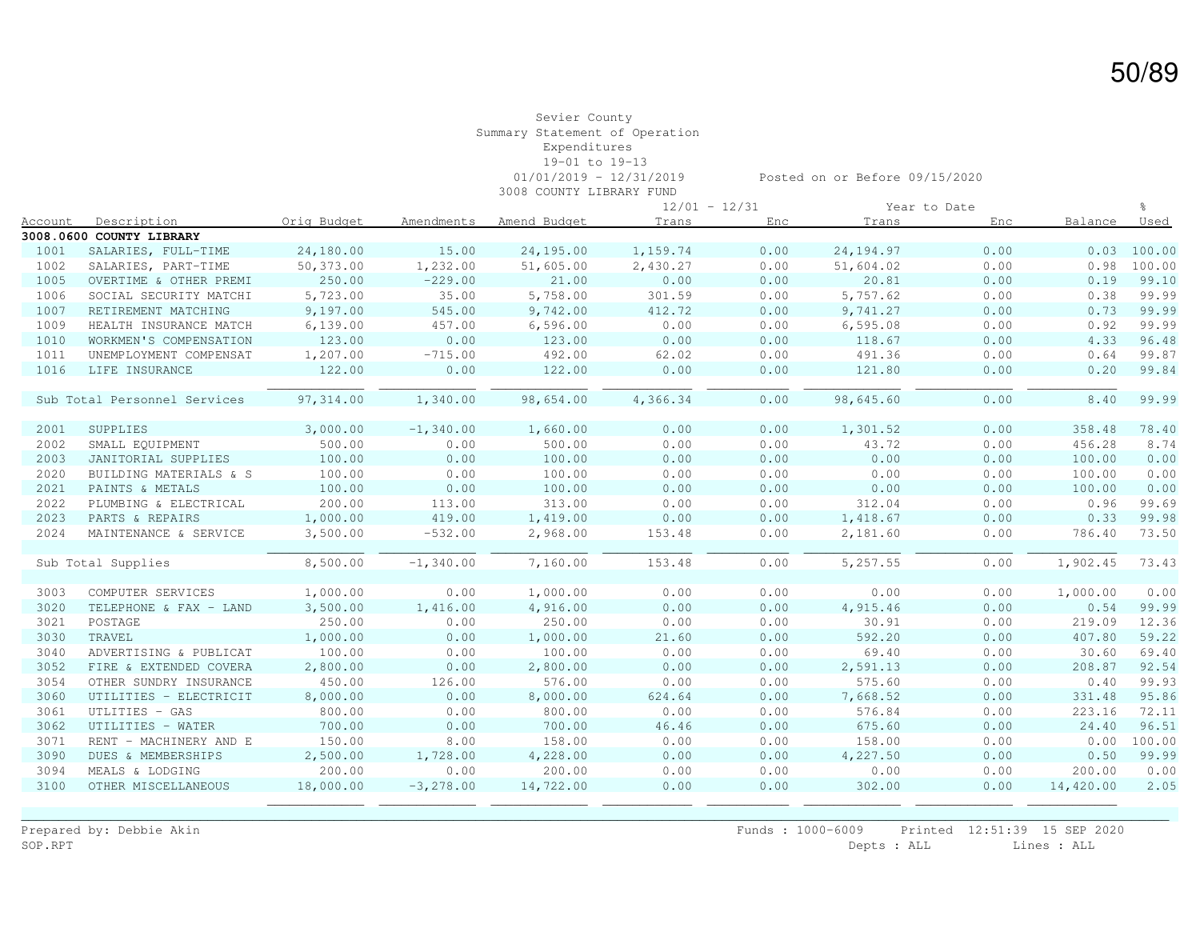Sevier County
Summary Statement of Operation
Expenditures
19-01 to 19-13
01/01/2019 - 12/31/2019
3008 COUNTY LIBRARY FUND

Posted on or Before 09/15/2020

| Account | Description | Orig Budget | Amendments | Amend Budget | 12/01 - 12/31 Trans | 12/01 - 12/31 Enc | Year to Date Trans | Year to Date Enc | Balance | % Used |
|---|---|---|---|---|---|---|---|---|---|---|
| **3008.0600 COUNTY LIBRARY** | | | | | | | | | | |
| 1001 | SALARIES, FULL-TIME | 24,180.00 | 15.00 | 24,195.00 | 1,159.74 | 0.00 | 24,194.97 | 0.00 | 0.03 | 100.00 |
| 1002 | SALARIES, PART-TIME | 50,373.00 | 1,232.00 | 51,605.00 | 2,430.27 | 0.00 | 51,604.02 | 0.00 | 0.98 | 100.00 |
| 1005 | OVERTIME & OTHER PREMI | 250.00 | -229.00 | 21.00 | 0.00 | 0.00 | 20.81 | 0.00 | 0.19 | 99.10 |
| 1006 | SOCIAL SECURITY MATCHI | 5,723.00 | 35.00 | 5,758.00 | 301.59 | 0.00 | 5,757.62 | 0.00 | 0.38 | 99.99 |
| 1007 | RETIREMENT MATCHING | 9,197.00 | 545.00 | 9,742.00 | 412.72 | 0.00 | 9,741.27 | 0.00 | 0.73 | 99.99 |
| 1009 | HEALTH INSURANCE MATCH | 6,139.00 | 457.00 | 6,596.00 | 0.00 | 0.00 | 6,595.08 | 0.00 | 0.92 | 99.99 |
| 1010 | WORKMEN'S COMPENSATION | 123.00 | 0.00 | 123.00 | 0.00 | 0.00 | 118.67 | 0.00 | 4.33 | 96.48 |
| 1011 | UNEMPLOYMENT COMPENSAT | 1,207.00 | -715.00 | 492.00 | 62.02 | 0.00 | 491.36 | 0.00 | 0.64 | 99.87 |
| 1016 | LIFE INSURANCE | 122.00 | 0.00 | 122.00 | 0.00 | 0.00 | 121.80 | 0.00 | 0.20 | 99.84 |
| | Sub Total Personnel Services | 97,314.00 | 1,340.00 | 98,654.00 | 4,366.34 | 0.00 | 98,645.60 | 0.00 | 8.40 | 99.99 |
| 2001 | SUPPLIES | 3,000.00 | -1,340.00 | 1,660.00 | 0.00 | 0.00 | 1,301.52 | 0.00 | 358.48 | 78.40 |
| 2002 | SMALL EQUIPMENT | 500.00 | 0.00 | 500.00 | 0.00 | 0.00 | 43.72 | 0.00 | 456.28 | 8.74 |
| 2003 | JANITORIAL SUPPLIES | 100.00 | 0.00 | 100.00 | 0.00 | 0.00 | 0.00 | 0.00 | 100.00 | 0.00 |
| 2020 | BUILDING MATERIALS & S | 100.00 | 0.00 | 100.00 | 0.00 | 0.00 | 0.00 | 0.00 | 100.00 | 0.00 |
| 2021 | PAINTS & METALS | 100.00 | 0.00 | 100.00 | 0.00 | 0.00 | 0.00 | 0.00 | 100.00 | 0.00 |
| 2022 | PLUMBING & ELECTRICAL | 200.00 | 113.00 | 313.00 | 0.00 | 0.00 | 312.04 | 0.00 | 0.96 | 99.69 |
| 2023 | PARTS & REPAIRS | 1,000.00 | 419.00 | 1,419.00 | 0.00 | 0.00 | 1,418.67 | 0.00 | 0.33 | 99.98 |
| 2024 | MAINTENANCE & SERVICE | 3,500.00 | -532.00 | 2,968.00 | 153.48 | 0.00 | 2,181.60 | 0.00 | 786.40 | 73.50 |
| | Sub Total Supplies | 8,500.00 | -1,340.00 | 7,160.00 | 153.48 | 0.00 | 5,257.55 | 0.00 | 1,902.45 | 73.43 |
| 3003 | COMPUTER SERVICES | 1,000.00 | 0.00 | 1,000.00 | 0.00 | 0.00 | 0.00 | 0.00 | 1,000.00 | 0.00 |
| 3020 | TELEPHONE & FAX - LAND | 3,500.00 | 1,416.00 | 4,916.00 | 0.00 | 0.00 | 4,915.46 | 0.00 | 0.54 | 99.99 |
| 3021 | POSTAGE | 250.00 | 0.00 | 250.00 | 0.00 | 0.00 | 30.91 | 0.00 | 219.09 | 12.36 |
| 3030 | TRAVEL | 1,000.00 | 0.00 | 1,000.00 | 21.60 | 0.00 | 592.20 | 0.00 | 407.80 | 59.22 |
| 3040 | ADVERTISING & PUBLICAT | 100.00 | 0.00 | 100.00 | 0.00 | 0.00 | 69.40 | 0.00 | 30.60 | 69.40 |
| 3052 | FIRE & EXTENDED COVERA | 2,800.00 | 0.00 | 2,800.00 | 0.00 | 0.00 | 2,591.13 | 0.00 | 208.87 | 92.54 |
| 3054 | OTHER SUNDRY INSURANCE | 450.00 | 126.00 | 576.00 | 0.00 | 0.00 | 575.60 | 0.00 | 0.40 | 99.93 |
| 3060 | UTILITIES - ELECTRICIT | 8,000.00 | 0.00 | 8,000.00 | 624.64 | 0.00 | 7,668.52 | 0.00 | 331.48 | 95.86 |
| 3061 | UTLITIES - GAS | 800.00 | 0.00 | 800.00 | 0.00 | 0.00 | 576.84 | 0.00 | 223.16 | 72.11 |
| 3062 | UTILITIES - WATER | 700.00 | 0.00 | 700.00 | 46.46 | 0.00 | 675.60 | 0.00 | 24.40 | 96.51 |
| 3071 | RENT - MACHINERY AND E | 150.00 | 8.00 | 158.00 | 0.00 | 0.00 | 158.00 | 0.00 | 0.00 | 100.00 |
| 3090 | DUES & MEMBERSHIPS | 2,500.00 | 1,728.00 | 4,228.00 | 0.00 | 0.00 | 4,227.50 | 0.00 | 0.50 | 99.99 |
| 3094 | MEALS & LODGING | 200.00 | 0.00 | 200.00 | 0.00 | 0.00 | 0.00 | 0.00 | 200.00 | 0.00 |
| 3100 | OTHER MISCELLANEOUS | 18,000.00 | -3,278.00 | 14,722.00 | 0.00 | 0.00 | 302.00 | 0.00 | 14,420.00 | 2.05 |

Prepared by: Debbie Akin
SOP.RPT

Funds : 1000-6009 Printed 12:51:39 15 SEP 2020
Depts : ALL Lines : ALL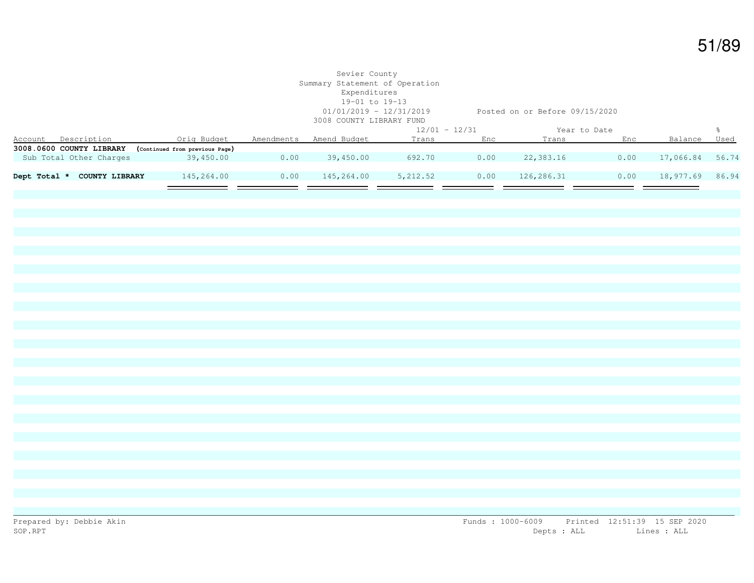Sevier County
Summary Statement of Operation
Expenditures
19-01 to 19-13
01/01/2019 - 12/31/2019 Posted on or Before 09/15/2020
3008 COUNTY LIBRARY FUND

| Account Description | Orig Budget | Amendments | Amend Budget | 12/01 - 12/31 Trans | 12/01 - 12/31 Enc | Year to Date Trans | Year to Date Enc | Balance | % Used |
|---|---|---|---|---|---|---|---|---|---|
| **3008.0600 COUNTY LIBRARY** (Continued from previous Page) | | | | | | | | | |
| Sub Total Other Charges | 39,450.00 | 0.00 | 39,450.00 | 692.70 | 0.00 | 22,383.16 | 0.00 | 17,066.84 | 56.74 |
| **Dept Total * COUNTY LIBRARY** | 145,264.00 | 0.00 | 145,264.00 | 5,212.52 | 0.00 | 126,286.31 | 0.00 | 18,977.69 | 86.94 |

Prepared by: Debbie Akin
SOP.RPT

Funds : 1000-6009 Printed 12:51:39 15 SEP 2020
Depts : ALL Lines : ALL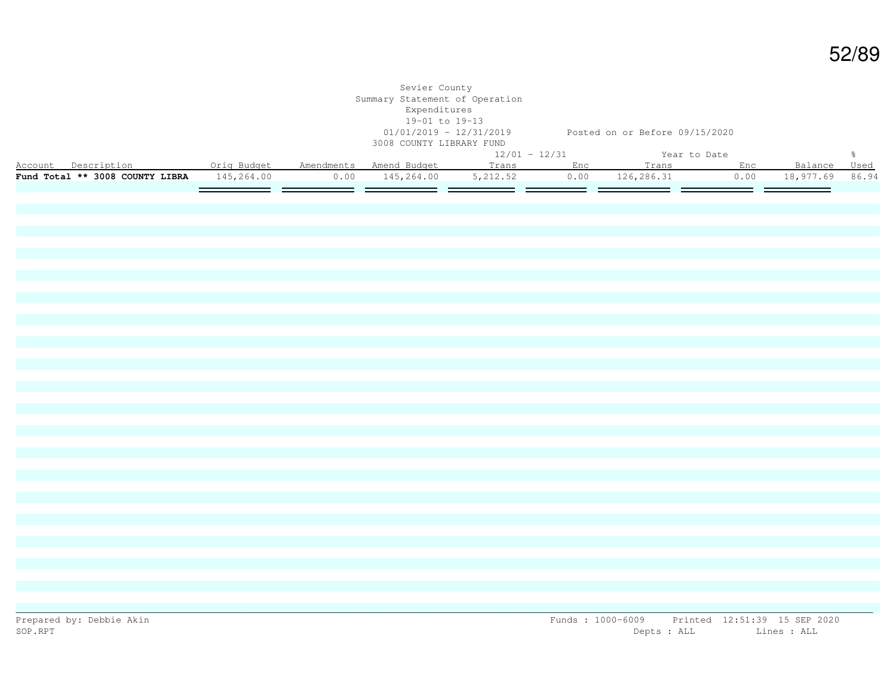Sevier County
Summary Statement of Operation
Expenditures
19-01 to 19-13
01/01/2019 - 12/31/2019 Posted on or Before 09/15/2020
3008 COUNTY LIBRARY FUND

| Account Description | Orig Budget | Amendments | Amend Budget | 12/01 - 12/31 Trans | Enc | Year to Date Trans | Enc | Balance | % Used |
|---|---|---|---|---|---|---|---|---|---|
| **Fund Total ** 3008 COUNTY LIBRA** | 145,264.00 | 0.00 | 145,264.00 | 5,212.52 | 0.00 | 126,286.31 | 0.00 | 18,977.69 | 86.94 |

Prepared by: Debbie Akin
SOP.RPT

Funds : 1000-6009 Printed 12:51:39 15 SEP 2020
Depts : ALL Lines : ALL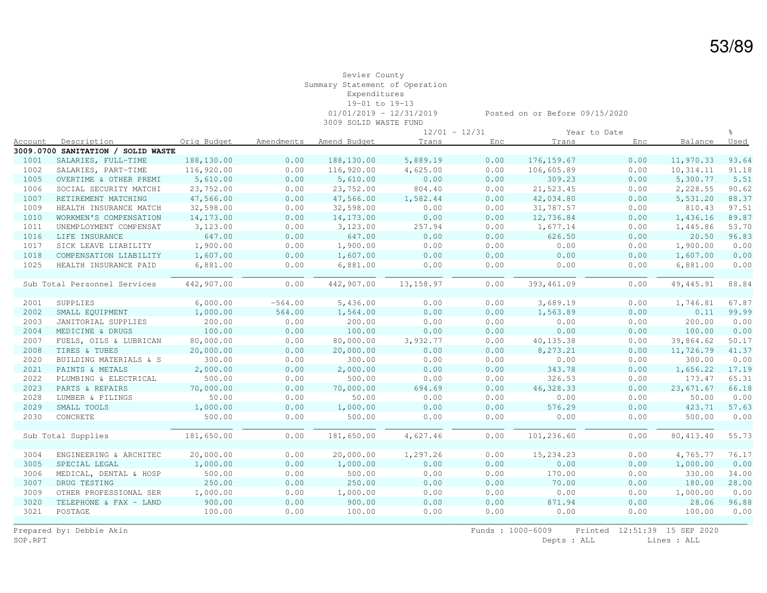Sevier County
Summary Statement of Operation
Expenditures
19-01 to 19-13
01/01/2019 - 12/31/2019 Posted on or Before 09/15/2020
3009 SOLID WASTE FUND

| Account | Description | Orig Budget | Amendments | Amend Budget | 12/01 - 12/31 Trans | 12/01 - 12/31 Enc | Year to Date Trans | Year to Date Enc | Balance | % Used |
|---|---|---|---|---|---|---|---|---|---|---|
| **3009.0700** | **SANITATION / SOLID WASTE** | | | | | | | | | |
| 1001 | SALARIES, FULL-TIME | 188,130.00 | 0.00 | 188,130.00 | 5,889.19 | 0.00 | 176,159.67 | 0.00 | 11,970.33 | 93.64 |
| 1002 | SALARIES, PART-TIME | 116,920.00 | 0.00 | 116,920.00 | 4,625.00 | 0.00 | 106,605.89 | 0.00 | 10,314.11 | 91.18 |
| 1005 | OVERTIME & OTHER PREMI | 5,610.00 | 0.00 | 5,610.00 | 0.00 | 0.00 | 309.23 | 0.00 | 5,300.77 | 5.51 |
| 1006 | SOCIAL SECURITY MATCHI | 23,752.00 | 0.00 | 23,752.00 | 804.40 | 0.00 | 21,523.45 | 0.00 | 2,228.55 | 90.62 |
| 1007 | RETIREMENT MATCHING | 47,566.00 | 0.00 | 47,566.00 | 1,582.44 | 0.00 | 42,034.80 | 0.00 | 5,531.20 | 88.37 |
| 1009 | HEALTH INSURANCE MATCH | 32,598.00 | 0.00 | 32,598.00 | 0.00 | 0.00 | 31,787.57 | 0.00 | 810.43 | 97.51 |
| 1010 | WORKMEN'S COMPENSATION | 14,173.00 | 0.00 | 14,173.00 | 0.00 | 0.00 | 12,736.84 | 0.00 | 1,436.16 | 89.87 |
| 1011 | UNEMPLOYMENT COMPENSAT | 3,123.00 | 0.00 | 3,123.00 | 257.94 | 0.00 | 1,677.14 | 0.00 | 1,445.86 | 53.70 |
| 1016 | LIFE INSURANCE | 647.00 | 0.00 | 647.00 | 0.00 | 0.00 | 626.50 | 0.00 | 20.50 | 96.83 |
| 1017 | SICK LEAVE LIABILITY | 1,900.00 | 0.00 | 1,900.00 | 0.00 | 0.00 | 0.00 | 0.00 | 1,900.00 | 0.00 |
| 1018 | COMPENSATION LIABILITY | 1,607.00 | 0.00 | 1,607.00 | 0.00 | 0.00 | 0.00 | 0.00 | 1,607.00 | 0.00 |
| 1025 | HEALTH INSURANCE PAID | 6,881.00 | 0.00 | 6,881.00 | 0.00 | 0.00 | 0.00 | 0.00 | 6,881.00 | 0.00 |
| | Sub Total Personnel Services | 442,907.00 | 0.00 | 442,907.00 | 13,158.97 | 0.00 | 393,461.09 | 0.00 | 49,445.91 | 88.84 |
| 2001 | SUPPLIES | 6,000.00 | -564.00 | 5,436.00 | 0.00 | 0.00 | 3,689.19 | 0.00 | 1,746.81 | 67.87 |
| 2002 | SMALL EQUIPMENT | 1,000.00 | 564.00 | 1,564.00 | 0.00 | 0.00 | 1,563.89 | 0.00 | 0.11 | 99.99 |
| 2003 | JANITORIAL SUPPLIES | 200.00 | 0.00 | 200.00 | 0.00 | 0.00 | 0.00 | 0.00 | 200.00 | 0.00 |
| 2004 | MEDICINE & DRUGS | 100.00 | 0.00 | 100.00 | 0.00 | 0.00 | 0.00 | 0.00 | 100.00 | 0.00 |
| 2007 | FUELS, OILS & LUBRICAN | 80,000.00 | 0.00 | 80,000.00 | 3,932.77 | 0.00 | 40,135.38 | 0.00 | 39,864.62 | 50.17 |
| 2008 | TIRES & TUBES | 20,000.00 | 0.00 | 20,000.00 | 0.00 | 0.00 | 8,273.21 | 0.00 | 11,726.79 | 41.37 |
| 2020 | BUILDING MATERIALS & S | 300.00 | 0.00 | 300.00 | 0.00 | 0.00 | 0.00 | 0.00 | 300.00 | 0.00 |
| 2021 | PAINTS & METALS | 2,000.00 | 0.00 | 2,000.00 | 0.00 | 0.00 | 343.78 | 0.00 | 1,656.22 | 17.19 |
| 2022 | PLUMBING & ELECTRICAL | 500.00 | 0.00 | 500.00 | 0.00 | 0.00 | 326.53 | 0.00 | 173.47 | 65.31 |
| 2023 | PARTS & REPAIRS | 70,000.00 | 0.00 | 70,000.00 | 694.69 | 0.00 | 46,328.33 | 0.00 | 23,671.67 | 66.18 |
| 2028 | LUMBER & PILINGS | 50.00 | 0.00 | 50.00 | 0.00 | 0.00 | 0.00 | 0.00 | 50.00 | 0.00 |
| 2029 | SMALL TOOLS | 1,000.00 | 0.00 | 1,000.00 | 0.00 | 0.00 | 576.29 | 0.00 | 423.71 | 57.63 |
| 2030 | CONCRETE | 500.00 | 0.00 | 500.00 | 0.00 | 0.00 | 0.00 | 0.00 | 500.00 | 0.00 |
| | Sub Total Supplies | 181,650.00 | 0.00 | 181,650.00 | 4,627.46 | 0.00 | 101,236.60 | 0.00 | 80,413.40 | 55.73 |
| 3004 | ENGINEERING & ARCHITEC | 20,000.00 | 0.00 | 20,000.00 | 1,297.26 | 0.00 | 15,234.23 | 0.00 | 4,765.77 | 76.17 |
| 3005 | SPECIAL LEGAL | 1,000.00 | 0.00 | 1,000.00 | 0.00 | 0.00 | 0.00 | 0.00 | 1,000.00 | 0.00 |
| 3006 | MEDICAL, DENTAL & HOSP | 500.00 | 0.00 | 500.00 | 0.00 | 0.00 | 170.00 | 0.00 | 330.00 | 34.00 |
| 3007 | DRUG TESTING | 250.00 | 0.00 | 250.00 | 0.00 | 0.00 | 70.00 | 0.00 | 180.00 | 28.00 |
| 3009 | OTHER PROFESSIONAL SER | 1,000.00 | 0.00 | 1,000.00 | 0.00 | 0.00 | 0.00 | 0.00 | 1,000.00 | 0.00 |
| 3020 | TELEPHONE & FAX - LAND | 900.00 | 0.00 | 900.00 | 0.00 | 0.00 | 871.94 | 0.00 | 28.06 | 96.88 |
| 3021 | POSTAGE | 100.00 | 0.00 | 100.00 | 0.00 | 0.00 | 0.00 | 0.00 | 100.00 | 0.00 |

Prepared by: Debbie Akin Funds : 1000-6009 Printed 12:51:39 15 SEP 2020
SOP.RPT Depts : ALL Lines : ALL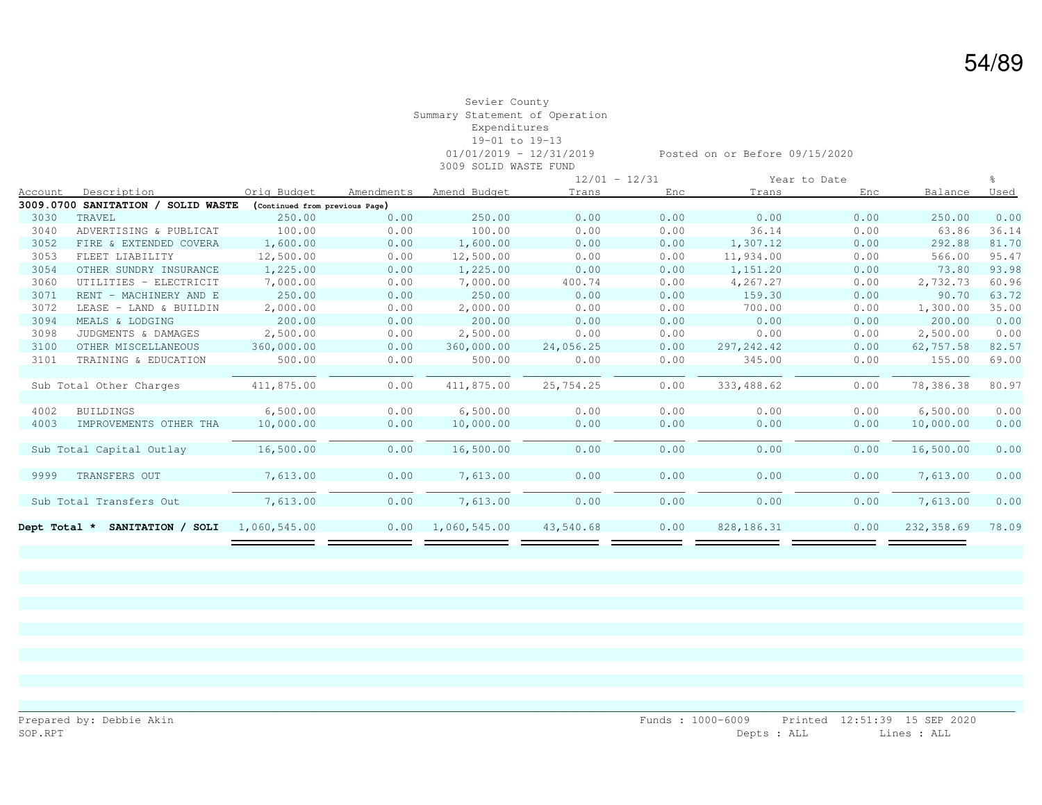Sevier County
Summary Statement of Operation
Expenditures
19-01 to 19-13
01/01/2019 - 12/31/2019 Posted on or Before 09/15/2020
3009 SOLID WASTE FUND

| Account | Description | Orig Budget | Amendments | Amend Budget | 12/01 - 12/31 Trans | 12/01 - 12/31 Enc | Year to Date Trans | Year to Date Enc | Balance | % Used |
|---|---|---|---|---|---|---|---|---|---|---|
| **3009.0700 SANITATION / SOLID WASTE** | **(Continued from previous Page)** | | | | | | | | | |
| 3030 | TRAVEL | 250.00 | 0.00 | 250.00 | 0.00 | 0.00 | 0.00 | 0.00 | 250.00 | 0.00 |
| 3040 | ADVERTISING & PUBLICAT | 100.00 | 0.00 | 100.00 | 0.00 | 0.00 | 36.14 | 0.00 | 63.86 | 36.14 |
| 3052 | FIRE & EXTENDED COVERA | 1,600.00 | 0.00 | 1,600.00 | 0.00 | 0.00 | 1,307.12 | 0.00 | 292.88 | 81.70 |
| 3053 | FLEET LIABILITY | 12,500.00 | 0.00 | 12,500.00 | 0.00 | 0.00 | 11,934.00 | 0.00 | 566.00 | 95.47 |
| 3054 | OTHER SUNDRY INSURANCE | 1,225.00 | 0.00 | 1,225.00 | 0.00 | 0.00 | 1,151.20 | 0.00 | 73.80 | 93.98 |
| 3060 | UTILITIES - ELECTRICIT | 7,000.00 | 0.00 | 7,000.00 | 400.74 | 0.00 | 4,267.27 | 0.00 | 2,732.73 | 60.96 |
| 3071 | RENT - MACHINERY AND E | 250.00 | 0.00 | 250.00 | 0.00 | 0.00 | 159.30 | 0.00 | 90.70 | 63.72 |
| 3072 | LEASE - LAND & BUILDIN | 2,000.00 | 0.00 | 2,000.00 | 0.00 | 0.00 | 700.00 | 0.00 | 1,300.00 | 35.00 |
| 3094 | MEALS & LODGING | 200.00 | 0.00 | 200.00 | 0.00 | 0.00 | 0.00 | 0.00 | 200.00 | 0.00 |
| 3098 | JUDGMENTS & DAMAGES | 2,500.00 | 0.00 | 2,500.00 | 0.00 | 0.00 | 0.00 | 0.00 | 2,500.00 | 0.00 |
| 3100 | OTHER MISCELLANEOUS | 360,000.00 | 0.00 | 360,000.00 | 24,056.25 | 0.00 | 297,242.42 | 0.00 | 62,757.58 | 82.57 |
| 3101 | TRAINING & EDUCATION | 500.00 | 0.00 | 500.00 | 0.00 | 0.00 | 345.00 | 0.00 | 155.00 | 69.00 |
| | Sub Total Other Charges | 411,875.00 | 0.00 | 411,875.00 | 25,754.25 | 0.00 | 333,488.62 | 0.00 | 78,386.38 | 80.97 |
| 4002 | BUILDINGS | 6,500.00 | 0.00 | 6,500.00 | 0.00 | 0.00 | 0.00 | 0.00 | 6,500.00 | 0.00 |
| 4003 | IMPROVEMENTS OTHER THA | 10,000.00 | 0.00 | 10,000.00 | 0.00 | 0.00 | 0.00 | 0.00 | 10,000.00 | 0.00 |
| | Sub Total Capital Outlay | 16,500.00 | 0.00 | 16,500.00 | 0.00 | 0.00 | 0.00 | 0.00 | 16,500.00 | 0.00 |
| 9999 | TRANSFERS OUT | 7,613.00 | 0.00 | 7,613.00 | 0.00 | 0.00 | 0.00 | 0.00 | 7,613.00 | 0.00 |
| | Sub Total Transfers Out | 7,613.00 | 0.00 | 7,613.00 | 0.00 | 0.00 | 0.00 | 0.00 | 7,613.00 | 0.00 |
| **Dept Total *** | **SANITATION / SOLI** | 1,060,545.00 | 0.00 | 1,060,545.00 | 43,540.68 | 0.00 | 828,186.31 | 0.00 | 232,358.69 | 78.09 |

Prepared by: Debbie Akin
SOP.RPT

Funds : 1000-6009 Printed 12:51:39 15 SEP 2020
Depts : ALL Lines : ALL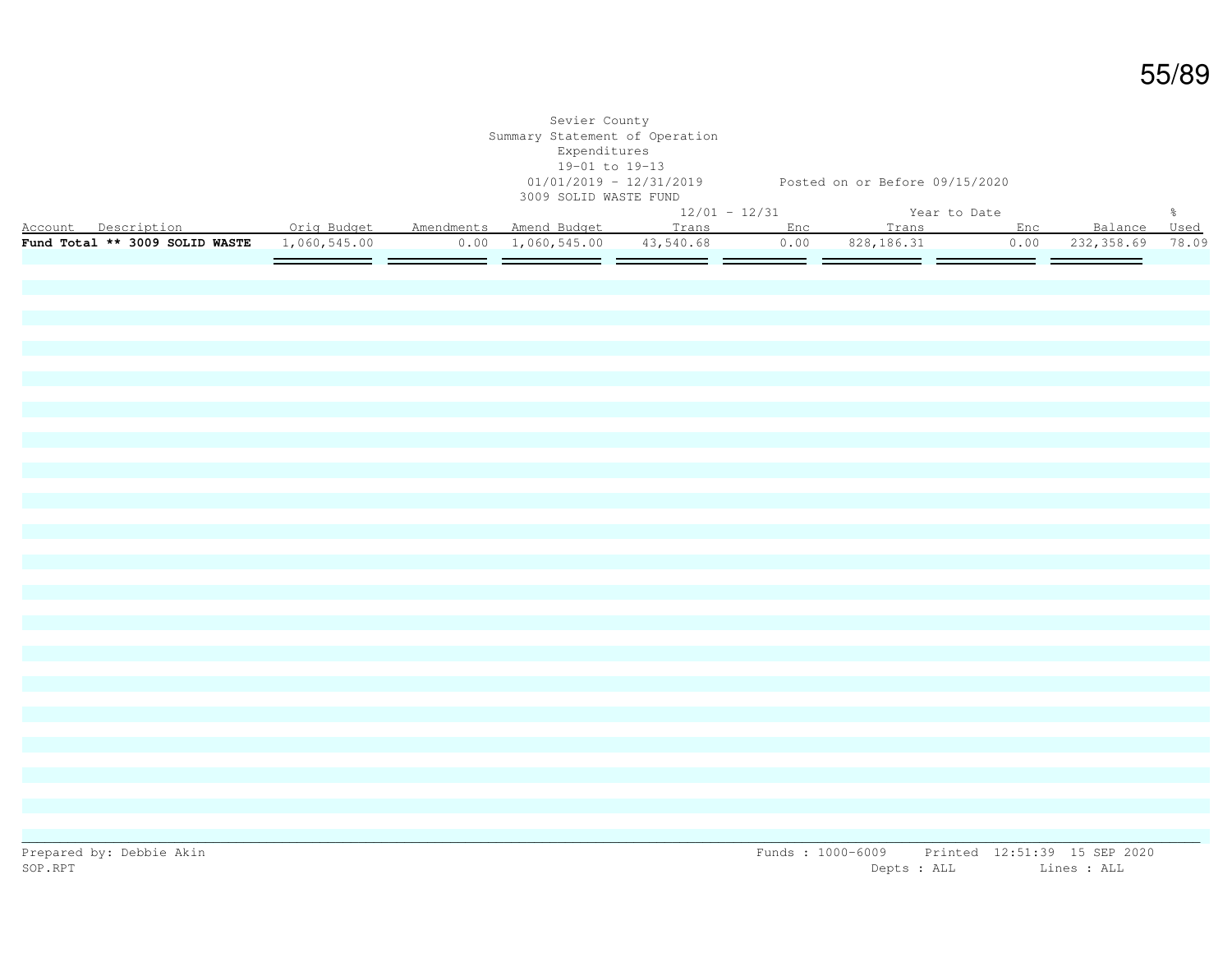Sevier County
Summary Statement of Operation
Expenditures
19-01 to 19-13
01/01/2019 - 12/31/2019 Posted on or Before 09/15/2020
3009 SOLID WASTE FUND

| Account Description | Orig Budget | Amendments | Amend Budget | 12/01 - 12/31 Trans | 12/01 - 12/31 Enc | Year to Date Trans | Year to Date Enc | Balance | % Used |
|---|---|---|---|---|---|---|---|---|---|
| **Fund Total ** 3009 SOLID WASTE** | 1,060,545.00 | 0.00 | 1,060,545.00 | 43,540.68 | 0.00 | 828,186.31 | 0.00 | 232,358.69 | 78.09 |

Prepared by: Debbie Akin
SOP.RPT

Funds : 1000-6009 Printed 12:51:39 15 SEP 2020
Depts : ALL Lines : ALL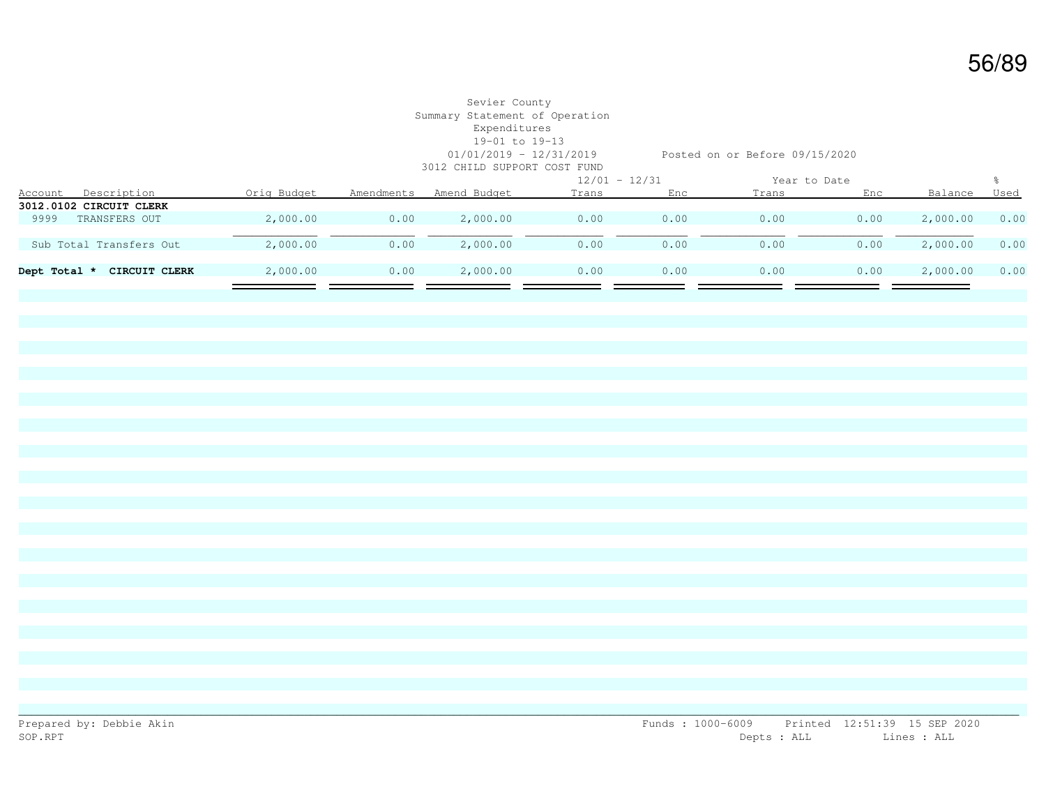Sevier County
Summary Statement of Operation
Expenditures
19-01 to 19-13
01/01/2019 - 12/31/2019 Posted on or Before 09/15/2020
3012 CHILD SUPPORT COST FUND

| Account | Description | Orig Budget | Amendments | Amend Budget | 12/01 - 12/31 Trans | 12/01 - 12/31 Enc | Year to Date Trans | Year to Date Enc | Balance | % Used |
|---|---|---|---|---|---|---|---|---|---|---|
| **3012.0102 CIRCUIT CLERK** | | | | | | | | | | |
| 9999 | TRANSFERS OUT | 2,000.00 | 0.00 | 2,000.00 | 0.00 | 0.00 | 0.00 | 0.00 | 2,000.00 | 0.00 |
| Sub Total Transfers Out | | 2,000.00 | 0.00 | 2,000.00 | 0.00 | 0.00 | 0.00 | 0.00 | 2,000.00 | 0.00 |
| **Dept Total * CIRCUIT CLERK** | | 2,000.00 | 0.00 | 2,000.00 | 0.00 | 0.00 | 0.00 | 0.00 | 2,000.00 | 0.00 |

Prepared by: Debbie Akin
SOP.RPT

Funds : 1000-6009 Printed 12:51:39 15 SEP 2020
Depts : ALL Lines : ALL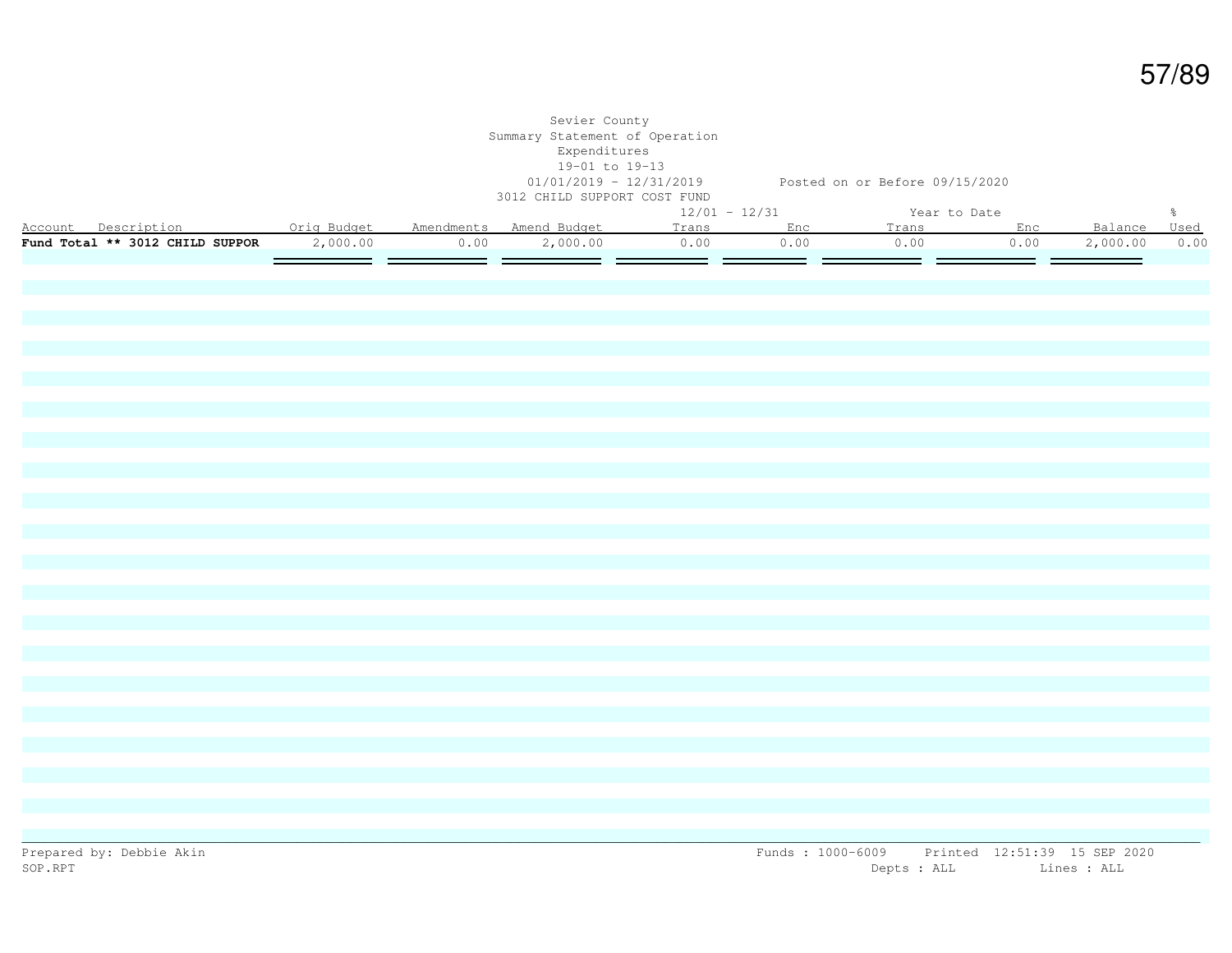Sevier County
Summary Statement of Operation
Expenditures
19-01 to 19-13
01/01/2019 - 12/31/2019 Posted on or Before 09/15/2020
3012 CHILD SUPPORT COST FUND

| Account Description | Orig Budget | Amendments | Amend Budget | 12/01 - 12/31 Trans | 12/01 - 12/31 Enc | Year to Date Trans | Year to Date Enc | Balance | % Used |
|---|---|---|---|---|---|---|---|---|---|
| **Fund Total ** 3012 CHILD SUPPOR** | 2,000.00 | 0.00 | 2,000.00 | 0.00 | 0.00 | 0.00 | 0.00 | 2,000.00 | 0.00 |

Prepared by: Debbie Akin
SOP.RPT
Funds : 1000-6009 Printed 12:51:39 15 SEP 2020
Depts : ALL Lines : ALL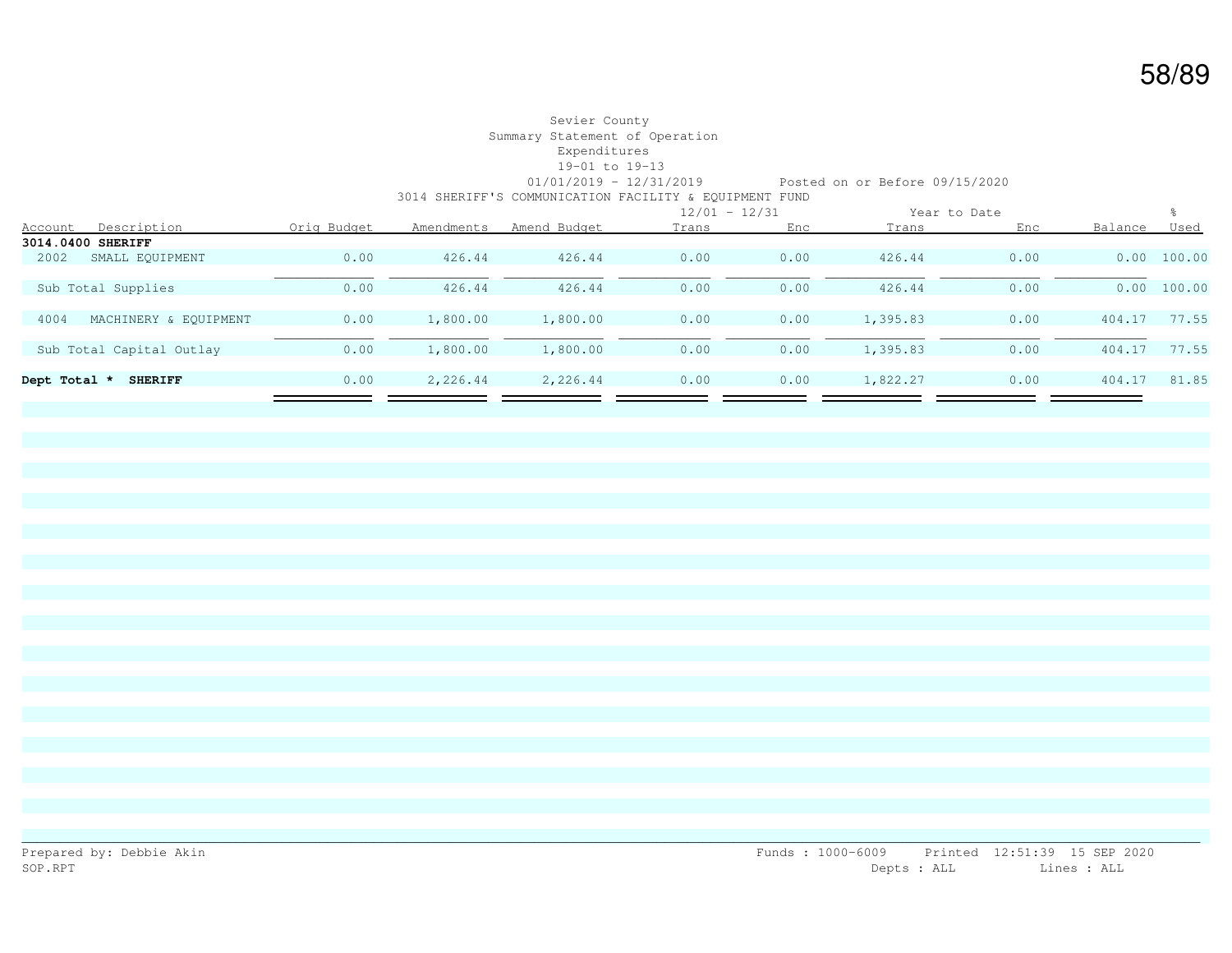Sevier County
Summary Statement of Operation
Expenditures
19-01 to 19-13
01/01/2019 - 12/31/2019 Posted on or Before 09/15/2020
3014 SHERIFF'S COMMUNICATION FACILITY & EQUIPMENT FUND

| Account | Description | Orig Budget | Amendments | Amend Budget | 12/01 - 12/31 Trans | 12/01 - 12/31 Enc | Year to Date Trans | Year to Date Enc | Balance | % Used |
|---|---|---|---|---|---|---|---|---|---|---|
| **3014.0400 SHERIFF** | | | | | | | | | | |
| 2002 | SMALL EQUIPMENT | 0.00 | 426.44 | 426.44 | 0.00 | 0.00 | 426.44 | 0.00 | 0.00 | 100.00 |
| | Sub Total Supplies | 0.00 | 426.44 | 426.44 | 0.00 | 0.00 | 426.44 | 0.00 | 0.00 | 100.00 |
| 4004 | MACHINERY & EQUIPMENT | 0.00 | 1,800.00 | 1,800.00 | 0.00 | 0.00 | 1,395.83 | 0.00 | 404.17 | 77.55 |
| | Sub Total Capital Outlay | 0.00 | 1,800.00 | 1,800.00 | 0.00 | 0.00 | 1,395.83 | 0.00 | 404.17 | 77.55 |
| **Dept Total *** | **SHERIFF** | 0.00 | 2,226.44 | 2,226.44 | 0.00 | 0.00 | 1,822.27 | 0.00 | 404.17 | 81.85 |

Prepared by: Debbie Akin
SOP.RPT

Funds : 1000-6009 Printed 12:51:39 15 SEP 2020
Depts : ALL Lines : ALL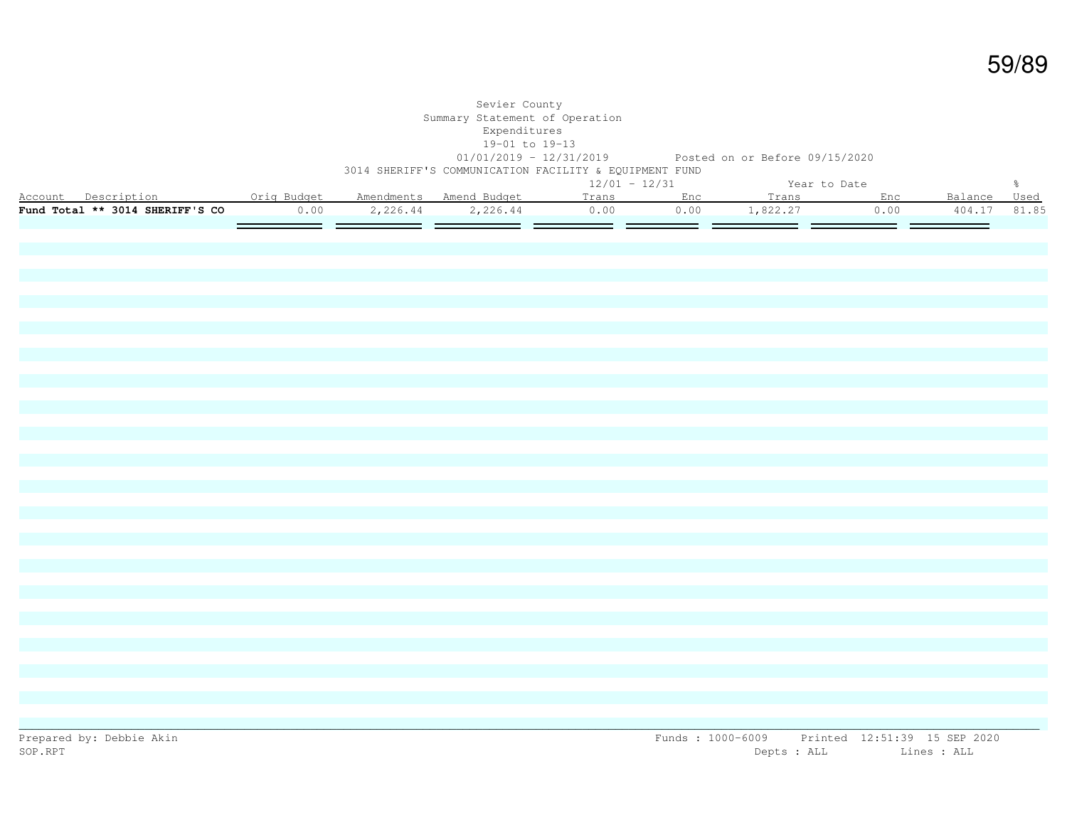Sevier County
Summary Statement of Operation
Expenditures
19-01 to 19-13
01/01/2019 - 12/31/2019 Posted on or Before 09/15/2020

3014 SHERIFF'S COMMUNICATION FACILITY & EQUIPMENT FUND

| Account Description | Orig Budget | Amendments | Amend Budget | 12/01 - 12/31 Trans | 12/01 - 12/31 Enc | Year to Date Trans | Year to Date Enc | Balance | % Used |
|---|---|---|---|---|---|---|---|---|---|
| **Fund Total ** 3014 SHERIFF'S CO** | 0.00 | 2,226.44 | 2,226.44 | 0.00 | 0.00 | 1,822.27 | 0.00 | 404.17 | 81.85 |

Prepared by: Debbie Akin
SOP.RPT

Funds : 1000-6009 Printed 12:51:39 15 SEP 2020
Depts : ALL Lines : ALL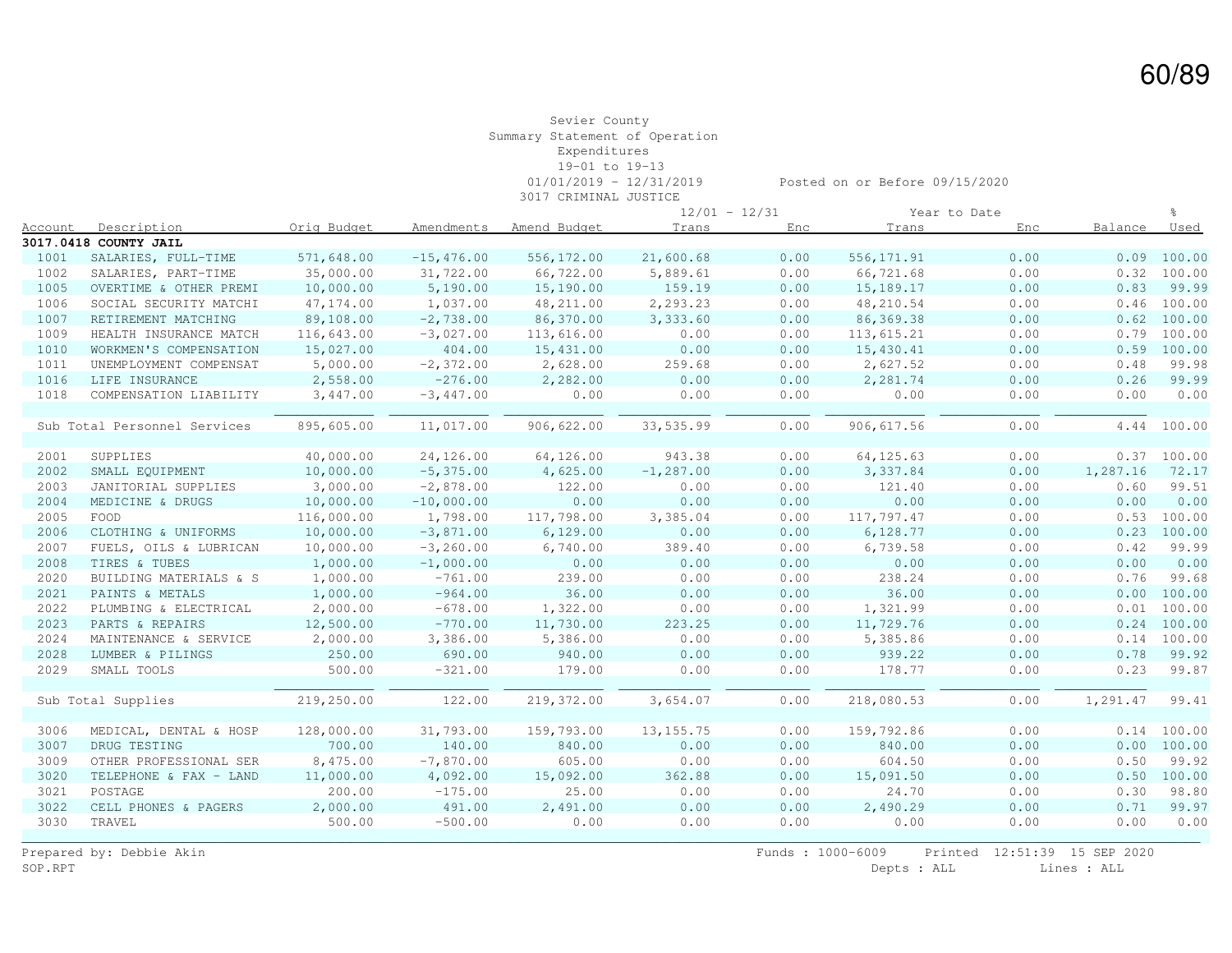Sevier County
Summary Statement of Operation
Expenditures
19-01 to 19-13
01/01/2019 - 12/31/2019 Posted on or Before 09/15/2020
3017 CRIMINAL JUSTICE

| Account | Description | Orig Budget | Amendments | Amend Budget | 12/01 - 12/31 Trans | Enc | Year to Date Trans | Enc | Balance | % Used |
|---|---|---|---|---|---|---|---|---|---|---|
| **3017.0418 COUNTY JAIL** | | | | | | | | | | |
| 1001 | SALARIES, FULL-TIME | 571,648.00 | -15,476.00 | 556,172.00 | 21,600.68 | 0.00 | 556,171.91 | 0.00 | 0.09 | 100.00 |
| 1002 | SALARIES, PART-TIME | 35,000.00 | 31,722.00 | 66,722.00 | 5,889.61 | 0.00 | 66,721.68 | 0.00 | 0.32 | 100.00 |
| 1005 | OVERTIME & OTHER PREMI | 10,000.00 | 5,190.00 | 15,190.00 | 159.19 | 0.00 | 15,189.17 | 0.00 | 0.83 | 99.99 |
| 1006 | SOCIAL SECURITY MATCHI | 47,174.00 | 1,037.00 | 48,211.00 | 2,293.23 | 0.00 | 48,210.54 | 0.00 | 0.46 | 100.00 |
| 1007 | RETIREMENT MATCHING | 89,108.00 | -2,738.00 | 86,370.00 | 3,333.60 | 0.00 | 86,369.38 | 0.00 | 0.62 | 100.00 |
| 1009 | HEALTH INSURANCE MATCH | 116,643.00 | -3,027.00 | 113,616.00 | 0.00 | 0.00 | 113,615.21 | 0.00 | 0.79 | 100.00 |
| 1010 | WORKMEN'S COMPENSATION | 15,027.00 | 404.00 | 15,431.00 | 0.00 | 0.00 | 15,430.41 | 0.00 | 0.59 | 100.00 |
| 1011 | UNEMPLOYMENT COMPENSAT | 5,000.00 | -2,372.00 | 2,628.00 | 259.68 | 0.00 | 2,627.52 | 0.00 | 0.48 | 99.98 |
| 1016 | LIFE INSURANCE | 2,558.00 | -276.00 | 2,282.00 | 0.00 | 0.00 | 2,281.74 | 0.00 | 0.26 | 99.99 |
| 1018 | COMPENSATION LIABILITY | 3,447.00 | -3,447.00 | 0.00 | 0.00 | 0.00 | 0.00 | 0.00 | 0.00 | 0.00 |
| | Sub Total Personnel Services | 895,605.00 | 11,017.00 | 906,622.00 | 33,535.99 | 0.00 | 906,617.56 | 0.00 | 4.44 | 100.00 |
| 2001 | SUPPLIES | 40,000.00 | 24,126.00 | 64,126.00 | 943.38 | 0.00 | 64,125.63 | 0.00 | 0.37 | 100.00 |
| 2002 | SMALL EQUIPMENT | 10,000.00 | -5,375.00 | 4,625.00 | -1,287.00 | 0.00 | 3,337.84 | 0.00 | 1,287.16 | 72.17 |
| 2003 | JANITORIAL SUPPLIES | 3,000.00 | -2,878.00 | 122.00 | 0.00 | 0.00 | 121.40 | 0.00 | 0.60 | 99.51 |
| 2004 | MEDICINE & DRUGS | 10,000.00 | -10,000.00 | 0.00 | 0.00 | 0.00 | 0.00 | 0.00 | 0.00 | 0.00 |
| 2005 | FOOD | 116,000.00 | 1,798.00 | 117,798.00 | 3,385.04 | 0.00 | 117,797.47 | 0.00 | 0.53 | 100.00 |
| 2006 | CLOTHING & UNIFORMS | 10,000.00 | -3,871.00 | 6,129.00 | 0.00 | 0.00 | 6,128.77 | 0.00 | 0.23 | 100.00 |
| 2007 | FUELS, OILS & LUBRICAN | 10,000.00 | -3,260.00 | 6,740.00 | 389.40 | 0.00 | 6,739.58 | 0.00 | 0.42 | 99.99 |
| 2008 | TIRES & TUBES | 1,000.00 | -1,000.00 | 0.00 | 0.00 | 0.00 | 0.00 | 0.00 | 0.00 | 0.00 |
| 2020 | BUILDING MATERIALS & S | 1,000.00 | -761.00 | 239.00 | 0.00 | 0.00 | 238.24 | 0.00 | 0.76 | 99.68 |
| 2021 | PAINTS & METALS | 1,000.00 | -964.00 | 36.00 | 0.00 | 0.00 | 36.00 | 0.00 | 0.00 | 100.00 |
| 2022 | PLUMBING & ELECTRICAL | 2,000.00 | -678.00 | 1,322.00 | 0.00 | 0.00 | 1,321.99 | 0.00 | 0.01 | 100.00 |
| 2023 | PARTS & REPAIRS | 12,500.00 | -770.00 | 11,730.00 | 223.25 | 0.00 | 11,729.76 | 0.00 | 0.24 | 100.00 |
| 2024 | MAINTENANCE & SERVICE | 2,000.00 | 3,386.00 | 5,386.00 | 0.00 | 0.00 | 5,385.86 | 0.00 | 0.14 | 100.00 |
| 2028 | LUMBER & PILINGS | 250.00 | 690.00 | 940.00 | 0.00 | 0.00 | 939.22 | 0.00 | 0.78 | 99.92 |
| 2029 | SMALL TOOLS | 500.00 | -321.00 | 179.00 | 0.00 | 0.00 | 178.77 | 0.00 | 0.23 | 99.87 |
| | Sub Total Supplies | 219,250.00 | 122.00 | 219,372.00 | 3,654.07 | 0.00 | 218,080.53 | 0.00 | 1,291.47 | 99.41 |
| 3006 | MEDICAL, DENTAL & HOSP | 128,000.00 | 31,793.00 | 159,793.00 | 13,155.75 | 0.00 | 159,792.86 | 0.00 | 0.14 | 100.00 |
| 3007 | DRUG TESTING | 700.00 | 140.00 | 840.00 | 0.00 | 0.00 | 840.00 | 0.00 | 0.00 | 100.00 |
| 3009 | OTHER PROFESSIONAL SER | 8,475.00 | -7,870.00 | 605.00 | 0.00 | 0.00 | 604.50 | 0.00 | 0.50 | 99.92 |
| 3020 | TELEPHONE & FAX - LAND | 11,000.00 | 4,092.00 | 15,092.00 | 362.88 | 0.00 | 15,091.50 | 0.00 | 0.50 | 100.00 |
| 3021 | POSTAGE | 200.00 | -175.00 | 25.00 | 0.00 | 0.00 | 24.70 | 0.00 | 0.30 | 98.80 |
| 3022 | CELL PHONES & PAGERS | 2,000.00 | 491.00 | 2,491.00 | 0.00 | 0.00 | 2,490.29 | 0.00 | 0.71 | 99.97 |
| 3030 | TRAVEL | 500.00 | -500.00 | 0.00 | 0.00 | 0.00 | 0.00 | 0.00 | 0.00 | 0.00 |

Prepared by: Debbie Akin Funds : 1000-6009 Printed 12:51:39 15 SEP 2020
SOP.RPT Depts : ALL Lines : ALL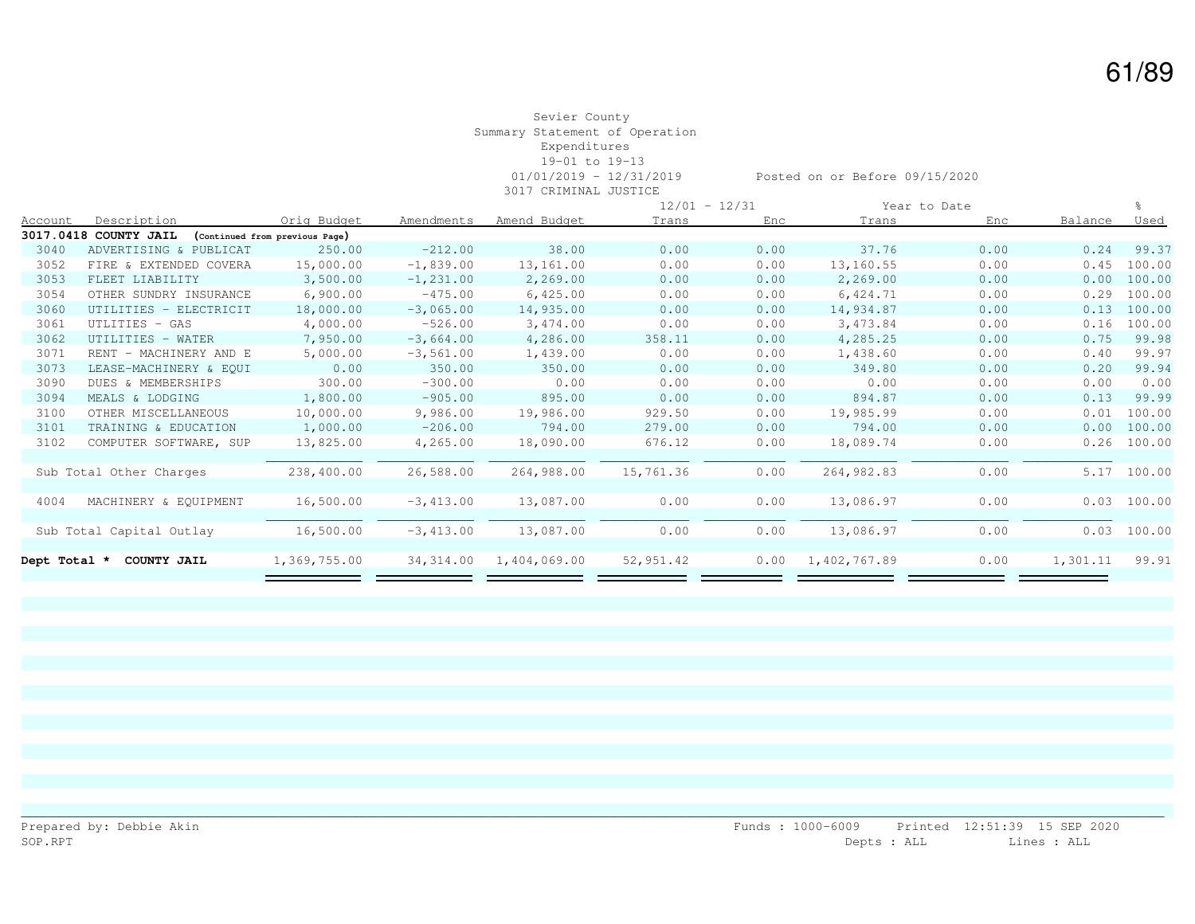Sevier County
Summary Statement of Operation
Expenditures
19-01 to 19-13
01/01/2019 - 12/31/2019 Posted on or Before 09/15/2020
3017 CRIMINAL JUSTICE

| Account | Description | Orig Budget | Amendments | Amend Budget | 12/01 - 12/31 Trans | 12/01 - 12/31 Enc | Year to Date Trans | Year to Date Enc | Balance | % Used |
|---|---|---|---|---|---|---|---|---|---|---|
| **3017.0418 COUNTY JAIL** | **(Continued from previous Page)** | | | | | | | | | |
| 3040 | ADVERTISING & PUBLICAT | 250.00 | -212.00 | 38.00 | 0.00 | 0.00 | 37.76 | 0.00 | 0.24 | 99.37 |
| 3052 | FIRE & EXTENDED COVERA | 15,000.00 | -1,839.00 | 13,161.00 | 0.00 | 0.00 | 13,160.55 | 0.00 | 0.45 | 100.00 |
| 3053 | FLEET LIABILITY | 3,500.00 | -1,231.00 | 2,269.00 | 0.00 | 0.00 | 2,269.00 | 0.00 | 0.00 | 100.00 |
| 3054 | OTHER SUNDRY INSURANCE | 6,900.00 | -475.00 | 6,425.00 | 0.00 | 0.00 | 6,424.71 | 0.00 | 0.29 | 100.00 |
| 3060 | UTILITIES - ELECTRICIT | 18,000.00 | -3,065.00 | 14,935.00 | 0.00 | 0.00 | 14,934.87 | 0.00 | 0.13 | 100.00 |
| 3061 | UTLITIES - GAS | 4,000.00 | -526.00 | 3,474.00 | 0.00 | 0.00 | 3,473.84 | 0.00 | 0.16 | 100.00 |
| 3062 | UTILITIES - WATER | 7,950.00 | -3,664.00 | 4,286.00 | 358.11 | 0.00 | 4,285.25 | 0.00 | 0.75 | 99.98 |
| 3071 | RENT - MACHINERY AND E | 5,000.00 | -3,561.00 | 1,439.00 | 0.00 | 0.00 | 1,438.60 | 0.00 | 0.40 | 99.97 |
| 3073 | LEASE-MACHINERY & EQUI | 0.00 | 350.00 | 350.00 | 0.00 | 0.00 | 349.80 | 0.00 | 0.20 | 99.94 |
| 3090 | DUES & MEMBERSHIPS | 300.00 | -300.00 | 0.00 | 0.00 | 0.00 | 0.00 | 0.00 | 0.00 | 0.00 |
| 3094 | MEALS & LODGING | 1,800.00 | -905.00 | 895.00 | 0.00 | 0.00 | 894.87 | 0.00 | 0.13 | 99.99 |
| 3100 | OTHER MISCELLANEOUS | 10,000.00 | 9,986.00 | 19,986.00 | 929.50 | 0.00 | 19,985.99 | 0.00 | 0.01 | 100.00 |
| 3101 | TRAINING & EDUCATION | 1,000.00 | -206.00 | 794.00 | 279.00 | 0.00 | 794.00 | 0.00 | 0.00 | 100.00 |
| 3102 | COMPUTER SOFTWARE, SUP | 13,825.00 | 4,265.00 | 18,090.00 | 676.12 | 0.00 | 18,089.74 | 0.00 | 0.26 | 100.00 |
| | Sub Total Other Charges | 238,400.00 | 26,588.00 | 264,988.00 | 15,761.36 | 0.00 | 264,982.83 | 0.00 | 5.17 | 100.00 |
| 4004 | MACHINERY & EQUIPMENT | 16,500.00 | -3,413.00 | 13,087.00 | 0.00 | 0.00 | 13,086.97 | 0.00 | 0.03 | 100.00 |
| | Sub Total Capital Outlay | 16,500.00 | -3,413.00 | 13,087.00 | 0.00 | 0.00 | 13,086.97 | 0.00 | 0.03 | 100.00 |
| **Dept Total *** | **COUNTY JAIL** | 1,369,755.00 | 34,314.00 | 1,404,069.00 | 52,951.42 | 0.00 | 1,402,767.89 | 0.00 | 1,301.11 | 99.91 |

Prepared by: Debbie Akin
SOP.RPT

Funds : 1000-6009 Printed 12:51:39 15 SEP 2020
Depts : ALL Lines : ALL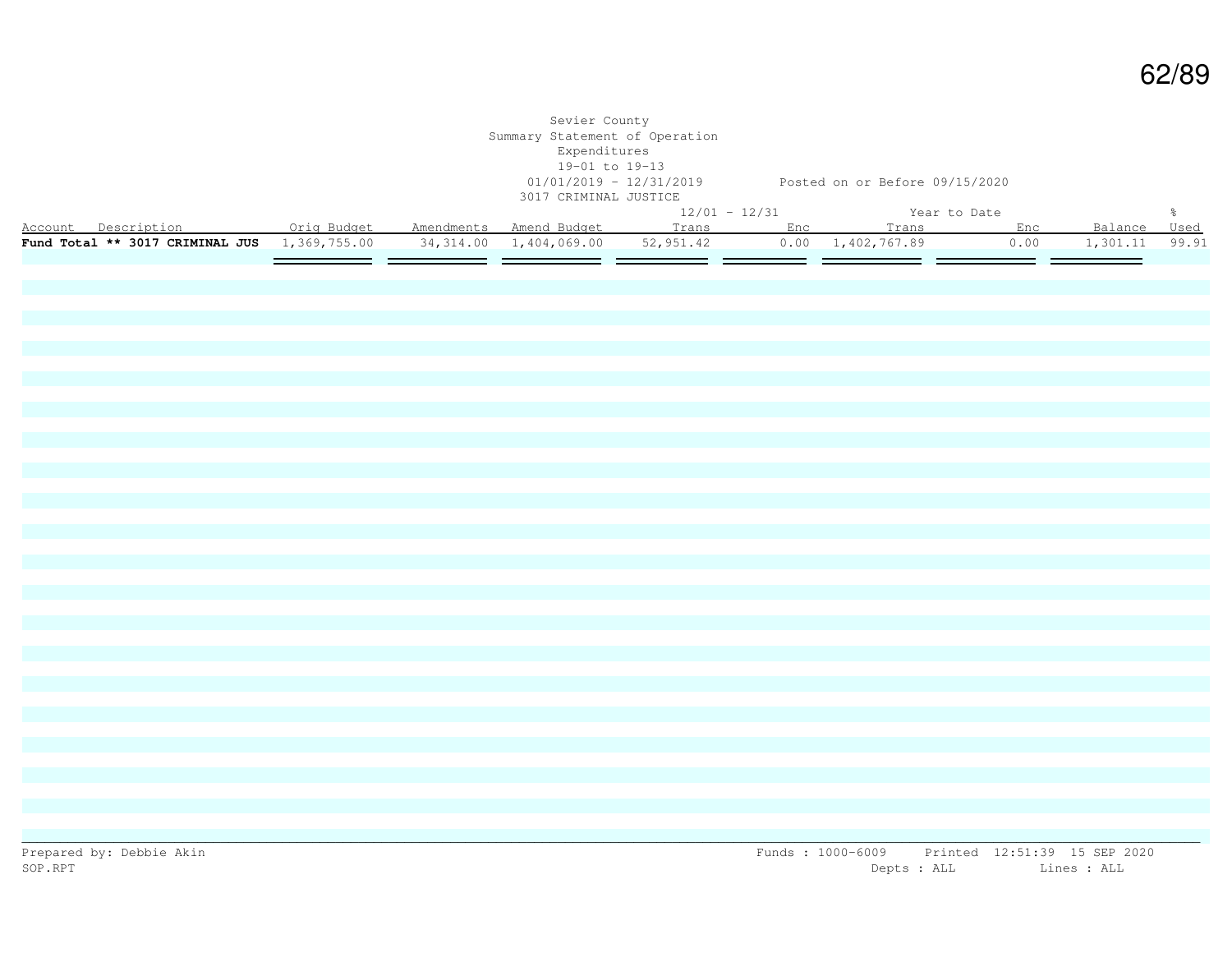Sevier County
Summary Statement of Operation
Expenditures
19-01 to 19-13
01/01/2019 - 12/31/2019 Posted on or Before 09/15/2020
3017 CRIMINAL JUSTICE

| Account Description | Orig Budget | Amendments | Amend Budget | 12/01 - 12/31 Trans | Enc | Year to Date Trans | Enc | Balance | % Used |
|---|---|---|---|---|---|---|---|---|---|
| **Fund Total ** 3017 CRIMINAL JUS** | 1,369,755.00 | 34,314.00 | 1,404,069.00 | 52,951.42 | 0.00 | 1,402,767.89 | 0.00 | 1,301.11 | 99.91 |

Prepared by: Debbie Akin
SOP.RPT

Funds : 1000-6009 Printed 12:51:39 15 SEP 2020
Depts : ALL Lines : ALL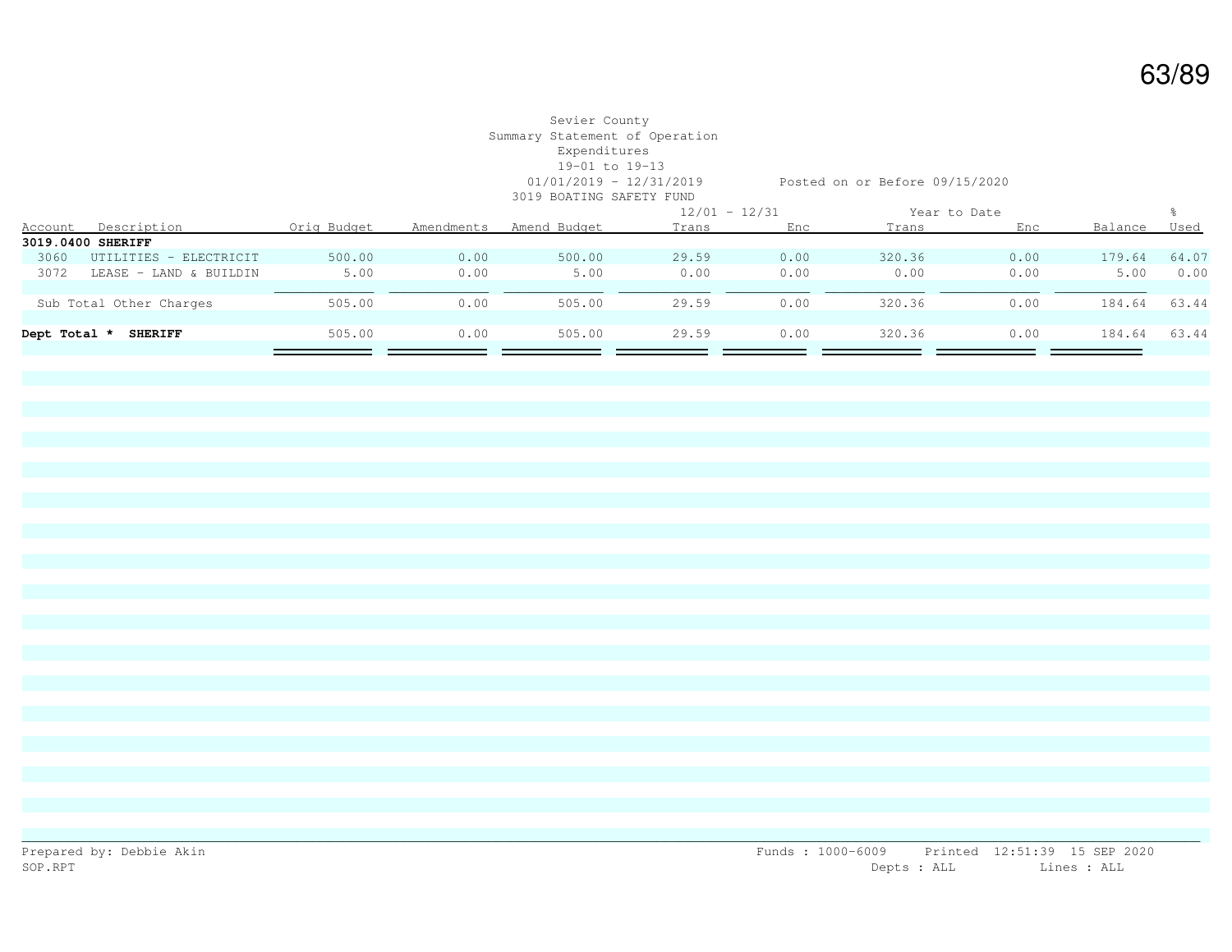Sevier County
Summary Statement of Operation
Expenditures
19-01 to 19-13
01/01/2019 - 12/31/2019 Posted on or Before 09/15/2020
3019 BOATING SAFETY FUND

| Account | Description | Orig Budget | Amendments | Amend Budget | 12/01 - 12/31 Trans | 12/01 - 12/31 Enc | Year to Date Trans | Year to Date Enc | Balance | % Used |
|---|---|---|---|---|---|---|---|---|---|---|
| **3019.0400 SHERIFF** | | | | | | | | | | |
| 3060 | UTILITIES - ELECTRICIT | 500.00 | 0.00 | 500.00 | 29.59 | 0.00 | 320.36 | 0.00 | 179.64 | 64.07 |
| 3072 | LEASE - LAND & BUILDIN | 5.00 | 0.00 | 5.00 | 0.00 | 0.00 | 0.00 | 0.00 | 5.00 | 0.00 |
| | Sub Total Other Charges | 505.00 | 0.00 | 505.00 | 29.59 | 0.00 | 320.36 | 0.00 | 184.64 | 63.44 |
| **Dept Total *** | **SHERIFF** | 505.00 | 0.00 | 505.00 | 29.59 | 0.00 | 320.36 | 0.00 | 184.64 | 63.44 |

Prepared by: Debbie Akin
SOP.RPT

Funds : 1000-6009 Printed 12:51:39 15 SEP 2020
Depts : ALL Lines : ALL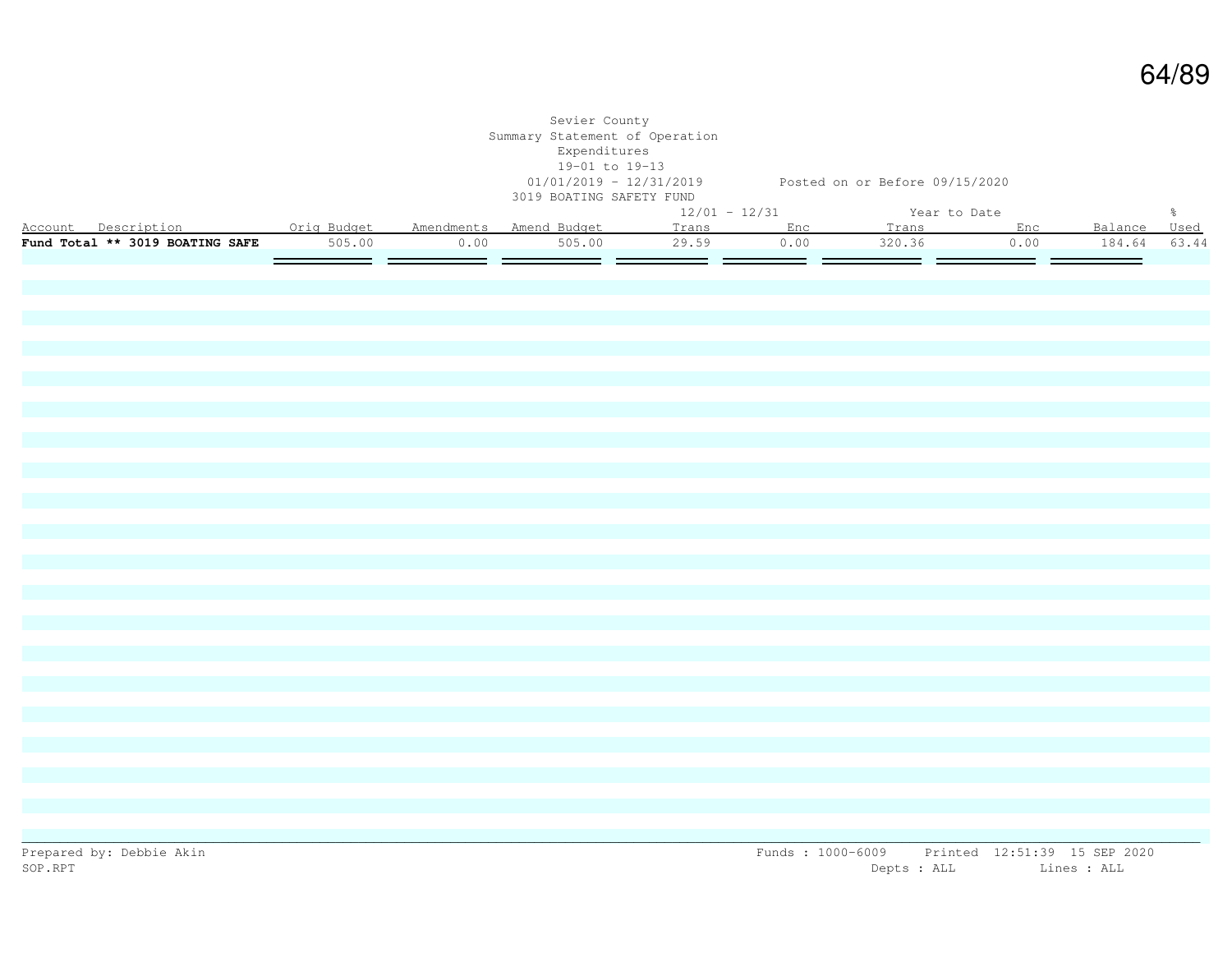Sevier County
Summary Statement of Operation
Expenditures
19-01 to 19-13
01/01/2019 - 12/31/2019 Posted on or Before 09/15/2020
3019 BOATING SAFETY FUND

| Account Description | Orig Budget | Amendments | Amend Budget | 12/01 - 12/31 Trans | Enc | Year to Date Trans | Enc | Balance | % Used |
|---|---|---|---|---|---|---|---|---|---|
| **Fund Total ** 3019 BOATING SAFE** | 505.00 | 0.00 | 505.00 | 29.59 | 0.00 | 320.36 | 0.00 | 184.64 | 63.44 |

Prepared by: Debbie Akin
SOP.RPT

Funds : 1000-6009 Printed 12:51:39 15 SEP 2020
Depts : ALL Lines : ALL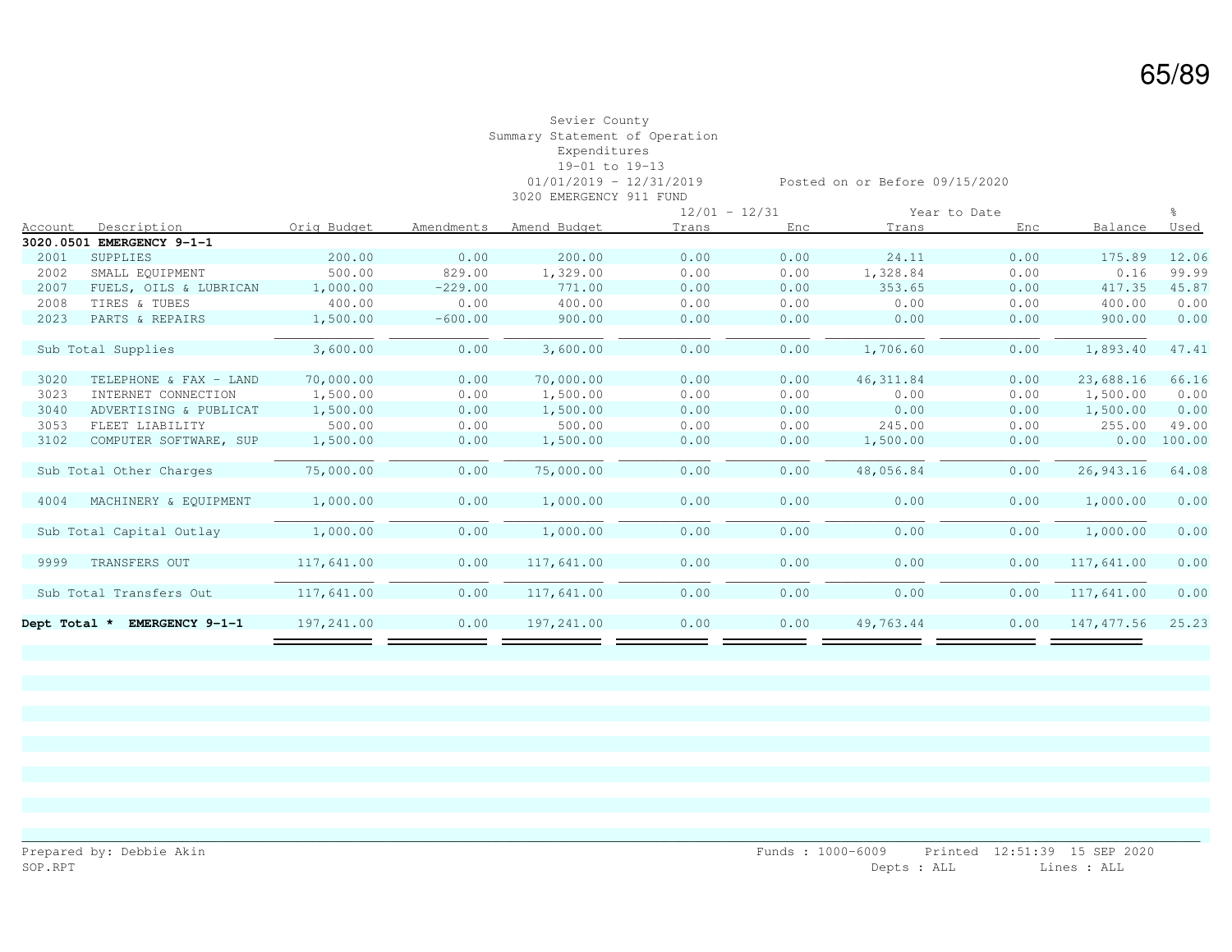Sevier County
Summary Statement of Operation
Expenditures
19-01 to 19-13
01/01/2019 - 12/31/2019 Posted on or Before 09/15/2020
3020 EMERGENCY 911 FUND

| Account | Description | Orig Budget | Amendments | Amend Budget | 12/01 - 12/31 Trans | 12/01 - 12/31 Enc | Year to Date Trans | Year to Date Enc | Balance | % Used |
|---|---|---|---|---|---|---|---|---|---|---|
| **3020.0501 EMERGENCY 9-1-1** | | | | | | | | | | |
| 2001 | SUPPLIES | 200.00 | 0.00 | 200.00 | 0.00 | 0.00 | 24.11 | 0.00 | 175.89 | 12.06 |
| 2002 | SMALL EQUIPMENT | 500.00 | 829.00 | 1,329.00 | 0.00 | 0.00 | 1,328.84 | 0.00 | 0.16 | 99.99 |
| 2007 | FUELS, OILS & LUBRICAN | 1,000.00 | -229.00 | 771.00 | 0.00 | 0.00 | 353.65 | 0.00 | 417.35 | 45.87 |
| 2008 | TIRES & TUBES | 400.00 | 0.00 | 400.00 | 0.00 | 0.00 | 0.00 | 0.00 | 400.00 | 0.00 |
| 2023 | PARTS & REPAIRS | 1,500.00 | -600.00 | 900.00 | 0.00 | 0.00 | 0.00 | 0.00 | 900.00 | 0.00 |
| Sub Total Supplies | | 3,600.00 | 0.00 | 3,600.00 | 0.00 | 0.00 | 1,706.60 | 0.00 | 1,893.40 | 47.41 |
| 3020 | TELEPHONE & FAX - LAND | 70,000.00 | 0.00 | 70,000.00 | 0.00 | 0.00 | 46,311.84 | 0.00 | 23,688.16 | 66.16 |
| 3023 | INTERNET CONNECTION | 1,500.00 | 0.00 | 1,500.00 | 0.00 | 0.00 | 0.00 | 0.00 | 1,500.00 | 0.00 |
| 3040 | ADVERTISING & PUBLICAT | 1,500.00 | 0.00 | 1,500.00 | 0.00 | 0.00 | 0.00 | 0.00 | 1,500.00 | 0.00 |
| 3053 | FLEET LIABILITY | 500.00 | 0.00 | 500.00 | 0.00 | 0.00 | 245.00 | 0.00 | 255.00 | 49.00 |
| 3102 | COMPUTER SOFTWARE, SUP | 1,500.00 | 0.00 | 1,500.00 | 0.00 | 0.00 | 1,500.00 | 0.00 | 0.00 | 100.00 |
| Sub Total Other Charges | | 75,000.00 | 0.00 | 75,000.00 | 0.00 | 0.00 | 48,056.84 | 0.00 | 26,943.16 | 64.08 |
| 4004 | MACHINERY & EQUIPMENT | 1,000.00 | 0.00 | 1,000.00 | 0.00 | 0.00 | 0.00 | 0.00 | 1,000.00 | 0.00 |
| Sub Total Capital Outlay | | 1,000.00 | 0.00 | 1,000.00 | 0.00 | 0.00 | 0.00 | 0.00 | 1,000.00 | 0.00 |
| 9999 | TRANSFERS OUT | 117,641.00 | 0.00 | 117,641.00 | 0.00 | 0.00 | 0.00 | 0.00 | 117,641.00 | 0.00 |
| Sub Total Transfers Out | | 117,641.00 | 0.00 | 117,641.00 | 0.00 | 0.00 | 0.00 | 0.00 | 117,641.00 | 0.00 |
| **Dept Total * EMERGENCY 9-1-1** | | 197,241.00 | 0.00 | 197,241.00 | 0.00 | 0.00 | 49,763.44 | 0.00 | 147,477.56 | 25.23 |

Prepared by: Debbie Akin Funds : 1000-6009 Printed 12:51:39 15 SEP 2020
SOP.RPT Depts : ALL Lines : ALL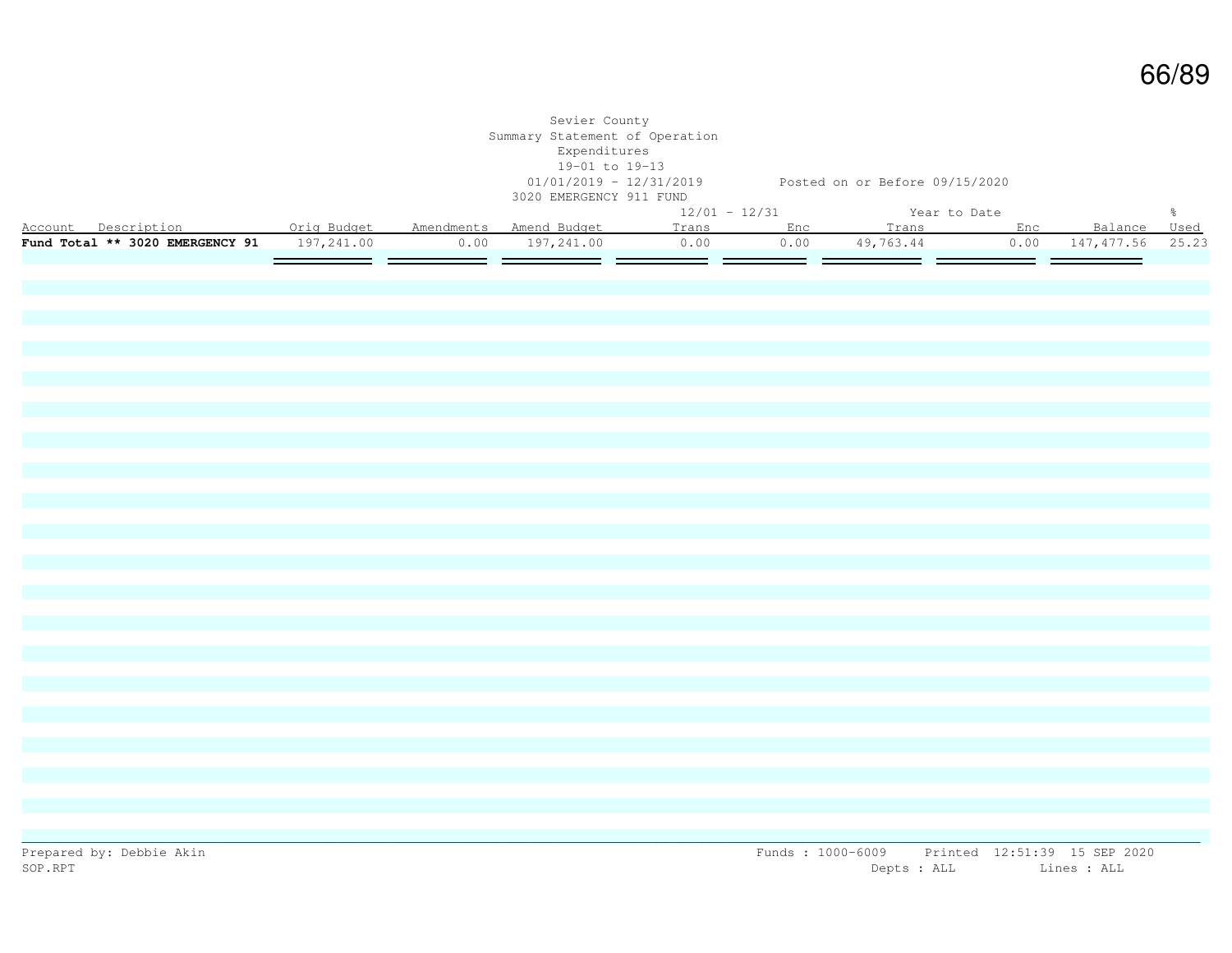Sevier County
Summary Statement of Operation
Expenditures
19-01 to 19-13
01/01/2019 - 12/31/2019 Posted on or Before 09/15/2020
3020 EMERGENCY 911 FUND

| Account Description | Orig Budget | Amendments | Amend Budget | 12/01 - 12/31 Trans | 12/01 - 12/31 Enc | Year to Date Trans | Year to Date Enc | Balance | % Used |
|---|---|---|---|---|---|---|---|---|---|
| **Fund Total ** 3020 EMERGENCY 91** | 197,241.00 | 0.00 | 197,241.00 | 0.00 | 0.00 | 49,763.44 | 0.00 | 147,477.56 | 25.23 |

Prepared by: Debbie Akin
SOP.RPT

Funds : 1000-6009 Printed 12:51:39 15 SEP 2020
Depts : ALL Lines : ALL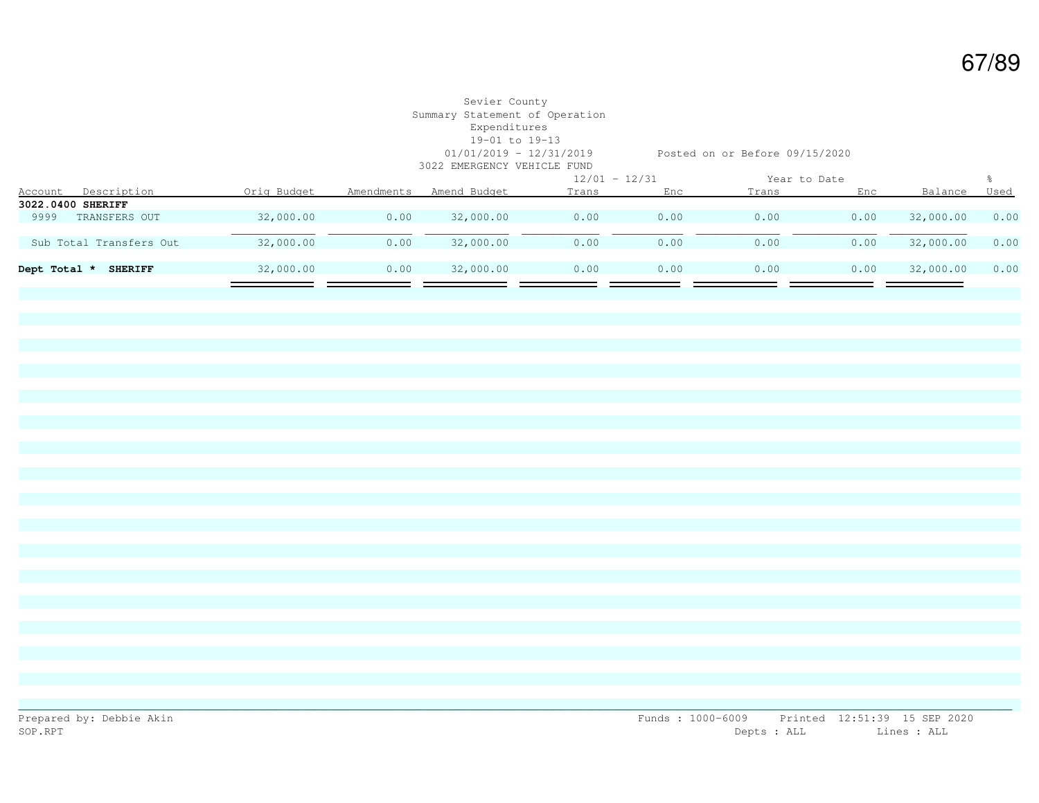Sevier County
Summary Statement of Operation
Expenditures
19-01 to 19-13
01/01/2019 - 12/31/2019 Posted on or Before 09/15/2020
3022 EMERGENCY VEHICLE FUND

| Account | Description | Orig Budget | Amendments | Amend Budget | 12/01 - 12/31 Trans | 12/01 - 12/31 Enc | Year to Date Trans | Year to Date Enc | Balance | % Used |
|---|---|---|---|---|---|---|---|---|---|---|
| **3022.0400 SHERIFF** | | | | | | | | | | |
| 9999 | TRANSFERS OUT | 32,000.00 | 0.00 | 32,000.00 | 0.00 | 0.00 | 0.00 | 0.00 | 32,000.00 | 0.00 |
| Sub Total Transfers Out | | 32,000.00 | 0.00 | 32,000.00 | 0.00 | 0.00 | 0.00 | 0.00 | 32,000.00 | 0.00 |
| **Dept Total * SHERIFF** | | 32,000.00 | 0.00 | 32,000.00 | 0.00 | 0.00 | 0.00 | 0.00 | 32,000.00 | 0.00 |

Prepared by: Debbie Akin
SOP.RPT

Funds : 1000-6009 Printed 12:51:39 15 SEP 2020
Depts : ALL Lines : ALL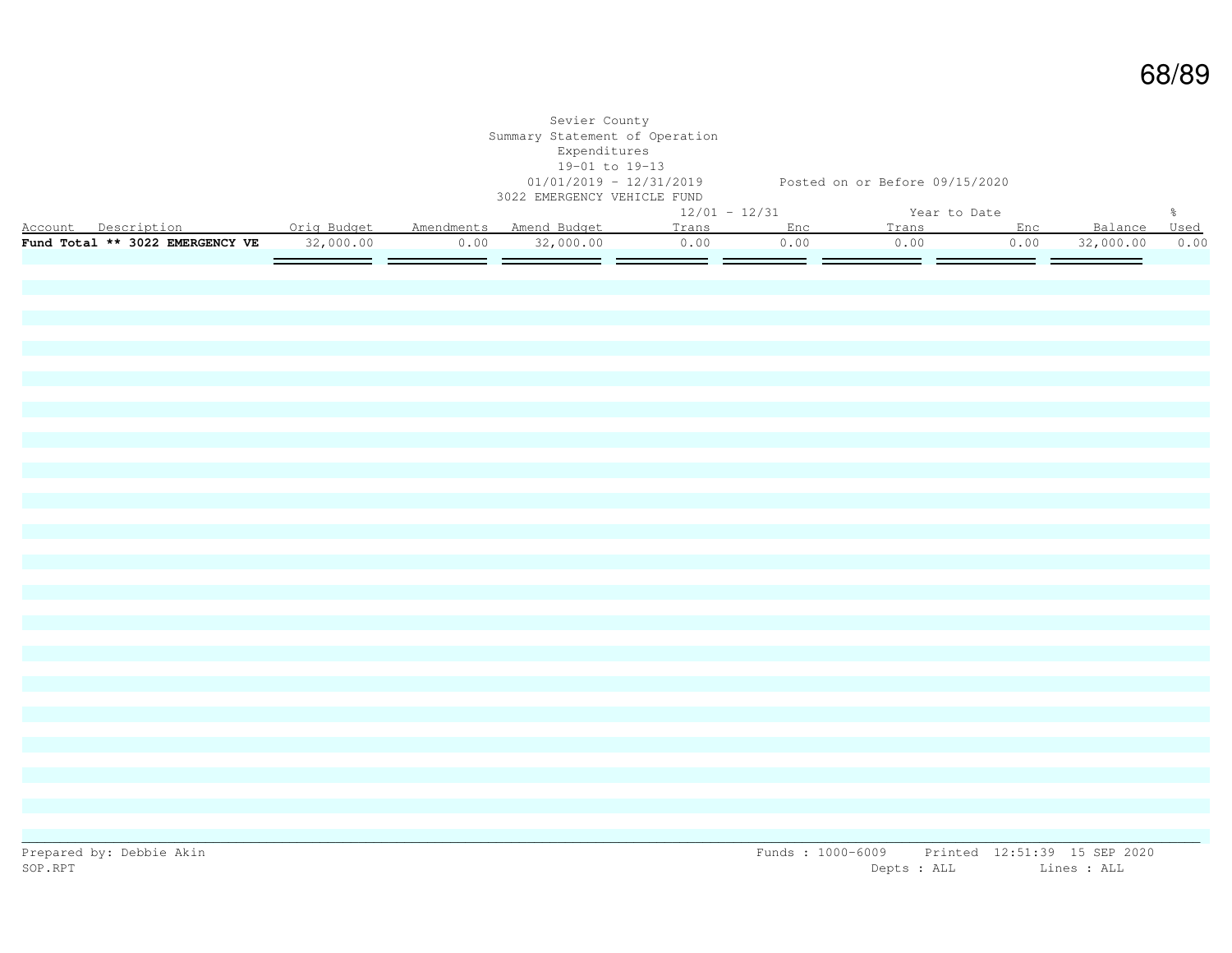Sevier County
Summary Statement of Operation
Expenditures
19-01 to 19-13
01/01/2019 - 12/31/2019 Posted on or Before 09/15/2020
3022 EMERGENCY VEHICLE FUND

| Account Description | Orig Budget | Amendments | Amend Budget | 12/01 - 12/31 Trans | 12/01 - 12/31 Enc | Year to Date Trans | Year to Date Enc | Balance | % Used |
|---|---|---|---|---|---|---|---|---|---|
| **Fund Total ** 3022 EMERGENCY VE** | 32,000.00 | 0.00 | 32,000.00 | 0.00 | 0.00 | 0.00 | 0.00 | 32,000.00 | 0.00 |

Prepared by: Debbie Akin
SOP.RPT

Funds : 1000-6009 Printed 12:51:39 15 SEP 2020
Depts : ALL Lines : ALL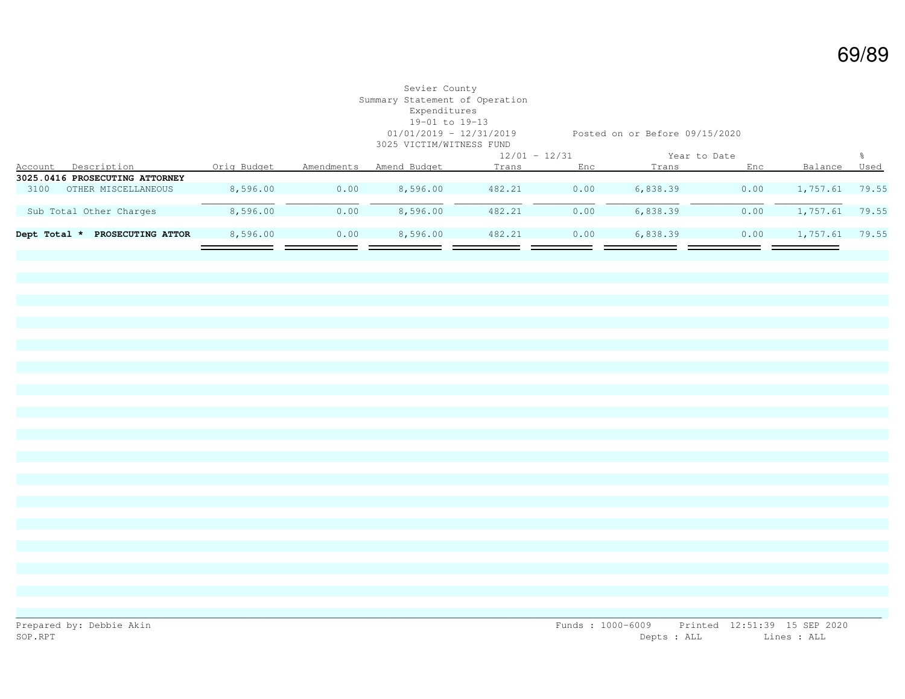Sevier County
Summary Statement of Operation
Expenditures
19-01 to 19-13
01/01/2019 - 12/31/2019 Posted on or Before 09/15/2020
3025 VICTIM/WITNESS FUND

| Account | Description | Orig Budget | Amendments | Amend Budget | 12/01 - 12/31 Trans | 12/01 - 12/31 Enc | Year to Date Trans | Year to Date Enc | Balance | % Used |
|---|---|---|---|---|---|---|---|---|---|---|
| **3025.0416 PROSECUTING ATTORNEY** | | | | | | | | | | |
| 3100 | OTHER MISCELLANEOUS | 8,596.00 | 0.00 | 8,596.00 | 482.21 | 0.00 | 6,838.39 | 0.00 | 1,757.61 | 79.55 |
| | Sub Total Other Charges | 8,596.00 | 0.00 | 8,596.00 | 482.21 | 0.00 | 6,838.39 | 0.00 | 1,757.61 | 79.55 |
| **Dept Total \*** | **PROSECUTING ATTOR** | 8,596.00 | 0.00 | 8,596.00 | 482.21 | 0.00 | 6,838.39 | 0.00 | 1,757.61 | 79.55 |

Prepared by: Debbie Akin
SOP.RPT

Funds : 1000-6009 Printed 12:51:39 15 SEP 2020
Depts : ALL Lines : ALL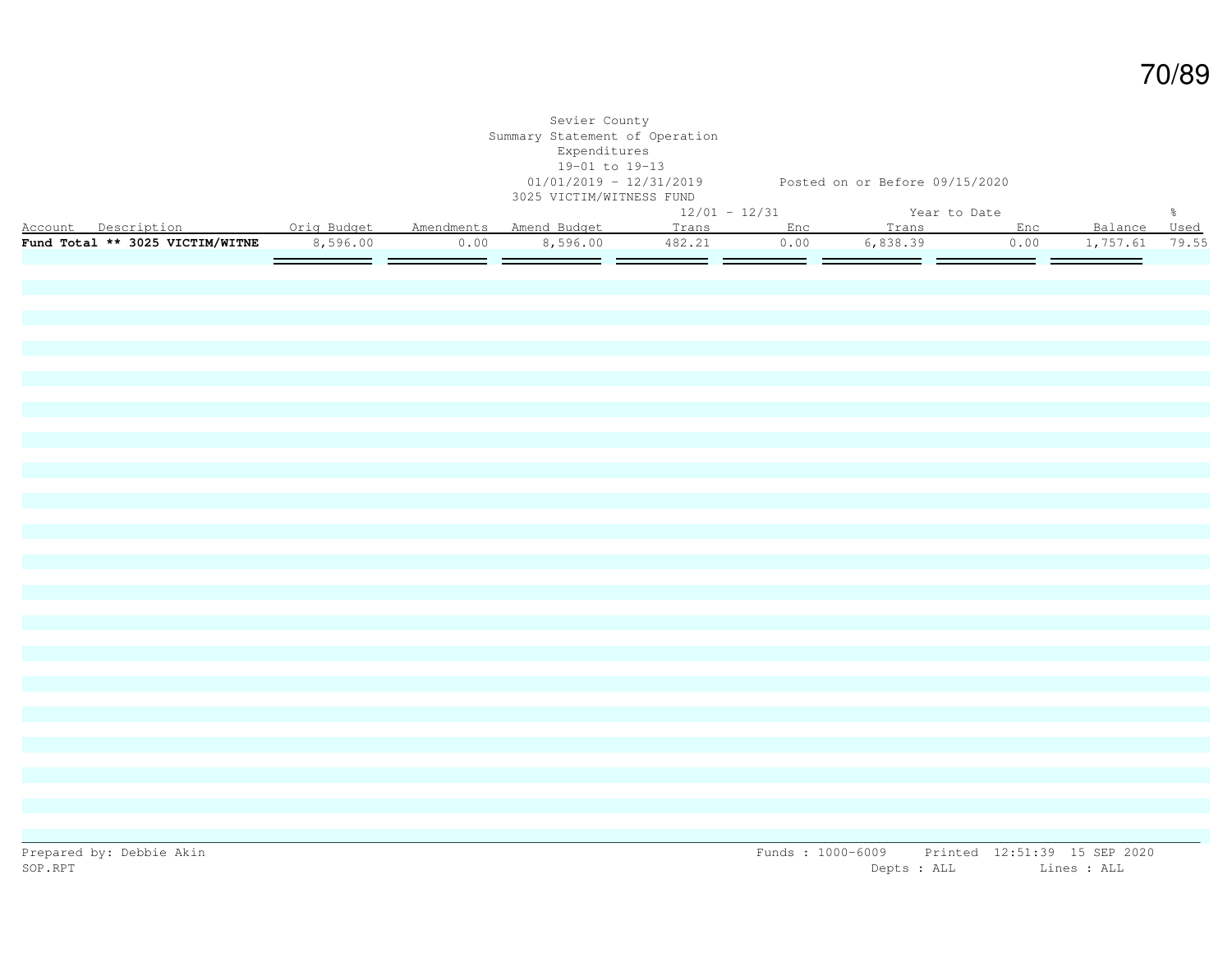Sevier County
Summary Statement of Operation
Expenditures
19-01 to 19-13
01/01/2019 - 12/31/2019 Posted on or Before 09/15/2020
3025 VICTIM/WITNESS FUND

| Account Description | Orig Budget | Amendments | Amend Budget | 12/01 - 12/31 Trans | Enc | Year to Date Trans | Enc | Balance | % Used |
|---|---|---|---|---|---|---|---|---|---|
| **Fund Total ** 3025 VICTIM/WITNE** | 8,596.00 | 0.00 | 8,596.00 | 482.21 | 0.00 | 6,838.39 | 0.00 | 1,757.61 | 79.55 |

Prepared by: Debbie Akin
SOP.RPT

Funds : 1000-6009 Printed 12:51:39 15 SEP 2020
Depts : ALL Lines : ALL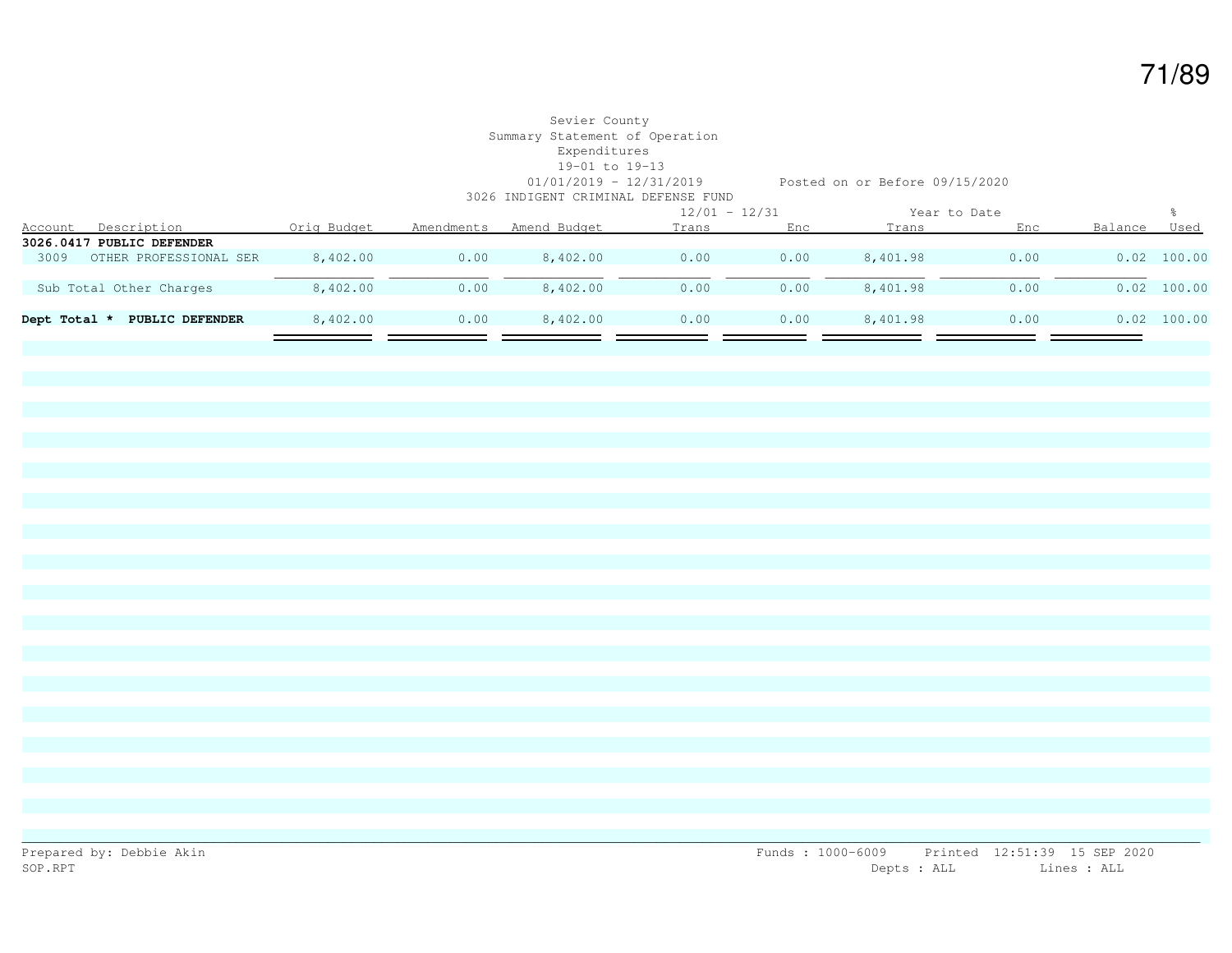Sevier County
Summary Statement of Operation
Expenditures
19-01 to 19-13
01/01/2019 - 12/31/2019 Posted on or Before 09/15/2020
3026 INDIGENT CRIMINAL DEFENSE FUND

| Account | Description | Orig Budget | Amendments | Amend Budget | 12/01 - 12/31 Trans | 12/01 - 12/31 Enc | Year to Date Trans | Year to Date Enc | Balance | % Used |
|---|---|---|---|---|---|---|---|---|---|---|
| **3026.0417 PUBLIC DEFENDER** | | | | | | | | | | |
| 3009 | OTHER PROFESSIONAL SER | 8,402.00 | 0.00 | 8,402.00 | 0.00 | 0.00 | 8,401.98 | 0.00 | 0.02 | 100.00 |
| Sub Total Other Charges | | 8,402.00 | 0.00 | 8,402.00 | 0.00 | 0.00 | 8,401.98 | 0.00 | 0.02 | 100.00 |
| **Dept Total * PUBLIC DEFENDER** | | 8,402.00 | 0.00 | 8,402.00 | 0.00 | 0.00 | 8,401.98 | 0.00 | 0.02 | 100.00 |

Prepared by: Debbie Akin
SOP.RPT

Funds : 1000-6009 Printed 12:51:39 15 SEP 2020
Depts : ALL Lines : ALL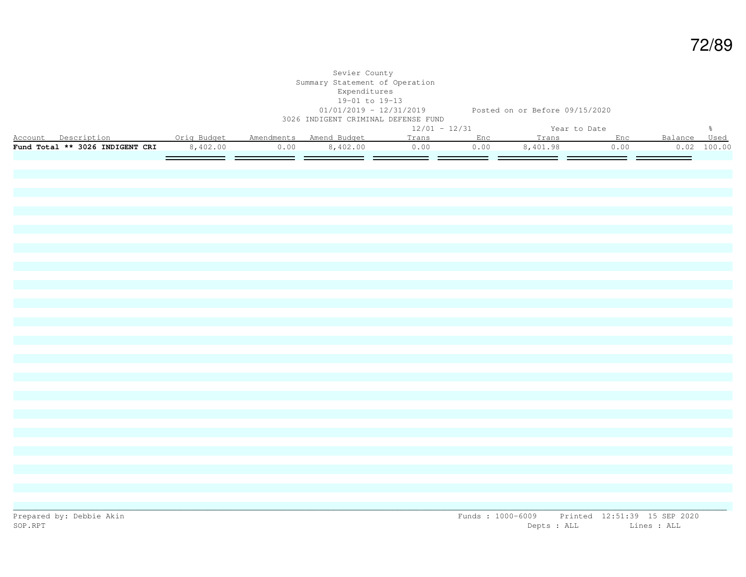Sevier County
Summary Statement of Operation
Expenditures
19-01 to 19-13
01/01/2019 - 12/31/2019 Posted on or Before 09/15/2020
3026 INDIGENT CRIMINAL DEFENSE FUND

| Account Description | Orig Budget | Amendments | Amend Budget | 12/01 - 12/31 Trans | 12/01 - 12/31 Enc | Year to Date Trans | Year to Date Enc | Balance | % Used |
|---|---|---|---|---|---|---|---|---|---|
| **Fund Total ** 3026 INDIGENT CRI** | 8,402.00 | 0.00 | 8,402.00 | 0.00 | 0.00 | 8,401.98 | 0.00 | 0.02 | 100.00 |

Prepared by: Debbie Akin
SOP.RPT

Funds : 1000-6009 Printed 12:51:39 15 SEP 2020
Depts : ALL Lines : ALL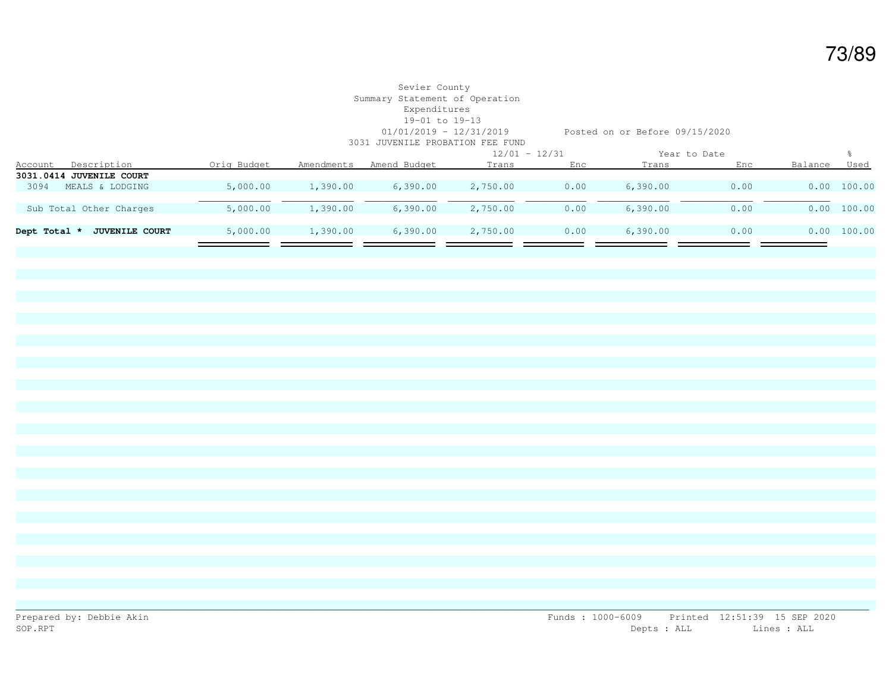Sevier County
Summary Statement of Operation
Expenditures
19-01 to 19-13
01/01/2019 - 12/31/2019
Posted on or Before 09/15/2020
3031 JUVENILE PROBATION FEE FUND

| Account | Description | Orig Budget | Amendments | Amend Budget | 12/01 - 12/31 Trans | 12/01 - 12/31 Enc | Year to Date Trans | Year to Date Enc | Balance | % Used |
|---|---|---|---|---|---|---|---|---|---|---|
| **3031.0414 JUVENILE COURT** | | | | | | | | | | |
| 3094 | MEALS & LODGING | 5,000.00 | 1,390.00 | 6,390.00 | 2,750.00 | 0.00 | 6,390.00 | 0.00 | 0.00 | 100.00 |
| | Sub Total Other Charges | 5,000.00 | 1,390.00 | 6,390.00 | 2,750.00 | 0.00 | 6,390.00 | 0.00 | 0.00 | 100.00 |
| **Dept Total *** | **JUVENILE COURT** | 5,000.00 | 1,390.00 | 6,390.00 | 2,750.00 | 0.00 | 6,390.00 | 0.00 | 0.00 | 100.00 |

Prepared by: Debbie Akin
SOP.RPT

Funds : 1000-6009 Printed 12:51:39 15 SEP 2020
Depts : ALL Lines : ALL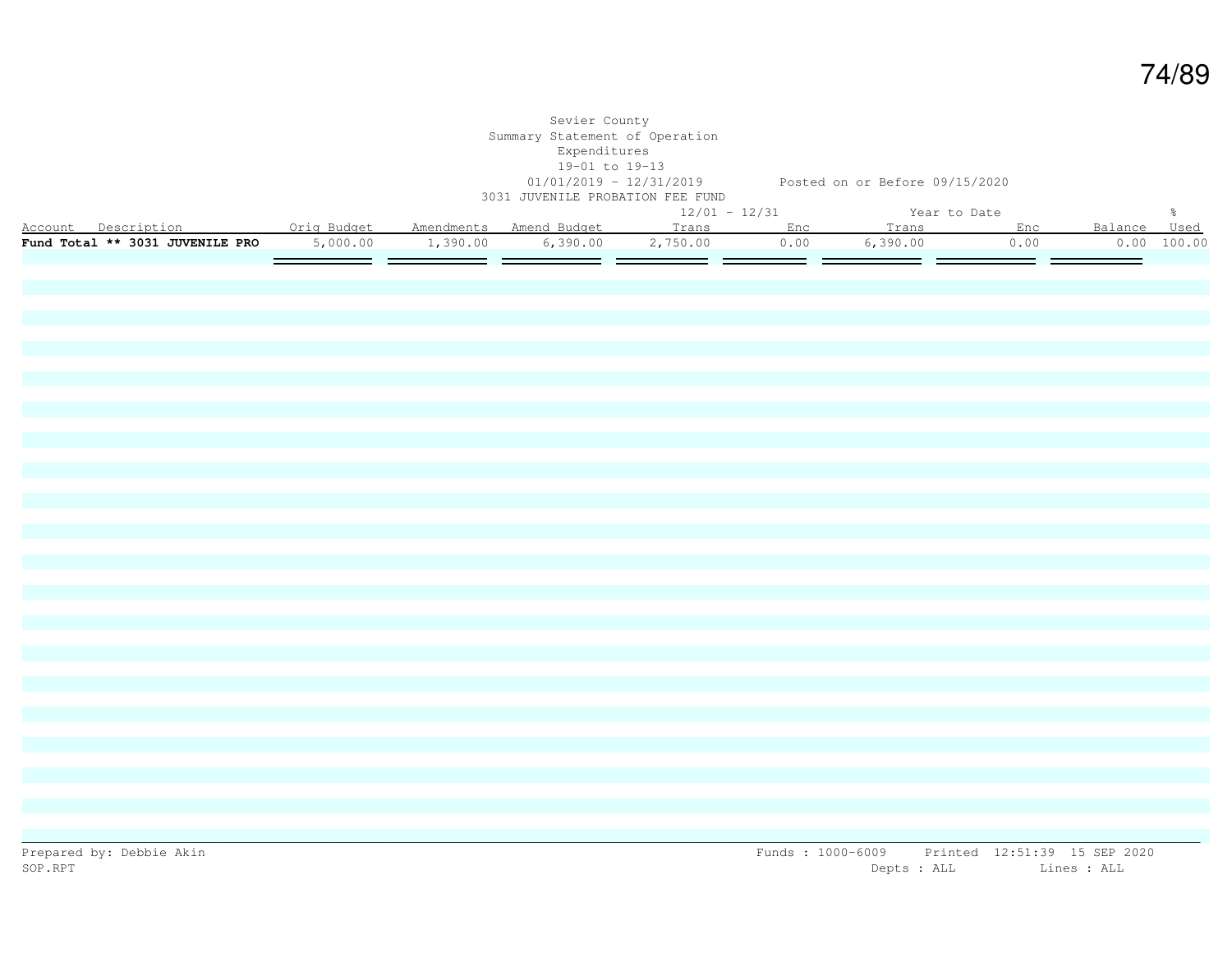Sevier County
Summary Statement of Operation
Expenditures
19-01 to 19-13
01/01/2019 - 12/31/2019 Posted on or Before 09/15/2020
3031 JUVENILE PROBATION FEE FUND

| Account Description | Orig Budget | Amendments | Amend Budget | 12/01 - 12/31 Trans | Enc | Year to Date Trans | Enc | Balance | % Used |
|---|---|---|---|---|---|---|---|---|---|
| **Fund Total ** 3031 JUVENILE PRO** | 5,000.00 | 1,390.00 | 6,390.00 | 2,750.00 | 0.00 | 6,390.00 | 0.00 | 0.00 | 100.00 |

Prepared by: Debbie Akin
SOP.RPT

Funds : 1000-6009 Printed 12:51:39 15 SEP 2020
Depts : ALL Lines : ALL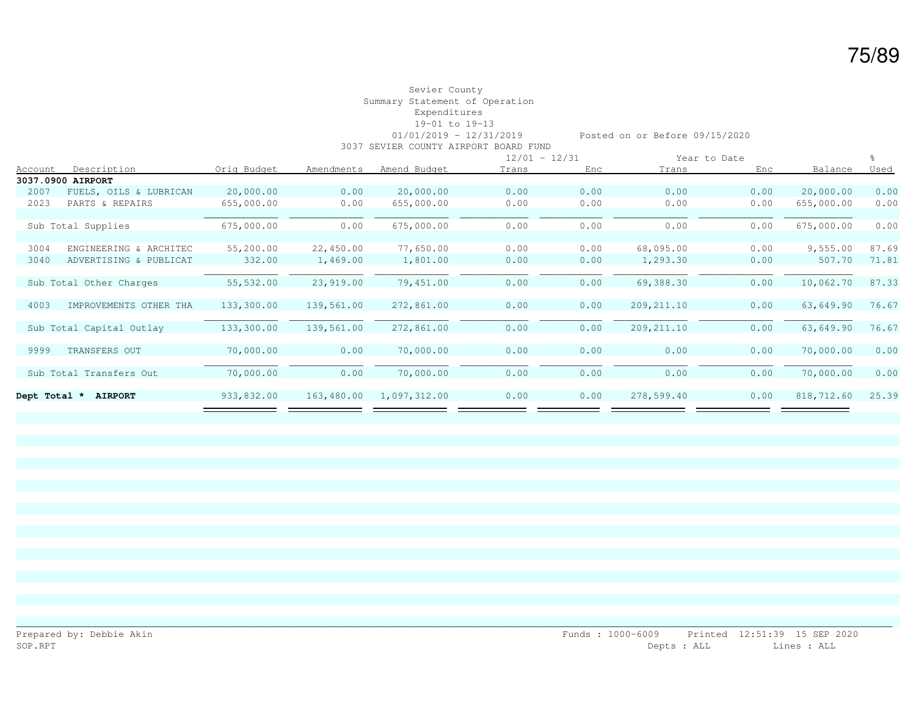Sevier County
Summary Statement of Operation
Expenditures
19-01 to 19-13
01/01/2019 - 12/31/2019 Posted on or Before 09/15/2020
3037 SEVIER COUNTY AIRPORT BOARD FUND

| Account | Description | Orig Budget | Amendments | Amend Budget | 12/01 - 12/31 Trans | 12/01 - 12/31 Enc | Year to Date Trans | Year to Date Enc | Balance | % Used |
|---|---|---|---|---|---|---|---|---|---|---|
| **3037.0900 AIRPORT** | | | | | | | | | | |
| 2007 | FUELS, OILS & LUBRICAN | 20,000.00 | 0.00 | 20,000.00 | 0.00 | 0.00 | 0.00 | 0.00 | 20,000.00 | 0.00 |
| 2023 | PARTS & REPAIRS | 655,000.00 | 0.00 | 655,000.00 | 0.00 | 0.00 | 0.00 | 0.00 | 655,000.00 | 0.00 |
| | Sub Total Supplies | 675,000.00 | 0.00 | 675,000.00 | 0.00 | 0.00 | 0.00 | 0.00 | 675,000.00 | 0.00 |
| 3004 | ENGINEERING & ARCHITEC | 55,200.00 | 22,450.00 | 77,650.00 | 0.00 | 0.00 | 68,095.00 | 0.00 | 9,555.00 | 87.69 |
| 3040 | ADVERTISING & PUBLICAT | 332.00 | 1,469.00 | 1,801.00 | 0.00 | 0.00 | 1,293.30 | 0.00 | 507.70 | 71.81 |
| | Sub Total Other Charges | 55,532.00 | 23,919.00 | 79,451.00 | 0.00 | 0.00 | 69,388.30 | 0.00 | 10,062.70 | 87.33 |
| 4003 | IMPROVEMENTS OTHER THA | 133,300.00 | 139,561.00 | 272,861.00 | 0.00 | 0.00 | 209,211.10 | 0.00 | 63,649.90 | 76.67 |
| | Sub Total Capital Outlay | 133,300.00 | 139,561.00 | 272,861.00 | 0.00 | 0.00 | 209,211.10 | 0.00 | 63,649.90 | 76.67 |
| 9999 | TRANSFERS OUT | 70,000.00 | 0.00 | 70,000.00 | 0.00 | 0.00 | 0.00 | 0.00 | 70,000.00 | 0.00 |
| | Sub Total Transfers Out | 70,000.00 | 0.00 | 70,000.00 | 0.00 | 0.00 | 0.00 | 0.00 | 70,000.00 | 0.00 |
| **Dept Total *** | **AIRPORT** | 933,832.00 | 163,480.00 | 1,097,312.00 | 0.00 | 0.00 | 278,599.40 | 0.00 | 818,712.60 | 25.39 |

Prepared by: Debbie Akin
SOP.RPT

Funds : 1000-6009 Printed 12:51:39 15 SEP 2020
Depts : ALL Lines : ALL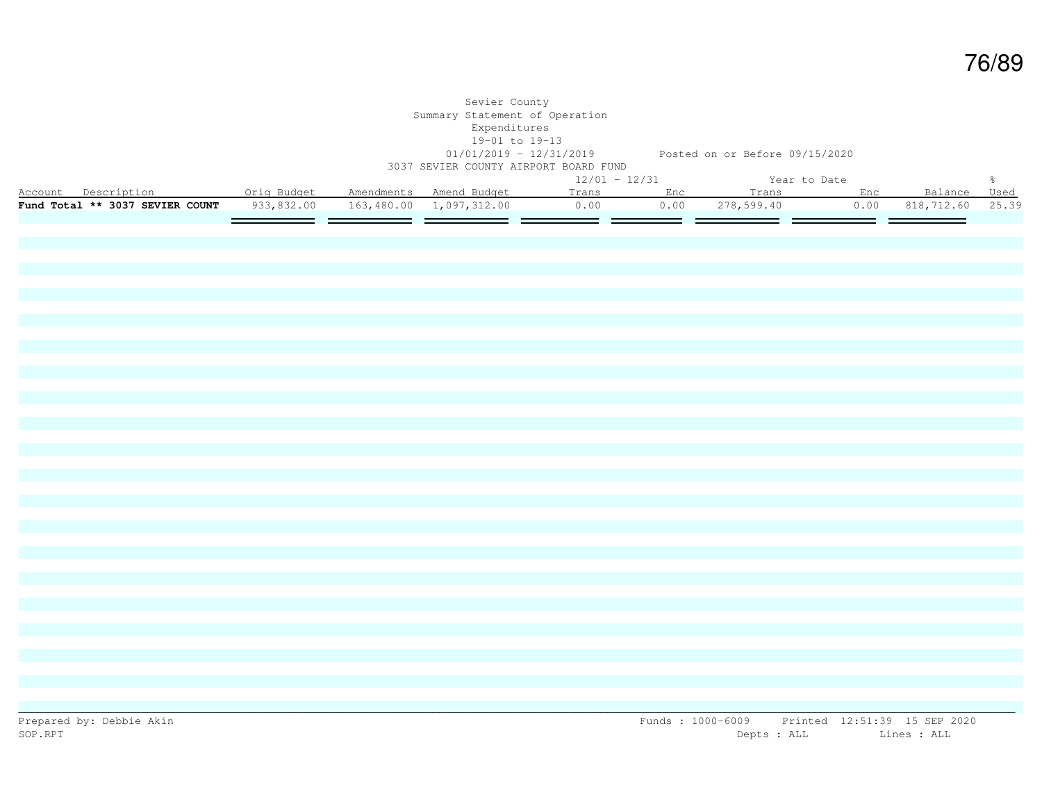Sevier County
Summary Statement of Operation
Expenditures
19-01 to 19-13
01/01/2019 - 12/31/2019 Posted on or Before 09/15/2020
3037 SEVIER COUNTY AIRPORT BOARD FUND

| Account Description | Orig Budget | Amendments | Amend Budget | 12/01 - 12/31 Trans | Enc | Year to Date Trans | Enc | Balance | % Used |
|---|---|---|---|---|---|---|---|---|---|
| **Fund Total ** 3037 SEVIER COUNT** | 933,832.00 | 163,480.00 | 1,097,312.00 | 0.00 | 0.00 | 278,599.40 | 0.00 | 818,712.60 | 25.39 |

Prepared by: Debbie Akin
SOP.RPT

Funds : 1000-6009 Printed 12:51:39 15 SEP 2020
Depts : ALL Lines : ALL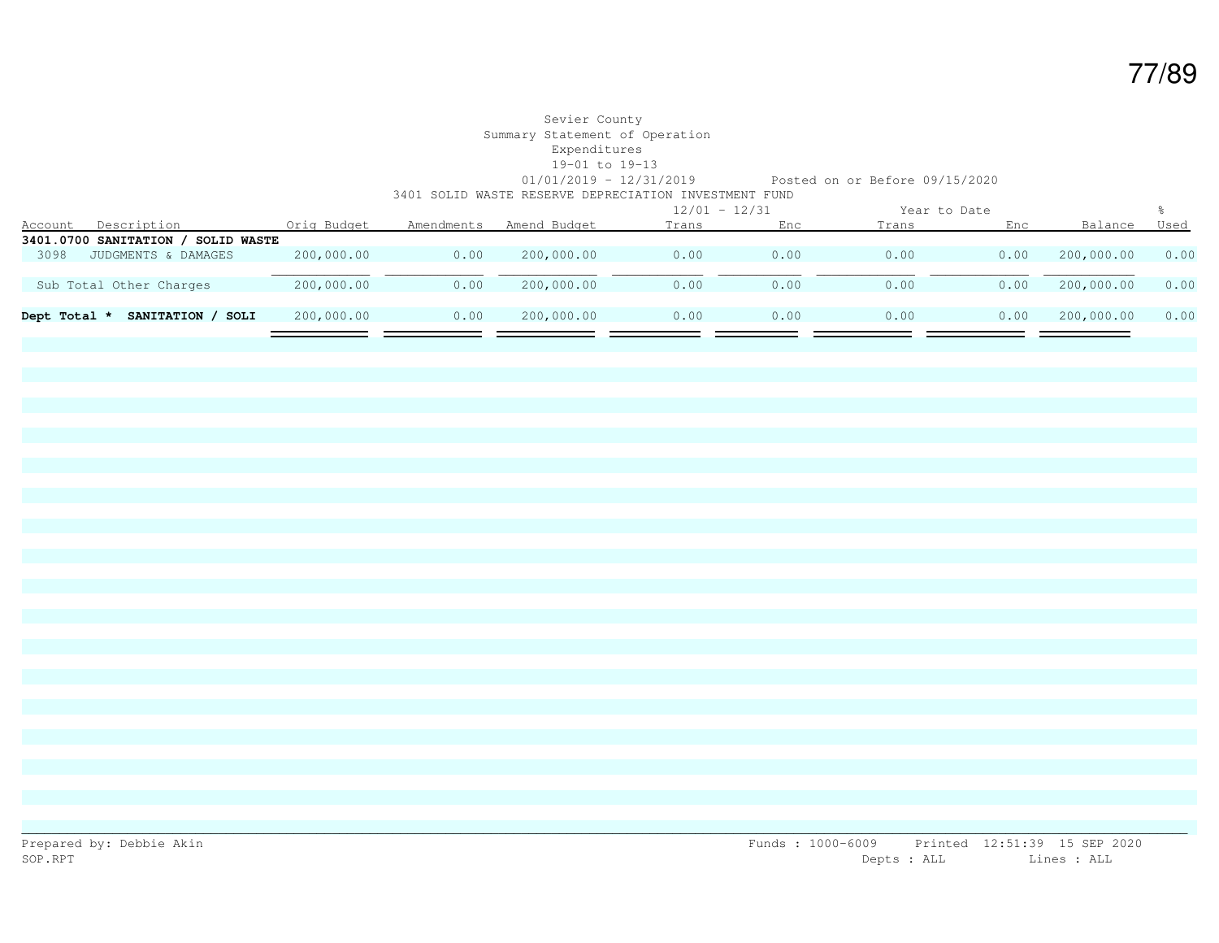Sevier County
Summary Statement of Operation
Expenditures
19-01 to 19-13
01/01/2019 - 12/31/2019 Posted on or Before 09/15/2020
3401 SOLID WASTE RESERVE DEPRECIATION INVESTMENT FUND

| Account | Description | Orig Budget | Amendments | Amend Budget | 12/01 - 12/31 Trans | 12/01 - 12/31 Enc | Year to Date Trans | Year to Date Enc | Balance | % Used |
|---|---|---|---|---|---|---|---|---|---|---|
| **3401.0700** | **SANITATION / SOLID WASTE** | | | | | | | | | |
| 3098 | JUDGMENTS & DAMAGES | 200,000.00 | 0.00 | 200,000.00 | 0.00 | 0.00 | 0.00 | 0.00 | 200,000.00 | 0.00 |
| | Sub Total Other Charges | 200,000.00 | 0.00 | 200,000.00 | 0.00 | 0.00 | 0.00 | 0.00 | 200,000.00 | 0.00 |
| **Dept Total *** | **SANITATION / SOLI** | 200,000.00 | 0.00 | 200,000.00 | 0.00 | 0.00 | 0.00 | 0.00 | 200,000.00 | 0.00 |

Prepared by: Debbie Akin
SOP.RPT
Funds : 1000-6009 Printed 12:51:39 15 SEP 2020
Depts : ALL Lines : ALL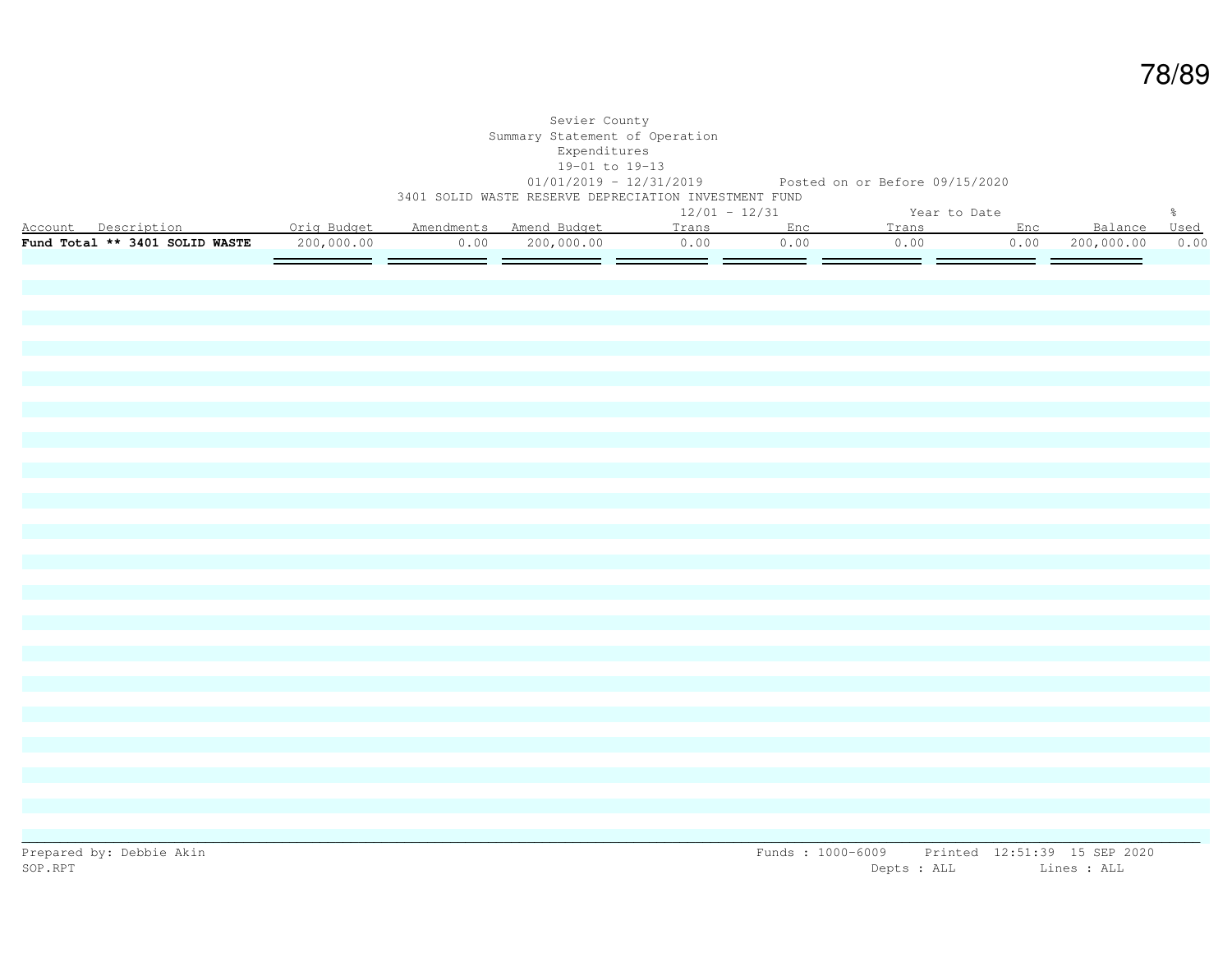Sevier County
Summary Statement of Operation
Expenditures
19-01 to 19-13
01/01/2019 - 12/31/2019 Posted on or Before 09/15/2020
3401 SOLID WASTE RESERVE DEPRECIATION INVESTMENT FUND

| Account Description | Orig Budget | Amendments | Amend Budget | 12/01 - 12/31 Trans | 12/01 - 12/31 Enc | Year to Date Trans | Year to Date Enc | Balance | % Used |
|---|---|---|---|---|---|---|---|---|---|
| **Fund Total ** 3401 SOLID WASTE** | 200,000.00 | 0.00 | 200,000.00 | 0.00 | 0.00 | 0.00 | 0.00 | 200,000.00 | 0.00 |

Prepared by: Debbie Akin
SOP.RPT

Funds : 1000-6009 Printed 12:51:39 15 SEP 2020
Depts : ALL Lines : ALL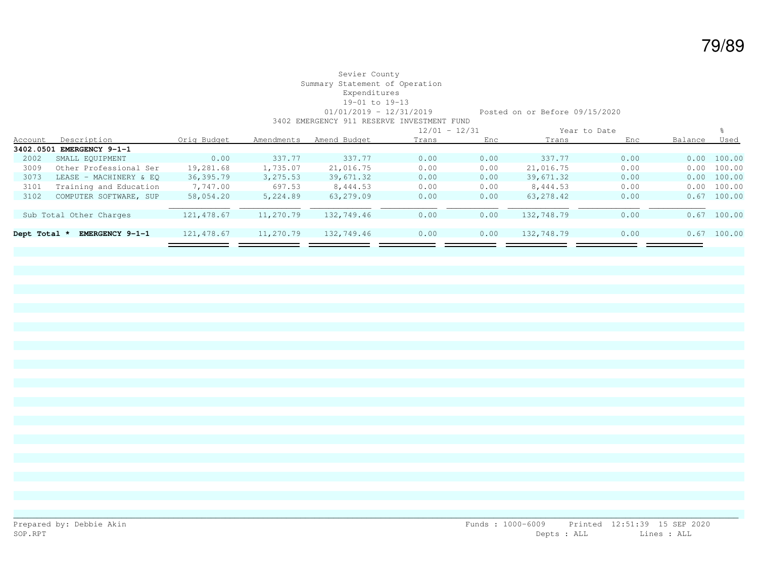Sevier County
Summary Statement of Operation
Expenditures
19-01 to 19-13
01/01/2019 - 12/31/2019 Posted on or Before 09/15/2020
3402 EMERGENCY 911 RESERVE INVESTMENT FUND

| Account | Description | Orig Budget | Amendments | Amend Budget | 12/01 - 12/31 Trans | 12/01 - 12/31 Enc | Year to Date Trans | Year to Date Enc | Balance | % Used |
|---|---|---|---|---|---|---|---|---|---|---|
| **3402.0501** | **EMERGENCY 9-1-1** | | | | | | | | | |
| 2002 | SMALL EQUIPMENT | 0.00 | 337.77 | 337.77 | 0.00 | 0.00 | 337.77 | 0.00 | 0.00 | 100.00 |
| 3009 | Other Professional Ser | 19,281.68 | 1,735.07 | 21,016.75 | 0.00 | 0.00 | 21,016.75 | 0.00 | 0.00 | 100.00 |
| 3073 | LEASE - MACHINERY & EQ | 36,395.79 | 3,275.53 | 39,671.32 | 0.00 | 0.00 | 39,671.32 | 0.00 | 0.00 | 100.00 |
| 3101 | Training and Education | 7,747.00 | 697.53 | 8,444.53 | 0.00 | 0.00 | 8,444.53 | 0.00 | 0.00 | 100.00 |
| 3102 | COMPUTER SOFTWARE, SUP | 58,054.20 | 5,224.89 | 63,279.09 | 0.00 | 0.00 | 63,278.42 | 0.00 | 0.67 | 100.00 |
| | Sub Total Other Charges | 121,478.67 | 11,270.79 | 132,749.46 | 0.00 | 0.00 | 132,748.79 | 0.00 | 0.67 | 100.00 |
| **Dept Total *** | **EMERGENCY 9-1-1** | 121,478.67 | 11,270.79 | 132,749.46 | 0.00 | 0.00 | 132,748.79 | 0.00 | 0.67 | 100.00 |

Prepared by: Debbie Akin
SOP.RPT
Funds : 1000-6009 Printed 12:51:39 15 SEP 2020
Depts : ALL Lines : ALL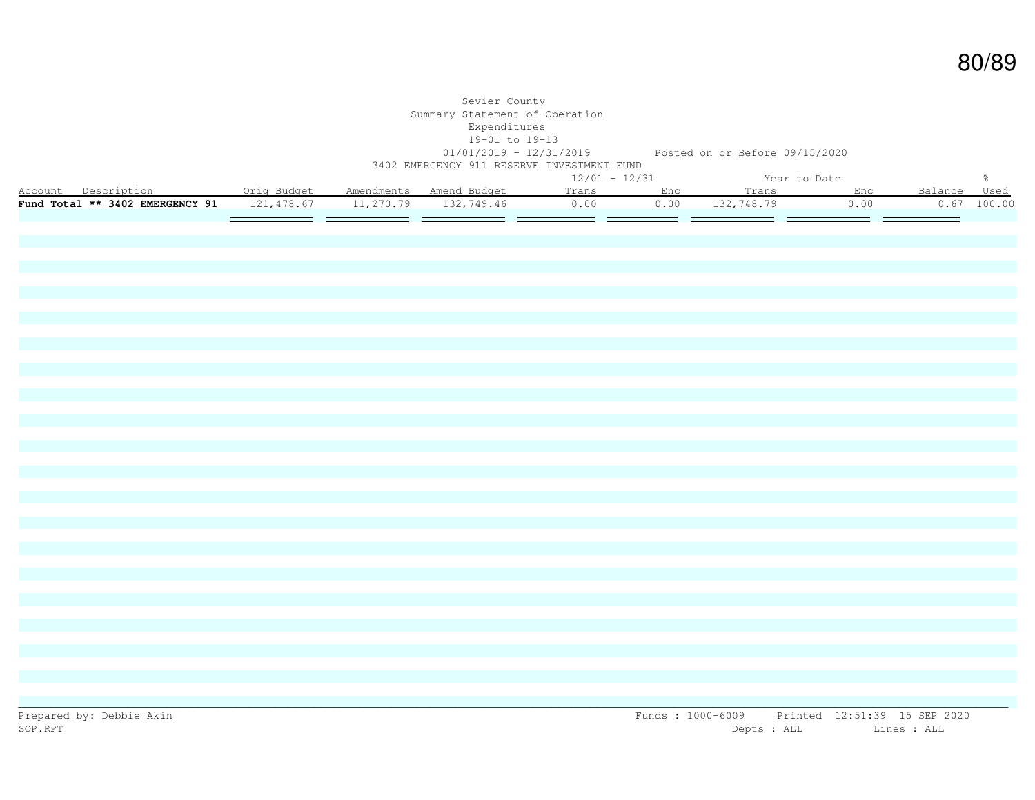Sevier County
Summary Statement of Operation
Expenditures
19-01 to 19-13
01/01/2019 - 12/31/2019 Posted on or Before 09/15/2020
3402 EMERGENCY 911 RESERVE INVESTMENT FUND

| Account Description | Orig Budget | Amendments | Amend Budget | 12/01 - 12/31 Trans | 12/01 - 12/31 Enc | Year to Date Trans | Year to Date Enc | Balance | % Used |
|---|---|---|---|---|---|---|---|---|---|
| **Fund Total \*\* 3402 EMERGENCY 91** | 121,478.67 | 11,270.79 | 132,749.46 | 0.00 | 0.00 | 132,748.79 | 0.00 | 0.67 | 100.00 |

Prepared by: Debbie Akin
SOP.RPT

Funds : 1000-6009 Printed 12:51:39 15 SEP 2020
Depts : ALL Lines : ALL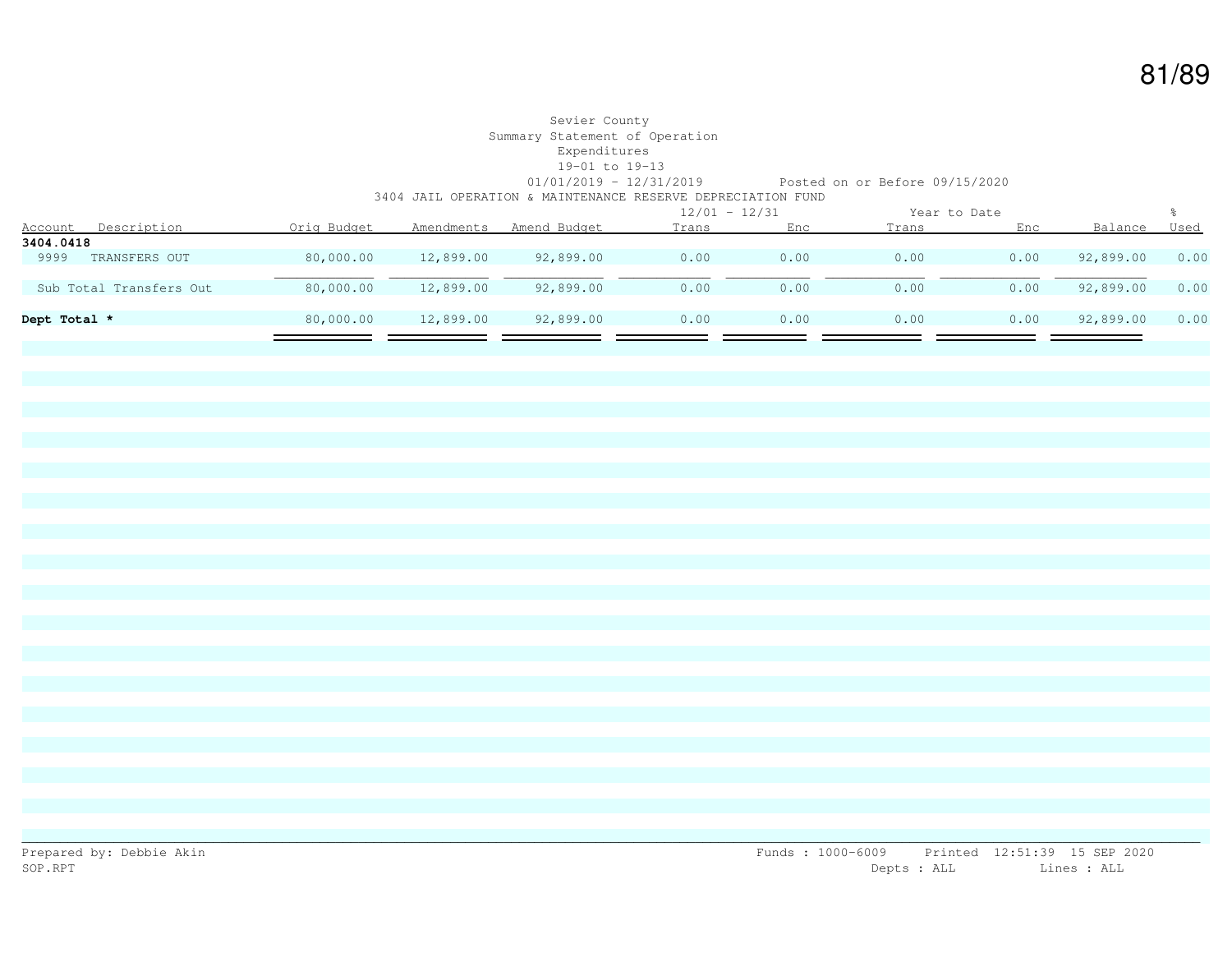Sevier County
Summary Statement of Operation
Expenditures
19-01 to 19-13
01/01/2019 - 12/31/2019 Posted on or Before 09/15/2020

3404 JAIL OPERATION & MAINTENANCE RESERVE DEPRECIATION FUND

| Account | Description | Orig Budget | Amendments | Amend Budget | 12/01 - 12/31 Trans | 12/01 - 12/31 Enc | Year to Date Trans | Year to Date Enc | Balance | % Used |
|---|---|---|---|---|---|---|---|---|---|---|
| **3404.0418** | | | | | | | | | | |
| 9999 | TRANSFERS OUT | 80,000.00 | 12,899.00 | 92,899.00 | 0.00 | 0.00 | 0.00 | 0.00 | 92,899.00 | 0.00 |
| | Sub Total Transfers Out | 80,000.00 | 12,899.00 | 92,899.00 | 0.00 | 0.00 | 0.00 | 0.00 | 92,899.00 | 0.00 |
| **Dept Total *** | | 80,000.00 | 12,899.00 | 92,899.00 | 0.00 | 0.00 | 0.00 | 0.00 | 92,899.00 | 0.00 |

Prepared by: Debbie Akin
SOP.RPT

Funds : 1000-6009 Printed 12:51:39 15 SEP 2020
Depts : ALL Lines : ALL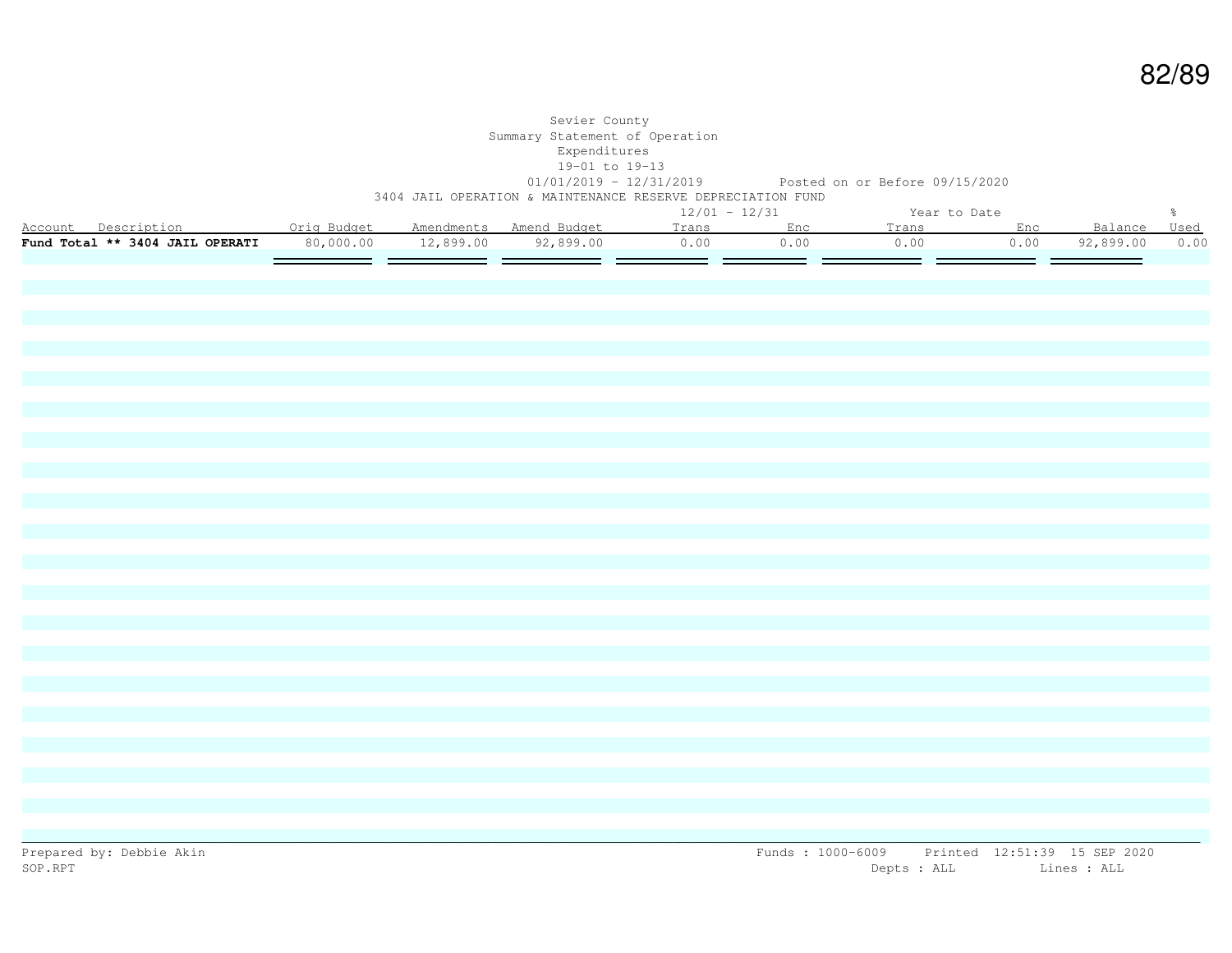Sevier County

Summary Statement of Operation

Expenditures

19-01 to 19-13

01/01/2019 - 12/31/2019 Posted on or Before 09/15/2020

3404 JAIL OPERATION & MAINTENANCE RESERVE DEPRECIATION FUND

| Account Description | Orig Budget | Amendments | Amend Budget | 12/01 - 12/31 Trans | 12/01 - 12/31 Enc | Year to Date Trans | Year to Date Enc | Balance | % Used |
|---|---|---|---|---|---|---|---|---|---|
| **Fund Total ** 3404 JAIL OPERATI** | 80,000.00 | 12,899.00 | 92,899.00 | 0.00 | 0.00 | 0.00 | 0.00 | 92,899.00 | 0.00 |

Prepared by: Debbie Akin

SOP.RPT

Funds : 1000-6009 Printed 12:51:39 15 SEP 2020

Depts : ALL Lines : ALL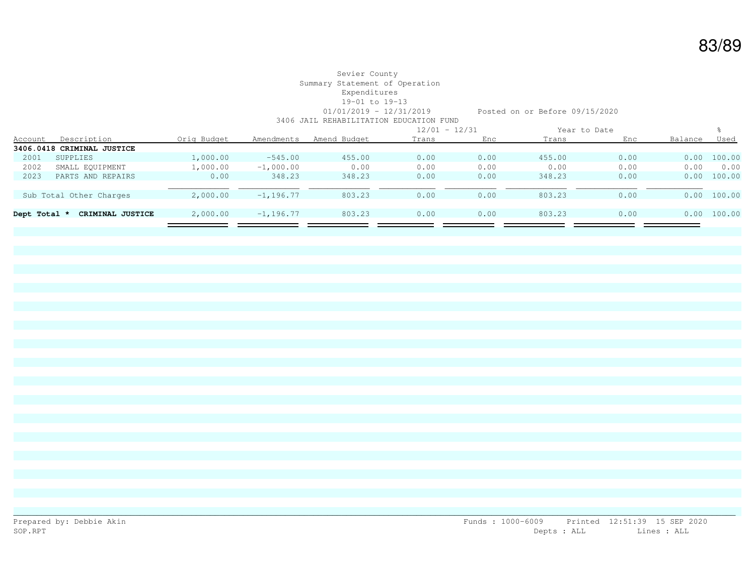Sevier County
Summary Statement of Operation
Expenditures
19-01 to 19-13
01/01/2019 - 12/31/2019 Posted on or Before 09/15/2020
3406 JAIL REHABILITATION EDUCATION FUND

| Account | Description | Orig Budget | Amendments | Amend Budget | 12/01 - 12/31 Trans | 12/01 - 12/31 Enc | Year to Date Trans | Year to Date Enc | Balance | % Used |
|---|---|---|---|---|---|---|---|---|---|---|
| **3406.0418** | **CRIMINAL JUSTICE** | | | | | | | | | |
| 2001 | SUPPLIES | 1,000.00 | -545.00 | 455.00 | 0.00 | 0.00 | 455.00 | 0.00 | 0.00 | 100.00 |
| 2002 | SMALL EQUIPMENT | 1,000.00 | -1,000.00 | 0.00 | 0.00 | 0.00 | 0.00 | 0.00 | 0.00 | 0.00 |
| 2023 | PARTS AND REPAIRS | 0.00 | 348.23 | 348.23 | 0.00 | 0.00 | 348.23 | 0.00 | 0.00 | 100.00 |
| | Sub Total Other Charges | 2,000.00 | -1,196.77 | 803.23 | 0.00 | 0.00 | 803.23 | 0.00 | 0.00 | 100.00 |
| **Dept Total \*** | **CRIMINAL JUSTICE** | 2,000.00 | -1,196.77 | 803.23 | 0.00 | 0.00 | 803.23 | 0.00 | 0.00 | 100.00 |

Prepared by: Debbie Akin
SOP.RPT

Funds : 1000-6009 Printed 12:51:39 15 SEP 2020
Depts : ALL Lines : ALL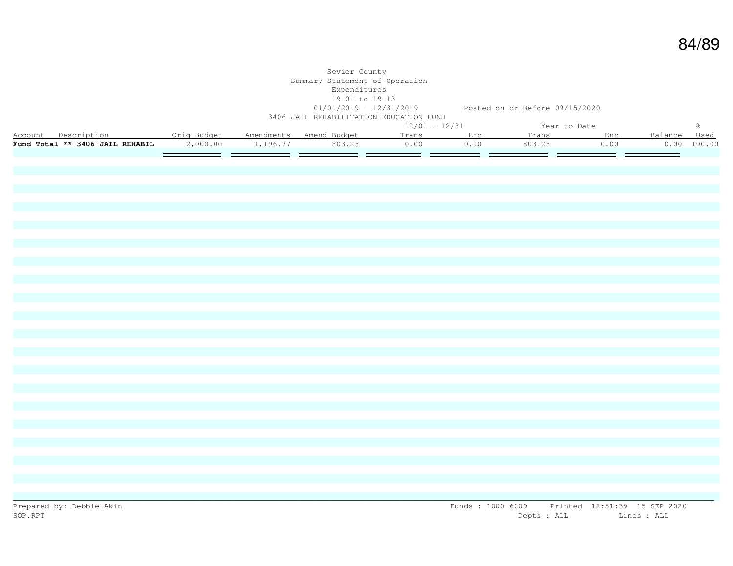Sevier County
Summary Statement of Operation
Expenditures
19-01 to 19-13
01/01/2019 - 12/31/2019 Posted on or Before 09/15/2020
3406 JAIL REHABILITATION EDUCATION FUND

| Account | Description | Orig Budget | Amendments | Amend Budget | 12/01 - 12/31 Trans | 12/01 - 12/31 Enc | Year to Date Trans | Year to Date Enc | Balance | % Used |
|---|---|---|---|---|---|---|---|---|---|---|
| **Fund Total ** 3406 JAIL REHABIL** | | 2,000.00 | -1,196.77 | 803.23 | 0.00 | 0.00 | 803.23 | 0.00 | 0.00 | 100.00 |

Prepared by: Debbie Akin
SOP.RPT

Funds : 1000-6009 Printed 12:51:39 15 SEP 2020
Depts : ALL Lines : ALL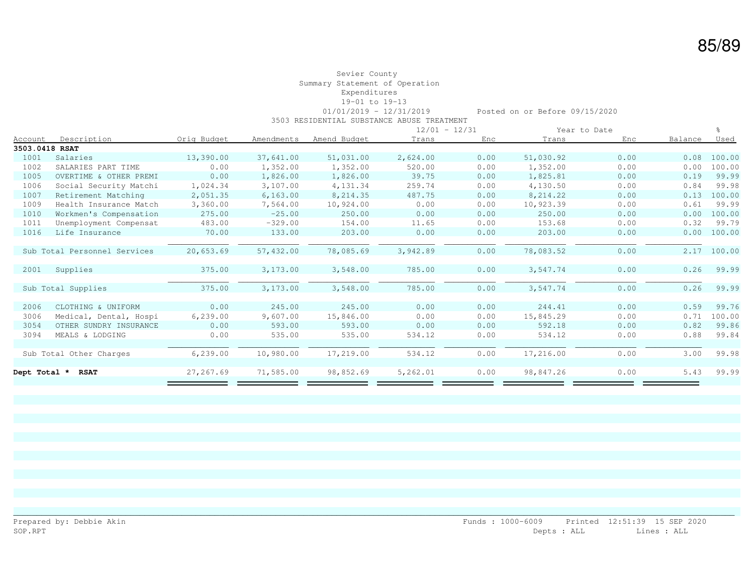Sevier County
Summary Statement of Operation
Expenditures
19-01 to 19-13
01/01/2019 - 12/31/2019 Posted on or Before 09/15/2020
3503 RESIDENTIAL SUBSTANCE ABUSE TREATMENT

| Account | Description | Orig Budget | Amendments | Amend Budget | 12/01 - 12/31 Trans | 12/01 - 12/31 Enc | Year to Date Trans | Year to Date Enc | Balance | % Used |
|---|---|---|---|---|---|---|---|---|---|---|
| **3503.0418 RSAT** | | | | | | | | | | |
| 1001 | Salaries | 13,390.00 | 37,641.00 | 51,031.00 | 2,624.00 | 0.00 | 51,030.92 | 0.00 | 0.08 | 100.00 |
| 1002 | SALARIES PART TIME | 0.00 | 1,352.00 | 1,352.00 | 520.00 | 0.00 | 1,352.00 | 0.00 | 0.00 | 100.00 |
| 1005 | OVERTIME & OTHER PREMI | 0.00 | 1,826.00 | 1,826.00 | 39.75 | 0.00 | 1,825.81 | 0.00 | 0.19 | 99.99 |
| 1006 | Social Security Matchi | 1,024.34 | 3,107.00 | 4,131.34 | 259.74 | 0.00 | 4,130.50 | 0.00 | 0.84 | 99.98 |
| 1007 | Retirement Matching | 2,051.35 | 6,163.00 | 8,214.35 | 487.75 | 0.00 | 8,214.22 | 0.00 | 0.13 | 100.00 |
| 1009 | Health Insurance Match | 3,360.00 | 7,564.00 | 10,924.00 | 0.00 | 0.00 | 10,923.39 | 0.00 | 0.61 | 99.99 |
| 1010 | Workmen's Compensation | 275.00 | -25.00 | 250.00 | 0.00 | 0.00 | 250.00 | 0.00 | 0.00 | 100.00 |
| 1011 | Unemployment Compensat | 483.00 | -329.00 | 154.00 | 11.65 | 0.00 | 153.68 | 0.00 | 0.32 | 99.79 |
| 1016 | Life Insurance | 70.00 | 133.00 | 203.00 | 0.00 | 0.00 | 203.00 | 0.00 | 0.00 | 100.00 |
| Sub Total Personnel Services | | 20,653.69 | 57,432.00 | 78,085.69 | 3,942.89 | 0.00 | 78,083.52 | 0.00 | 2.17 | 100.00 |
| 2001 | Supplies | 375.00 | 3,173.00 | 3,548.00 | 785.00 | 0.00 | 3,547.74 | 0.00 | 0.26 | 99.99 |
| Sub Total Supplies | | 375.00 | 3,173.00 | 3,548.00 | 785.00 | 0.00 | 3,547.74 | 0.00 | 0.26 | 99.99 |
| 2006 | CLOTHING & UNIFORM | 0.00 | 245.00 | 245.00 | 0.00 | 0.00 | 244.41 | 0.00 | 0.59 | 99.76 |
| 3006 | Medical, Dental, Hospi | 6,239.00 | 9,607.00 | 15,846.00 | 0.00 | 0.00 | 15,845.29 | 0.00 | 0.71 | 100.00 |
| 3054 | OTHER SUNDRY INSURANCE | 0.00 | 593.00 | 593.00 | 0.00 | 0.00 | 592.18 | 0.00 | 0.82 | 99.86 |
| 3094 | MEALS & LODGING | 0.00 | 535.00 | 535.00 | 534.12 | 0.00 | 534.12 | 0.00 | 0.88 | 99.84 |
| Sub Total Other Charges | | 6,239.00 | 10,980.00 | 17,219.00 | 534.12 | 0.00 | 17,216.00 | 0.00 | 3.00 | 99.98 |
| **Dept Total * RSAT** | | 27,267.69 | 71,585.00 | 98,852.69 | 5,262.01 | 0.00 | 98,847.26 | 0.00 | 5.43 | 99.99 |

Prepared by: Debbie Akin
SOP.RPT

Funds : 1000-6009 Printed 12:51:39 15 SEP 2020
Depts : ALL Lines : ALL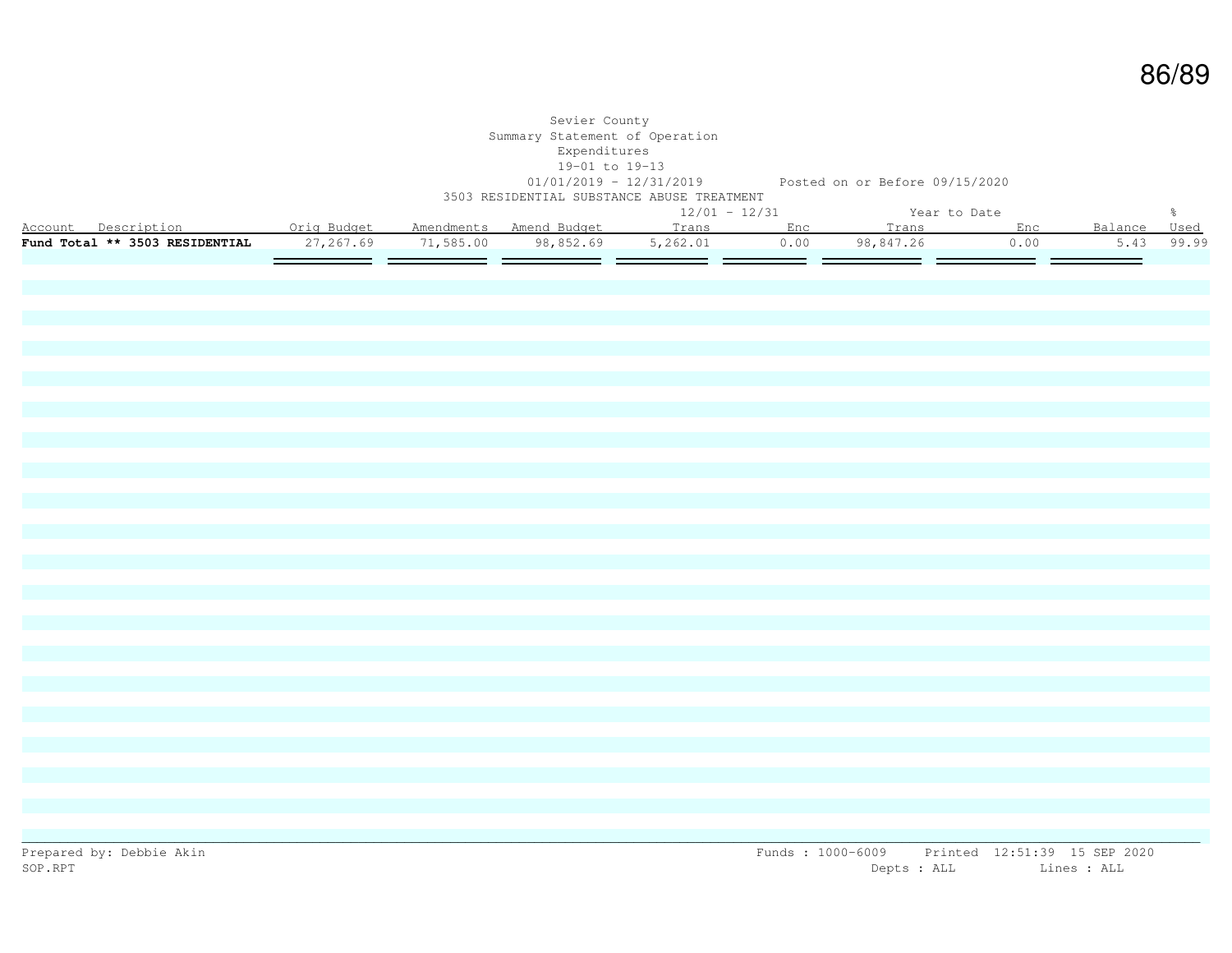Sevier County
Summary Statement of Operation
Expenditures
19-01 to 19-13
01/01/2019 - 12/31/2019 Posted on or Before 09/15/2020
3503 RESIDENTIAL SUBSTANCE ABUSE TREATMENT

| Account Description | Orig Budget | Amendments | Amend Budget | 12/01 - 12/31 Trans | 12/01 - 12/31 Enc | Year to Date Trans | Year to Date Enc | Balance | % Used |
|---|---|---|---|---|---|---|---|---|---|
| **Fund Total ** 3503 RESIDENTIAL** | 27,267.69 | 71,585.00 | 98,852.69 | 5,262.01 | 0.00 | 98,847.26 | 0.00 | 5.43 | 99.99 |

Prepared by: Debbie Akin
SOP.RPT

Funds : 1000-6009 Printed 12:51:39 15 SEP 2020
Depts : ALL Lines : ALL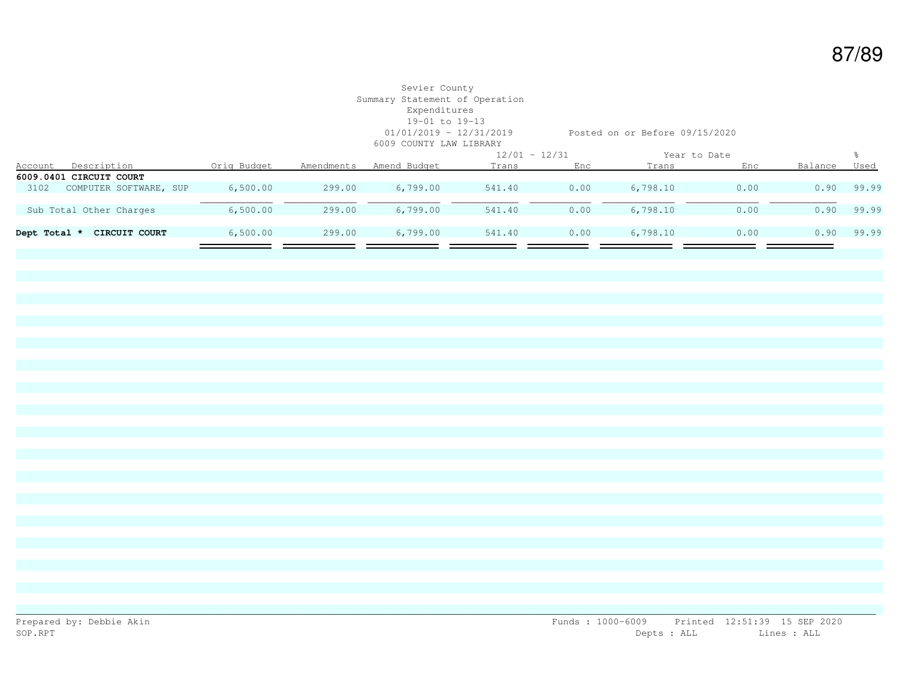Sevier County
Summary Statement of Operation
Expenditures
19-01 to 19-13
01/01/2019 - 12/31/2019 Posted on or Before 09/15/2020
6009 COUNTY LAW LIBRARY

| Account | Description | Orig Budget | Amendments | Amend Budget | 12/01 - 12/31 Trans | Enc | Year to Date Trans | Enc | Balance | % Used |
|---|---|---|---|---|---|---|---|---|---|---|
| **6009.0401 CIRCUIT COURT** | | | | | | | | | | |
| 3102 | COMPUTER SOFTWARE, SUP | 6,500.00 | 299.00 | 6,799.00 | 541.40 | 0.00 | 6,798.10 | 0.00 | 0.90 | 99.99 |
| | Sub Total Other Charges | 6,500.00 | 299.00 | 6,799.00 | 541.40 | 0.00 | 6,798.10 | 0.00 | 0.90 | 99.99 |
| **Dept Total *** | **CIRCUIT COURT** | 6,500.00 | 299.00 | 6,799.00 | 541.40 | 0.00 | 6,798.10 | 0.00 | 0.90 | 99.99 |

Prepared by: Debbie Akin
SOP.RPT

Funds : 1000-6009 Printed 12:51:39 15 SEP 2020
Depts : ALL Lines : ALL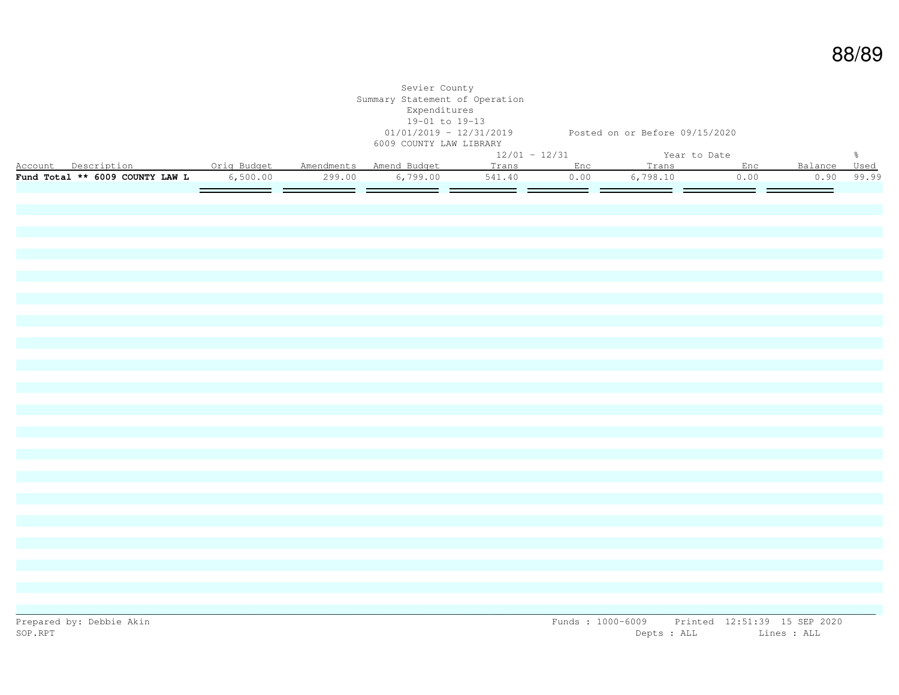Sevier County
Summary Statement of Operation
Expenditures
19-01 to 19-13
01/01/2019 - 12/31/2019 Posted on or Before 09/15/2020
6009 COUNTY LAW LIBRARY

| Account Description | Orig Budget | Amendments | Amend Budget | 12/01 - 12/31 Trans | Enc | Year to Date Trans | Enc | Balance | % Used |
|---|---|---|---|---|---|---|---|---|---|
| **Fund Total ** 6009 COUNTY LAW L** | 6,500.00 | 299.00 | 6,799.00 | 541.40 | 0.00 | 6,798.10 | 0.00 | 0.90 | 99.99 |

Prepared by: Debbie Akin
SOP.RPT

Funds : 1000-6009 Printed 12:51:39 15 SEP 2020
Depts : ALL Lines : ALL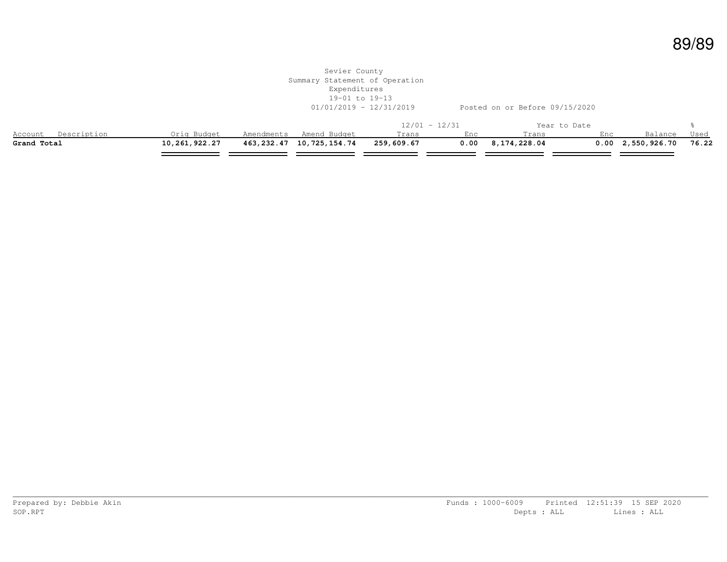Sevier County
Summary Statement of Operation
Expenditures
19-01 to 19-13
01/01/2019 - 12/31/2019 Posted on or Before 09/15/2020

| Account Description | Orig Budget | Amendments | Amend Budget | 12/01 - 12/31 Trans | Enc | Year to Date Trans | Enc | Balance | % Used |
|---|---|---|---|---|---|---|---|---|---|
| **Grand Total** | **10,261,922.27** | **463,232.47** | **10,725,154.74** | **259,609.67** | **0.00** | **8,174,228.04** | **0.00** | **2,550,926.70** | **76.22** |

Prepared by: Debbie Akin
SOP.RPT

Funds : 1000-6009 Printed 12:51:39 15 SEP 2020
Depts : ALL Lines : ALL